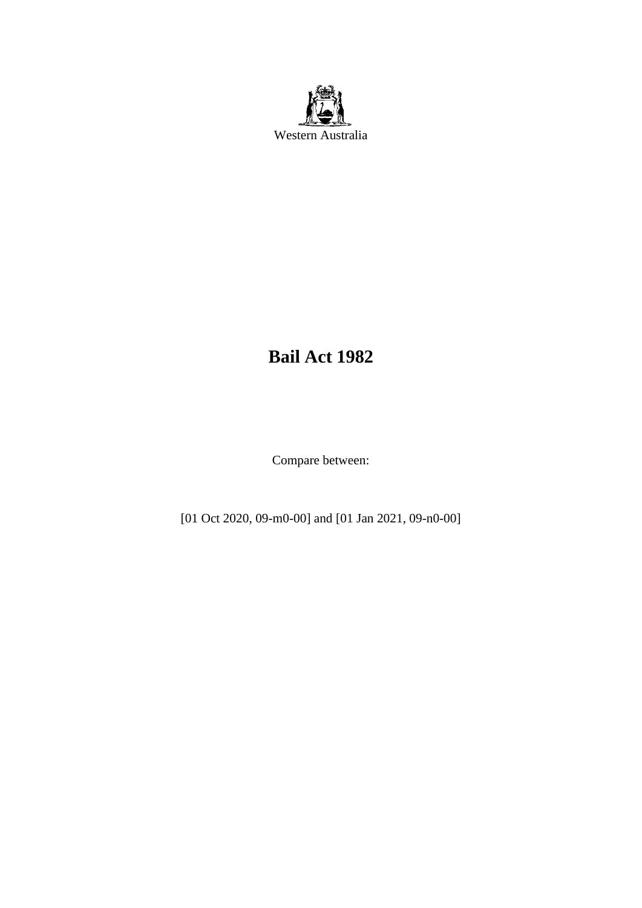Western Australia

# Bail Act 1982

Compare between:

[01 Oct 2020, 09-m0-00] and [01 Jan 2021, 09-n0-00]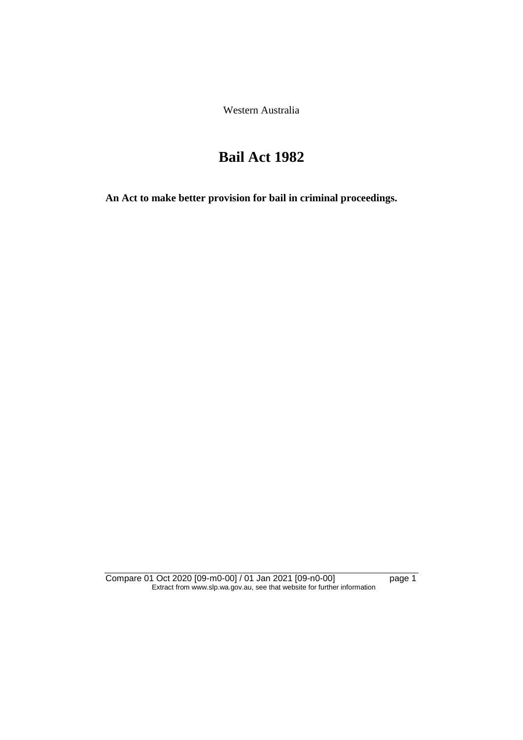Western Australia

# Bail Act 1982

**An Act to make better provision for bail in criminal proceedings.**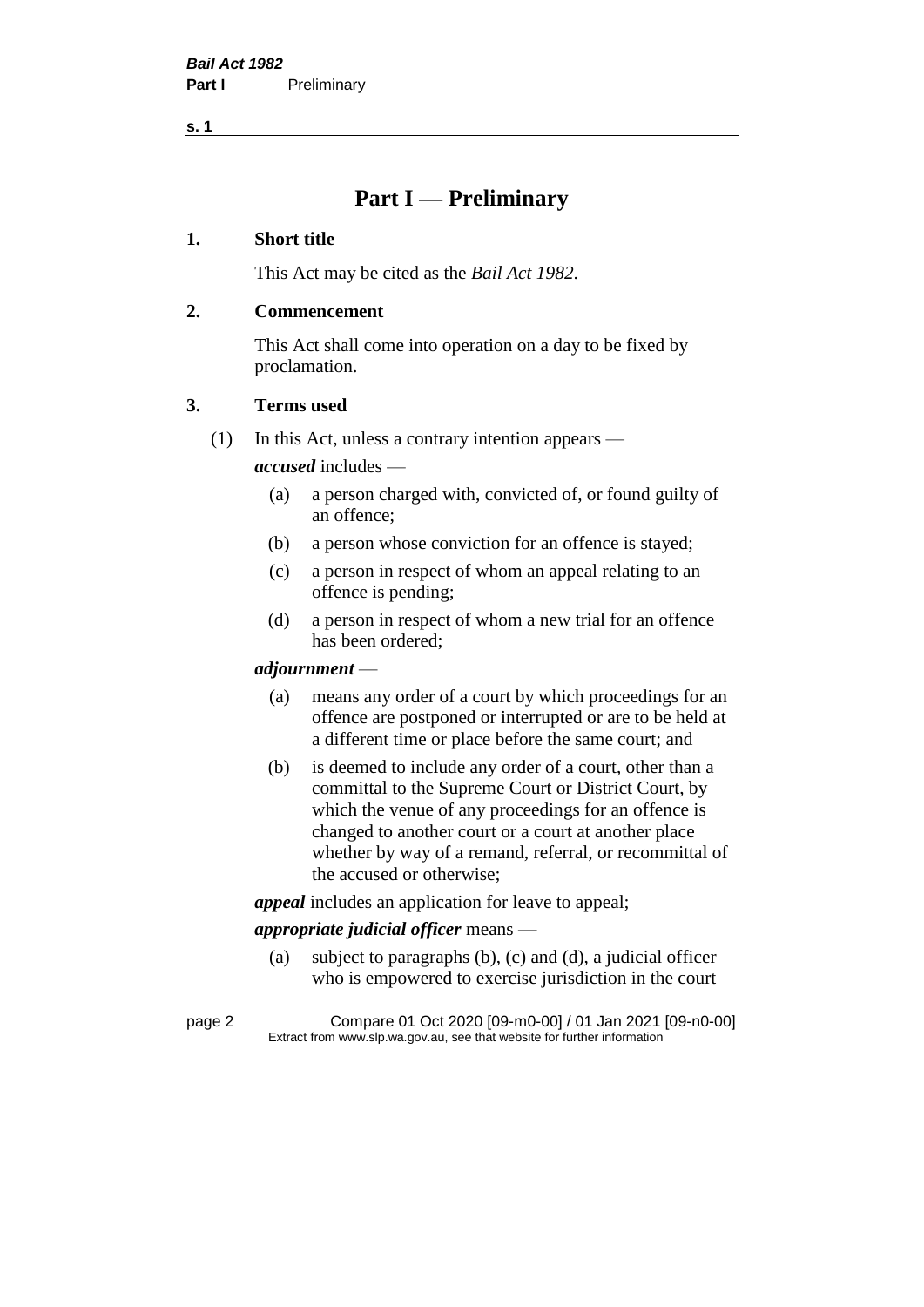# Part I — Preliminary

## 1. Short title

This Act may be cited as the *Bail Act 1982*.

## 2. Commencement

This Act shall come into operation on a day to be fixed by proclamation.

## 3. Terms used

(1) In this Act, unless a contrary intention appears —

***accused*** includes —

- (a) a person charged with, convicted of, or found guilty of an offence;
- (b) a person whose conviction for an offence is stayed;
- (c) a person in respect of whom an appeal relating to an offence is pending;
- (d) a person in respect of whom a new trial for an offence has been ordered;

***adjournment*** —

- (a) means any order of a court by which proceedings for an offence are postponed or interrupted or are to be held at a different time or place before the same court; and
- (b) is deemed to include any order of a court, other than a committal to the Supreme Court or District Court, by which the venue of any proceedings for an offence is changed to another court or a court at another place whether by way of a remand, referral, or recommittal of the accused or otherwise;

***appeal*** includes an application for leave to appeal;

***appropriate judicial officer*** means —

- (a) subject to paragraphs (b), (c) and (d), a judicial officer who is empowered to exercise jurisdiction in the court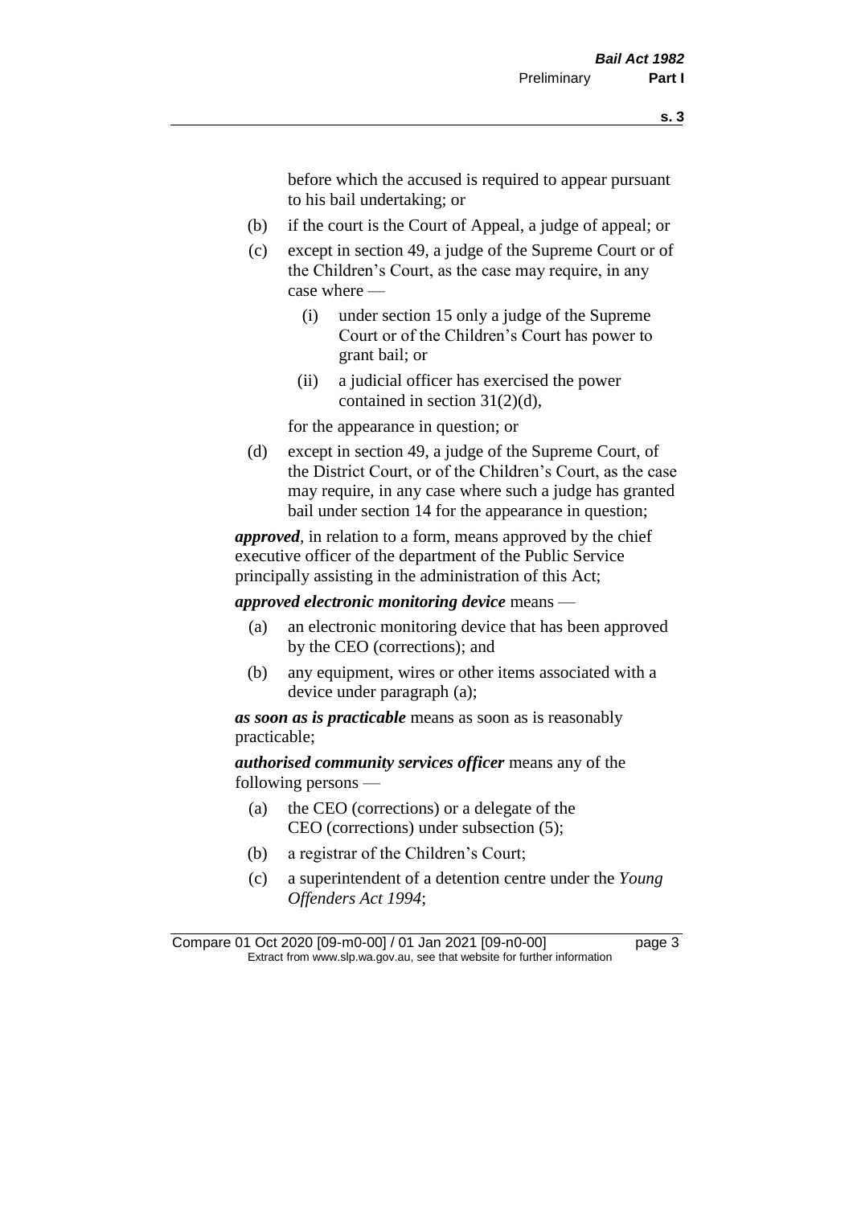before which the accused is required to appear pursuant to his bail undertaking; or

(b) if the court is the Court of Appeal, a judge of appeal; or

(c) except in section 49, a judge of the Supreme Court or of the Children's Court, as the case may require, in any case where —

   (i) under section 15 only a judge of the Supreme Court or of the Children's Court has power to grant bail; or

   (ii) a judicial officer has exercised the power contained in section 31(2)(d),

for the appearance in question; or

(d) except in section 49, a judge of the Supreme Court, of the District Court, or of the Children's Court, as the case may require, in any case where such a judge has granted bail under section 14 for the appearance in question;

***approved***, in relation to a form, means approved by the chief executive officer of the department of the Public Service principally assisting in the administration of this Act;

***approved electronic monitoring device*** means —

(a) an electronic monitoring device that has been approved by the CEO (corrections); and

(b) any equipment, wires or other items associated with a device under paragraph (a);

***as soon as is practicable*** means as soon as is reasonably practicable;

***authorised community services officer*** means any of the following persons —

(a) the CEO (corrections) or a delegate of the CEO (corrections) under subsection (5);

(b) a registrar of the Children's Court;

(c) a superintendent of a detention centre under the *Young Offenders Act 1994*;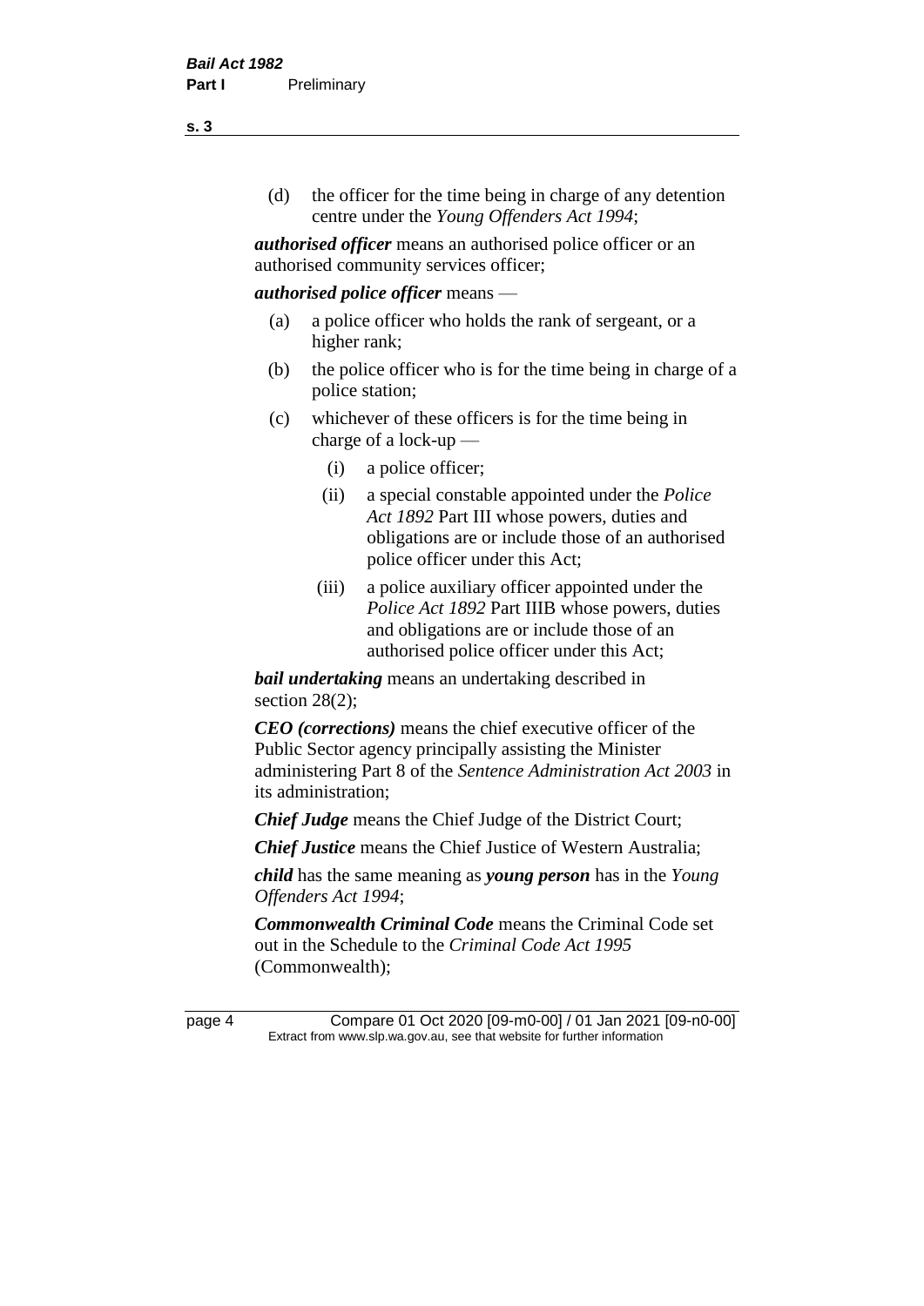(d) the officer for the time being in charge of any detention centre under the *Young Offenders Act 1994*;

***authorised officer*** means an authorised police officer or an authorised community services officer;

***authorised police officer*** means —

(a) a police officer who holds the rank of sergeant, or a higher rank;

(b) the police officer who is for the time being in charge of a police station;

(c) whichever of these officers is for the time being in charge of a lock-up —

(i) a police officer;

(ii) a special constable appointed under the *Police Act 1892* Part III whose powers, duties and obligations are or include those of an authorised police officer under this Act;

(iii) a police auxiliary officer appointed under the *Police Act 1892* Part IIIB whose powers, duties and obligations are or include those of an authorised police officer under this Act;

***bail undertaking*** means an undertaking described in section 28(2);

***CEO (corrections)*** means the chief executive officer of the Public Sector agency principally assisting the Minister administering Part 8 of the *Sentence Administration Act 2003* in its administration;

***Chief Judge*** means the Chief Judge of the District Court;

***Chief Justice*** means the Chief Justice of Western Australia;

***child*** has the same meaning as ***young person*** has in the *Young Offenders Act 1994*;

***Commonwealth Criminal Code*** means the Criminal Code set out in the Schedule to the *Criminal Code Act 1995* (Commonwealth);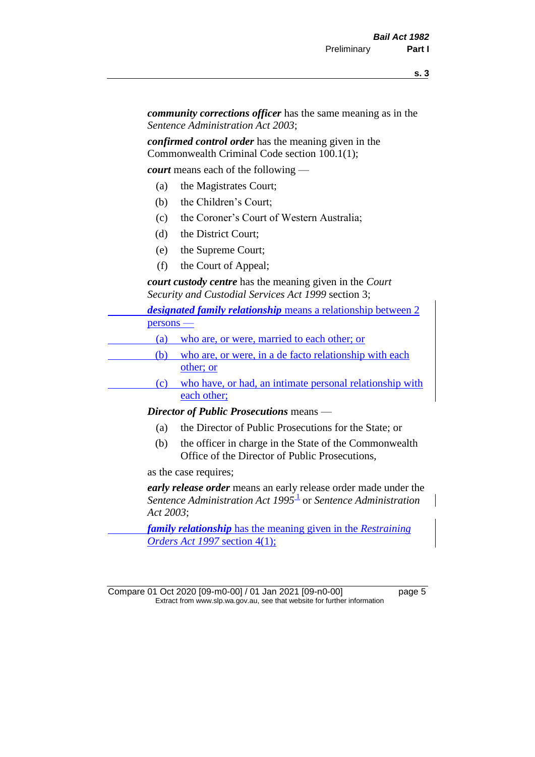***community corrections officer*** has the same meaning as in the *Sentence Administration Act 2003*;

***confirmed control order*** has the meaning given in the Commonwealth Criminal Code section 100.1(1);

***court*** means each of the following —

- (a) the Magistrates Court;
- (b) the Children's Court;
- (c) the Coroner's Court of Western Australia;
- (d) the District Court;
- (e) the Supreme Court;
- (f) the Court of Appeal;

***court custody centre*** has the meaning given in the *Court Security and Custodial Services Act 1999* section 3;

***designated family relationship*** means a relationship between 2 persons —

- (a) who are, or were, married to each other; or
- (b) who are, or were, in a de facto relationship with each other; or
- (c) who have, or had, an intimate personal relationship with each other;

***Director of Public Prosecutions*** means —

- (a) the Director of Public Prosecutions for the State; or
- (b) the officer in charge in the State of the Commonwealth Office of the Director of Public Prosecutions,

as the case requires;

***early release order*** means an early release order made under the *Sentence Administration Act 1995*[1] or *Sentence Administration Act 2003*;

***family relationship*** has the meaning given in the *Restraining Orders Act 1997* section 4(1);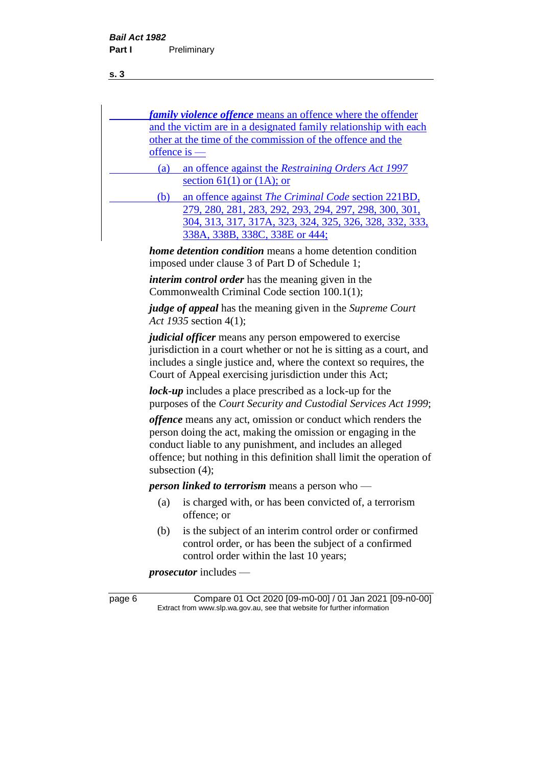***family violence offence*** means an offence where the offender and the victim are in a designated family relationship with each other at the time of the commission of the offence and the offence is —

(a) an offence against the *Restraining Orders Act 1997* section 61(1) or (1A); or

(b) an offence against *The Criminal Code* section 221BD, 279, 280, 281, 283, 292, 293, 294, 297, 298, 300, 301, 304, 313, 317, 317A, 323, 324, 325, 326, 328, 332, 333, 338A, 338B, 338C, 338E or 444;

***home detention condition*** means a home detention condition imposed under clause 3 of Part D of Schedule 1;

***interim control order*** has the meaning given in the Commonwealth Criminal Code section 100.1(1);

***judge of appeal*** has the meaning given in the *Supreme Court Act 1935* section 4(1);

***judicial officer*** means any person empowered to exercise jurisdiction in a court whether or not he is sitting as a court, and includes a single justice and, where the context so requires, the Court of Appeal exercising jurisdiction under this Act;

***lock-up*** includes a place prescribed as a lock-up for the purposes of the *Court Security and Custodial Services Act 1999*;

***offence*** means any act, omission or conduct which renders the person doing the act, making the omission or engaging in the conduct liable to any punishment, and includes an alleged offence; but nothing in this definition shall limit the operation of subsection (4);

***person linked to terrorism*** means a person who —

(a) is charged with, or has been convicted of, a terrorism offence; or

(b) is the subject of an interim control order or confirmed control order, or has been the subject of a confirmed control order within the last 10 years;

***prosecutor*** includes —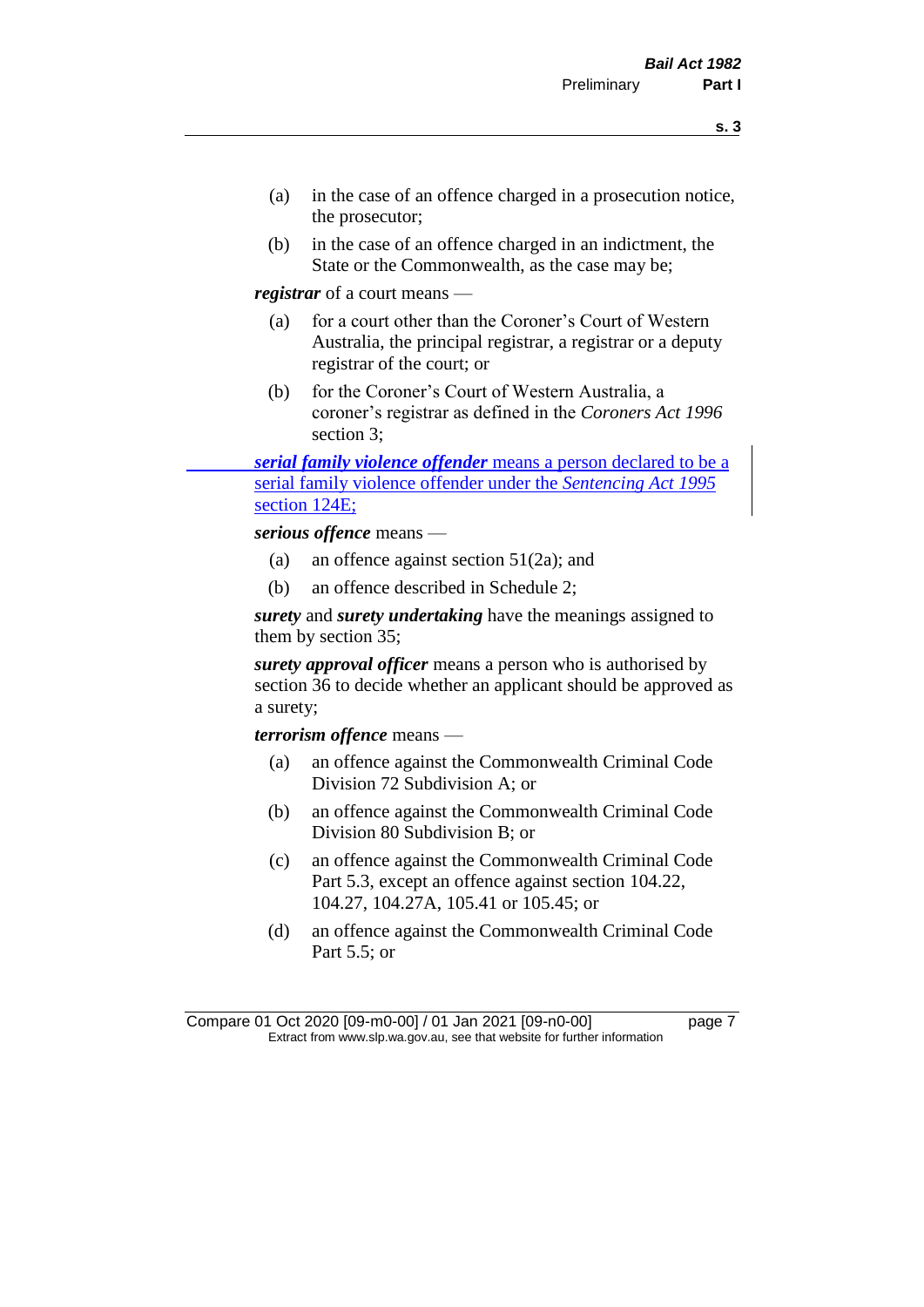(a) in the case of an offence charged in a prosecution notice, the prosecutor;

(b) in the case of an offence charged in an indictment, the State or the Commonwealth, as the case may be;

***registrar*** of a court means —

(a) for a court other than the Coroner's Court of Western Australia, the principal registrar, a registrar or a deputy registrar of the court; or

(b) for the Coroner's Court of Western Australia, a coroner's registrar as defined in the *Coroners Act 1996* section 3;

***serial family violence offender*** means a person declared to be a serial family violence offender under the *Sentencing Act 1995* section 124E;

***serious offence*** means —

(a) an offence against section 51(2a); and

(b) an offence described in Schedule 2;

***surety*** and ***surety undertaking*** have the meanings assigned to them by section 35;

***surety approval officer*** means a person who is authorised by section 36 to decide whether an applicant should be approved as a surety;

***terrorism offence*** means —

(a) an offence against the Commonwealth Criminal Code Division 72 Subdivision A; or

(b) an offence against the Commonwealth Criminal Code Division 80 Subdivision B; or

(c) an offence against the Commonwealth Criminal Code Part 5.3, except an offence against section 104.22, 104.27, 104.27A, 105.41 or 105.45; or

(d) an offence against the Commonwealth Criminal Code Part 5.5; or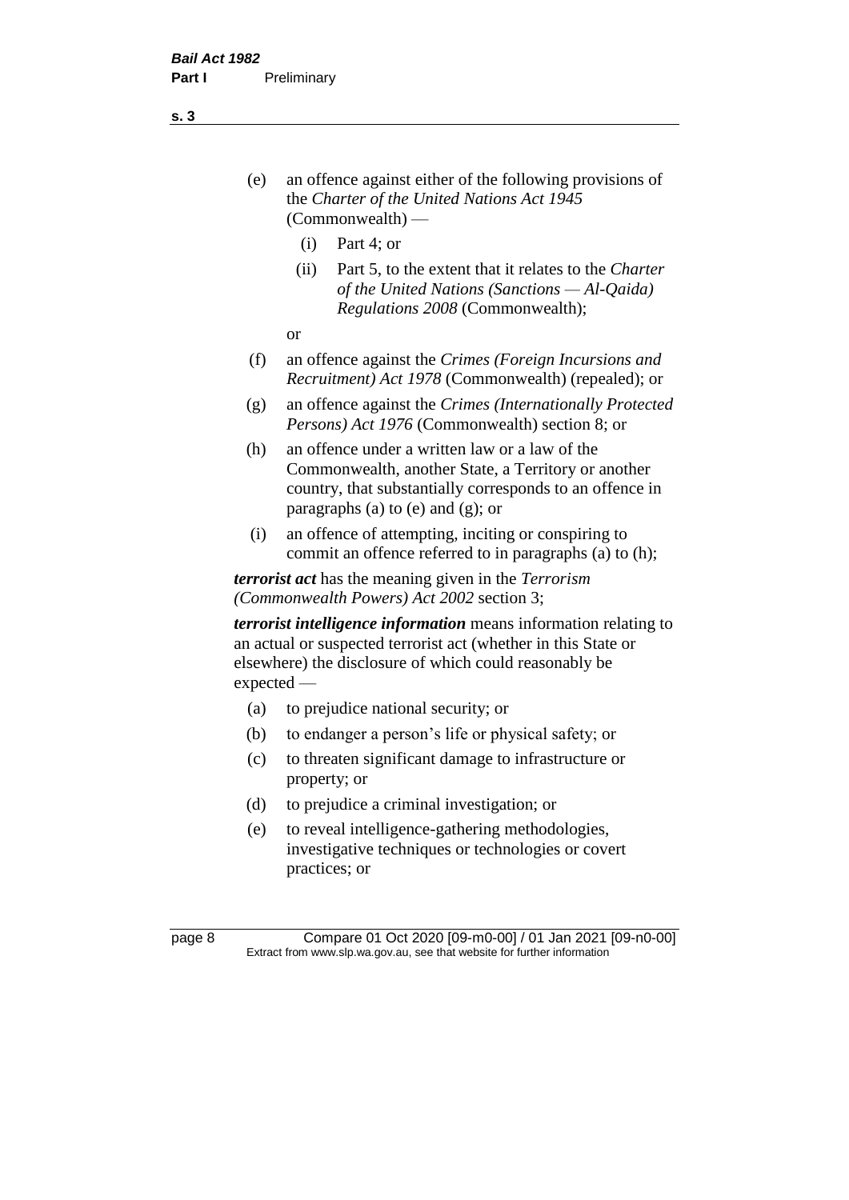- (e) an offence against either of the following provisions of the *Charter of the United Nations Act 1945* (Commonwealth) —
  - (i) Part 4; or
  - (ii) Part 5, to the extent that it relates to the *Charter of the United Nations (Sanctions — Al-Qaida) Regulations 2008* (Commonwealth);

  or
- (f) an offence against the *Crimes (Foreign Incursions and Recruitment) Act 1978* (Commonwealth) (repealed); or
- (g) an offence against the *Crimes (Internationally Protected Persons) Act 1976* (Commonwealth) section 8; or
- (h) an offence under a written law or a law of the Commonwealth, another State, a Territory or another country, that substantially corresponds to an offence in paragraphs (a) to (e) and (g); or
- (i) an offence of attempting, inciting or conspiring to commit an offence referred to in paragraphs (a) to (h);

***terrorist act*** has the meaning given in the *Terrorism (Commonwealth Powers) Act 2002* section 3;

***terrorist intelligence information*** means information relating to an actual or suspected terrorist act (whether in this State or elsewhere) the disclosure of which could reasonably be expected —

- (a) to prejudice national security; or
- (b) to endanger a person's life or physical safety; or
- (c) to threaten significant damage to infrastructure or property; or
- (d) to prejudice a criminal investigation; or
- (e) to reveal intelligence-gathering methodologies, investigative techniques or technologies or covert practices; or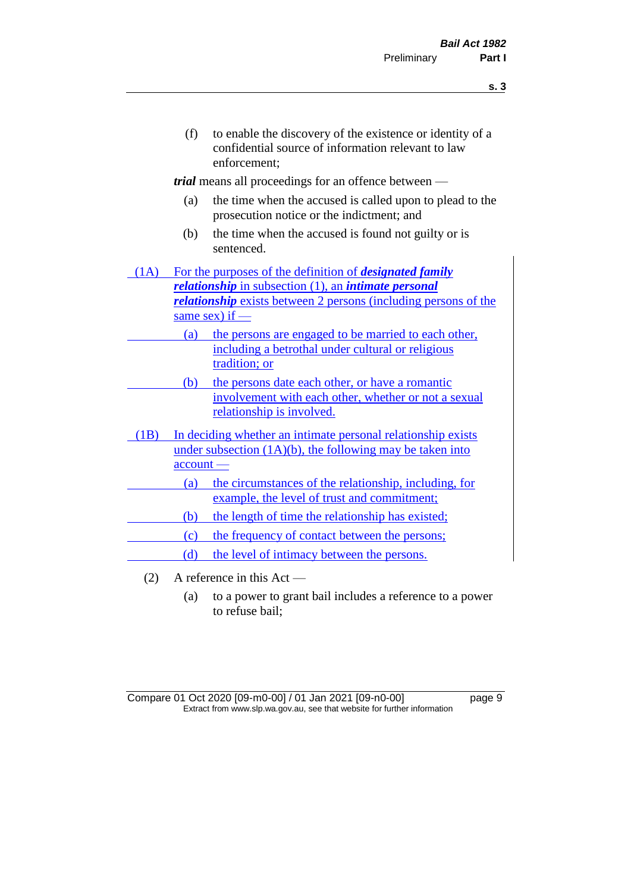(f) to enable the discovery of the existence or identity of a confidential source of information relevant to law enforcement;

***trial*** means all proceedings for an offence between —

(a) the time when the accused is called upon to plead to the prosecution notice or the indictment; and

(b) the time when the accused is found not guilty or is sentenced.

(1A) For the purposes of the definition of ***designated family relationship*** in subsection (1), an ***intimate personal relationship*** exists between 2 persons (including persons of the same sex) if —

(a) the persons are engaged to be married to each other, including a betrothal under cultural or religious tradition; or

(b) the persons date each other, or have a romantic involvement with each other, whether or not a sexual relationship is involved.

(1B) In deciding whether an intimate personal relationship exists under subsection (1A)(b), the following may be taken into account —

(a) the circumstances of the relationship, including, for example, the level of trust and commitment;

(b) the length of time the relationship has existed;

(c) the frequency of contact between the persons;

(d) the level of intimacy between the persons.

(2) A reference in this Act —

(a) to a power to grant bail includes a reference to a power to refuse bail;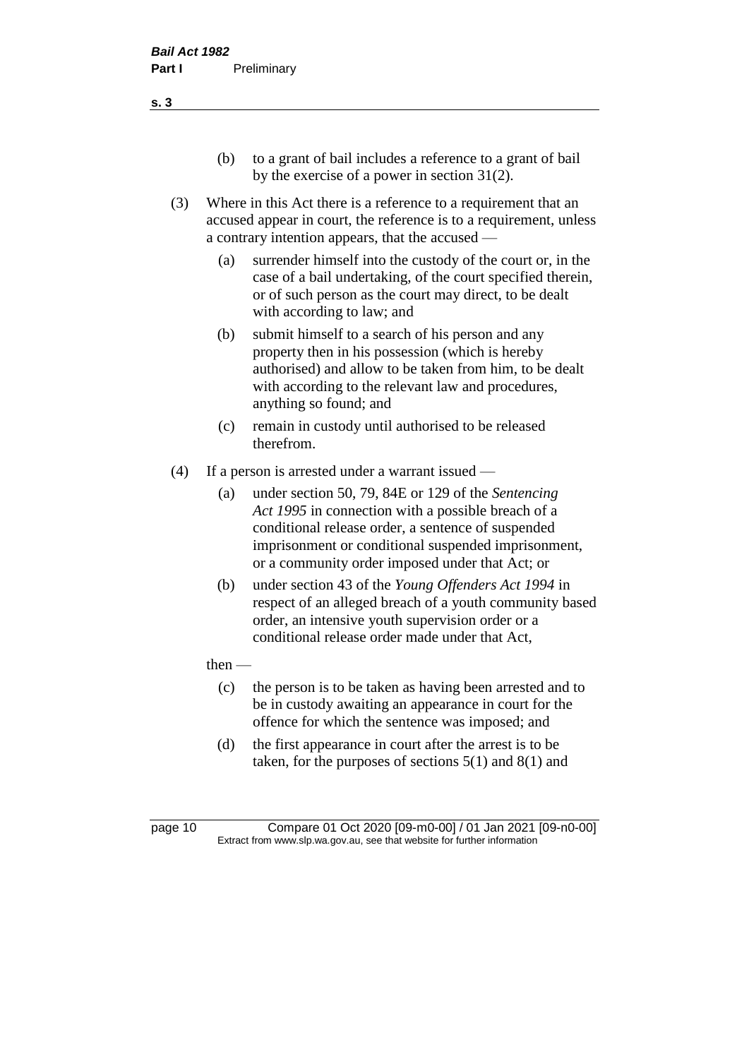(b) to a grant of bail includes a reference to a grant of bail by the exercise of a power in section 31(2).

(3) Where in this Act there is a reference to a requirement that an accused appear in court, the reference is to a requirement, unless a contrary intention appears, that the accused —

(a) surrender himself into the custody of the court or, in the case of a bail undertaking, of the court specified therein, or of such person as the court may direct, to be dealt with according to law; and

(b) submit himself to a search of his person and any property then in his possession (which is hereby authorised) and allow to be taken from him, to be dealt with according to the relevant law and procedures, anything so found; and

(c) remain in custody until authorised to be released therefrom.

(4) If a person is arrested under a warrant issued —

(a) under section 50, 79, 84E or 129 of the *Sentencing Act 1995* in connection with a possible breach of a conditional release order, a sentence of suspended imprisonment or conditional suspended imprisonment, or a community order imposed under that Act; or

(b) under section 43 of the *Young Offenders Act 1994* in respect of an alleged breach of a youth community based order, an intensive youth supervision order or a conditional release order made under that Act,

then —

(c) the person is to be taken as having been arrested and to be in custody awaiting an appearance in court for the offence for which the sentence was imposed; and

(d) the first appearance in court after the arrest is to be taken, for the purposes of sections 5(1) and 8(1) and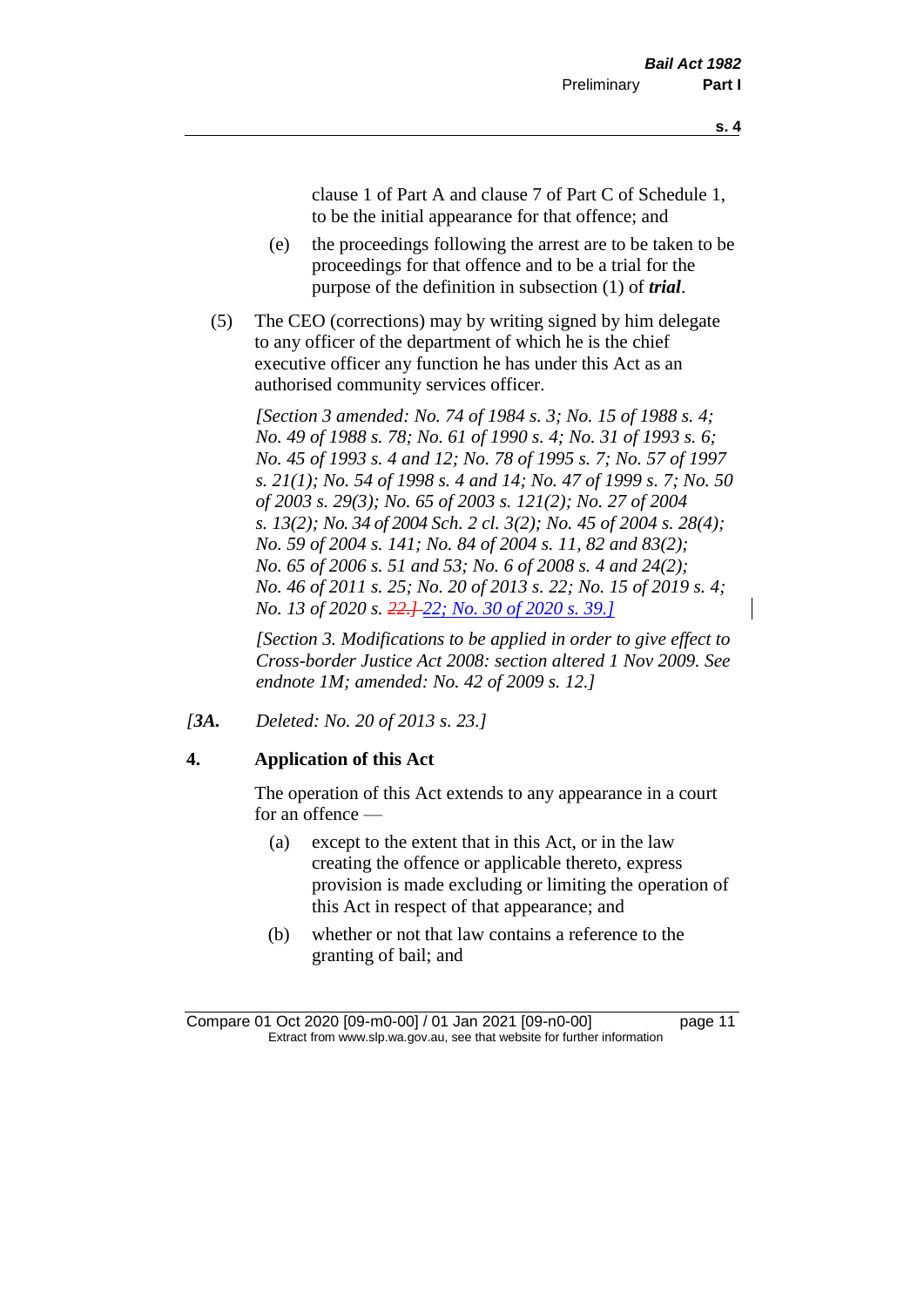clause 1 of Part A and clause 7 of Part C of Schedule 1, to be the initial appearance for that offence; and

(e) the proceedings following the arrest are to be taken to be proceedings for that offence and to be a trial for the purpose of the definition in subsection (1) of ***trial***.

(5) The CEO (corrections) may by writing signed by him delegate to any officer of the department of which he is the chief executive officer any function he has under this Act as an authorised community services officer.

*[Section 3 amended: No. 74 of 1984 s. 3; No. 15 of 1988 s. 4; No. 49 of 1988 s. 78; No. 61 of 1990 s. 4; No. 31 of 1993 s. 6; No. 45 of 1993 s. 4 and 12; No. 78 of 1995 s. 7; No. 57 of 1997 s. 21(1); No. 54 of 1998 s. 4 and 14; No. 47 of 1999 s. 7; No. 50 of 2003 s. 29(3); No. 65 of 2003 s. 121(2); No. 27 of 2004 s. 13(2); No. 34 of 2004 Sch. 2 cl. 3(2); No. 45 of 2004 s. 28(4); No. 59 of 2004 s. 141; No. 84 of 2004 s. 11, 82 and 83(2); No. 65 of 2006 s. 51 and 53; No. 6 of 2008 s. 4 and 24(2); No. 46 of 2011 s. 25; No. 20 of 2013 s. 22; No. 15 of 2019 s. 4; No. 13 of 2020 s. ~~22.]~~ 22; No. 30 of 2020 s. 39.]*

*[Section 3. Modifications to be applied in order to give effect to Cross-border Justice Act 2008: section altered 1 Nov 2009. See endnote 1M; amended: No. 42 of 2009 s. 12.]*

*[**3A.** Deleted: No. 20 of 2013 s. 23.]*

## 4. Application of this Act

The operation of this Act extends to any appearance in a court for an offence —

(a) except to the extent that in this Act, or in the law creating the offence or applicable thereto, express provision is made excluding or limiting the operation of this Act in respect of that appearance; and

(b) whether or not that law contains a reference to the granting of bail; and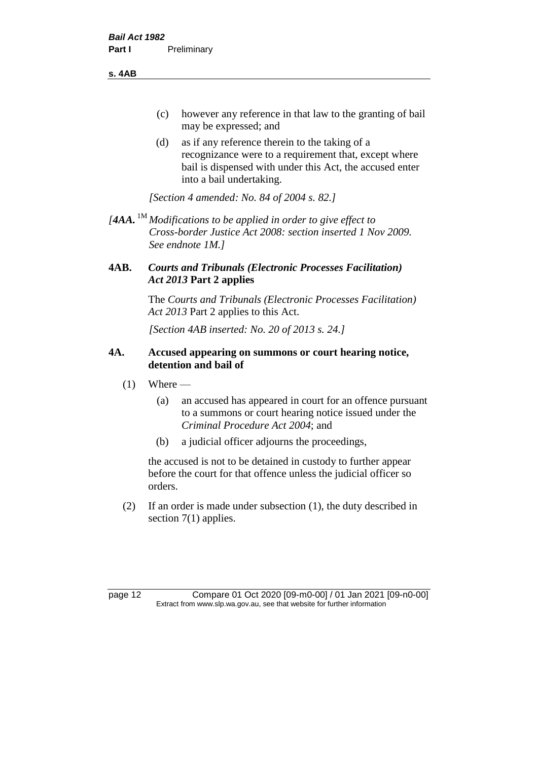(c) however any reference in that law to the granting of bail may be expressed; and

(d) as if any reference therein to the taking of a recognizance were to a requirement that, except where bail is dispensed with under this Act, the accused enter into a bail undertaking.

*[Section 4 amended: No. 84 of 2004 s. 82.]*

*[**4AA.** [1M] Modifications to be applied in order to give effect to Cross-border Justice Act 2008: section inserted 1 Nov 2009. See endnote 1M.]*

### 4AB. *Courts and Tribunals (Electronic Processes Facilitation) Act 2013* Part 2 applies

The *Courts and Tribunals (Electronic Processes Facilitation) Act 2013* Part 2 applies to this Act.

*[Section 4AB inserted: No. 20 of 2013 s. 24.]*

### 4A. Accused appearing on summons or court hearing notice, detention and bail of

(1) Where —

(a) an accused has appeared in court for an offence pursuant to a summons or court hearing notice issued under the *Criminal Procedure Act 2004*; and

(b) a judicial officer adjourns the proceedings,

the accused is not to be detained in custody to further appear before the court for that offence unless the judicial officer so orders.

(2) If an order is made under subsection (1), the duty described in section 7(1) applies.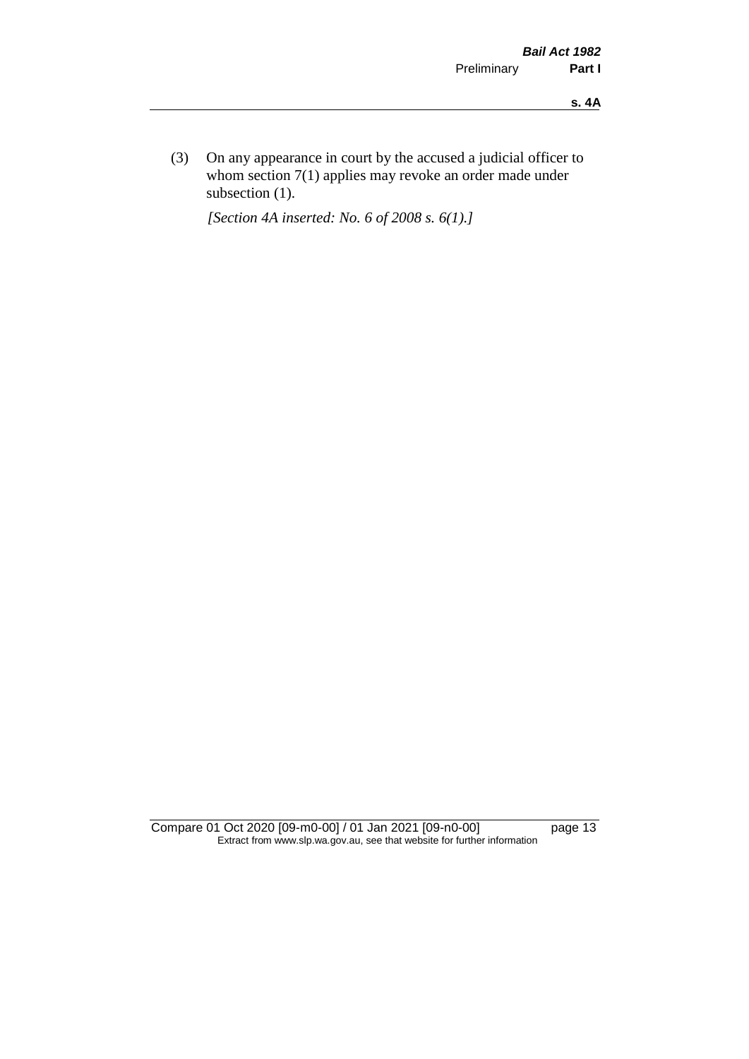(3) On any appearance in court by the accused a judicial officer to whom section 7(1) applies may revoke an order made under subsection (1).

*[Section 4A inserted: No. 6 of 2008 s. 6(1).]*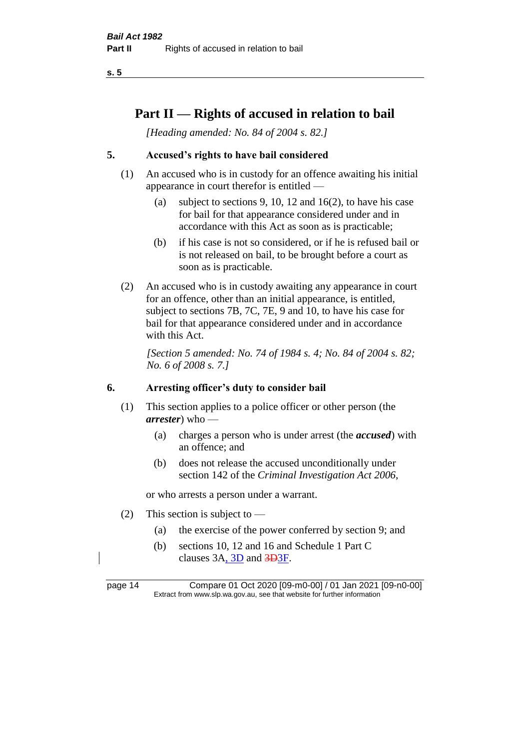# Part II — Rights of accused in relation to bail

*[Heading amended: No. 84 of 2004 s. 82.]*

## 5. Accused's rights to have bail considered

(1) An accused who is in custody for an offence awaiting his initial appearance in court therefor is entitled —

(a) subject to sections 9, 10, 12 and 16(2), to have his case for bail for that appearance considered under and in accordance with this Act as soon as is practicable;

(b) if his case is not so considered, or if he is refused bail or is not released on bail, to be brought before a court as soon as is practicable.

(2) An accused who is in custody awaiting any appearance in court for an offence, other than an initial appearance, is entitled, subject to sections 7B, 7C, 7E, 9 and 10, to have his case for bail for that appearance considered under and in accordance with this Act.

*[Section 5 amended: No. 74 of 1984 s. 4; No. 84 of 2004 s. 82; No. 6 of 2008 s. 7.]*

## 6. Arresting officer's duty to consider bail

(1) This section applies to a police officer or other person (the ***arrester***) who —

(a) charges a person who is under arrest (the ***accused***) with an offence; and

(b) does not release the accused unconditionally under section 142 of the *Criminal Investigation Act 2006*,

or who arrests a person under a warrant.

(2) This section is subject to —

(a) the exercise of the power conferred by section 9; and

(b) sections 10, 12 and 16 and Schedule 1 Part C clauses 3A, 3D and ~~3D~~3F.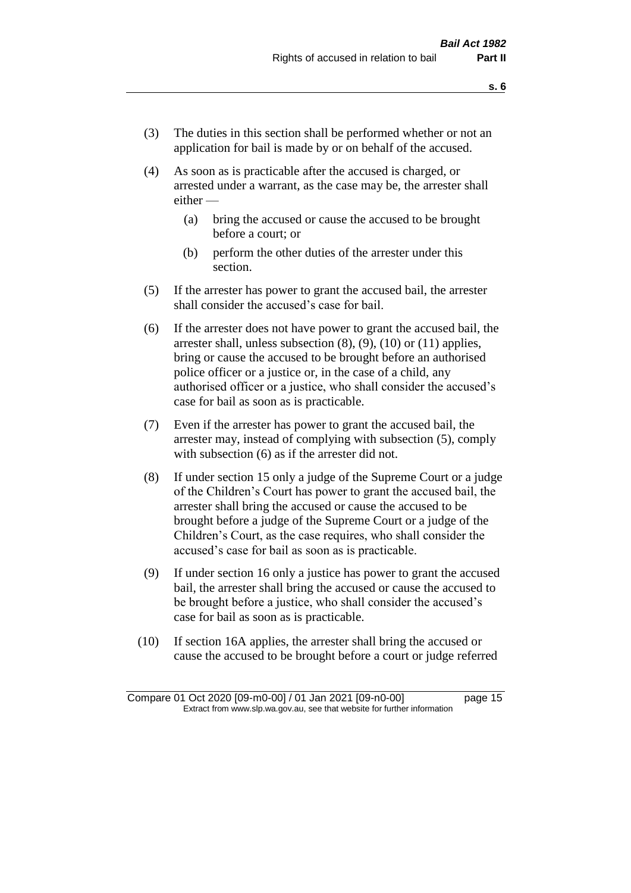(3) The duties in this section shall be performed whether or not an application for bail is made by or on behalf of the accused.

(4) As soon as is practicable after the accused is charged, or arrested under a warrant, as the case may be, the arrester shall either —

   (a) bring the accused or cause the accused to be brought before a court; or

   (b) perform the other duties of the arrester under this section.

(5) If the arrester has power to grant the accused bail, the arrester shall consider the accused's case for bail.

(6) If the arrester does not have power to grant the accused bail, the arrester shall, unless subsection (8), (9), (10) or (11) applies, bring or cause the accused to be brought before an authorised police officer or a justice or, in the case of a child, any authorised officer or a justice, who shall consider the accused's case for bail as soon as is practicable.

(7) Even if the arrester has power to grant the accused bail, the arrester may, instead of complying with subsection (5), comply with subsection (6) as if the arrester did not.

(8) If under section 15 only a judge of the Supreme Court or a judge of the Children's Court has power to grant the accused bail, the arrester shall bring the accused or cause the accused to be brought before a judge of the Supreme Court or a judge of the Children's Court, as the case requires, who shall consider the accused's case for bail as soon as is practicable.

(9) If under section 16 only a justice has power to grant the accused bail, the arrester shall bring the accused or cause the accused to be brought before a justice, who shall consider the accused's case for bail as soon as is practicable.

(10) If section 16A applies, the arrester shall bring the accused or cause the accused to be brought before a court or judge referred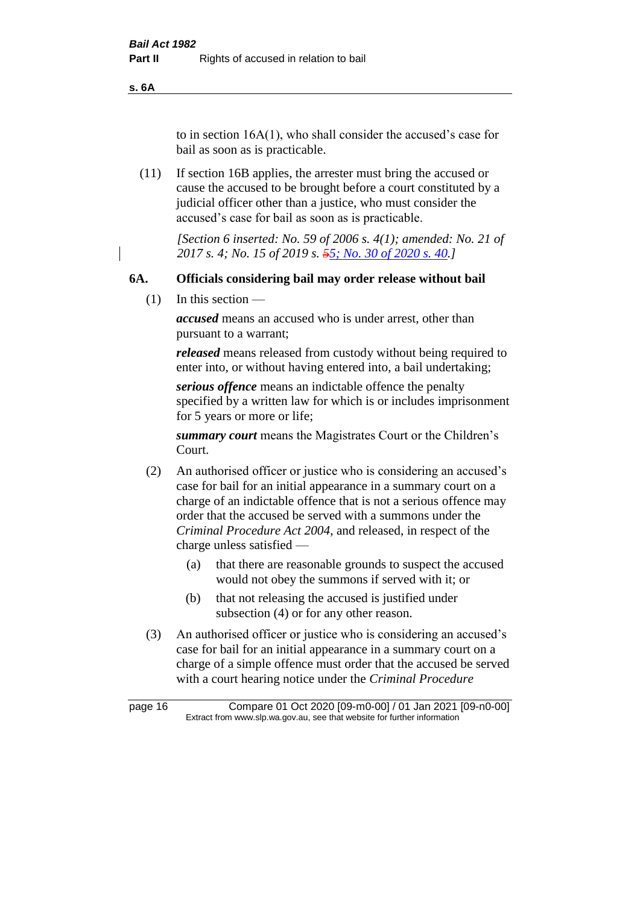to in section 16A(1), who shall consider the accused's case for bail as soon as is practicable.

(11) If section 16B applies, the arrester must bring the accused or cause the accused to be brought before a court constituted by a judicial officer other than a justice, who must consider the accused's case for bail as soon as is practicable.

*[Section 6 inserted: No. 59 of 2006 s. 4(1); amended: No. 21 of 2017 s. 4; No. 15 of 2019 s. ~~5~~5; No. 30 of 2020 s. 40.]*

## 6A. Officials considering bail may order release without bail

(1) In this section —

***accused*** means an accused who is under arrest, other than pursuant to a warrant;

***released*** means released from custody without being required to enter into, or without having entered into, a bail undertaking;

***serious offence*** means an indictable offence the penalty specified by a written law for which is or includes imprisonment for 5 years or more or life;

***summary court*** means the Magistrates Court or the Children's Court.

(2) An authorised officer or justice who is considering an accused's case for bail for an initial appearance in a summary court on a charge of an indictable offence that is not a serious offence may order that the accused be served with a summons under the *Criminal Procedure Act 2004*, and released, in respect of the charge unless satisfied —

(a) that there are reasonable grounds to suspect the accused would not obey the summons if served with it; or

(b) that not releasing the accused is justified under subsection (4) or for any other reason.

(3) An authorised officer or justice who is considering an accused's case for bail for an initial appearance in a summary court on a charge of a simple offence must order that the accused be served with a court hearing notice under the *Criminal Procedure*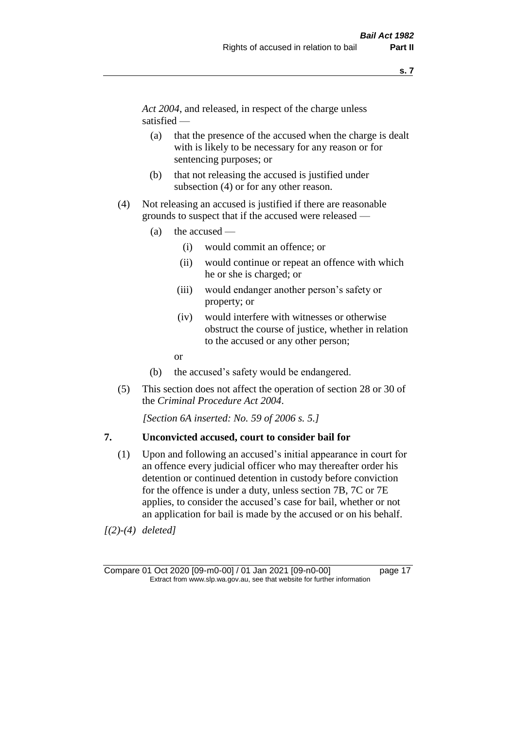*Act 2004*, and released, in respect of the charge unless satisfied —

(a) that the presence of the accused when the charge is dealt with is likely to be necessary for any reason or for sentencing purposes; or

(b) that not releasing the accused is justified under subsection (4) or for any other reason.

(4) Not releasing an accused is justified if there are reasonable grounds to suspect that if the accused were released —

(a) the accused —

(i) would commit an offence; or

(ii) would continue or repeat an offence with which he or she is charged; or

(iii) would endanger another person's safety or property; or

(iv) would interfere with witnesses or otherwise obstruct the course of justice, whether in relation to the accused or any other person;

or

(b) the accused's safety would be endangered.

(5) This section does not affect the operation of section 28 or 30 of the *Criminal Procedure Act 2004*.

*[Section 6A inserted: No. 59 of 2006 s. 5.]*

## 7. Unconvicted accused, court to consider bail for

(1) Upon and following an accused's initial appearance in court for an offence every judicial officer who may thereafter order his detention or continued detention in custody before conviction for the offence is under a duty, unless section 7B, 7C or 7E applies, to consider the accused's case for bail, whether or not an application for bail is made by the accused or on his behalf.

*[(2)-(4) deleted]*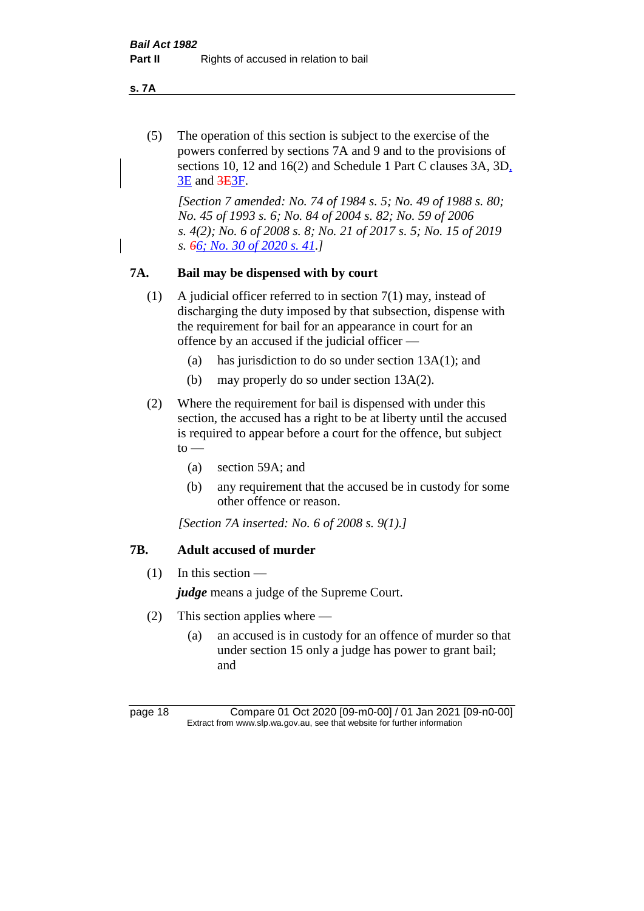(5) The operation of this section is subject to the exercise of the powers conferred by sections 7A and 9 and to the provisions of sections 10, 12 and 16(2) and Schedule 1 Part C clauses 3A, 3D, 3E and 3E3F.

*[Section 7 amended: No. 74 of 1984 s. 5; No. 49 of 1988 s. 80; No. 45 of 1993 s. 6; No. 84 of 2004 s. 82; No. 59 of 2006 s. 4(2); No. 6 of 2008 s. 8; No. 21 of 2017 s. 5; No. 15 of 2019 s. 66; No. 30 of 2020 s. 41.]*

## 7A. Bail may be dispensed with by court

(1) A judicial officer referred to in section 7(1) may, instead of discharging the duty imposed by that subsection, dispense with the requirement for bail for an appearance in court for an offence by an accused if the judicial officer —

(a) has jurisdiction to do so under section 13A(1); and

(b) may properly do so under section 13A(2).

(2) Where the requirement for bail is dispensed with under this section, the accused has a right to be at liberty until the accused is required to appear before a court for the offence, but subject to —

(a) section 59A; and

(b) any requirement that the accused be in custody for some other offence or reason.

*[Section 7A inserted: No. 6 of 2008 s. 9(1).]*

## 7B. Adult accused of murder

(1) In this section —

***judge*** means a judge of the Supreme Court.

(2) This section applies where —

(a) an accused is in custody for an offence of murder so that under section 15 only a judge has power to grant bail; and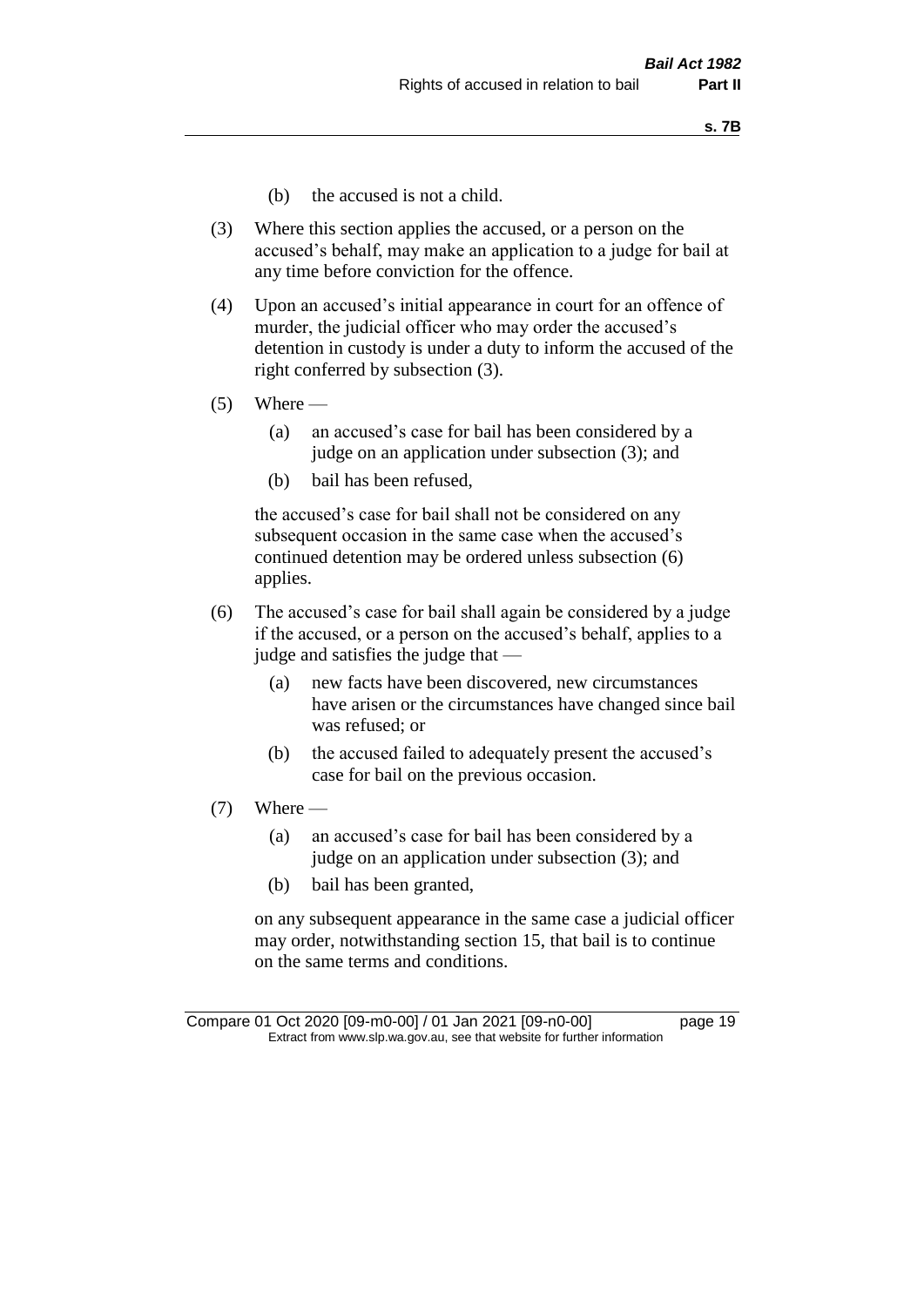(b) the accused is not a child.

(3) Where this section applies the accused, or a person on the accused's behalf, may make an application to a judge for bail at any time before conviction for the offence.

(4) Upon an accused's initial appearance in court for an offence of murder, the judicial officer who may order the accused's detention in custody is under a duty to inform the accused of the right conferred by subsection (3).

(5) Where —

(a) an accused's case for bail has been considered by a judge on an application under subsection (3); and

(b) bail has been refused,

the accused's case for bail shall not be considered on any subsequent occasion in the same case when the accused's continued detention may be ordered unless subsection (6) applies.

(6) The accused's case for bail shall again be considered by a judge if the accused, or a person on the accused's behalf, applies to a judge and satisfies the judge that —

(a) new facts have been discovered, new circumstances have arisen or the circumstances have changed since bail was refused; or

(b) the accused failed to adequately present the accused's case for bail on the previous occasion.

(7) Where —

(a) an accused's case for bail has been considered by a judge on an application under subsection (3); and

(b) bail has been granted,

on any subsequent appearance in the same case a judicial officer may order, notwithstanding section 15, that bail is to continue on the same terms and conditions.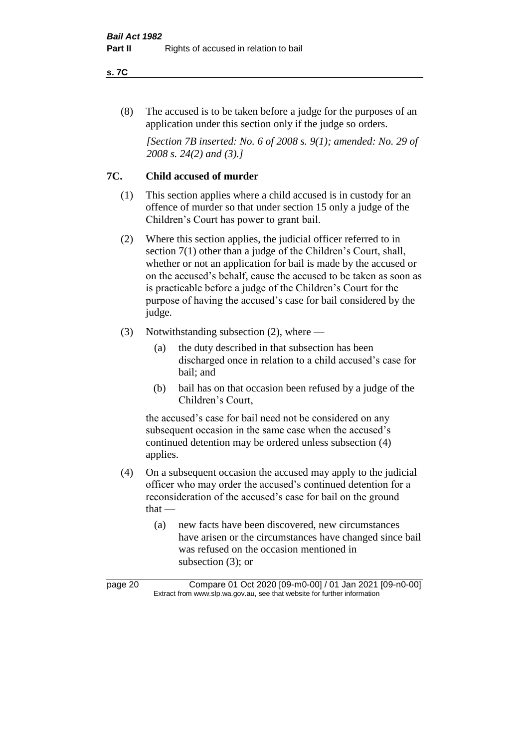(8) The accused is to be taken before a judge for the purposes of an application under this section only if the judge so orders.

*[Section 7B inserted: No. 6 of 2008 s. 9(1); amended: No. 29 of 2008 s. 24(2) and (3).]*

## 7C. Child accused of murder

(1) This section applies where a child accused is in custody for an offence of murder so that under section 15 only a judge of the Children's Court has power to grant bail.

(2) Where this section applies, the judicial officer referred to in section 7(1) other than a judge of the Children's Court, shall, whether or not an application for bail is made by the accused or on the accused's behalf, cause the accused to be taken as soon as is practicable before a judge of the Children's Court for the purpose of having the accused's case for bail considered by the judge.

(3) Notwithstanding subsection (2), where —

- (a) the duty described in that subsection has been discharged once in relation to a child accused's case for bail; and
- (b) bail has on that occasion been refused by a judge of the Children's Court,

the accused's case for bail need not be considered on any subsequent occasion in the same case when the accused's continued detention may be ordered unless subsection (4) applies.

(4) On a subsequent occasion the accused may apply to the judicial officer who may order the accused's continued detention for a reconsideration of the accused's case for bail on the ground that —

- (a) new facts have been discovered, new circumstances have arisen or the circumstances have changed since bail was refused on the occasion mentioned in subsection (3); or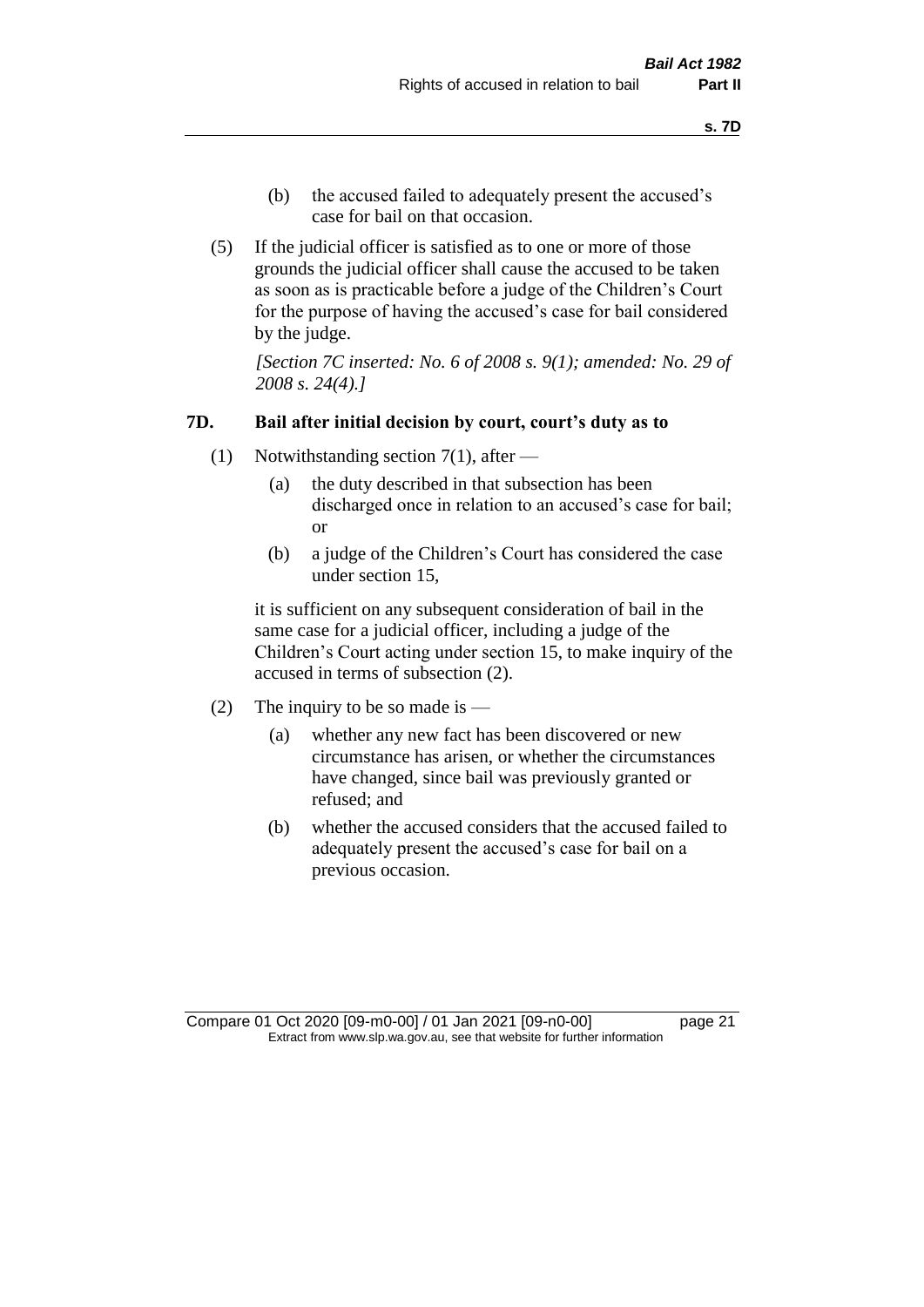(b) the accused failed to adequately present the accused's case for bail on that occasion.

(5) If the judicial officer is satisfied as to one or more of those grounds the judicial officer shall cause the accused to be taken as soon as is practicable before a judge of the Children's Court for the purpose of having the accused's case for bail considered by the judge.

*[Section 7C inserted: No. 6 of 2008 s. 9(1); amended: No. 29 of 2008 s. 24(4).]*

### 7D. Bail after initial decision by court, court's duty as to

(1) Notwithstanding section 7(1), after —

(a) the duty described in that subsection has been discharged once in relation to an accused's case for bail; or

(b) a judge of the Children's Court has considered the case under section 15,

it is sufficient on any subsequent consideration of bail in the same case for a judicial officer, including a judge of the Children's Court acting under section 15, to make inquiry of the accused in terms of subsection (2).

(2) The inquiry to be so made is —

(a) whether any new fact has been discovered or new circumstance has arisen, or whether the circumstances have changed, since bail was previously granted or refused; and

(b) whether the accused considers that the accused failed to adequately present the accused's case for bail on a previous occasion.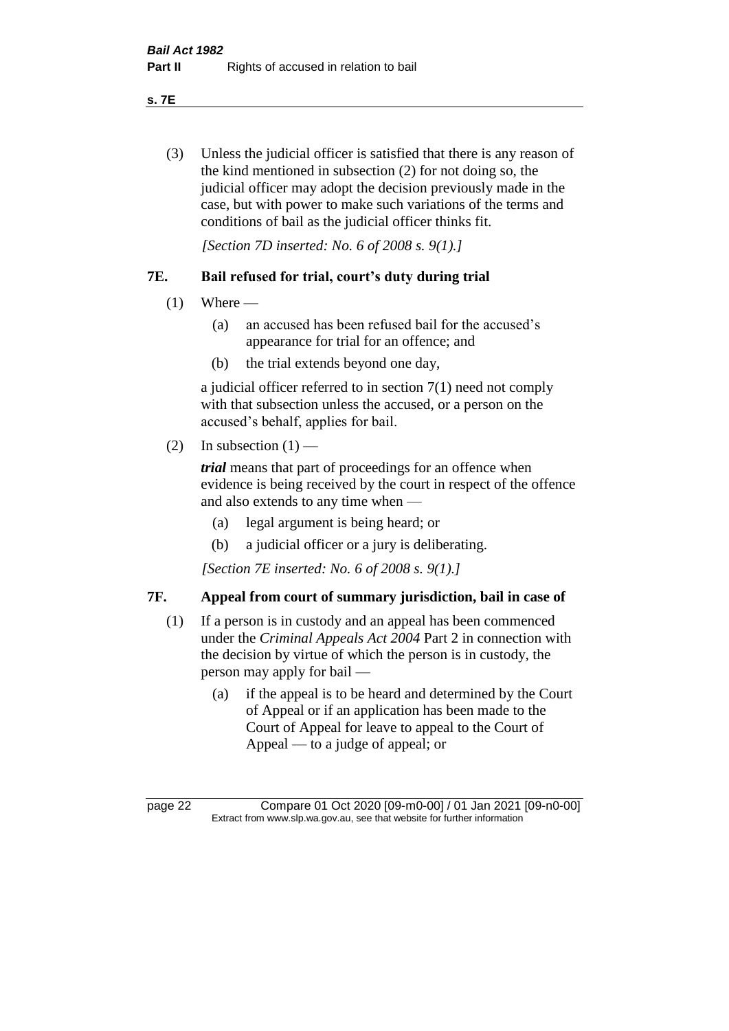(3) Unless the judicial officer is satisfied that there is any reason of the kind mentioned in subsection (2) for not doing so, the judicial officer may adopt the decision previously made in the case, but with power to make such variations of the terms and conditions of bail as the judicial officer thinks fit.

*[Section 7D inserted: No. 6 of 2008 s. 9(1).]*

## 7E. Bail refused for trial, court's duty during trial

(1) Where —

(a) an accused has been refused bail for the accused's appearance for trial for an offence; and

(b) the trial extends beyond one day,

a judicial officer referred to in section 7(1) need not comply with that subsection unless the accused, or a person on the accused's behalf, applies for bail.

(2) In subsection (1) —

***trial*** means that part of proceedings for an offence when evidence is being received by the court in respect of the offence and also extends to any time when —

(a) legal argument is being heard; or

(b) a judicial officer or a jury is deliberating.

*[Section 7E inserted: No. 6 of 2008 s. 9(1).]*

## 7F. Appeal from court of summary jurisdiction, bail in case of

(1) If a person is in custody and an appeal has been commenced under the *Criminal Appeals Act 2004* Part 2 in connection with the decision by virtue of which the person is in custody, the person may apply for bail —

(a) if the appeal is to be heard and determined by the Court of Appeal or if an application has been made to the Court of Appeal for leave to appeal to the Court of Appeal — to a judge of appeal; or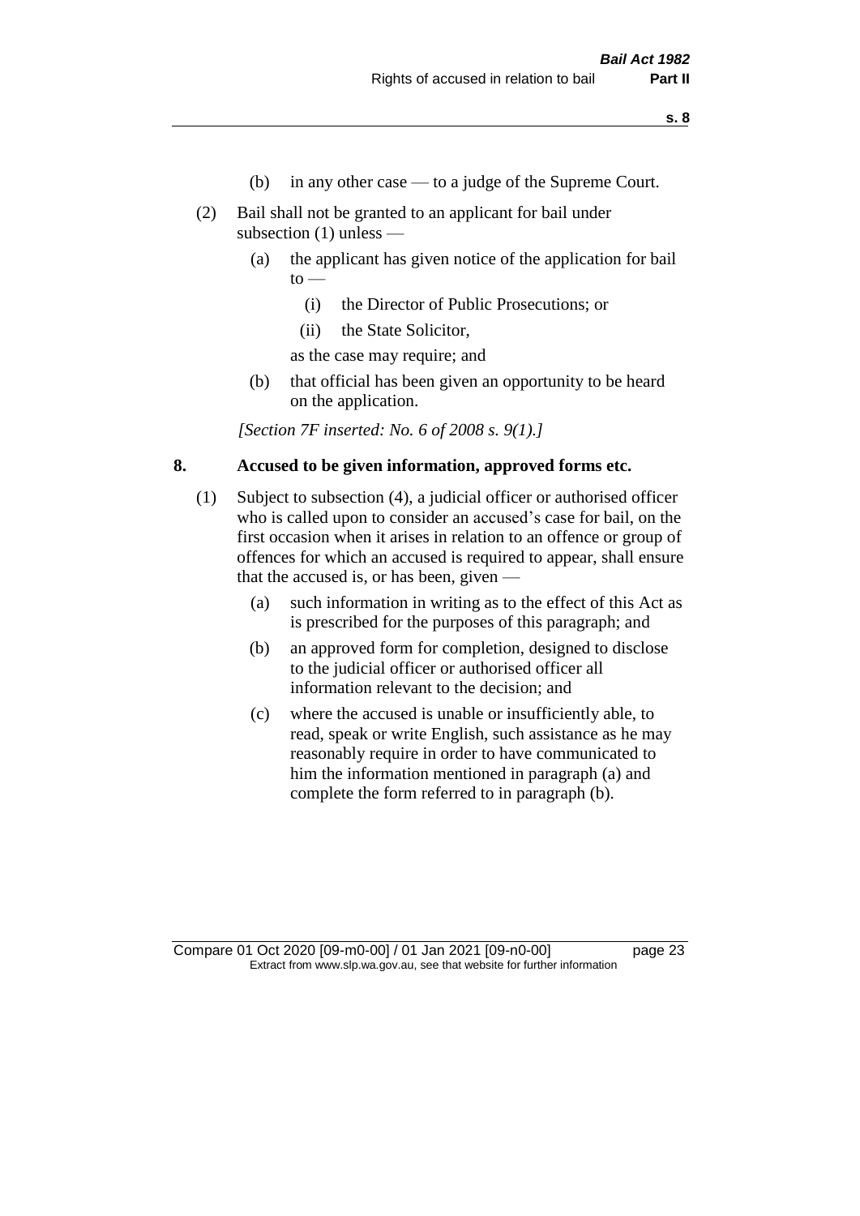(b) in any other case — to a judge of the Supreme Court.

(2) Bail shall not be granted to an applicant for bail under subsection (1) unless —

(a) the applicant has given notice of the application for bail to —

(i) the Director of Public Prosecutions; or

(ii) the State Solicitor,

as the case may require; and

(b) that official has been given an opportunity to be heard on the application.

*[Section 7F inserted: No. 6 of 2008 s. 9(1).]*

## 8. Accused to be given information, approved forms etc.

(1) Subject to subsection (4), a judicial officer or authorised officer who is called upon to consider an accused's case for bail, on the first occasion when it arises in relation to an offence or group of offences for which an accused is required to appear, shall ensure that the accused is, or has been, given —

(a) such information in writing as to the effect of this Act as is prescribed for the purposes of this paragraph; and

(b) an approved form for completion, designed to disclose to the judicial officer or authorised officer all information relevant to the decision; and

(c) where the accused is unable or insufficiently able, to read, speak or write English, such assistance as he may reasonably require in order to have communicated to him the information mentioned in paragraph (a) and complete the form referred to in paragraph (b).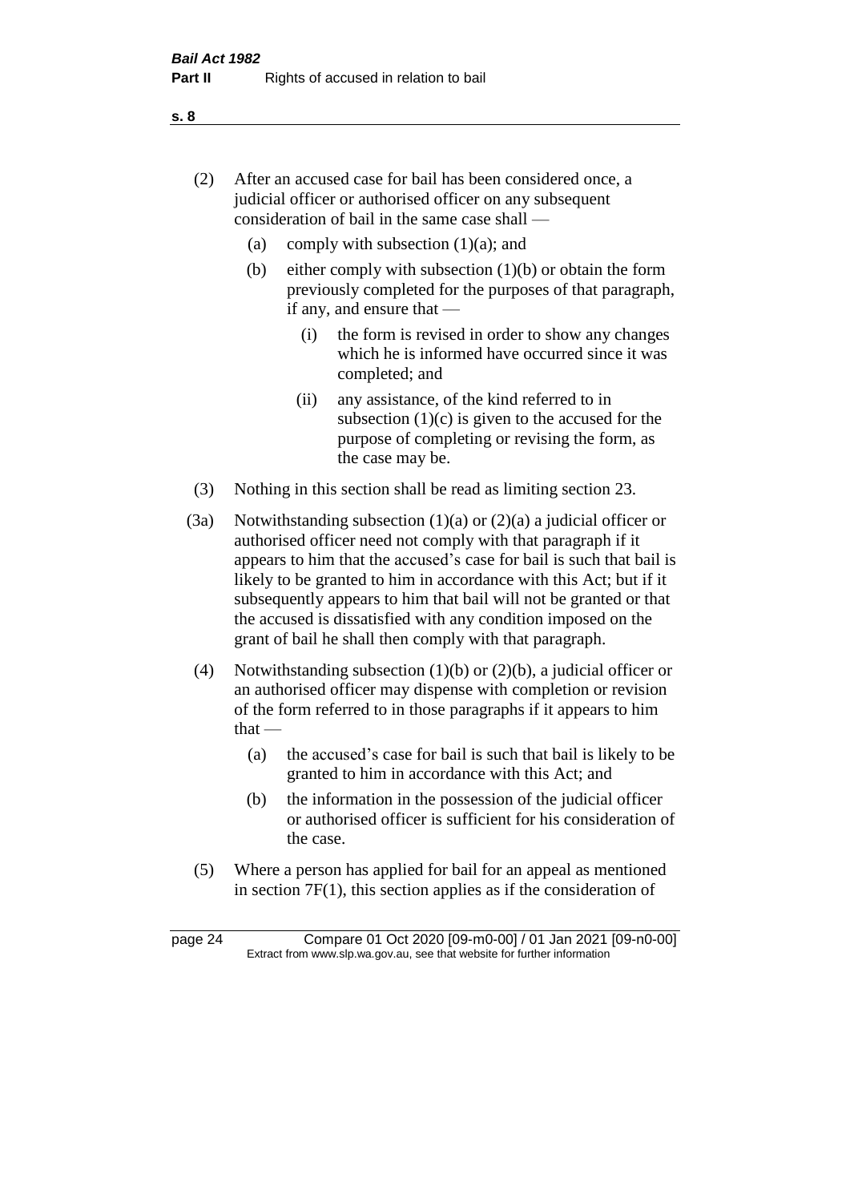(2) After an accused case for bail has been considered once, a judicial officer or authorised officer on any subsequent consideration of bail in the same case shall —

  (a) comply with subsection (1)(a); and

  (b) either comply with subsection (1)(b) or obtain the form previously completed for the purposes of that paragraph, if any, and ensure that —

    (i) the form is revised in order to show any changes which he is informed have occurred since it was completed; and

    (ii) any assistance, of the kind referred to in subsection (1)(c) is given to the accused for the purpose of completing or revising the form, as the case may be.

(3) Nothing in this section shall be read as limiting section 23.

(3a) Notwithstanding subsection (1)(a) or (2)(a) a judicial officer or authorised officer need not comply with that paragraph if it appears to him that the accused's case for bail is such that bail is likely to be granted to him in accordance with this Act; but if it subsequently appears to him that bail will not be granted or that the accused is dissatisfied with any condition imposed on the grant of bail he shall then comply with that paragraph.

(4) Notwithstanding subsection (1)(b) or (2)(b), a judicial officer or an authorised officer may dispense with completion or revision of the form referred to in those paragraphs if it appears to him that —

  (a) the accused's case for bail is such that bail is likely to be granted to him in accordance with this Act; and

  (b) the information in the possession of the judicial officer or authorised officer is sufficient for his consideration of the case.

(5) Where a person has applied for bail for an appeal as mentioned in section 7F(1), this section applies as if the consideration of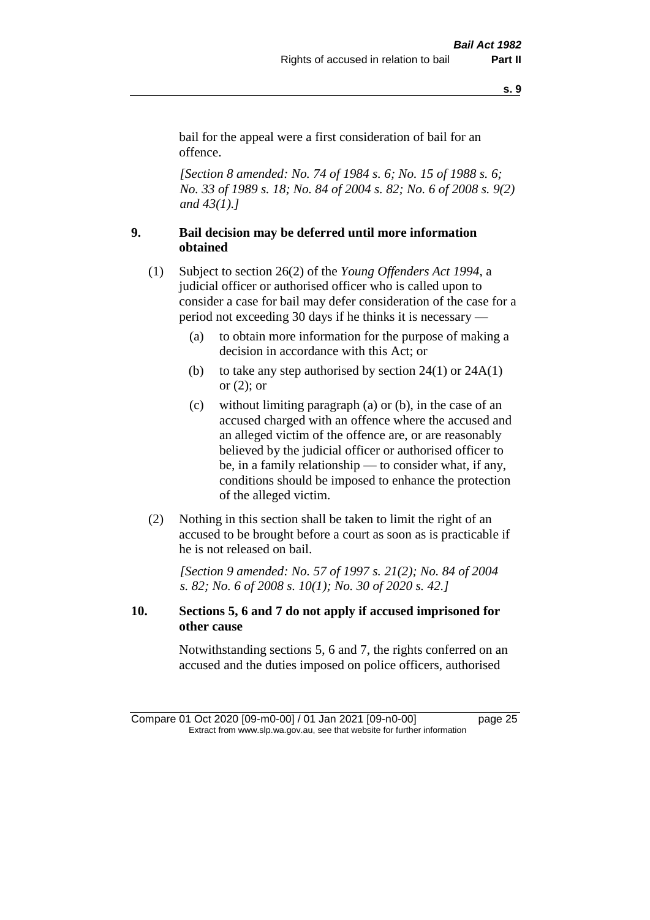bail for the appeal were a first consideration of bail for an offence.

*[Section 8 amended: No. 74 of 1984 s. 6; No. 15 of 1988 s. 6; No. 33 of 1989 s. 18; No. 84 of 2004 s. 82; No. 6 of 2008 s. 9(2) and 43(1).]*

## 9. Bail decision may be deferred until more information obtained

(1) Subject to section 26(2) of the *Young Offenders Act 1994*, a judicial officer or authorised officer who is called upon to consider a case for bail may defer consideration of the case for a period not exceeding 30 days if he thinks it is necessary —

- (a) to obtain more information for the purpose of making a decision in accordance with this Act; or
- (b) to take any step authorised by section 24(1) or 24A(1) or (2); or
- (c) without limiting paragraph (a) or (b), in the case of an accused charged with an offence where the accused and an alleged victim of the offence are, or are reasonably believed by the judicial officer or authorised officer to be, in a family relationship — to consider what, if any, conditions should be imposed to enhance the protection of the alleged victim.

(2) Nothing in this section shall be taken to limit the right of an accused to be brought before a court as soon as is practicable if he is not released on bail.

*[Section 9 amended: No. 57 of 1997 s. 21(2); No. 84 of 2004 s. 82; No. 6 of 2008 s. 10(1); No. 30 of 2020 s. 42.]*

## 10. Sections 5, 6 and 7 do not apply if accused imprisoned for other cause

Notwithstanding sections 5, 6 and 7, the rights conferred on an accused and the duties imposed on police officers, authorised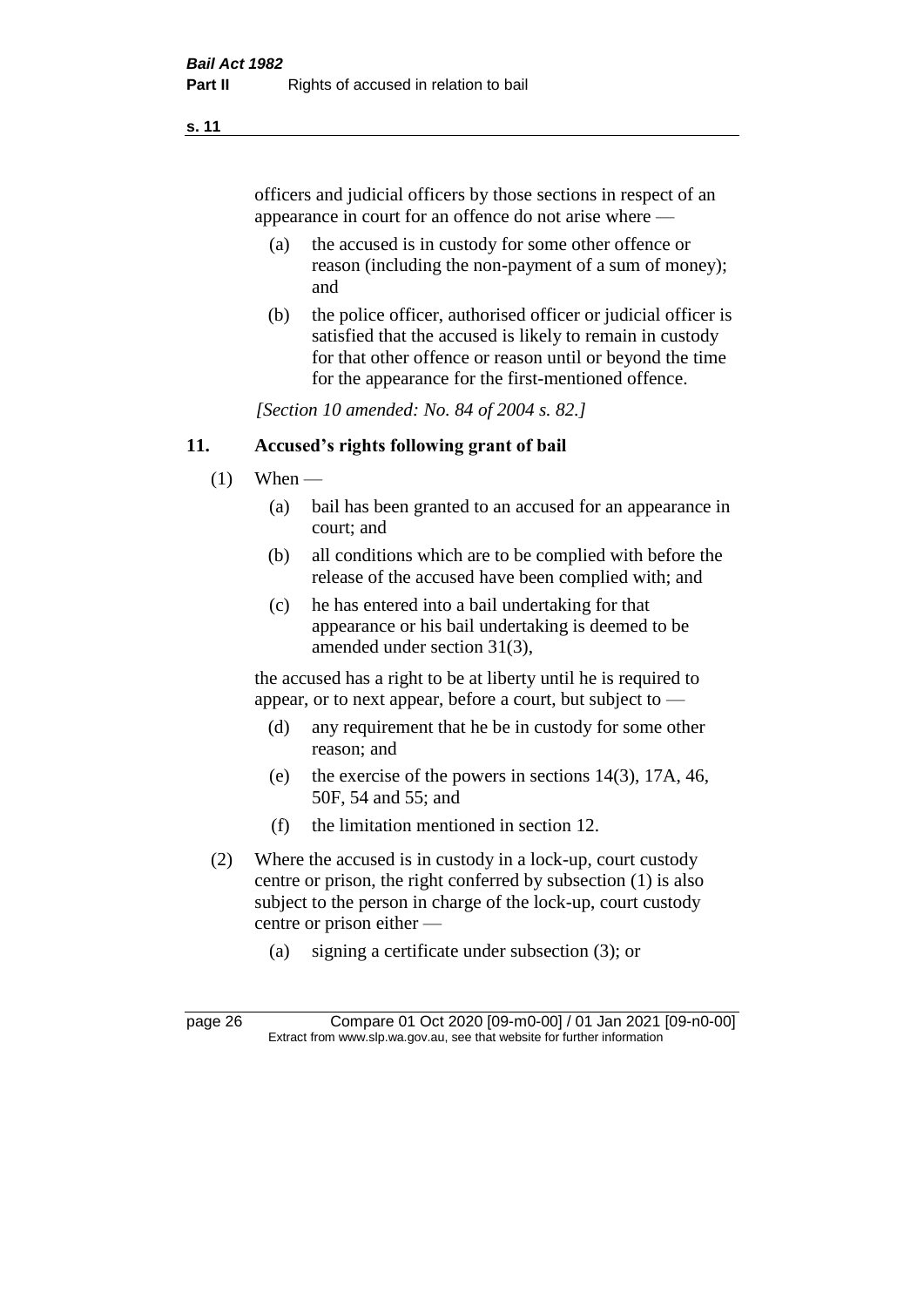officers and judicial officers by those sections in respect of an appearance in court for an offence do not arise where —

(a) the accused is in custody for some other offence or reason (including the non-payment of a sum of money); and

(b) the police officer, authorised officer or judicial officer is satisfied that the accused is likely to remain in custody for that other offence or reason until or beyond the time for the appearance for the first-mentioned offence.

*[Section 10 amended: No. 84 of 2004 s. 82.]*

## 11. Accused's rights following grant of bail

(1) When —

(a) bail has been granted to an accused for an appearance in court; and

(b) all conditions which are to be complied with before the release of the accused have been complied with; and

(c) he has entered into a bail undertaking for that appearance or his bail undertaking is deemed to be amended under section 31(3),

the accused has a right to be at liberty until he is required to appear, or to next appear, before a court, but subject to —

(d) any requirement that he be in custody for some other reason; and

(e) the exercise of the powers in sections 14(3), 17A, 46, 50F, 54 and 55; and

(f) the limitation mentioned in section 12.

(2) Where the accused is in custody in a lock-up, court custody centre or prison, the right conferred by subsection (1) is also subject to the person in charge of the lock-up, court custody centre or prison either —

(a) signing a certificate under subsection (3); or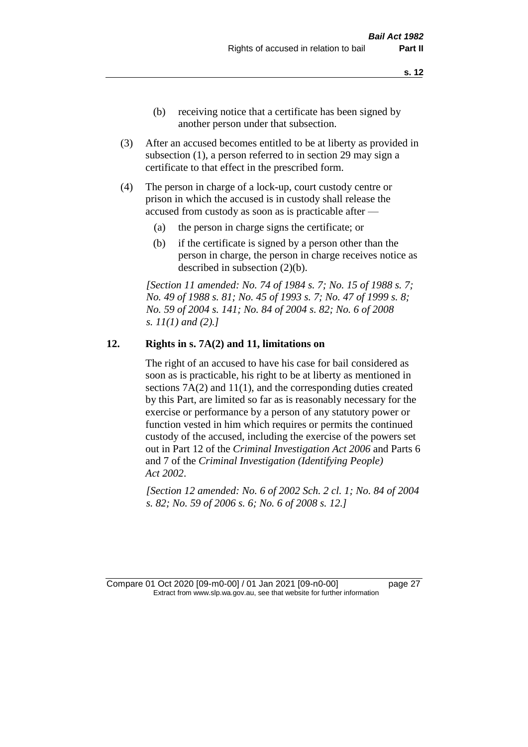(b) receiving notice that a certificate has been signed by another person under that subsection.

(3) After an accused becomes entitled to be at liberty as provided in subsection (1), a person referred to in section 29 may sign a certificate to that effect in the prescribed form.

(4) The person in charge of a lock-up, court custody centre or prison in which the accused is in custody shall release the accused from custody as soon as is practicable after —

(a) the person in charge signs the certificate; or

(b) if the certificate is signed by a person other than the person in charge, the person in charge receives notice as described in subsection (2)(b).

*[Section 11 amended: No. 74 of 1984 s. 7; No. 15 of 1988 s. 7; No. 49 of 1988 s. 81; No. 45 of 1993 s. 7; No. 47 of 1999 s. 8; No. 59 of 2004 s. 141; No. 84 of 2004 s. 82; No. 6 of 2008 s. 11(1) and (2).]*

## 12. Rights in s. 7A(2) and 11, limitations on

The right of an accused to have his case for bail considered as soon as is practicable, his right to be at liberty as mentioned in sections 7A(2) and 11(1), and the corresponding duties created by this Part, are limited so far as is reasonably necessary for the exercise or performance by a person of any statutory power or function vested in him which requires or permits the continued custody of the accused, including the exercise of the powers set out in Part 12 of the *Criminal Investigation Act 2006* and Parts 6 and 7 of the *Criminal Investigation (Identifying People) Act 2002*.

*[Section 12 amended: No. 6 of 2002 Sch. 2 cl. 1; No. 84 of 2004 s. 82; No. 59 of 2006 s. 6; No. 6 of 2008 s. 12.]*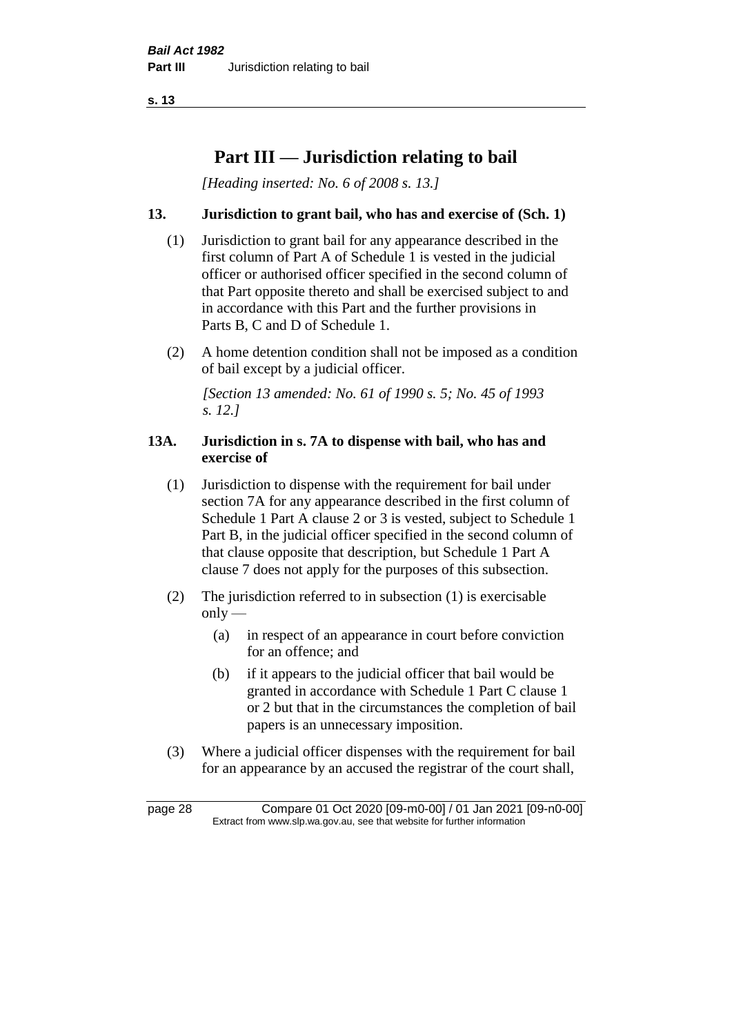# Part III — Jurisdiction relating to bail

*[Heading inserted: No. 6 of 2008 s. 13.]*

### 13. Jurisdiction to grant bail, who has and exercise of (Sch. 1)

(1) Jurisdiction to grant bail for any appearance described in the first column of Part A of Schedule 1 is vested in the judicial officer or authorised officer specified in the second column of that Part opposite thereto and shall be exercised subject to and in accordance with this Part and the further provisions in Parts B, C and D of Schedule 1.

(2) A home detention condition shall not be imposed as a condition of bail except by a judicial officer.

*[Section 13 amended: No. 61 of 1990 s. 5; No. 45 of 1993 s. 12.]*

### 13A. Jurisdiction in s. 7A to dispense with bail, who has and exercise of

(1) Jurisdiction to dispense with the requirement for bail under section 7A for any appearance described in the first column of Schedule 1 Part A clause 2 or 3 is vested, subject to Schedule 1 Part B, in the judicial officer specified in the second column of that clause opposite that description, but Schedule 1 Part A clause 7 does not apply for the purposes of this subsection.

(2) The jurisdiction referred to in subsection (1) is exercisable only —

  (a) in respect of an appearance in court before conviction for an offence; and

  (b) if it appears to the judicial officer that bail would be granted in accordance with Schedule 1 Part C clause 1 or 2 but that in the circumstances the completion of bail papers is an unnecessary imposition.

(3) Where a judicial officer dispenses with the requirement for bail for an appearance by an accused the registrar of the court shall,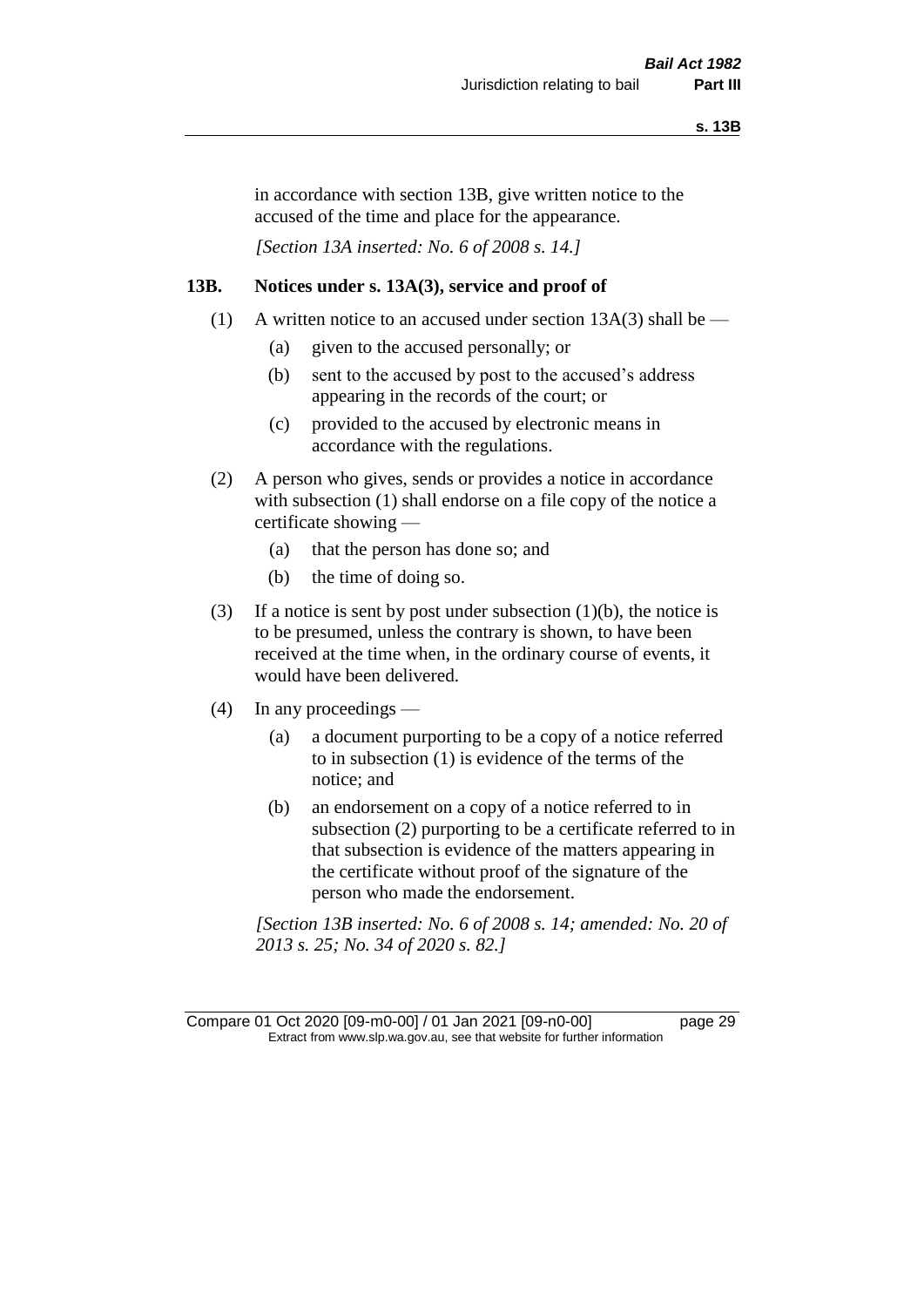in accordance with section 13B, give written notice to the accused of the time and place for the appearance.

*[Section 13A inserted: No. 6 of 2008 s. 14.]*

### 13B. Notices under s. 13A(3), service and proof of

(1) A written notice to an accused under section 13A(3) shall be —

   (a) given to the accused personally; or

   (b) sent to the accused by post to the accused's address appearing in the records of the court; or

   (c) provided to the accused by electronic means in accordance with the regulations.

(2) A person who gives, sends or provides a notice in accordance with subsection (1) shall endorse on a file copy of the notice a certificate showing —

   (a) that the person has done so; and

   (b) the time of doing so.

(3) If a notice is sent by post under subsection (1)(b), the notice is to be presumed, unless the contrary is shown, to have been received at the time when, in the ordinary course of events, it would have been delivered.

(4) In any proceedings —

   (a) a document purporting to be a copy of a notice referred to in subsection (1) is evidence of the terms of the notice; and

   (b) an endorsement on a copy of a notice referred to in subsection (2) purporting to be a certificate referred to in that subsection is evidence of the matters appearing in the certificate without proof of the signature of the person who made the endorsement.

*[Section 13B inserted: No. 6 of 2008 s. 14; amended: No. 20 of 2013 s. 25; No. 34 of 2020 s. 82.]*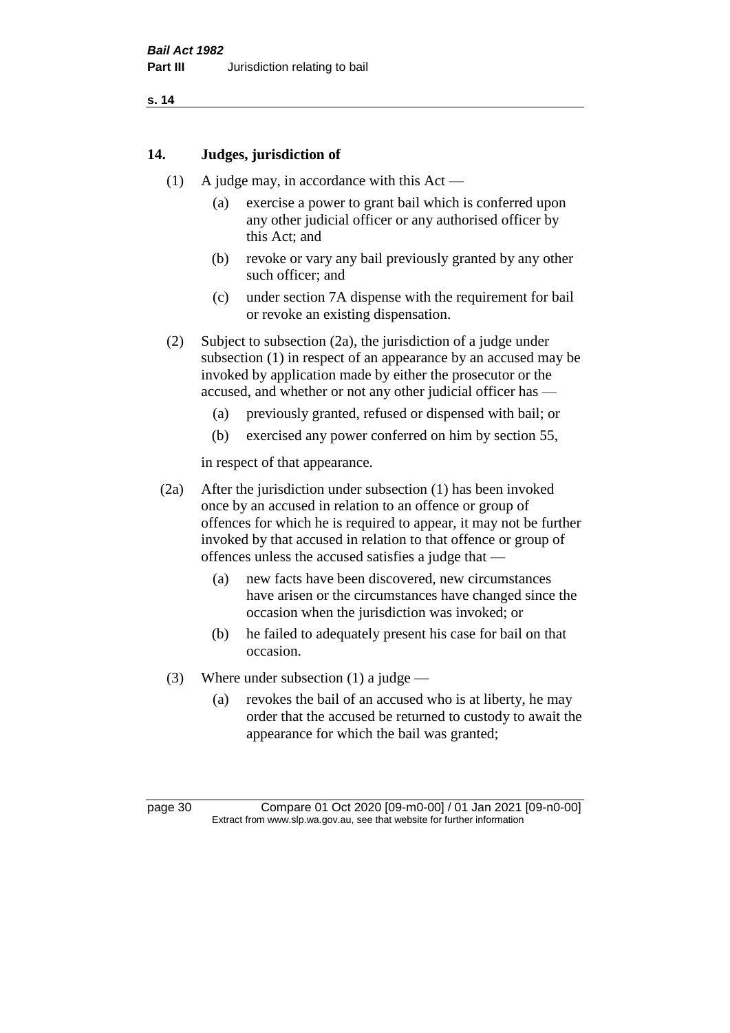## 14. Judges, jurisdiction of

(1) A judge may, in accordance with this Act —

(a) exercise a power to grant bail which is conferred upon any other judicial officer or any authorised officer by this Act; and

(b) revoke or vary any bail previously granted by any other such officer; and

(c) under section 7A dispense with the requirement for bail or revoke an existing dispensation.

(2) Subject to subsection (2a), the jurisdiction of a judge under subsection (1) in respect of an appearance by an accused may be invoked by application made by either the prosecutor or the accused, and whether or not any other judicial officer has —

(a) previously granted, refused or dispensed with bail; or

(b) exercised any power conferred on him by section 55,

in respect of that appearance.

(2a) After the jurisdiction under subsection (1) has been invoked once by an accused in relation to an offence or group of offences for which he is required to appear, it may not be further invoked by that accused in relation to that offence or group of offences unless the accused satisfies a judge that —

(a) new facts have been discovered, new circumstances have arisen or the circumstances have changed since the occasion when the jurisdiction was invoked; or

(b) he failed to adequately present his case for bail on that occasion.

(3) Where under subsection (1) a judge —

(a) revokes the bail of an accused who is at liberty, he may order that the accused be returned to custody to await the appearance for which the bail was granted;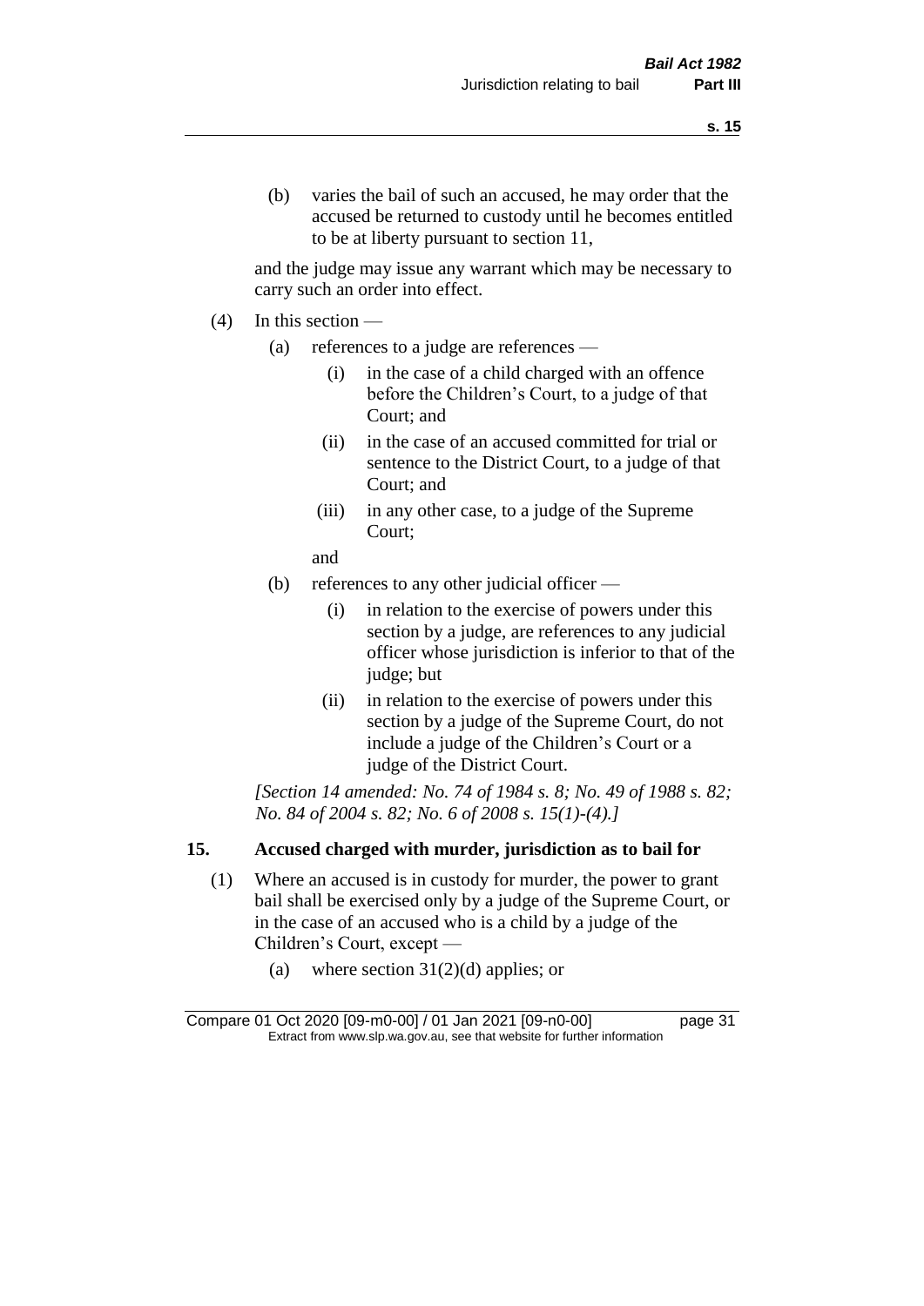(b) varies the bail of such an accused, he may order that the accused be returned to custody until he becomes entitled to be at liberty pursuant to section 11,

and the judge may issue any warrant which may be necessary to carry such an order into effect.

(4) In this section —

(a) references to a judge are references —

(i) in the case of a child charged with an offence before the Children's Court, to a judge of that Court; and

(ii) in the case of an accused committed for trial or sentence to the District Court, to a judge of that Court; and

(iii) in any other case, to a judge of the Supreme Court;

and

(b) references to any other judicial officer —

(i) in relation to the exercise of powers under this section by a judge, are references to any judicial officer whose jurisdiction is inferior to that of the judge; but

(ii) in relation to the exercise of powers under this section by a judge of the Supreme Court, do not include a judge of the Children's Court or a judge of the District Court.

*[Section 14 amended: No. 74 of 1984 s. 8; No. 49 of 1988 s. 82; No. 84 of 2004 s. 82; No. 6 of 2008 s. 15(1)-(4).]*

### 15. Accused charged with murder, jurisdiction as to bail for

(1) Where an accused is in custody for murder, the power to grant bail shall be exercised only by a judge of the Supreme Court, or in the case of an accused who is a child by a judge of the Children's Court, except —

(a) where section 31(2)(d) applies; or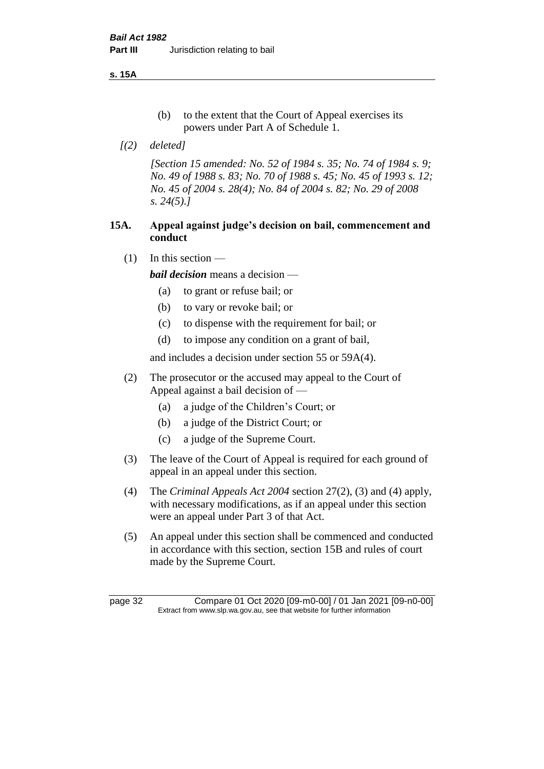(b) to the extent that the Court of Appeal exercises its powers under Part A of Schedule 1.

*[(2) deleted]*

*[Section 15 amended: No. 52 of 1984 s. 35; No. 74 of 1984 s. 9; No. 49 of 1988 s. 83; No. 70 of 1988 s. 45; No. 45 of 1993 s. 12; No. 45 of 2004 s. 28(4); No. 84 of 2004 s. 82; No. 29 of 2008 s. 24(5).]*

## 15A. Appeal against judge's decision on bail, commencement and conduct

(1) In this section —

***bail decision*** means a decision —

- (a) to grant or refuse bail; or
- (b) to vary or revoke bail; or
- (c) to dispense with the requirement for bail; or
- (d) to impose any condition on a grant of bail,

and includes a decision under section 55 or 59A(4).

(2) The prosecutor or the accused may appeal to the Court of Appeal against a bail decision of —

- (a) a judge of the Children's Court; or
- (b) a judge of the District Court; or
- (c) a judge of the Supreme Court.

(3) The leave of the Court of Appeal is required for each ground of appeal in an appeal under this section.

(4) The *Criminal Appeals Act 2004* section 27(2), (3) and (4) apply, with necessary modifications, as if an appeal under this section were an appeal under Part 3 of that Act.

(5) An appeal under this section shall be commenced and conducted in accordance with this section, section 15B and rules of court made by the Supreme Court.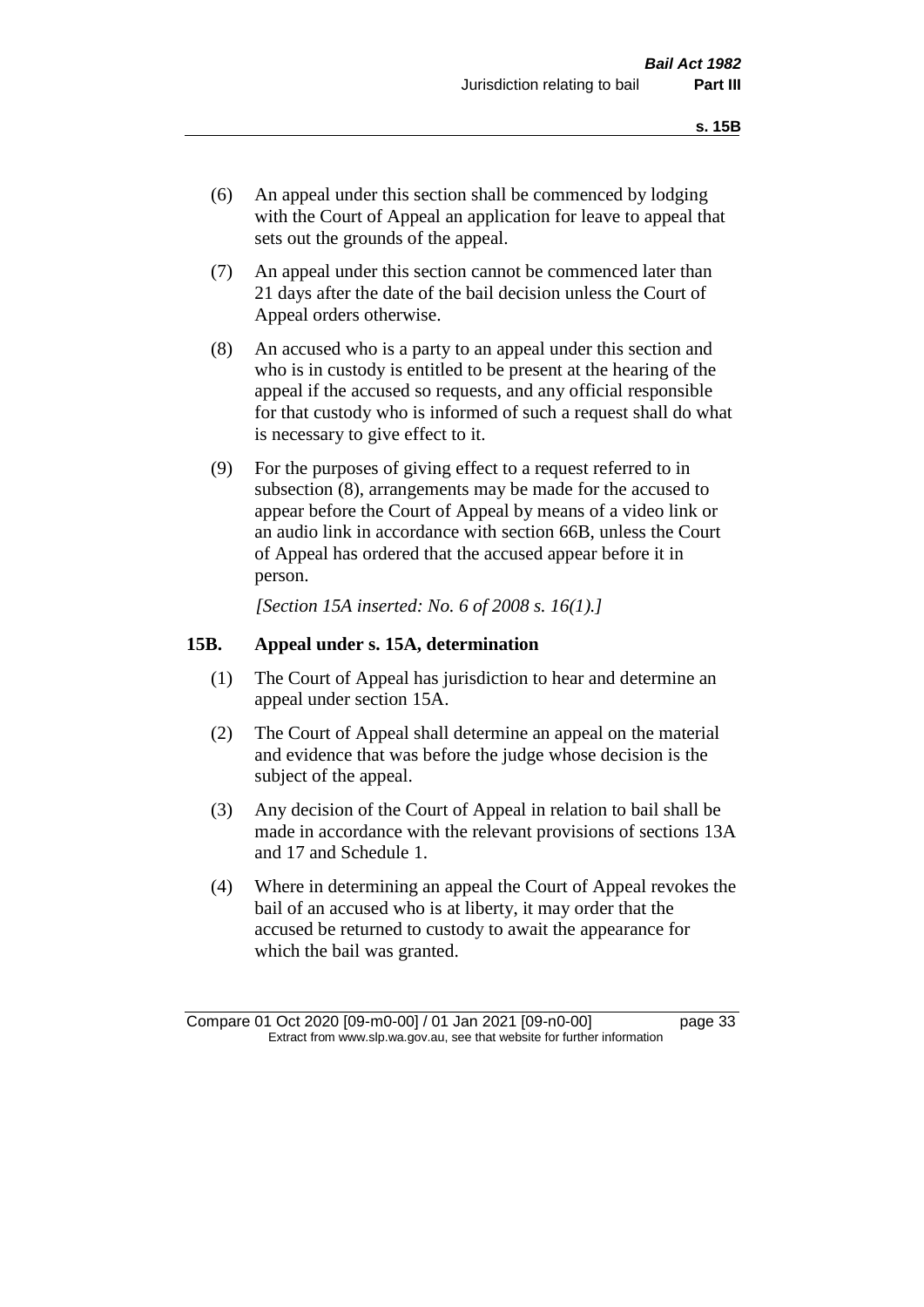(6) An appeal under this section shall be commenced by lodging with the Court of Appeal an application for leave to appeal that sets out the grounds of the appeal.

(7) An appeal under this section cannot be commenced later than 21 days after the date of the bail decision unless the Court of Appeal orders otherwise.

(8) An accused who is a party to an appeal under this section and who is in custody is entitled to be present at the hearing of the appeal if the accused so requests, and any official responsible for that custody who is informed of such a request shall do what is necessary to give effect to it.

(9) For the purposes of giving effect to a request referred to in subsection (8), arrangements may be made for the accused to appear before the Court of Appeal by means of a video link or an audio link in accordance with section 66B, unless the Court of Appeal has ordered that the accused appear before it in person.

*[Section 15A inserted: No. 6 of 2008 s. 16(1).]*

### 15B. Appeal under s. 15A, determination

(1) The Court of Appeal has jurisdiction to hear and determine an appeal under section 15A.

(2) The Court of Appeal shall determine an appeal on the material and evidence that was before the judge whose decision is the subject of the appeal.

(3) Any decision of the Court of Appeal in relation to bail shall be made in accordance with the relevant provisions of sections 13A and 17 and Schedule 1.

(4) Where in determining an appeal the Court of Appeal revokes the bail of an accused who is at liberty, it may order that the accused be returned to custody to await the appearance for which the bail was granted.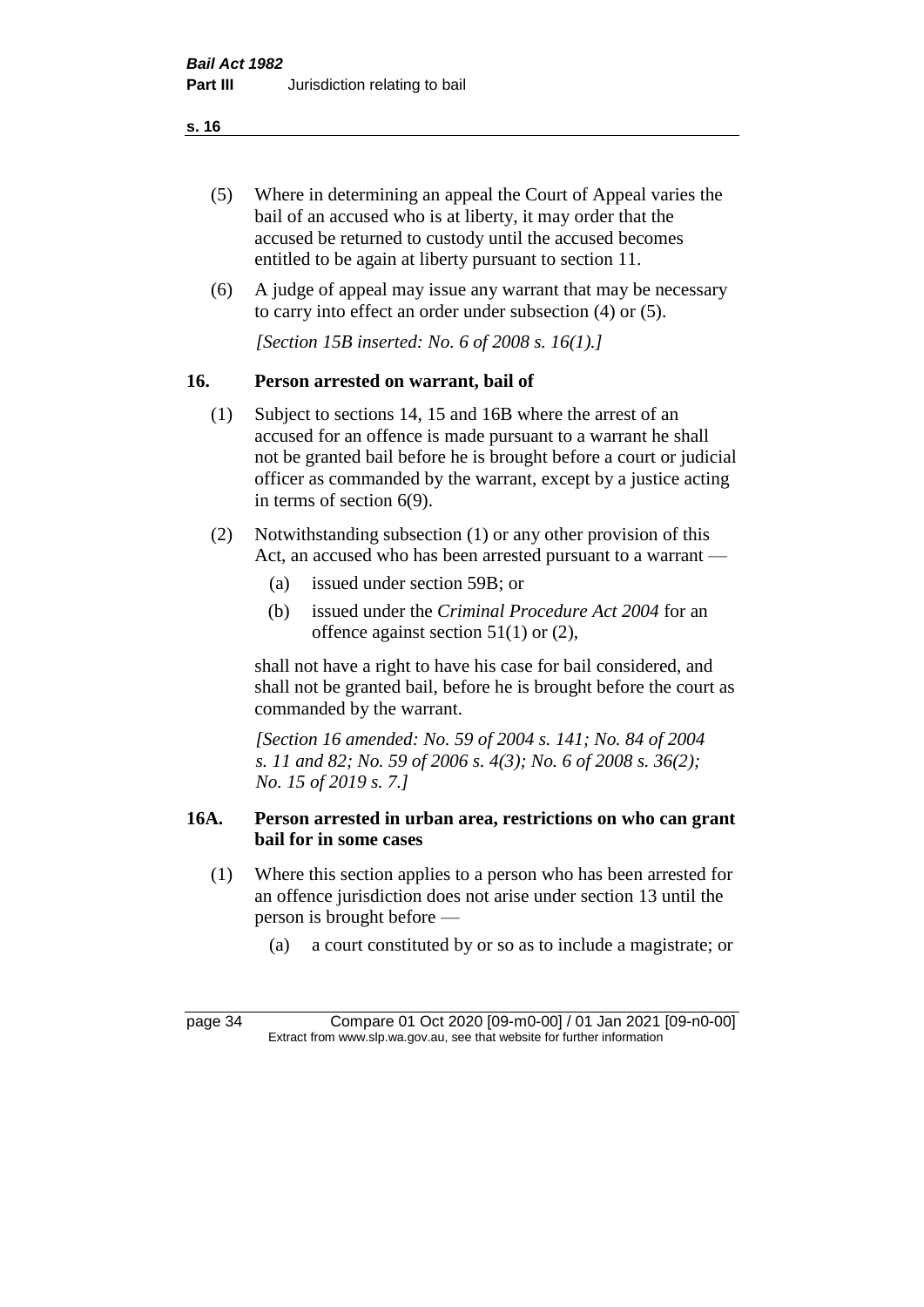(5) Where in determining an appeal the Court of Appeal varies the bail of an accused who is at liberty, it may order that the accused be returned to custody until the accused becomes entitled to be again at liberty pursuant to section 11.

(6) A judge of appeal may issue any warrant that may be necessary to carry into effect an order under subsection (4) or (5).

*[Section 15B inserted: No. 6 of 2008 s. 16(1).]*

## 16. Person arrested on warrant, bail of

(1) Subject to sections 14, 15 and 16B where the arrest of an accused for an offence is made pursuant to a warrant he shall not be granted bail before he is brought before a court or judicial officer as commanded by the warrant, except by a justice acting in terms of section 6(9).

(2) Notwithstanding subsection (1) or any other provision of this Act, an accused who has been arrested pursuant to a warrant —

- (a) issued under section 59B; or
- (b) issued under the *Criminal Procedure Act 2004* for an offence against section 51(1) or (2),

shall not have a right to have his case for bail considered, and shall not be granted bail, before he is brought before the court as commanded by the warrant.

*[Section 16 amended: No. 59 of 2004 s. 141; No. 84 of 2004 s. 11 and 82; No. 59 of 2006 s. 4(3); No. 6 of 2008 s. 36(2); No. 15 of 2019 s. 7.]*

## 16A. Person arrested in urban area, restrictions on who can grant bail for in some cases

(1) Where this section applies to a person who has been arrested for an offence jurisdiction does not arise under section 13 until the person is brought before —

- (a) a court constituted by or so as to include a magistrate; or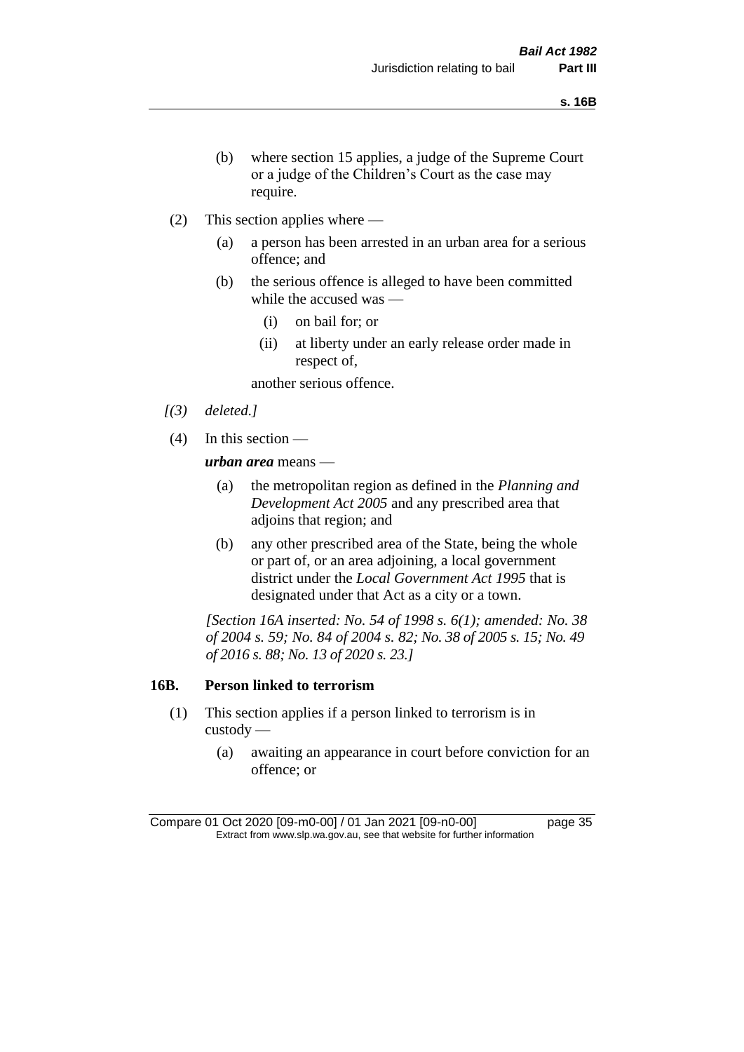(b) where section 15 applies, a judge of the Supreme Court or a judge of the Children's Court as the case may require.

(2) This section applies where —

(a) a person has been arrested in an urban area for a serious offence; and

(b) the serious offence is alleged to have been committed while the accused was —

(i) on bail for; or

(ii) at liberty under an early release order made in respect of,

another serious offence.

*[(3) deleted.]*

(4) In this section —

***urban area*** means —

(a) the metropolitan region as defined in the *Planning and Development Act 2005* and any prescribed area that adjoins that region; and

(b) any other prescribed area of the State, being the whole or part of, or an area adjoining, a local government district under the *Local Government Act 1995* that is designated under that Act as a city or a town.

*[Section 16A inserted: No. 54 of 1998 s. 6(1); amended: No. 38 of 2004 s. 59; No. 84 of 2004 s. 82; No. 38 of 2005 s. 15; No. 49 of 2016 s. 88; No. 13 of 2020 s. 23.]*

## 16B. Person linked to terrorism

(1) This section applies if a person linked to terrorism is in custody —

(a) awaiting an appearance in court before conviction for an offence; or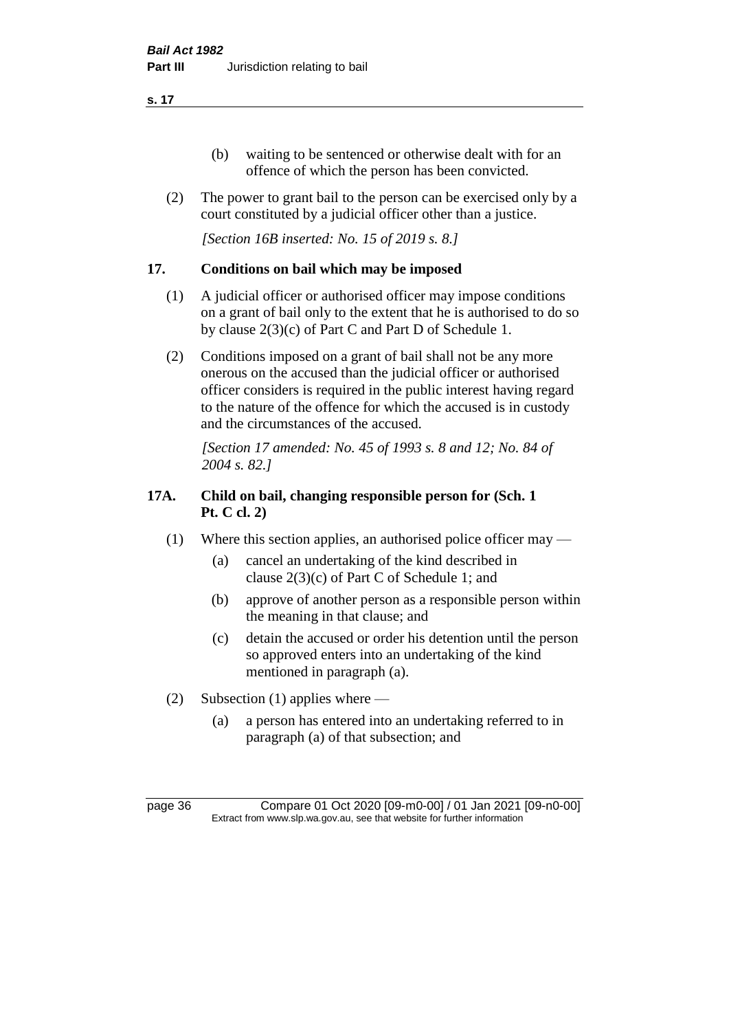(b) waiting to be sentenced or otherwise dealt with for an offence of which the person has been convicted.

(2) The power to grant bail to the person can be exercised only by a court constituted by a judicial officer other than a justice.

*[Section 16B inserted: No. 15 of 2019 s. 8.]*

## 17. Conditions on bail which may be imposed

(1) A judicial officer or authorised officer may impose conditions on a grant of bail only to the extent that he is authorised to do so by clause 2(3)(c) of Part C and Part D of Schedule 1.

(2) Conditions imposed on a grant of bail shall not be any more onerous on the accused than the judicial officer or authorised officer considers is required in the public interest having regard to the nature of the offence for which the accused is in custody and the circumstances of the accused.

*[Section 17 amended: No. 45 of 1993 s. 8 and 12; No. 84 of 2004 s. 82.]*

## 17A. Child on bail, changing responsible person for (Sch. 1 Pt. C cl. 2)

(1) Where this section applies, an authorised police officer may —

(a) cancel an undertaking of the kind described in clause 2(3)(c) of Part C of Schedule 1; and

(b) approve of another person as a responsible person within the meaning in that clause; and

(c) detain the accused or order his detention until the person so approved enters into an undertaking of the kind mentioned in paragraph (a).

(2) Subsection (1) applies where —

(a) a person has entered into an undertaking referred to in paragraph (a) of that subsection; and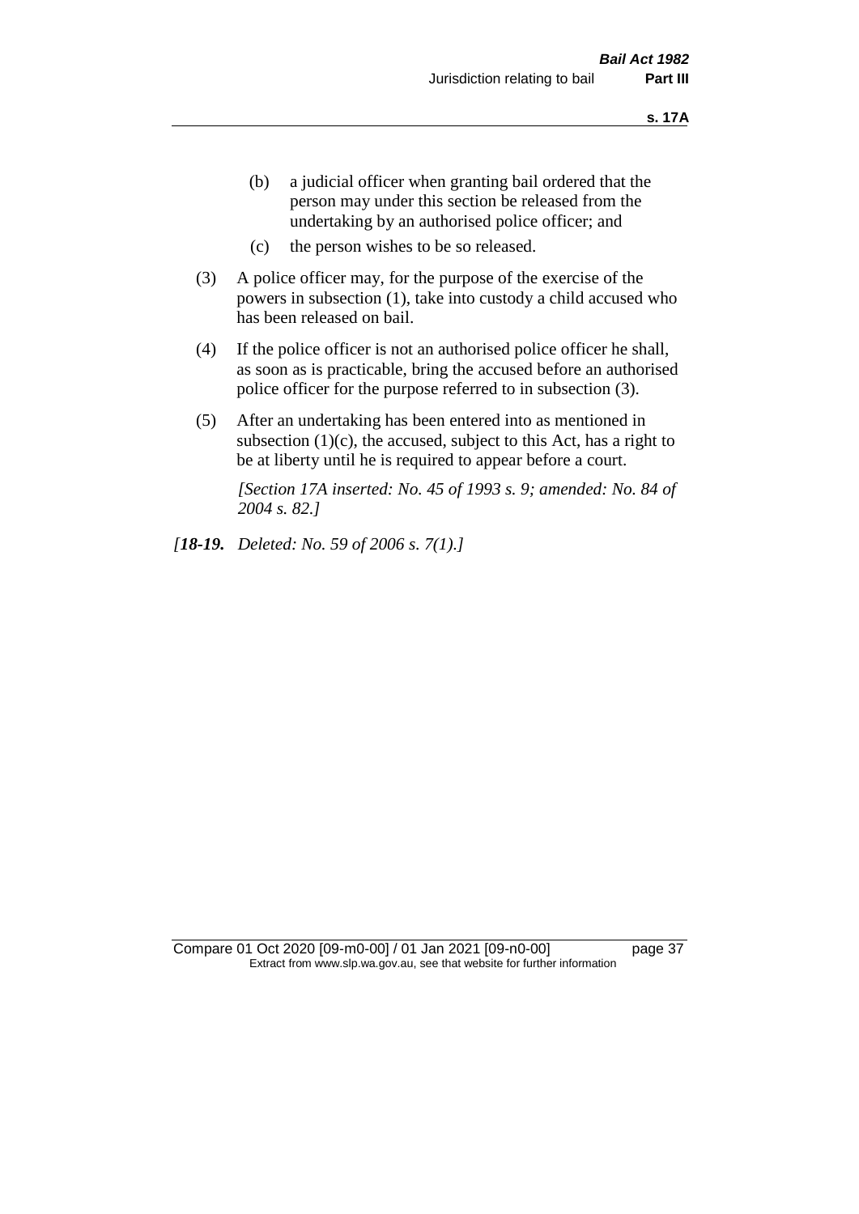(b) a judicial officer when granting bail ordered that the person may under this section be released from the undertaking by an authorised police officer; and

(c) the person wishes to be so released.

(3) A police officer may, for the purpose of the exercise of the powers in subsection (1), take into custody a child accused who has been released on bail.

(4) If the police officer is not an authorised police officer he shall, as soon as is practicable, bring the accused before an authorised police officer for the purpose referred to in subsection (3).

(5) After an undertaking has been entered into as mentioned in subsection (1)(c), the accused, subject to this Act, has a right to be at liberty until he is required to appear before a court.

*[Section 17A inserted: No. 45 of 1993 s. 9; amended: No. 84 of 2004 s. 82.]*

*[**18-19.** Deleted: No. 59 of 2006 s. 7(1).]*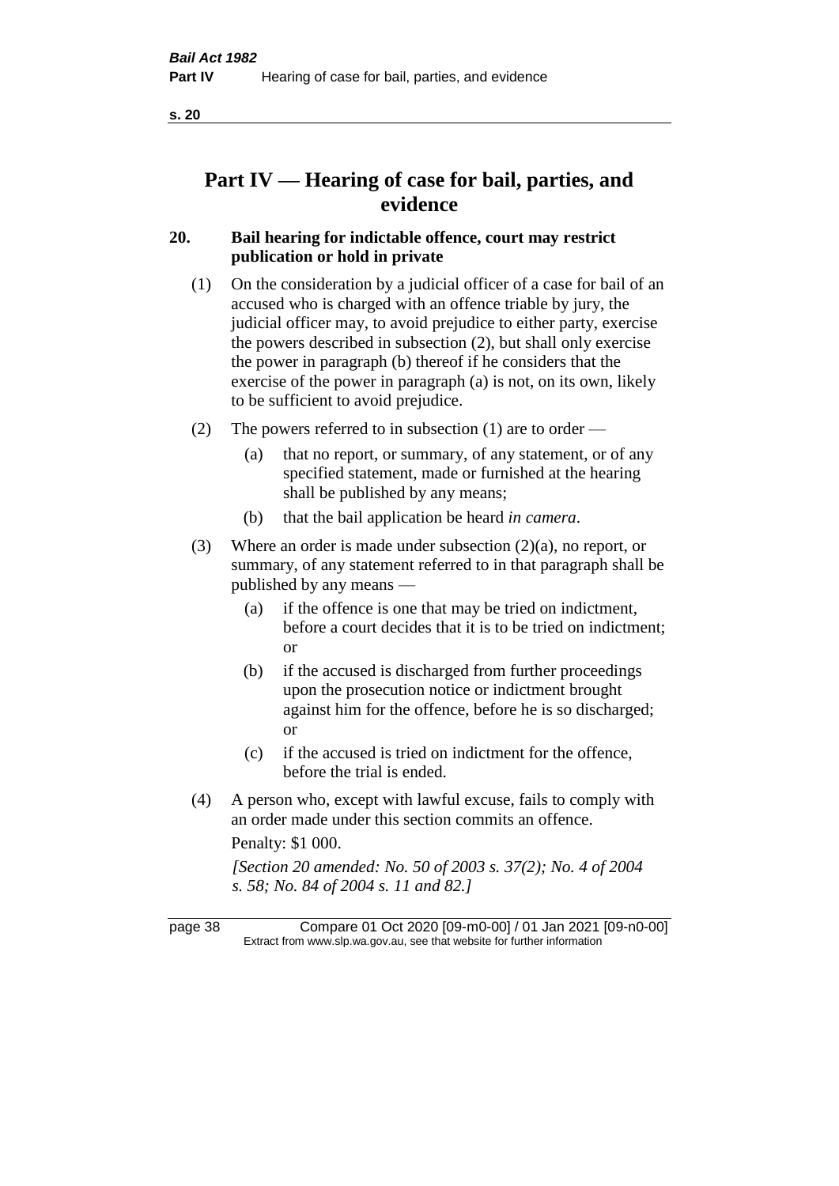# Part IV — Hearing of case for bail, parties, and evidence

## 20. Bail hearing for indictable offence, court may restrict publication or hold in private

(1) On the consideration by a judicial officer of a case for bail of an accused who is charged with an offence triable by jury, the judicial officer may, to avoid prejudice to either party, exercise the powers described in subsection (2), but shall only exercise the power in paragraph (b) thereof if he considers that the exercise of the power in paragraph (a) is not, on its own, likely to be sufficient to avoid prejudice.

(2) The powers referred to in subsection (1) are to order —

- (a) that no report, or summary, of any statement, or of any specified statement, made or furnished at the hearing shall be published by any means;
- (b) that the bail application be heard *in camera*.

(3) Where an order is made under subsection (2)(a), no report, or summary, of any statement referred to in that paragraph shall be published by any means —

- (a) if the offence is one that may be tried on indictment, before a court decides that it is to be tried on indictment; or
- (b) if the accused is discharged from further proceedings upon the prosecution notice or indictment brought against him for the offence, before he is so discharged; or
- (c) if the accused is tried on indictment for the offence, before the trial is ended.

(4) A person who, except with lawful excuse, fails to comply with an order made under this section commits an offence.

Penalty: $1 000.

*[Section 20 amended: No. 50 of 2003 s. 37(2); No. 4 of 2004 s. 58; No. 84 of 2004 s. 11 and 82.]*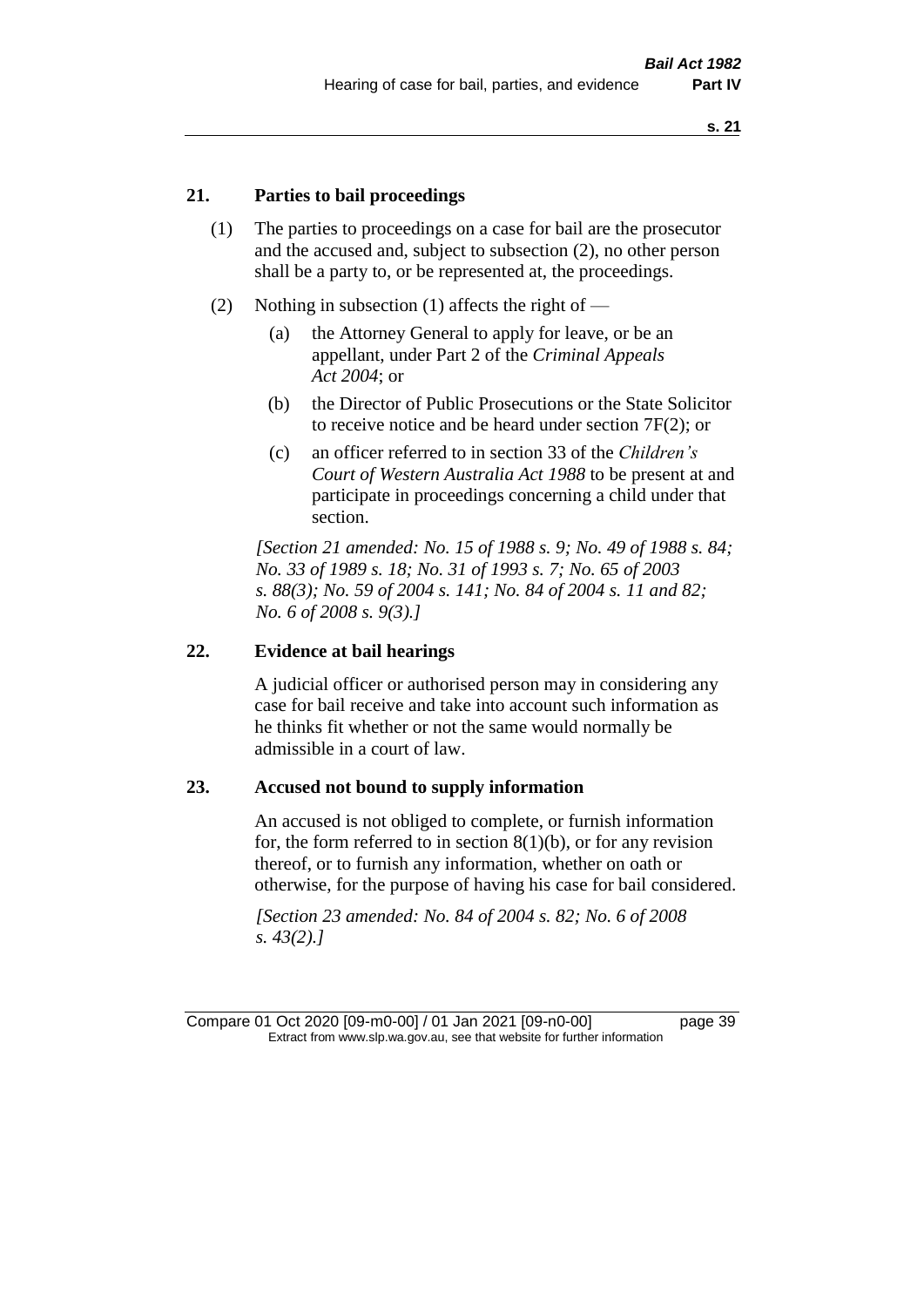## 21. Parties to bail proceedings

(1) The parties to proceedings on a case for bail are the prosecutor and the accused and, subject to subsection (2), no other person shall be a party to, or be represented at, the proceedings.

(2) Nothing in subsection (1) affects the right of —

   (a) the Attorney General to apply for leave, or be an appellant, under Part 2 of the *Criminal Appeals Act 2004*; or

   (b) the Director of Public Prosecutions or the State Solicitor to receive notice and be heard under section 7F(2); or

   (c) an officer referred to in section 33 of the *Children's Court of Western Australia Act 1988* to be present at and participate in proceedings concerning a child under that section.

*[Section 21 amended: No. 15 of 1988 s. 9; No. 49 of 1988 s. 84; No. 33 of 1989 s. 18; No. 31 of 1993 s. 7; No. 65 of 2003 s. 88(3); No. 59 of 2004 s. 141; No. 84 of 2004 s. 11 and 82; No. 6 of 2008 s. 9(3).]*

## 22. Evidence at bail hearings

A judicial officer or authorised person may in considering any case for bail receive and take into account such information as he thinks fit whether or not the same would normally be admissible in a court of law.

## 23. Accused not bound to supply information

An accused is not obliged to complete, or furnish information for, the form referred to in section 8(1)(b), or for any revision thereof, or to furnish any information, whether on oath or otherwise, for the purpose of having his case for bail considered.

*[Section 23 amended: No. 84 of 2004 s. 82; No. 6 of 2008 s. 43(2).]*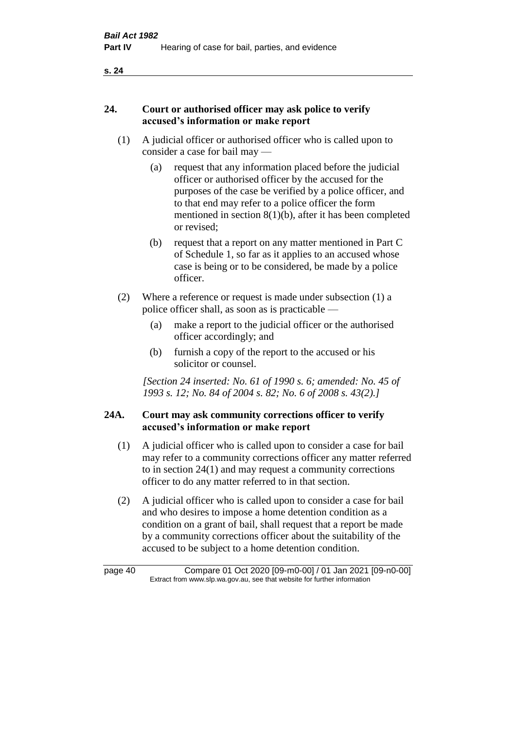## 24. Court or authorised officer may ask police to verify accused's information or make report

(1) A judicial officer or authorised officer who is called upon to consider a case for bail may —

(a) request that any information placed before the judicial officer or authorised officer by the accused for the purposes of the case be verified by a police officer, and to that end may refer to a police officer the form mentioned in section 8(1)(b), after it has been completed or revised;

(b) request that a report on any matter mentioned in Part C of Schedule 1, so far as it applies to an accused whose case is being or to be considered, be made by a police officer.

(2) Where a reference or request is made under subsection (1) a police officer shall, as soon as is practicable —

(a) make a report to the judicial officer or the authorised officer accordingly; and

(b) furnish a copy of the report to the accused or his solicitor or counsel.

*[Section 24 inserted: No. 61 of 1990 s. 6; amended: No. 45 of 1993 s. 12; No. 84 of 2004 s. 82; No. 6 of 2008 s. 43(2).]*

## 24A. Court may ask community corrections officer to verify accused's information or make report

(1) A judicial officer who is called upon to consider a case for bail may refer to a community corrections officer any matter referred to in section 24(1) and may request a community corrections officer to do any matter referred to in that section.

(2) A judicial officer who is called upon to consider a case for bail and who desires to impose a home detention condition as a condition on a grant of bail, shall request that a report be made by a community corrections officer about the suitability of the accused to be subject to a home detention condition.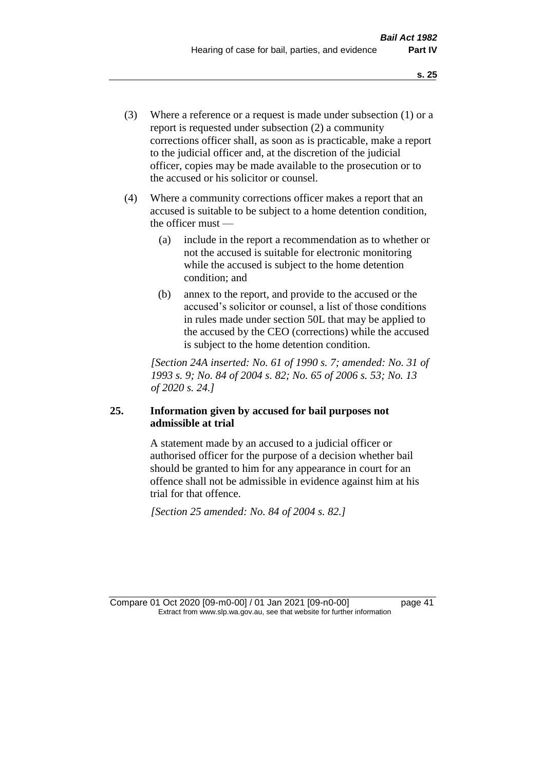(3) Where a reference or a request is made under subsection (1) or a report is requested under subsection (2) a community corrections officer shall, as soon as is practicable, make a report to the judicial officer and, at the discretion of the judicial officer, copies may be made available to the prosecution or to the accused or his solicitor or counsel.

(4) Where a community corrections officer makes a report that an accused is suitable to be subject to a home detention condition, the officer must —

(a) include in the report a recommendation as to whether or not the accused is suitable for electronic monitoring while the accused is subject to the home detention condition; and

(b) annex to the report, and provide to the accused or the accused's solicitor or counsel, a list of those conditions in rules made under section 50L that may be applied to the accused by the CEO (corrections) while the accused is subject to the home detention condition.

*[Section 24A inserted: No. 61 of 1990 s. 7; amended: No. 31 of 1993 s. 9; No. 84 of 2004 s. 82; No. 65 of 2006 s. 53; No. 13 of 2020 s. 24.]*

### 25. Information given by accused for bail purposes not admissible at trial

A statement made by an accused to a judicial officer or authorised officer for the purpose of a decision whether bail should be granted to him for any appearance in court for an offence shall not be admissible in evidence against him at his trial for that offence.

*[Section 25 amended: No. 84 of 2004 s. 82.]*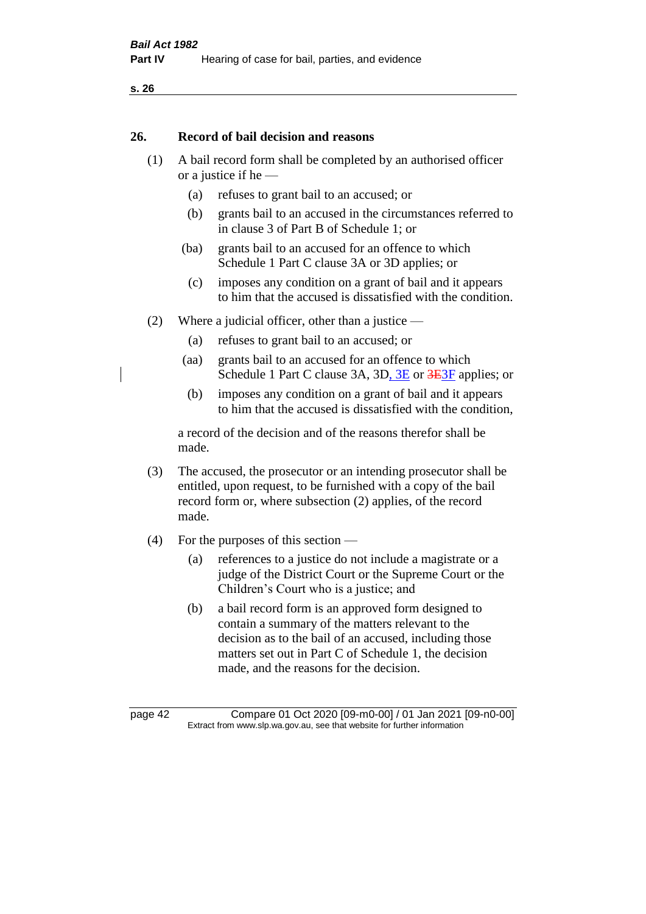## 26. Record of bail decision and reasons

(1) A bail record form shall be completed by an authorised officer or a justice if he —

- (a) refuses to grant bail to an accused; or
- (b) grants bail to an accused in the circumstances referred to in clause 3 of Part B of Schedule 1; or
- (ba) grants bail to an accused for an offence to which Schedule 1 Part C clause 3A or 3D applies; or
- (c) imposes any condition on a grant of bail and it appears to him that the accused is dissatisfied with the condition.

(2) Where a judicial officer, other than a justice —

- (a) refuses to grant bail to an accused; or
- (aa) grants bail to an accused for an offence to which Schedule 1 Part C clause 3A, 3D, 3E or ~~3E~~3F applies; or
- (b) imposes any condition on a grant of bail and it appears to him that the accused is dissatisfied with the condition,

a record of the decision and of the reasons therefor shall be made.

(3) The accused, the prosecutor or an intending prosecutor shall be entitled, upon request, to be furnished with a copy of the bail record form or, where subsection (2) applies, of the record made.

(4) For the purposes of this section —

- (a) references to a justice do not include a magistrate or a judge of the District Court or the Supreme Court or the Children's Court who is a justice; and
- (b) a bail record form is an approved form designed to contain a summary of the matters relevant to the decision as to the bail of an accused, including those matters set out in Part C of Schedule 1, the decision made, and the reasons for the decision.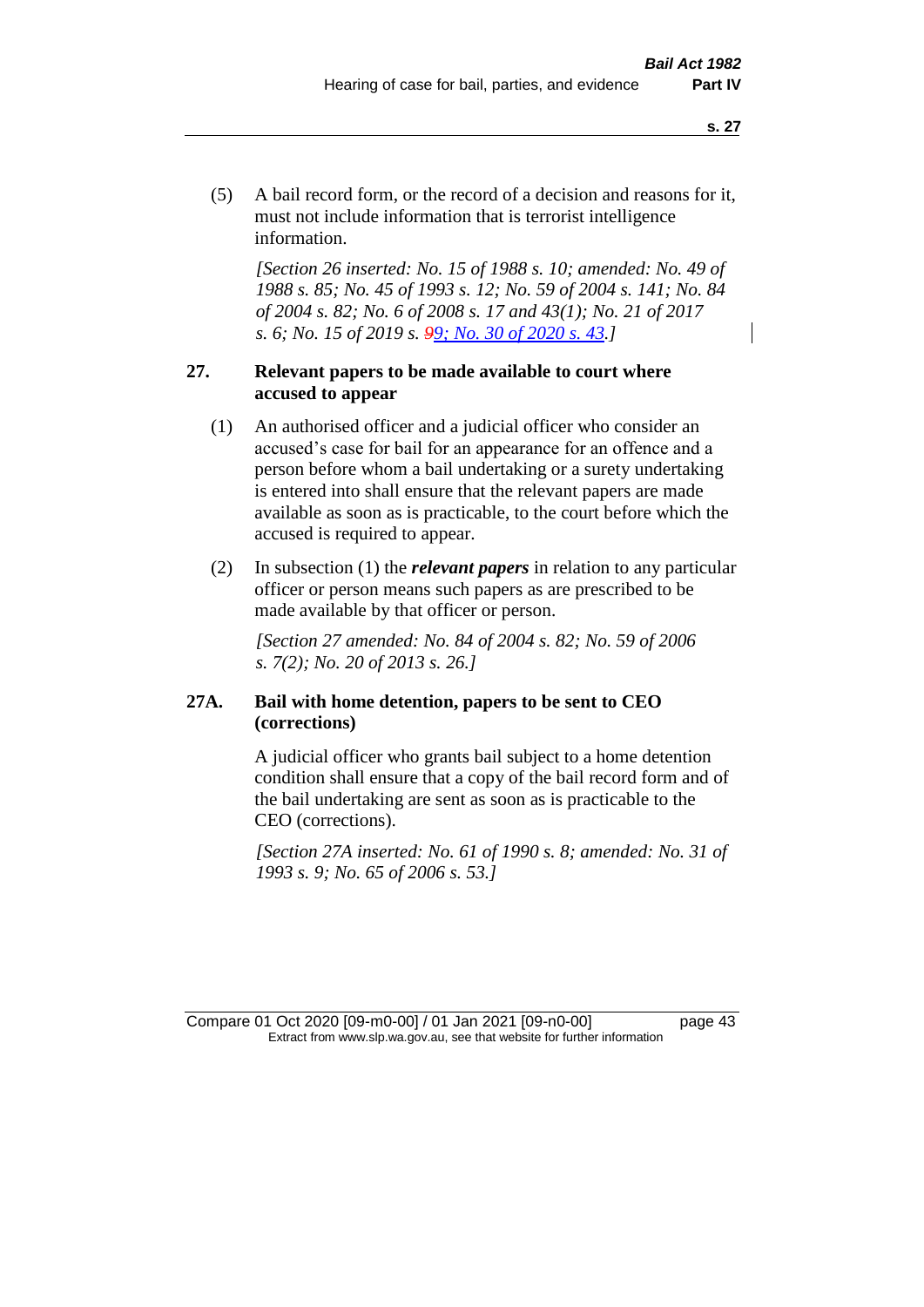(5) A bail record form, or the record of a decision and reasons for it, must not include information that is terrorist intelligence information.

*[Section 26 inserted: No. 15 of 1988 s. 10; amended: No. 49 of 1988 s. 85; No. 45 of 1993 s. 12; No. 59 of 2004 s. 141; No. 84 of 2004 s. 82; No. 6 of 2008 s. 17 and 43(1); No. 21 of 2017 s. 6; No. 15 of 2019 s. 99; No. 30 of 2020 s. 43.]*

## 27. Relevant papers to be made available to court where accused to appear

(1) An authorised officer and a judicial officer who consider an accused's case for bail for an appearance for an offence and a person before whom a bail undertaking or a surety undertaking is entered into shall ensure that the relevant papers are made available as soon as is practicable, to the court before which the accused is required to appear.

(2) In subsection (1) the ***relevant papers*** in relation to any particular officer or person means such papers as are prescribed to be made available by that officer or person.

*[Section 27 amended: No. 84 of 2004 s. 82; No. 59 of 2006 s. 7(2); No. 20 of 2013 s. 26.]*

## 27A. Bail with home detention, papers to be sent to CEO (corrections)

A judicial officer who grants bail subject to a home detention condition shall ensure that a copy of the bail record form and of the bail undertaking are sent as soon as is practicable to the CEO (corrections).

*[Section 27A inserted: No. 61 of 1990 s. 8; amended: No. 31 of 1993 s. 9; No. 65 of 2006 s. 53.]*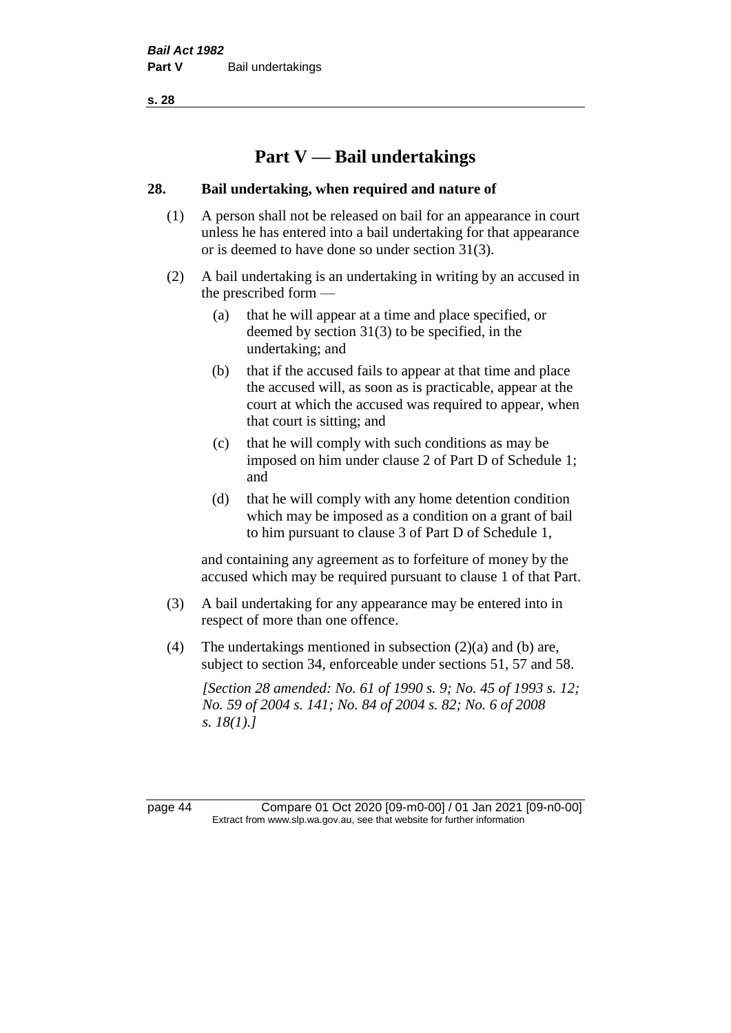# Part V — Bail undertakings

## 28. Bail undertaking, when required and nature of

(1) A person shall not be released on bail for an appearance in court unless he has entered into a bail undertaking for that appearance or is deemed to have done so under section 31(3).

(2) A bail undertaking is an undertaking in writing by an accused in the prescribed form —

   (a) that he will appear at a time and place specified, or deemed by section 31(3) to be specified, in the undertaking; and

   (b) that if the accused fails to appear at that time and place the accused will, as soon as is practicable, appear at the court at which the accused was required to appear, when that court is sitting; and

   (c) that he will comply with such conditions as may be imposed on him under clause 2 of Part D of Schedule 1; and

   (d) that he will comply with any home detention condition which may be imposed as a condition on a grant of bail to him pursuant to clause 3 of Part D of Schedule 1,

and containing any agreement as to forfeiture of money by the accused which may be required pursuant to clause 1 of that Part.

(3) A bail undertaking for any appearance may be entered into in respect of more than one offence.

(4) The undertakings mentioned in subsection (2)(a) and (b) are, subject to section 34, enforceable under sections 51, 57 and 58.

*[Section 28 amended: No. 61 of 1990 s. 9; No. 45 of 1993 s. 12; No. 59 of 2004 s. 141; No. 84 of 2004 s. 82; No. 6 of 2008 s. 18(1).]*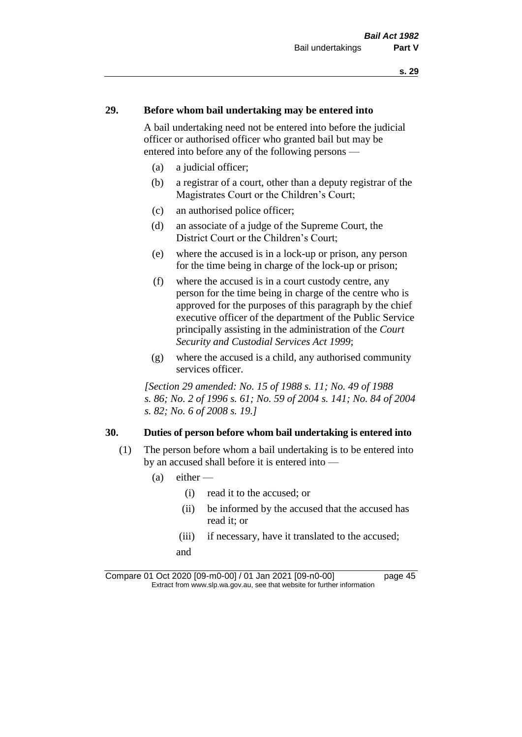## 29. Before whom bail undertaking may be entered into

A bail undertaking need not be entered into before the judicial officer or authorised officer who granted bail but may be entered into before any of the following persons —

(a) a judicial officer;

(b) a registrar of a court, other than a deputy registrar of the Magistrates Court or the Children's Court;

(c) an authorised police officer;

(d) an associate of a judge of the Supreme Court, the District Court or the Children's Court;

(e) where the accused is in a lock-up or prison, any person for the time being in charge of the lock-up or prison;

(f) where the accused is in a court custody centre, any person for the time being in charge of the centre who is approved for the purposes of this paragraph by the chief executive officer of the department of the Public Service principally assisting in the administration of the *Court Security and Custodial Services Act 1999*;

(g) where the accused is a child, any authorised community services officer.

*[Section 29 amended: No. 15 of 1988 s. 11; No. 49 of 1988 s. 86; No. 2 of 1996 s. 61; No. 59 of 2004 s. 141; No. 84 of 2004 s. 82; No. 6 of 2008 s. 19.]*

## 30. Duties of person before whom bail undertaking is entered into

(1) The person before whom a bail undertaking is to be entered into by an accused shall before it is entered into —

(a) either —

(i) read it to the accused; or

(ii) be informed by the accused that the accused has read it; or

(iii) if necessary, have it translated to the accused;

and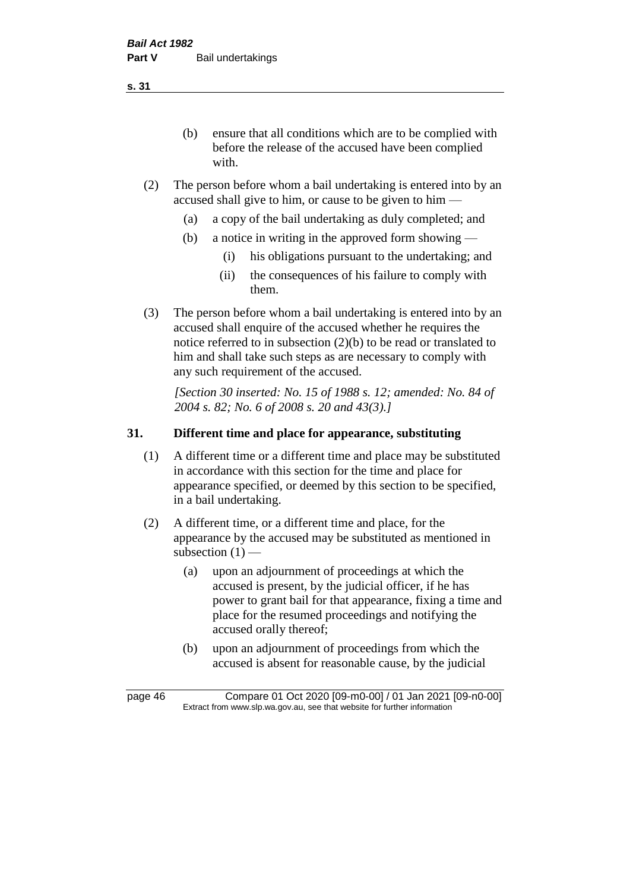(b) ensure that all conditions which are to be complied with before the release of the accused have been complied with.

(2) The person before whom a bail undertaking is entered into by an accused shall give to him, or cause to be given to him —

(a) a copy of the bail undertaking as duly completed; and

(b) a notice in writing in the approved form showing —

(i) his obligations pursuant to the undertaking; and

(ii) the consequences of his failure to comply with them.

(3) The person before whom a bail undertaking is entered into by an accused shall enquire of the accused whether he requires the notice referred to in subsection (2)(b) to be read or translated to him and shall take such steps as are necessary to comply with any such requirement of the accused.

*[Section 30 inserted: No. 15 of 1988 s. 12; amended: No. 84 of 2004 s. 82; No. 6 of 2008 s. 20 and 43(3).]*

## 31. Different time and place for appearance, substituting

(1) A different time or a different time and place may be substituted in accordance with this section for the time and place for appearance specified, or deemed by this section to be specified, in a bail undertaking.

(2) A different time, or a different time and place, for the appearance by the accused may be substituted as mentioned in subsection (1) —

(a) upon an adjournment of proceedings at which the accused is present, by the judicial officer, if he has power to grant bail for that appearance, fixing a time and place for the resumed proceedings and notifying the accused orally thereof;

(b) upon an adjournment of proceedings from which the accused is absent for reasonable cause, by the judicial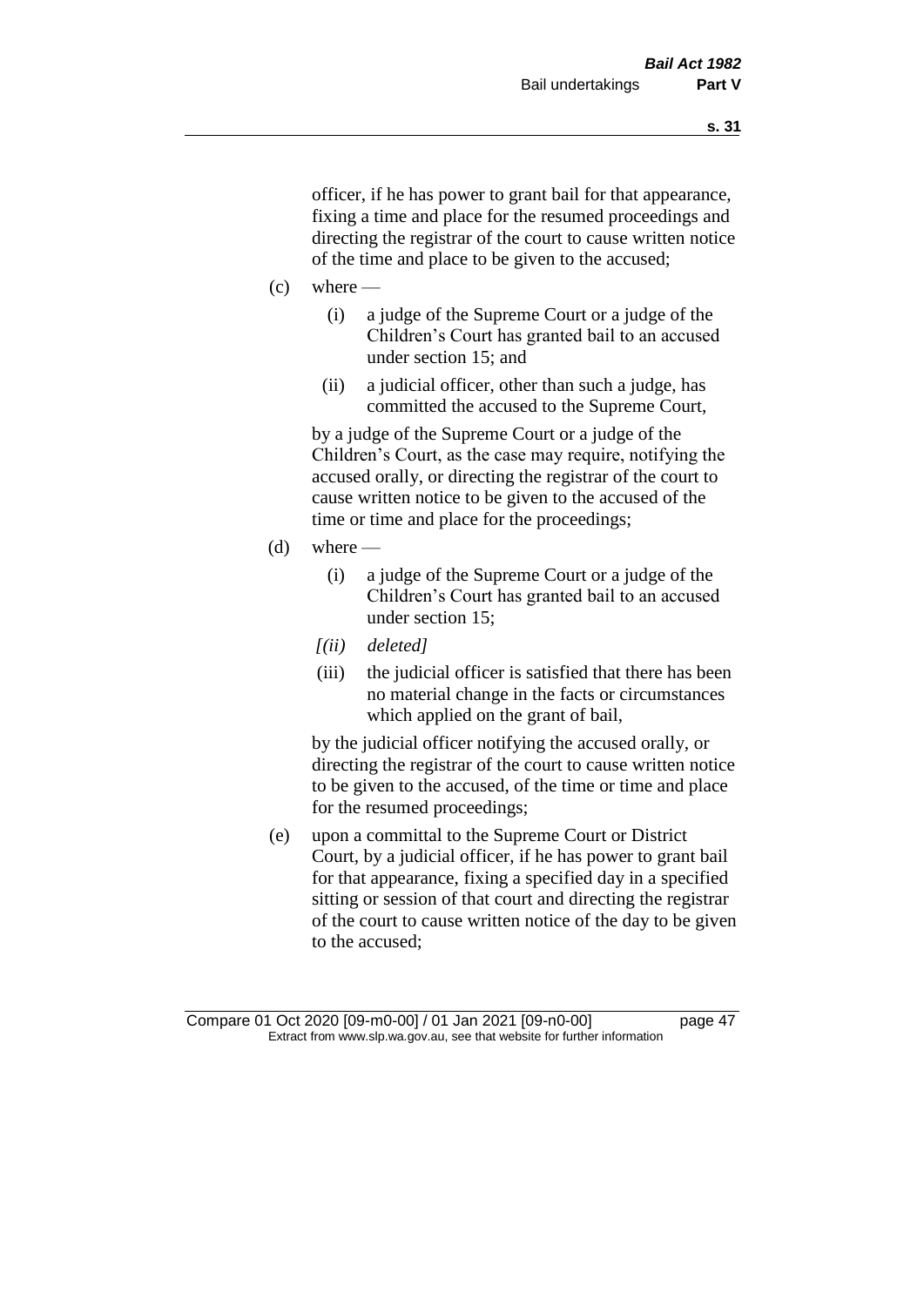officer, if he has power to grant bail for that appearance, fixing a time and place for the resumed proceedings and directing the registrar of the court to cause written notice of the time and place to be given to the accused;

(c) where —

  (i) a judge of the Supreme Court or a judge of the Children's Court has granted bail to an accused under section 15; and

  (ii) a judicial officer, other than such a judge, has committed the accused to the Supreme Court,

  by a judge of the Supreme Court or a judge of the Children's Court, as the case may require, notifying the accused orally, or directing the registrar of the court to cause written notice to be given to the accused of the time or time and place for the proceedings;

(d) where —

  (i) a judge of the Supreme Court or a judge of the Children's Court has granted bail to an accused under section 15;

  *[(ii) deleted]*

  (iii) the judicial officer is satisfied that there has been no material change in the facts or circumstances which applied on the grant of bail,

  by the judicial officer notifying the accused orally, or directing the registrar of the court to cause written notice to be given to the accused, of the time or time and place for the resumed proceedings;

(e) upon a committal to the Supreme Court or District Court, by a judicial officer, if he has power to grant bail for that appearance, fixing a specified day in a specified sitting or session of that court and directing the registrar of the court to cause written notice of the day to be given to the accused;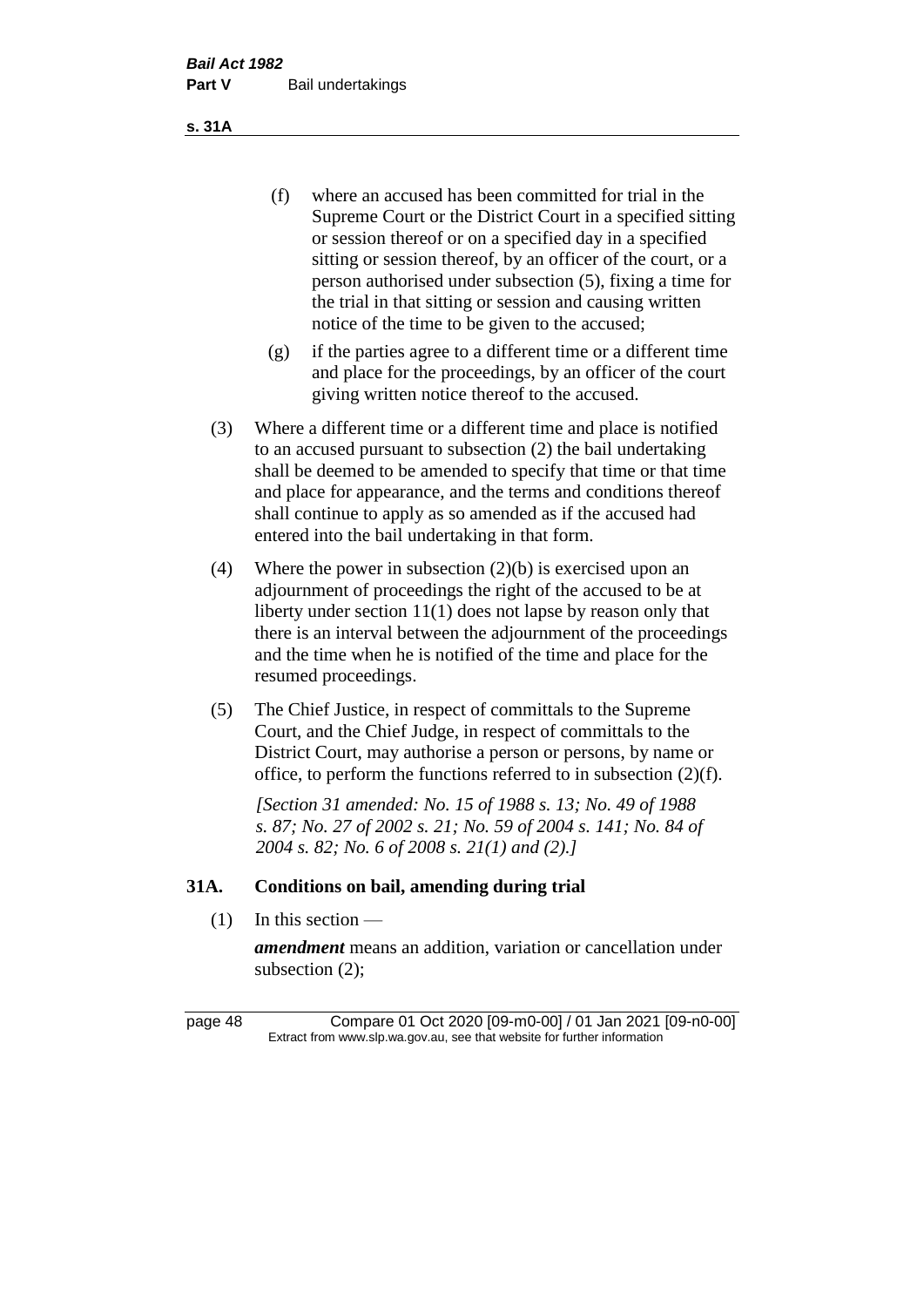(f) where an accused has been committed for trial in the Supreme Court or the District Court in a specified sitting or session thereof or on a specified day in a specified sitting or session thereof, by an officer of the court, or a person authorised under subsection (5), fixing a time for the trial in that sitting or session and causing written notice of the time to be given to the accused;

(g) if the parties agree to a different time or a different time and place for the proceedings, by an officer of the court giving written notice thereof to the accused.

(3) Where a different time or a different time and place is notified to an accused pursuant to subsection (2) the bail undertaking shall be deemed to be amended to specify that time or that time and place for appearance, and the terms and conditions thereof shall continue to apply as so amended as if the accused had entered into the bail undertaking in that form.

(4) Where the power in subsection (2)(b) is exercised upon an adjournment of proceedings the right of the accused to be at liberty under section 11(1) does not lapse by reason only that there is an interval between the adjournment of the proceedings and the time when he is notified of the time and place for the resumed proceedings.

(5) The Chief Justice, in respect of committals to the Supreme Court, and the Chief Judge, in respect of committals to the District Court, may authorise a person or persons, by name or office, to perform the functions referred to in subsection (2)(f).

*[Section 31 amended: No. 15 of 1988 s. 13; No. 49 of 1988 s. 87; No. 27 of 2002 s. 21; No. 59 of 2004 s. 141; No. 84 of 2004 s. 82; No. 6 of 2008 s. 21(1) and (2).]*

### 31A. Conditions on bail, amending during trial

(1) In this section —

***amendment*** means an addition, variation or cancellation under subsection (2);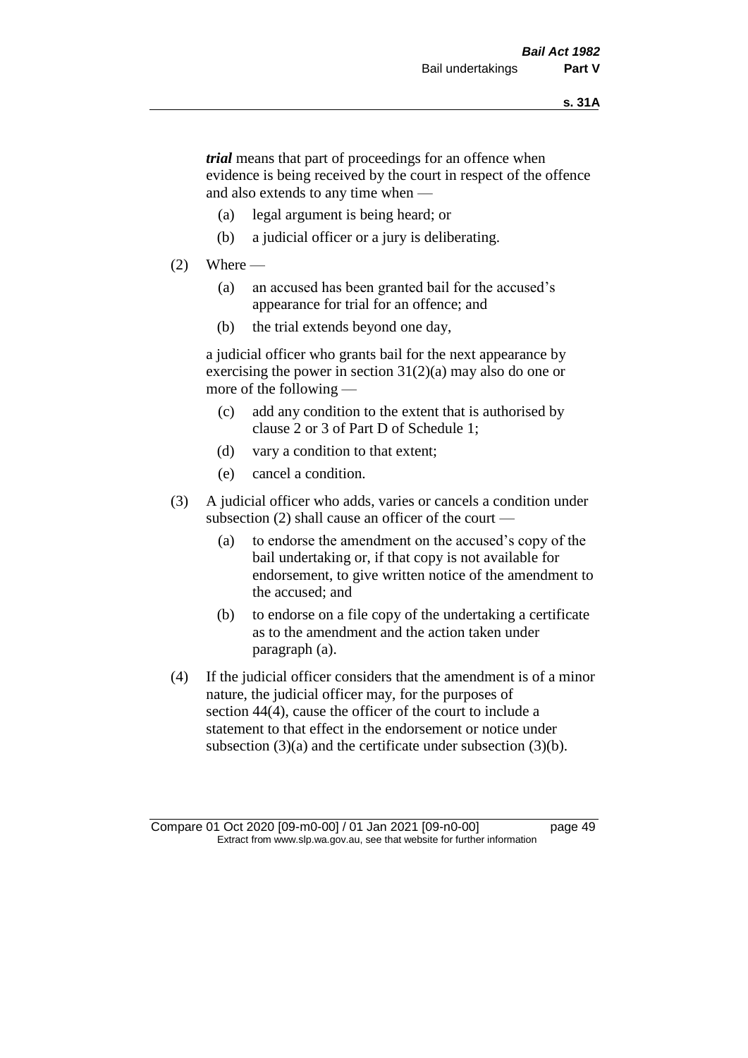***trial*** means that part of proceedings for an offence when evidence is being received by the court in respect of the offence and also extends to any time when —

(a) legal argument is being heard; or

(b) a judicial officer or a jury is deliberating.

(2) Where —

(a) an accused has been granted bail for the accused's appearance for trial for an offence; and

(b) the trial extends beyond one day,

a judicial officer who grants bail for the next appearance by exercising the power in section 31(2)(a) may also do one or more of the following —

(c) add any condition to the extent that is authorised by clause 2 or 3 of Part D of Schedule 1;

(d) vary a condition to that extent;

(e) cancel a condition.

(3) A judicial officer who adds, varies or cancels a condition under subsection (2) shall cause an officer of the court —

(a) to endorse the amendment on the accused's copy of the bail undertaking or, if that copy is not available for endorsement, to give written notice of the amendment to the accused; and

(b) to endorse on a file copy of the undertaking a certificate as to the amendment and the action taken under paragraph (a).

(4) If the judicial officer considers that the amendment is of a minor nature, the judicial officer may, for the purposes of section 44(4), cause the officer of the court to include a statement to that effect in the endorsement or notice under subsection (3)(a) and the certificate under subsection (3)(b).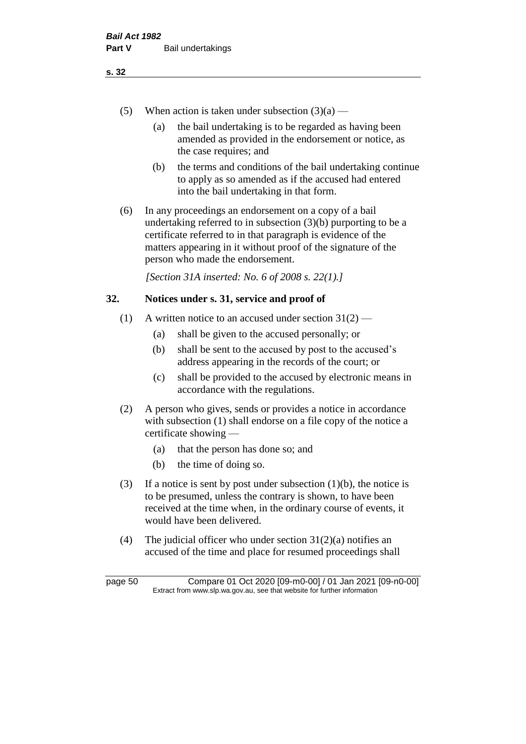(5) When action is taken under subsection (3)(a) —

(a) the bail undertaking is to be regarded as having been amended as provided in the endorsement or notice, as the case requires; and

(b) the terms and conditions of the bail undertaking continue to apply as so amended as if the accused had entered into the bail undertaking in that form.

(6) In any proceedings an endorsement on a copy of a bail undertaking referred to in subsection (3)(b) purporting to be a certificate referred to in that paragraph is evidence of the matters appearing in it without proof of the signature of the person who made the endorsement.

*[Section 31A inserted: No. 6 of 2008 s. 22(1).]*

## 32. Notices under s. 31, service and proof of

(1) A written notice to an accused under section 31(2) —

(a) shall be given to the accused personally; or

(b) shall be sent to the accused by post to the accused's address appearing in the records of the court; or

(c) shall be provided to the accused by electronic means in accordance with the regulations.

(2) A person who gives, sends or provides a notice in accordance with subsection (1) shall endorse on a file copy of the notice a certificate showing —

(a) that the person has done so; and

(b) the time of doing so.

(3) If a notice is sent by post under subsection (1)(b), the notice is to be presumed, unless the contrary is shown, to have been received at the time when, in the ordinary course of events, it would have been delivered.

(4) The judicial officer who under section 31(2)(a) notifies an accused of the time and place for resumed proceedings shall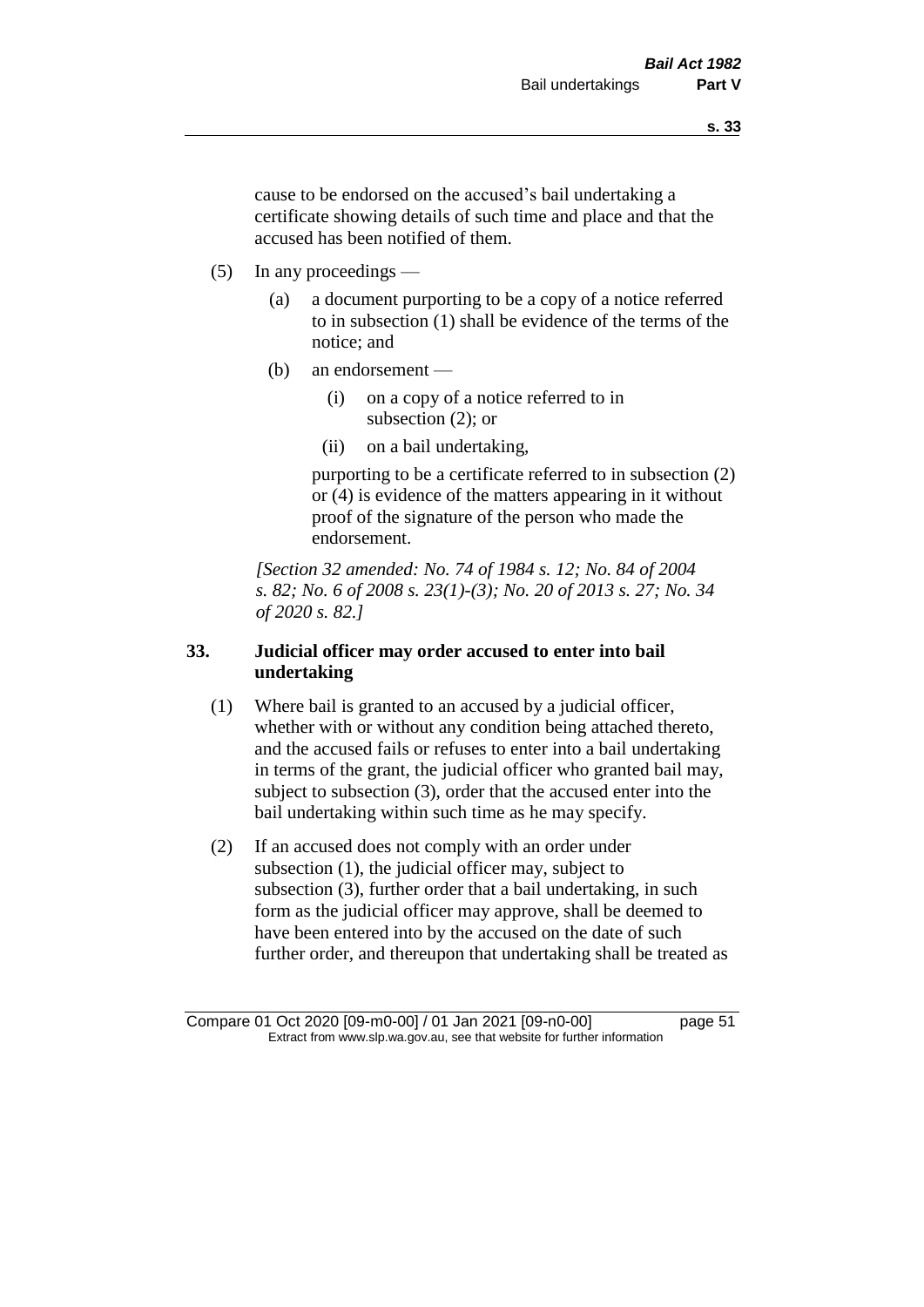cause to be endorsed on the accused's bail undertaking a certificate showing details of such time and place and that the accused has been notified of them.

(5) In any proceedings —

(a) a document purporting to be a copy of a notice referred to in subsection (1) shall be evidence of the terms of the notice; and

(b) an endorsement —

(i) on a copy of a notice referred to in subsection (2); or

(ii) on a bail undertaking,

purporting to be a certificate referred to in subsection (2) or (4) is evidence of the matters appearing in it without proof of the signature of the person who made the endorsement.

*[Section 32 amended: No. 74 of 1984 s. 12; No. 84 of 2004 s. 82; No. 6 of 2008 s. 23(1)-(3); No. 20 of 2013 s. 27; No. 34 of 2020 s. 82.]*

### 33. Judicial officer may order accused to enter into bail undertaking

(1) Where bail is granted to an accused by a judicial officer, whether with or without any condition being attached thereto, and the accused fails or refuses to enter into a bail undertaking in terms of the grant, the judicial officer who granted bail may, subject to subsection (3), order that the accused enter into the bail undertaking within such time as he may specify.

(2) If an accused does not comply with an order under subsection (1), the judicial officer may, subject to subsection (3), further order that a bail undertaking, in such form as the judicial officer may approve, shall be deemed to have been entered into by the accused on the date of such further order, and thereupon that undertaking shall be treated as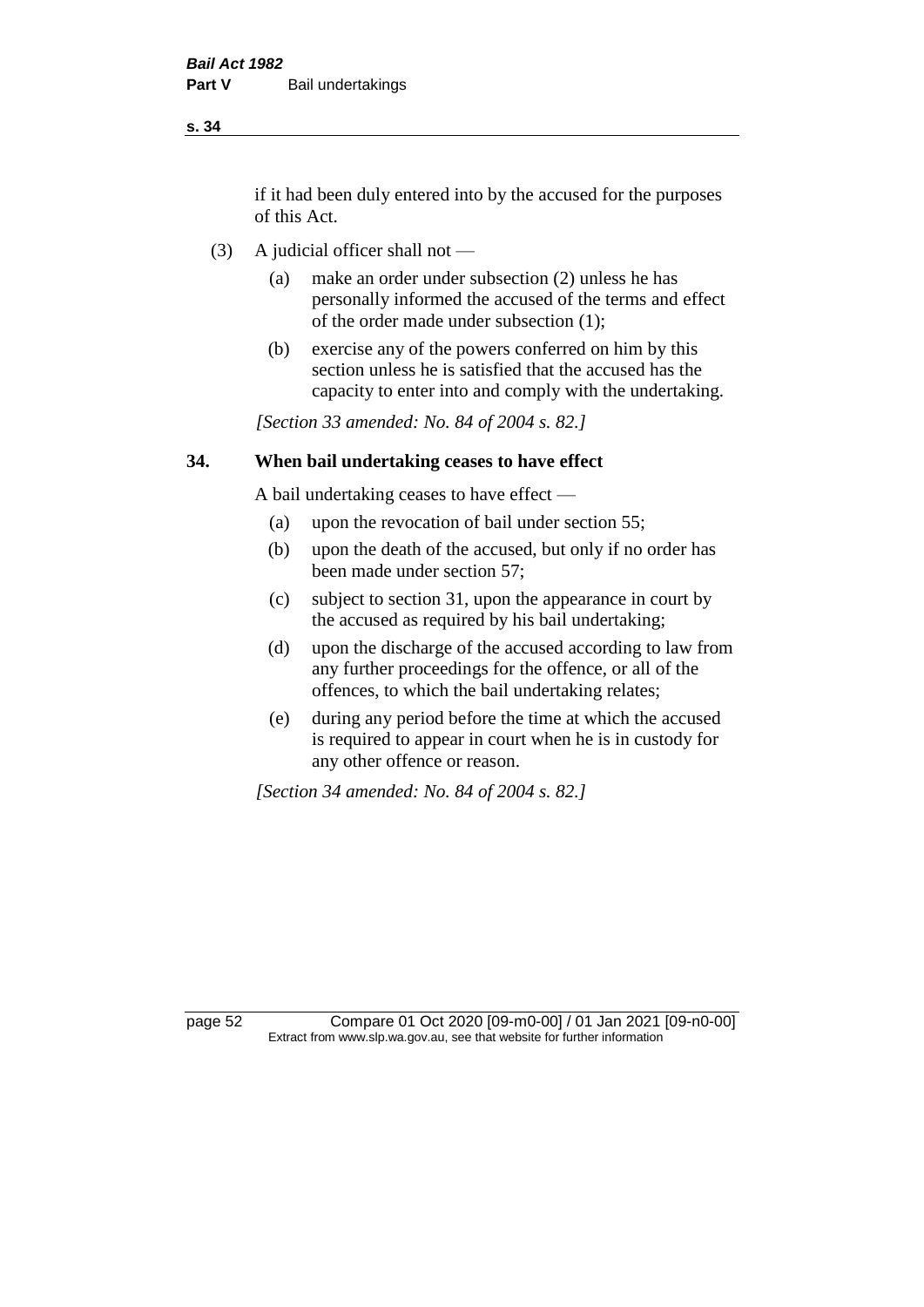if it had been duly entered into by the accused for the purposes of this Act.

(3) A judicial officer shall not —

(a) make an order under subsection (2) unless he has personally informed the accused of the terms and effect of the order made under subsection (1);

(b) exercise any of the powers conferred on him by this section unless he is satisfied that the accused has the capacity to enter into and comply with the undertaking.

*[Section 33 amended: No. 84 of 2004 s. 82.]*

## 34. When bail undertaking ceases to have effect

A bail undertaking ceases to have effect —

(a) upon the revocation of bail under section 55;

(b) upon the death of the accused, but only if no order has been made under section 57;

(c) subject to section 31, upon the appearance in court by the accused as required by his bail undertaking;

(d) upon the discharge of the accused according to law from any further proceedings for the offence, or all of the offences, to which the bail undertaking relates;

(e) during any period before the time at which the accused is required to appear in court when he is in custody for any other offence or reason.

*[Section 34 amended: No. 84 of 2004 s. 82.]*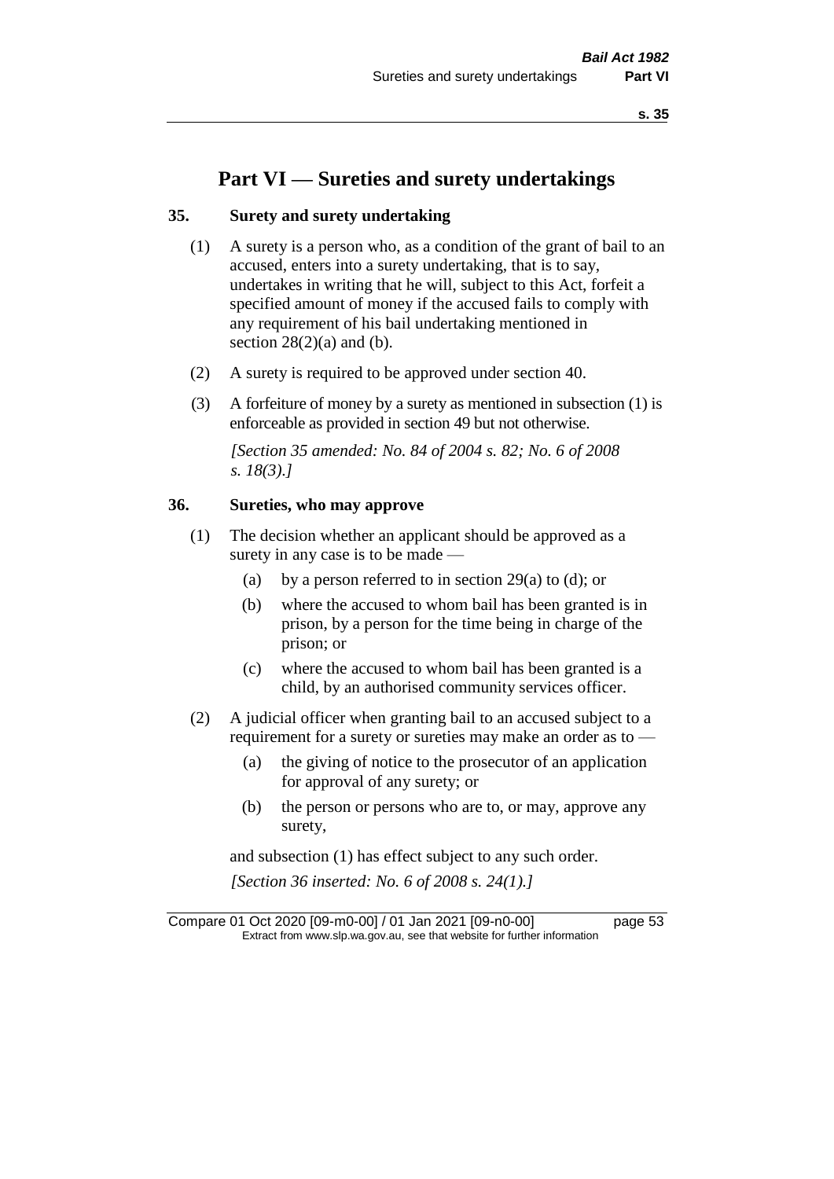# Part VI — Sureties and surety undertakings

## 35. Surety and surety undertaking

(1) A surety is a person who, as a condition of the grant of bail to an accused, enters into a surety undertaking, that is to say, undertakes in writing that he will, subject to this Act, forfeit a specified amount of money if the accused fails to comply with any requirement of his bail undertaking mentioned in section 28(2)(a) and (b).

(2) A surety is required to be approved under section 40.

(3) A forfeiture of money by a surety as mentioned in subsection (1) is enforceable as provided in section 49 but not otherwise.

*[Section 35 amended: No. 84 of 2004 s. 82; No. 6 of 2008 s. 18(3).]*

## 36. Sureties, who may approve

(1) The decision whether an applicant should be approved as a surety in any case is to be made —

- (a) by a person referred to in section 29(a) to (d); or
- (b) where the accused to whom bail has been granted is in prison, by a person for the time being in charge of the prison; or
- (c) where the accused to whom bail has been granted is a child, by an authorised community services officer.

(2) A judicial officer when granting bail to an accused subject to a requirement for a surety or sureties may make an order as to —

- (a) the giving of notice to the prosecutor of an application for approval of any surety; or
- (b) the person or persons who are to, or may, approve any surety,

and subsection (1) has effect subject to any such order.

*[Section 36 inserted: No. 6 of 2008 s. 24(1).]*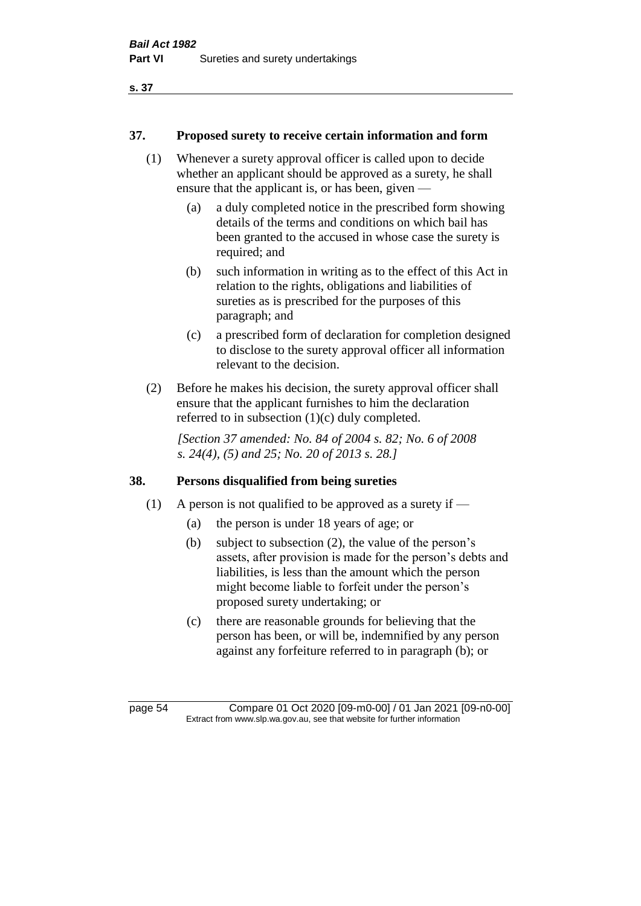## 37. Proposed surety to receive certain information and form

(1) Whenever a surety approval officer is called upon to decide whether an applicant should be approved as a surety, he shall ensure that the applicant is, or has been, given —

- (a) a duly completed notice in the prescribed form showing details of the terms and conditions on which bail has been granted to the accused in whose case the surety is required; and
- (b) such information in writing as to the effect of this Act in relation to the rights, obligations and liabilities of sureties as is prescribed for the purposes of this paragraph; and
- (c) a prescribed form of declaration for completion designed to disclose to the surety approval officer all information relevant to the decision.

(2) Before he makes his decision, the surety approval officer shall ensure that the applicant furnishes to him the declaration referred to in subsection (1)(c) duly completed.

*[Section 37 amended: No. 84 of 2004 s. 82; No. 6 of 2008 s. 24(4), (5) and 25; No. 20 of 2013 s. 28.]*

## 38. Persons disqualified from being sureties

(1) A person is not qualified to be approved as a surety if —

- (a) the person is under 18 years of age; or
- (b) subject to subsection (2), the value of the person's assets, after provision is made for the person's debts and liabilities, is less than the amount which the person might become liable to forfeit under the person's proposed surety undertaking; or
- (c) there are reasonable grounds for believing that the person has been, or will be, indemnified by any person against any forfeiture referred to in paragraph (b); or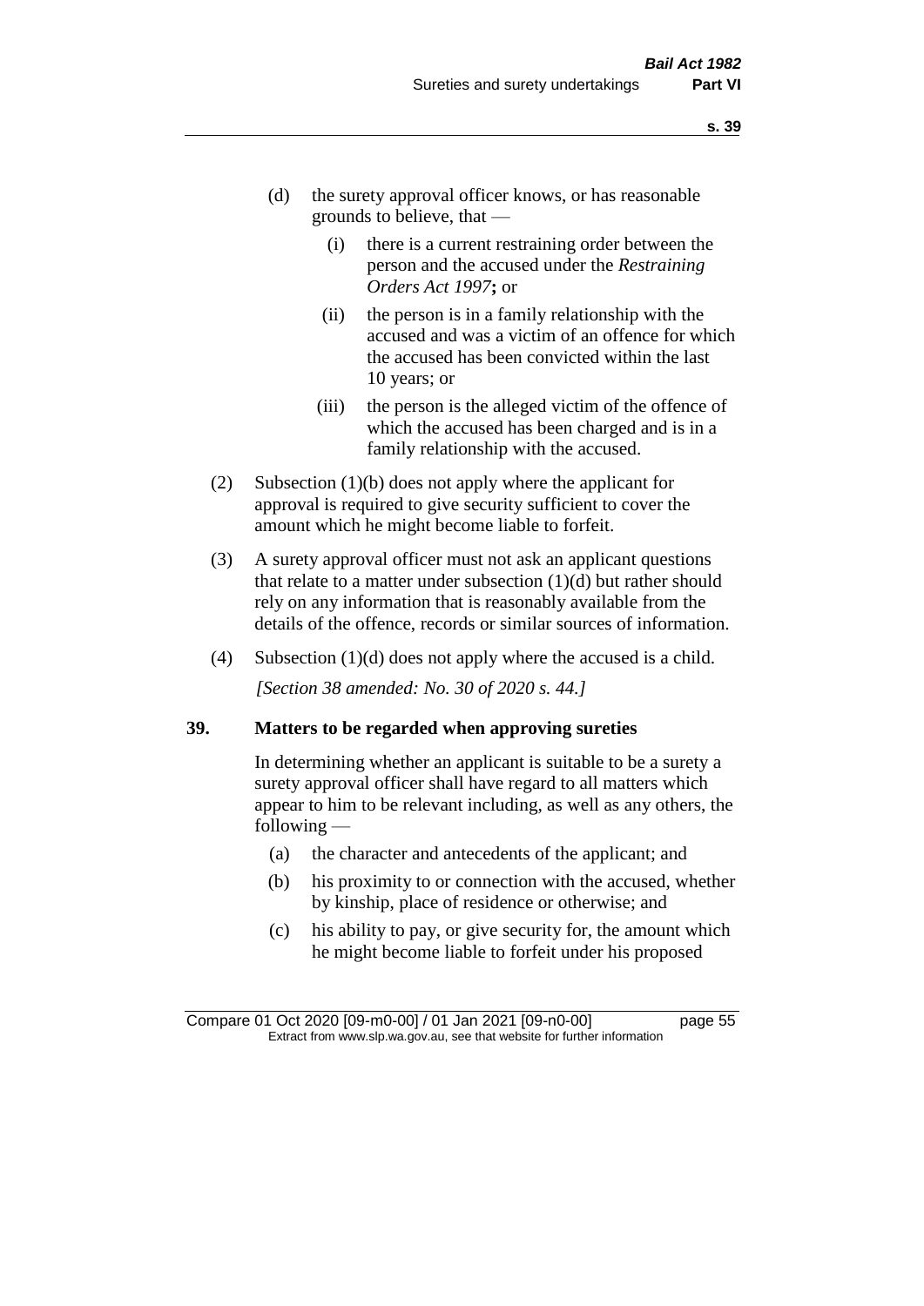(d) the surety approval officer knows, or has reasonable grounds to believe, that —

   (i) there is a current restraining order between the person and the accused under the *Restraining Orders Act 1997*; or

   (ii) the person is in a family relationship with the accused and was a victim of an offence for which the accused has been convicted within the last 10 years; or

   (iii) the person is the alleged victim of the offence of which the accused has been charged and is in a family relationship with the accused.

(2) Subsection (1)(b) does not apply where the applicant for approval is required to give security sufficient to cover the amount which he might become liable to forfeit.

(3) A surety approval officer must not ask an applicant questions that relate to a matter under subsection (1)(d) but rather should rely on any information that is reasonably available from the details of the offence, records or similar sources of information.

(4) Subsection (1)(d) does not apply where the accused is a child.

*[Section 38 amended: No. 30 of 2020 s. 44.]*

**39. Matters to be regarded when approving sureties**

In determining whether an applicant is suitable to be a surety a surety approval officer shall have regard to all matters which appear to him to be relevant including, as well as any others, the following —

(a) the character and antecedents of the applicant; and

(b) his proximity to or connection with the accused, whether by kinship, place of residence or otherwise; and

(c) his ability to pay, or give security for, the amount which he might become liable to forfeit under his proposed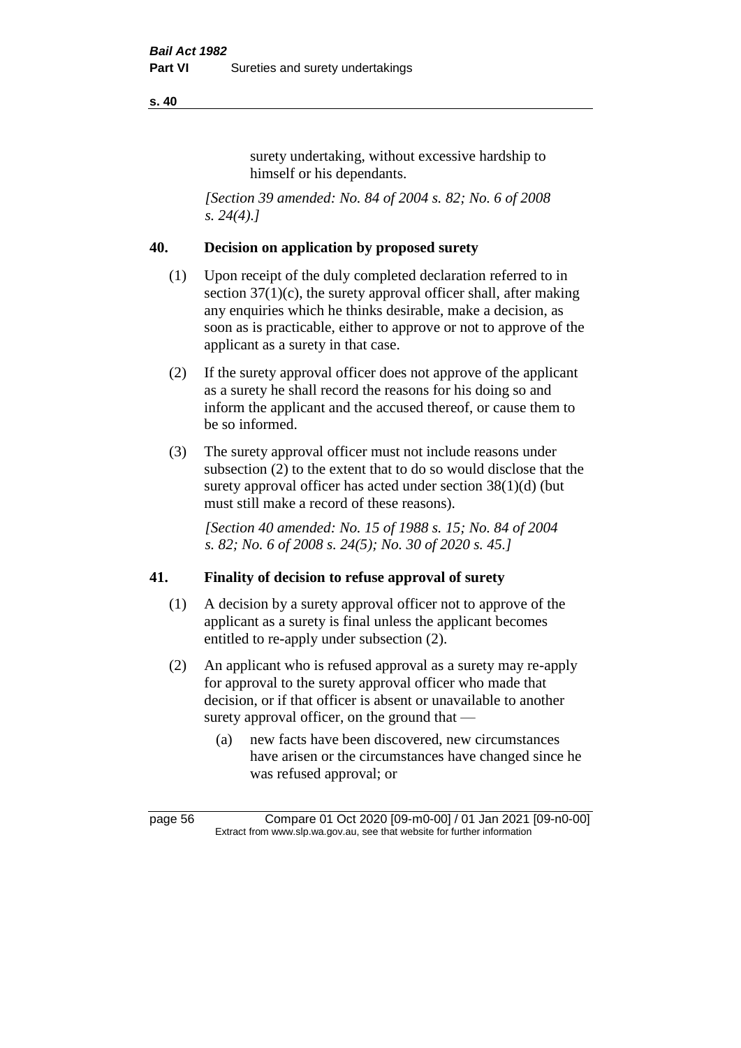surety undertaking, without excessive hardship to himself or his dependants.

*[Section 39 amended: No. 84 of 2004 s. 82; No. 6 of 2008 s. 24(4).]*

## 40. Decision on application by proposed surety

(1) Upon receipt of the duly completed declaration referred to in section 37(1)(c), the surety approval officer shall, after making any enquiries which he thinks desirable, make a decision, as soon as is practicable, either to approve or not to approve of the applicant as a surety in that case.

(2) If the surety approval officer does not approve of the applicant as a surety he shall record the reasons for his doing so and inform the applicant and the accused thereof, or cause them to be so informed.

(3) The surety approval officer must not include reasons under subsection (2) to the extent that to do so would disclose that the surety approval officer has acted under section 38(1)(d) (but must still make a record of these reasons).

*[Section 40 amended: No. 15 of 1988 s. 15; No. 84 of 2004 s. 82; No. 6 of 2008 s. 24(5); No. 30 of 2020 s. 45.]*

## 41. Finality of decision to refuse approval of surety

(1) A decision by a surety approval officer not to approve of the applicant as a surety is final unless the applicant becomes entitled to re-apply under subsection (2).

(2) An applicant who is refused approval as a surety may re-apply for approval to the surety approval officer who made that decision, or if that officer is absent or unavailable to another surety approval officer, on the ground that —

(a) new facts have been discovered, new circumstances have arisen or the circumstances have changed since he was refused approval; or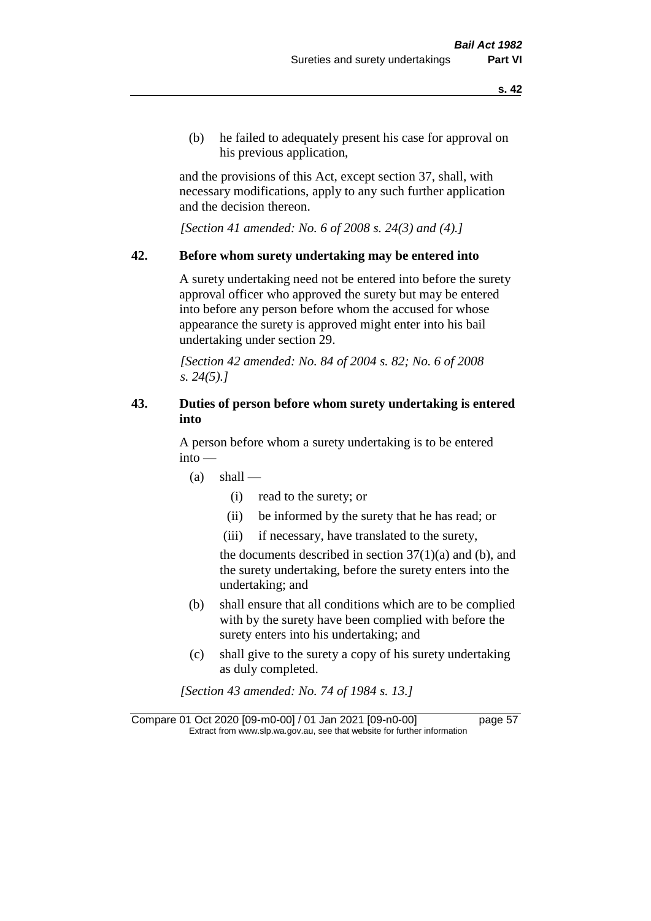(b) he failed to adequately present his case for approval on his previous application,

and the provisions of this Act, except section 37, shall, with necessary modifications, apply to any such further application and the decision thereon.

*[Section 41 amended: No. 6 of 2008 s. 24(3) and (4).]*

## 42. Before whom surety undertaking may be entered into

A surety undertaking need not be entered into before the surety approval officer who approved the surety but may be entered into before any person before whom the accused for whose appearance the surety is approved might enter into his bail undertaking under section 29.

*[Section 42 amended: No. 84 of 2004 s. 82; No. 6 of 2008 s. 24(5).]*

## 43. Duties of person before whom surety undertaking is entered into

A person before whom a surety undertaking is to be entered into —

- (a) shall —
  - (i) read to the surety; or
  - (ii) be informed by the surety that he has read; or
  - (iii) if necessary, have translated to the surety,

  the documents described in section 37(1)(a) and (b), and the surety undertaking, before the surety enters into the undertaking; and
- (b) shall ensure that all conditions which are to be complied with by the surety have been complied with before the surety enters into his undertaking; and
- (c) shall give to the surety a copy of his surety undertaking as duly completed.

*[Section 43 amended: No. 74 of 1984 s. 13.]*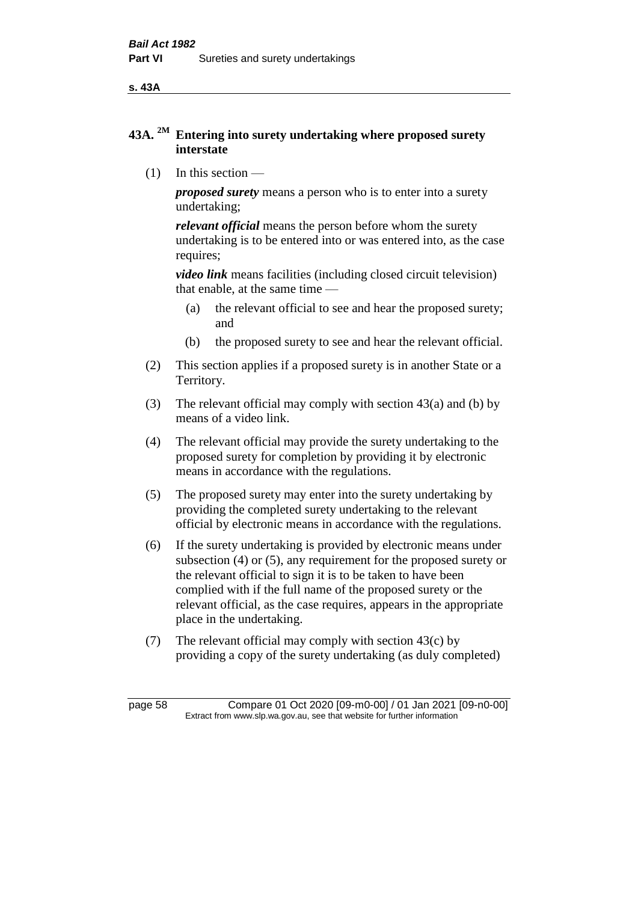## 43A. [2M] Entering into surety undertaking where proposed surety interstate

(1) In this section —

***proposed surety*** means a person who is to enter into a surety undertaking;

***relevant official*** means the person before whom the surety undertaking is to be entered into or was entered into, as the case requires;

***video link*** means facilities (including closed circuit television) that enable, at the same time —

(a) the relevant official to see and hear the proposed surety; and

(b) the proposed surety to see and hear the relevant official.

(2) This section applies if a proposed surety is in another State or a Territory.

(3) The relevant official may comply with section 43(a) and (b) by means of a video link.

(4) The relevant official may provide the surety undertaking to the proposed surety for completion by providing it by electronic means in accordance with the regulations.

(5) The proposed surety may enter into the surety undertaking by providing the completed surety undertaking to the relevant official by electronic means in accordance with the regulations.

(6) If the surety undertaking is provided by electronic means under subsection (4) or (5), any requirement for the proposed surety or the relevant official to sign it is to be taken to have been complied with if the full name of the proposed surety or the relevant official, as the case requires, appears in the appropriate place in the undertaking.

(7) The relevant official may comply with section 43(c) by providing a copy of the surety undertaking (as duly completed)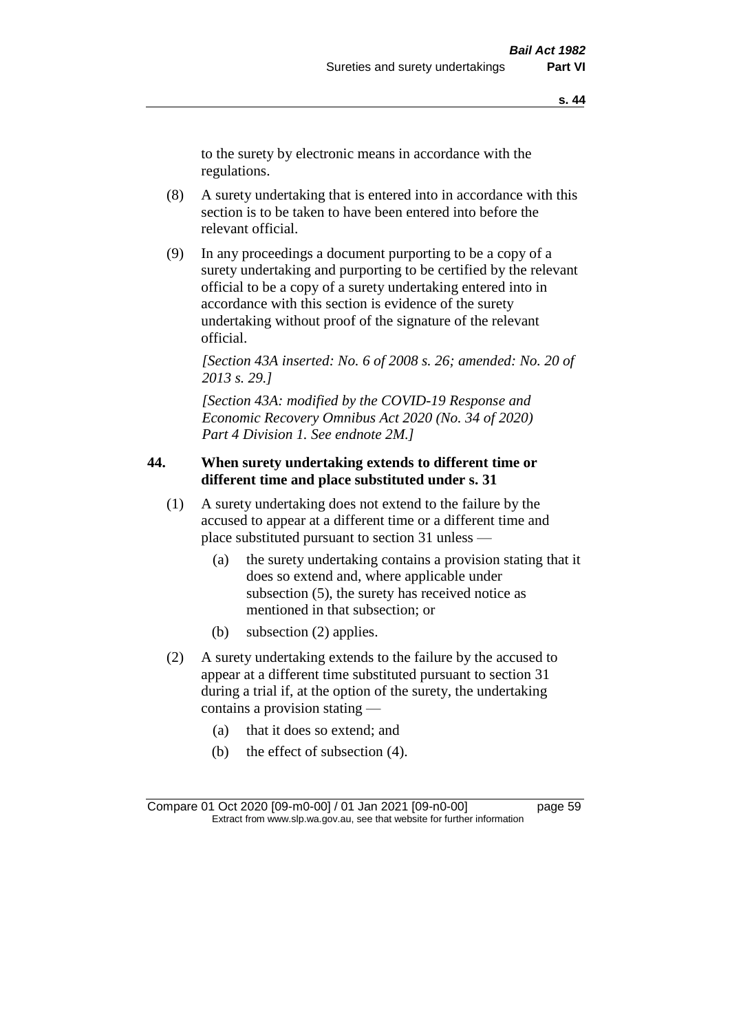to the surety by electronic means in accordance with the regulations.

(8) A surety undertaking that is entered into in accordance with this section is to be taken to have been entered into before the relevant official.

(9) In any proceedings a document purporting to be a copy of a surety undertaking and purporting to be certified by the relevant official to be a copy of a surety undertaking entered into in accordance with this section is evidence of the surety undertaking without proof of the signature of the relevant official.

*[Section 43A inserted: No. 6 of 2008 s. 26; amended: No. 20 of 2013 s. 29.]*

*[Section 43A: modified by the COVID-19 Response and Economic Recovery Omnibus Act 2020 (No. 34 of 2020) Part 4 Division 1. See endnote 2M.]*

### 44. When surety undertaking extends to different time or different time and place substituted under s. 31

(1) A surety undertaking does not extend to the failure by the accused to appear at a different time or a different time and place substituted pursuant to section 31 unless —

- (a) the surety undertaking contains a provision stating that it does so extend and, where applicable under subsection (5), the surety has received notice as mentioned in that subsection; or
- (b) subsection (2) applies.

(2) A surety undertaking extends to the failure by the accused to appear at a different time substituted pursuant to section 31 during a trial if, at the option of the surety, the undertaking contains a provision stating —

- (a) that it does so extend; and
- (b) the effect of subsection (4).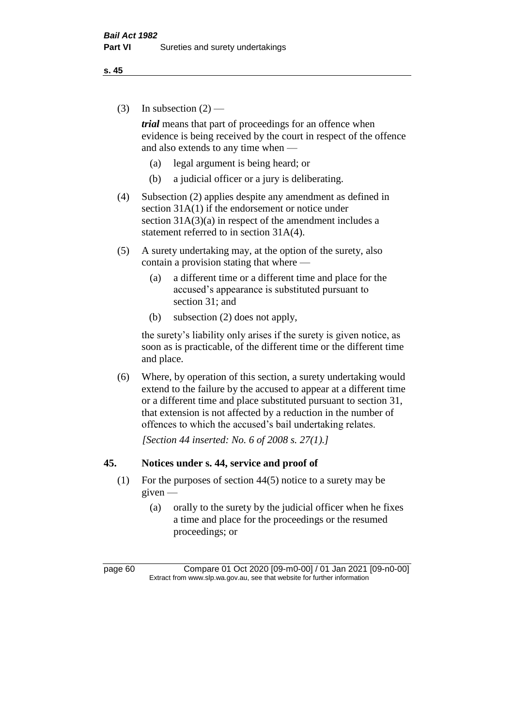(3) In subsection (2) —

*trial* means that part of proceedings for an offence when evidence is being received by the court in respect of the offence and also extends to any time when —

  (a) legal argument is being heard; or

  (b) a judicial officer or a jury is deliberating.

(4) Subsection (2) applies despite any amendment as defined in section 31A(1) if the endorsement or notice under section 31A(3)(a) in respect of the amendment includes a statement referred to in section 31A(4).

(5) A surety undertaking may, at the option of the surety, also contain a provision stating that where —

  (a) a different time or a different time and place for the accused's appearance is substituted pursuant to section 31; and

  (b) subsection (2) does not apply,

the surety's liability only arises if the surety is given notice, as soon as is practicable, of the different time or the different time and place.

(6) Where, by operation of this section, a surety undertaking would extend to the failure by the accused to appear at a different time or a different time and place substituted pursuant to section 31, that extension is not affected by a reduction in the number of offences to which the accused's bail undertaking relates.

*[Section 44 inserted: No. 6 of 2008 s. 27(1).]*

## 45. Notices under s. 44, service and proof of

(1) For the purposes of section 44(5) notice to a surety may be given —

  (a) orally to the surety by the judicial officer when he fixes a time and place for the proceedings or the resumed proceedings; or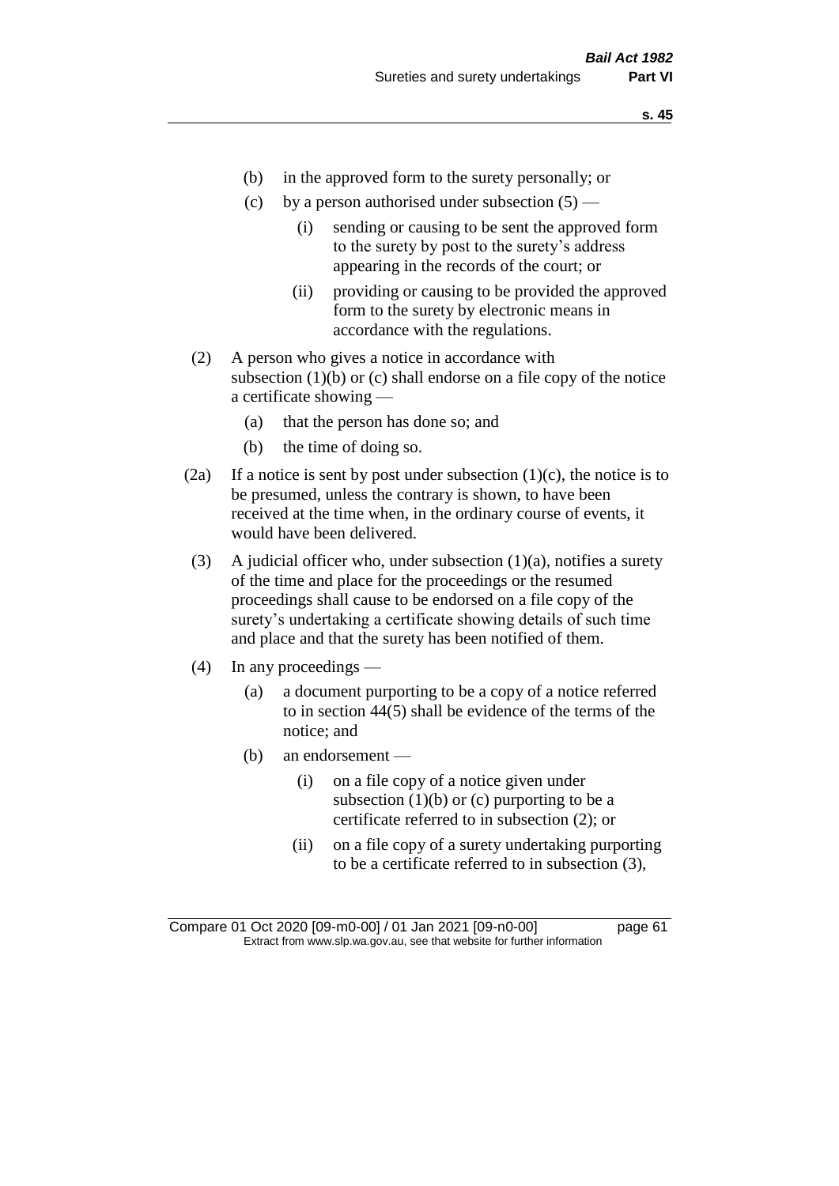(b) in the approved form to the surety personally; or

(c) by a person authorised under subsection (5) —

(i) sending or causing to be sent the approved form to the surety by post to the surety's address appearing in the records of the court; or

(ii) providing or causing to be provided the approved form to the surety by electronic means in accordance with the regulations.

(2) A person who gives a notice in accordance with subsection (1)(b) or (c) shall endorse on a file copy of the notice a certificate showing —

(a) that the person has done so; and

(b) the time of doing so.

(2a) If a notice is sent by post under subsection (1)(c), the notice is to be presumed, unless the contrary is shown, to have been received at the time when, in the ordinary course of events, it would have been delivered.

(3) A judicial officer who, under subsection (1)(a), notifies a surety of the time and place for the proceedings or the resumed proceedings shall cause to be endorsed on a file copy of the surety's undertaking a certificate showing details of such time and place and that the surety has been notified of them.

(4) In any proceedings —

(a) a document purporting to be a copy of a notice referred to in section 44(5) shall be evidence of the terms of the notice; and

(b) an endorsement —

(i) on a file copy of a notice given under subsection (1)(b) or (c) purporting to be a certificate referred to in subsection (2); or

(ii) on a file copy of a surety undertaking purporting to be a certificate referred to in subsection (3),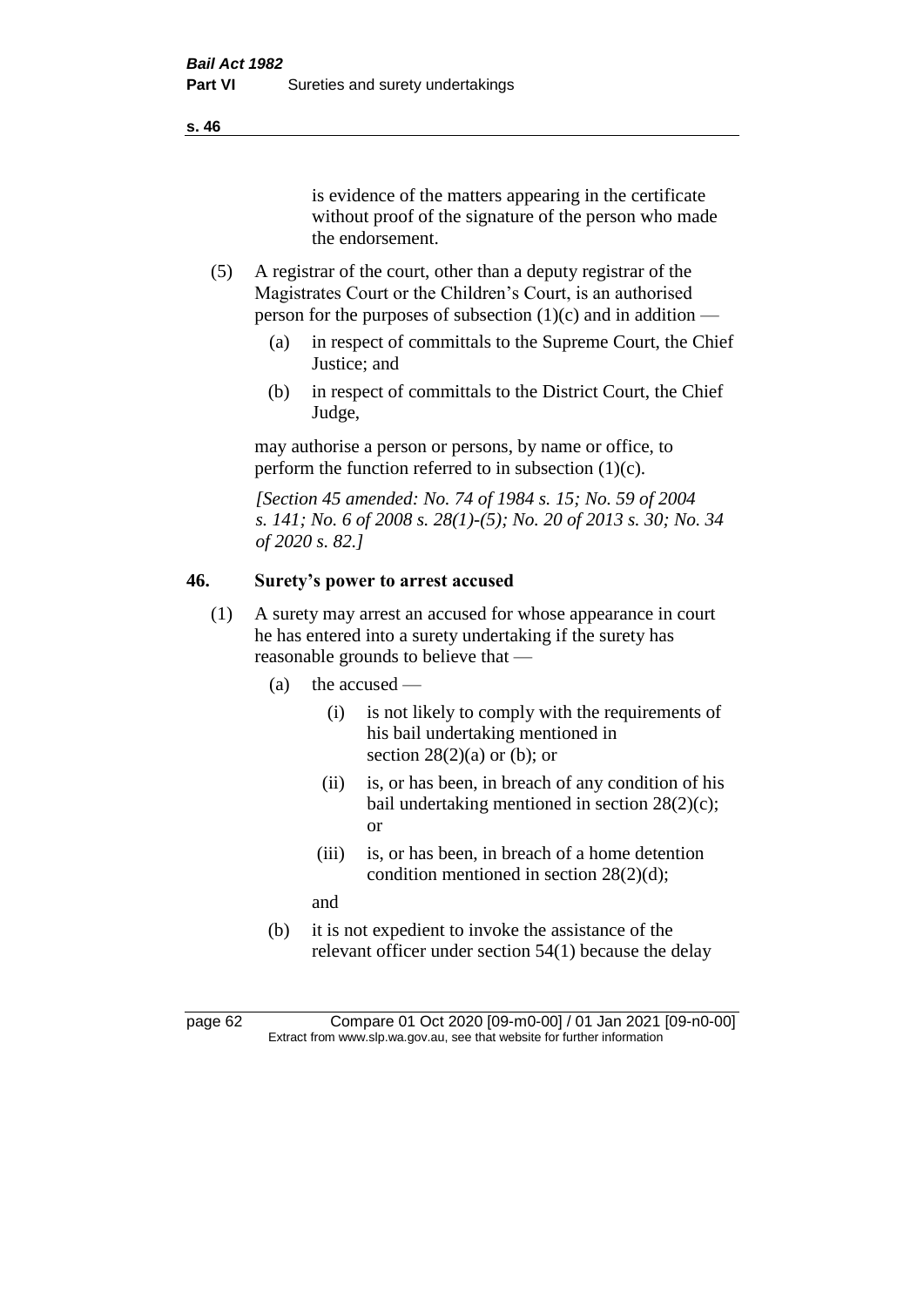is evidence of the matters appearing in the certificate without proof of the signature of the person who made the endorsement.

(5) A registrar of the court, other than a deputy registrar of the Magistrates Court or the Children's Court, is an authorised person for the purposes of subsection (1)(c) and in addition —

(a) in respect of committals to the Supreme Court, the Chief Justice; and

(b) in respect of committals to the District Court, the Chief Judge,

may authorise a person or persons, by name or office, to perform the function referred to in subsection (1)(c).

*[Section 45 amended: No. 74 of 1984 s. 15; No. 59 of 2004 s. 141; No. 6 of 2008 s. 28(1)-(5); No. 20 of 2013 s. 30; No. 34 of 2020 s. 82.]*

## 46. Surety's power to arrest accused

(1) A surety may arrest an accused for whose appearance in court he has entered into a surety undertaking if the surety has reasonable grounds to believe that —

(a) the accused —

(i) is not likely to comply with the requirements of his bail undertaking mentioned in section 28(2)(a) or (b); or

(ii) is, or has been, in breach of any condition of his bail undertaking mentioned in section 28(2)(c); or

(iii) is, or has been, in breach of a home detention condition mentioned in section 28(2)(d);

and

(b) it is not expedient to invoke the assistance of the relevant officer under section 54(1) because the delay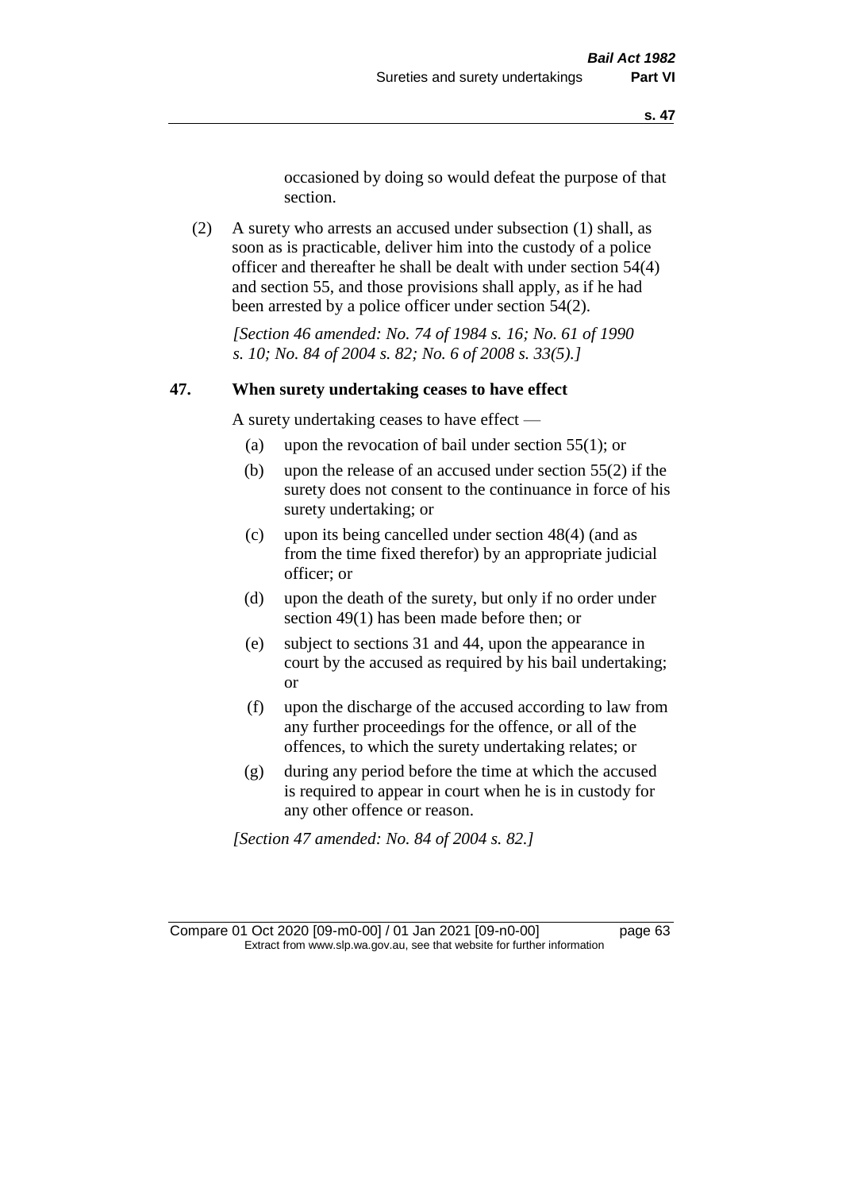occasioned by doing so would defeat the purpose of that section.

(2) A surety who arrests an accused under subsection (1) shall, as soon as is practicable, deliver him into the custody of a police officer and thereafter he shall be dealt with under section 54(4) and section 55, and those provisions shall apply, as if he had been arrested by a police officer under section 54(2).

*[Section 46 amended: No. 74 of 1984 s. 16; No. 61 of 1990 s. 10; No. 84 of 2004 s. 82; No. 6 of 2008 s. 33(5).]*

### 47. When surety undertaking ceases to have effect

A surety undertaking ceases to have effect —

(a) upon the revocation of bail under section 55(1); or

(b) upon the release of an accused under section 55(2) if the surety does not consent to the continuance in force of his surety undertaking; or

(c) upon its being cancelled under section 48(4) (and as from the time fixed therefor) by an appropriate judicial officer; or

(d) upon the death of the surety, but only if no order under section 49(1) has been made before then; or

(e) subject to sections 31 and 44, upon the appearance in court by the accused as required by his bail undertaking; or

(f) upon the discharge of the accused according to law from any further proceedings for the offence, or all of the offences, to which the surety undertaking relates; or

(g) during any period before the time at which the accused is required to appear in court when he is in custody for any other offence or reason.

*[Section 47 amended: No. 84 of 2004 s. 82.]*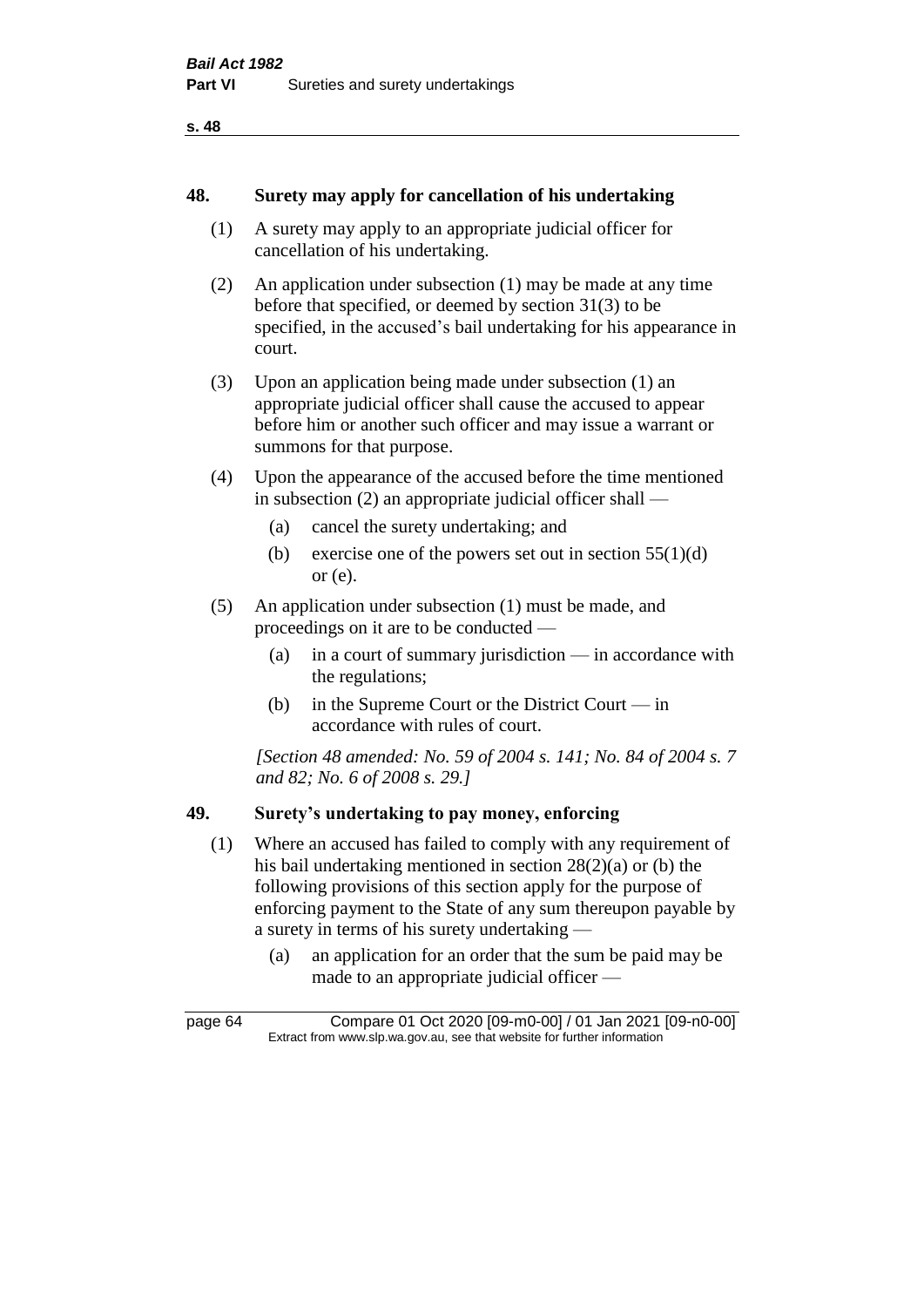## 48. Surety may apply for cancellation of his undertaking

(1) A surety may apply to an appropriate judicial officer for cancellation of his undertaking.

(2) An application under subsection (1) may be made at any time before that specified, or deemed by section 31(3) to be specified, in the accused's bail undertaking for his appearance in court.

(3) Upon an application being made under subsection (1) an appropriate judicial officer shall cause the accused to appear before him or another such officer and may issue a warrant or summons for that purpose.

(4) Upon the appearance of the accused before the time mentioned in subsection (2) an appropriate judicial officer shall —

- (a) cancel the surety undertaking; and
- (b) exercise one of the powers set out in section 55(1)(d) or (e).

(5) An application under subsection (1) must be made, and proceedings on it are to be conducted —

- (a) in a court of summary jurisdiction — in accordance with the regulations;
- (b) in the Supreme Court or the District Court — in accordance with rules of court.

*[Section 48 amended: No. 59 of 2004 s. 141; No. 84 of 2004 s. 7 and 82; No. 6 of 2008 s. 29.]*

## 49. Surety's undertaking to pay money, enforcing

(1) Where an accused has failed to comply with any requirement of his bail undertaking mentioned in section 28(2)(a) or (b) the following provisions of this section apply for the purpose of enforcing payment to the State of any sum thereupon payable by a surety in terms of his surety undertaking —

- (a) an application for an order that the sum be paid may be made to an appropriate judicial officer —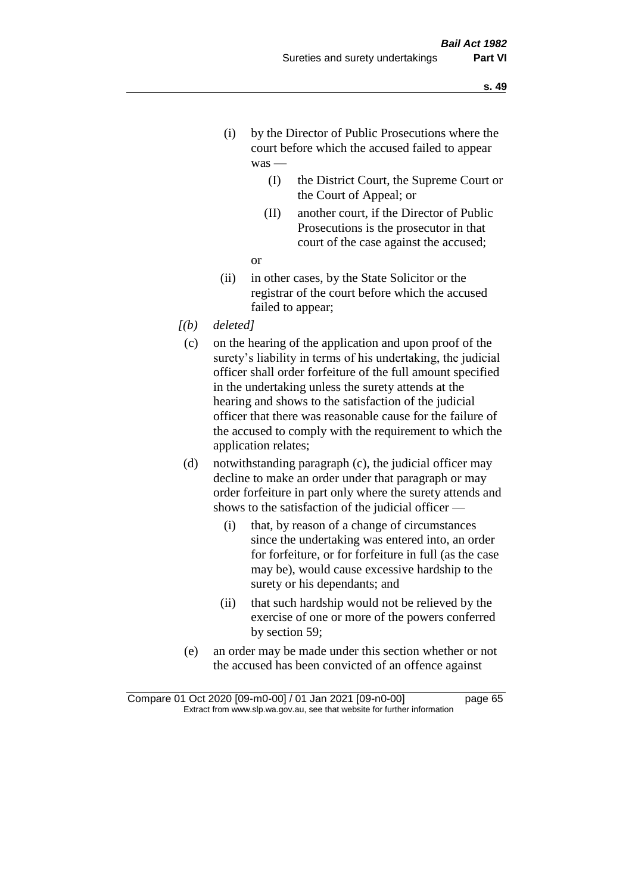(i) by the Director of Public Prosecutions where the court before which the accused failed to appear was —

(I) the District Court, the Supreme Court or the Court of Appeal; or

(II) another court, if the Director of Public Prosecutions is the prosecutor in that court of the case against the accused;

or

(ii) in other cases, by the State Solicitor or the registrar of the court before which the accused failed to appear;

*[(b) deleted]*

(c) on the hearing of the application and upon proof of the surety's liability in terms of his undertaking, the judicial officer shall order forfeiture of the full amount specified in the undertaking unless the surety attends at the hearing and shows to the satisfaction of the judicial officer that there was reasonable cause for the failure of the accused to comply with the requirement to which the application relates;

(d) notwithstanding paragraph (c), the judicial officer may decline to make an order under that paragraph or may order forfeiture in part only where the surety attends and shows to the satisfaction of the judicial officer —

(i) that, by reason of a change of circumstances since the undertaking was entered into, an order for forfeiture, or for forfeiture in full (as the case may be), would cause excessive hardship to the surety or his dependants; and

(ii) that such hardship would not be relieved by the exercise of one or more of the powers conferred by section 59;

(e) an order may be made under this section whether or not the accused has been convicted of an offence against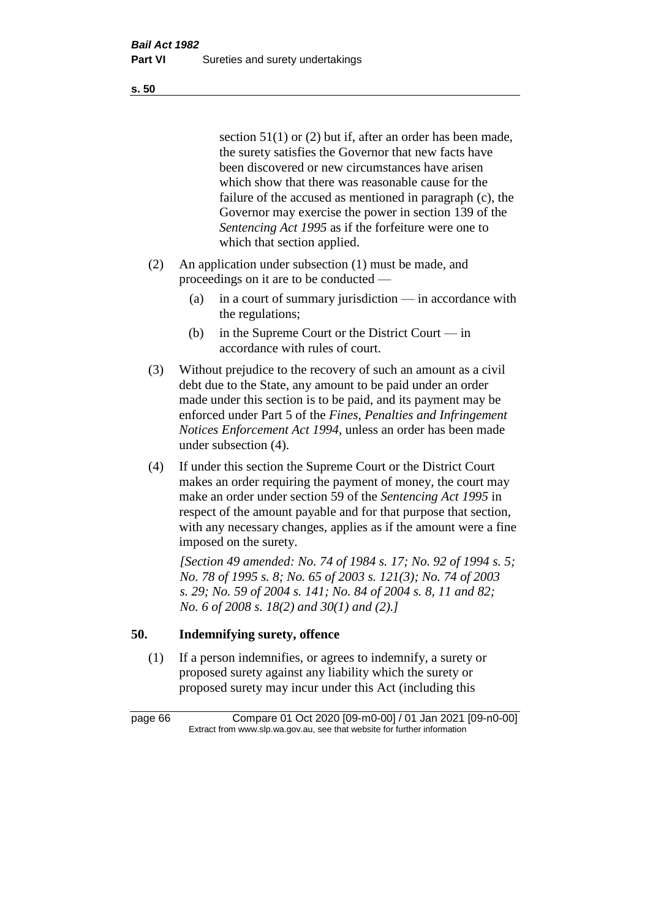section 51(1) or (2) but if, after an order has been made, the surety satisfies the Governor that new facts have been discovered or new circumstances have arisen which show that there was reasonable cause for the failure of the accused as mentioned in paragraph (c), the Governor may exercise the power in section 139 of the *Sentencing Act 1995* as if the forfeiture were one to which that section applied.

(2) An application under subsection (1) must be made, and proceedings on it are to be conducted —

(a) in a court of summary jurisdiction — in accordance with the regulations;

(b) in the Supreme Court or the District Court — in accordance with rules of court.

(3) Without prejudice to the recovery of such an amount as a civil debt due to the State, any amount to be paid under an order made under this section is to be paid, and its payment may be enforced under Part 5 of the *Fines, Penalties and Infringement Notices Enforcement Act 1994*, unless an order has been made under subsection (4).

(4) If under this section the Supreme Court or the District Court makes an order requiring the payment of money, the court may make an order under section 59 of the *Sentencing Act 1995* in respect of the amount payable and for that purpose that section, with any necessary changes, applies as if the amount were a fine imposed on the surety.

*[Section 49 amended: No. 74 of 1984 s. 17; No. 92 of 1994 s. 5; No. 78 of 1995 s. 8; No. 65 of 2003 s. 121(3); No. 74 of 2003 s. 29; No. 59 of 2004 s. 141; No. 84 of 2004 s. 8, 11 and 82; No. 6 of 2008 s. 18(2) and 30(1) and (2).]*

## 50. Indemnifying surety, offence

(1) If a person indemnifies, or agrees to indemnify, a surety or proposed surety against any liability which the surety or proposed surety may incur under this Act (including this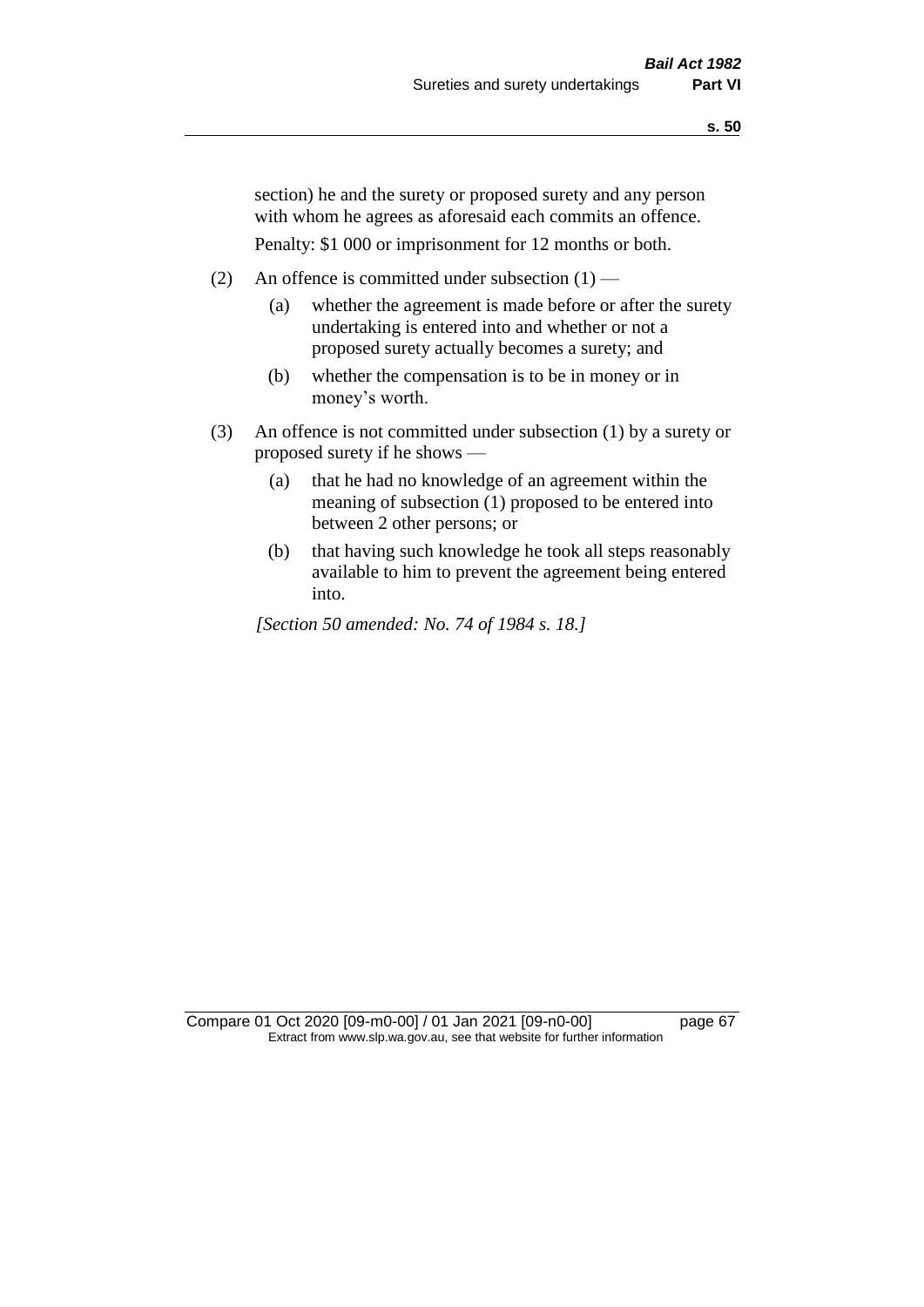section) he and the surety or proposed surety and any person with whom he agrees as aforesaid each commits an offence.

Penalty: $1 000 or imprisonment for 12 months or both.

(2) An offence is committed under subsection (1) —

(a) whether the agreement is made before or after the surety undertaking is entered into and whether or not a proposed surety actually becomes a surety; and

(b) whether the compensation is to be in money or in money's worth.

(3) An offence is not committed under subsection (1) by a surety or proposed surety if he shows —

(a) that he had no knowledge of an agreement within the meaning of subsection (1) proposed to be entered into between 2 other persons; or

(b) that having such knowledge he took all steps reasonably available to him to prevent the agreement being entered into.

*[Section 50 amended: No. 74 of 1984 s. 18.]*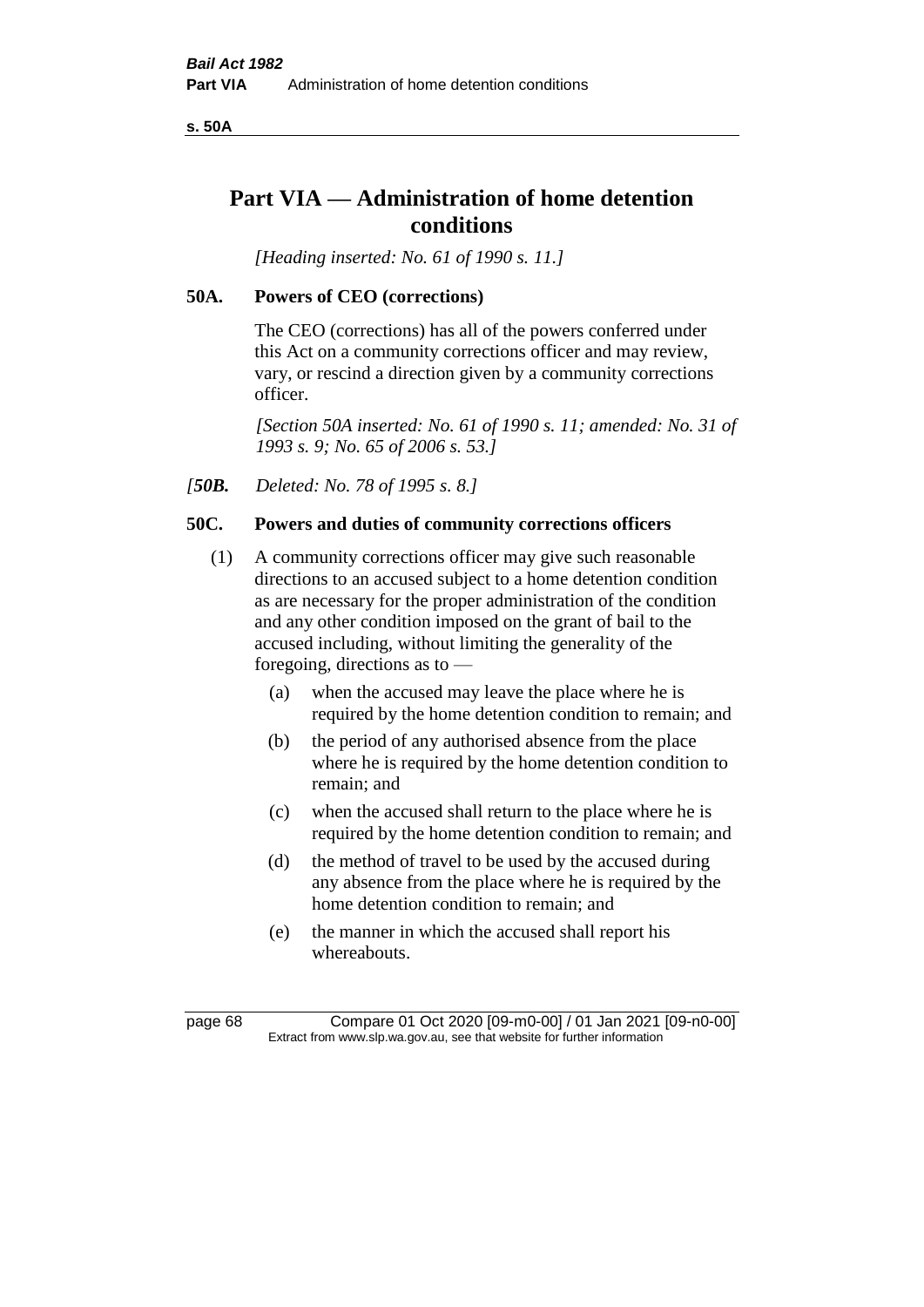# Part VIA — Administration of home detention conditions

*[Heading inserted: No. 61 of 1990 s. 11.]*

## 50A. Powers of CEO (corrections)

The CEO (corrections) has all of the powers conferred under this Act on a community corrections officer and may review, vary, or rescind a direction given by a community corrections officer.

*[Section 50A inserted: No. 61 of 1990 s. 11; amended: No. 31 of 1993 s. 9; No. 65 of 2006 s. 53.]*

*[**50B.** Deleted: No. 78 of 1995 s. 8.]*

## 50C. Powers and duties of community corrections officers

(1) A community corrections officer may give such reasonable directions to an accused subject to a home detention condition as are necessary for the proper administration of the condition and any other condition imposed on the grant of bail to the accused including, without limiting the generality of the foregoing, directions as to —

- (a) when the accused may leave the place where he is required by the home detention condition to remain; and
- (b) the period of any authorised absence from the place where he is required by the home detention condition to remain; and
- (c) when the accused shall return to the place where he is required by the home detention condition to remain; and
- (d) the method of travel to be used by the accused during any absence from the place where he is required by the home detention condition to remain; and
- (e) the manner in which the accused shall report his whereabouts.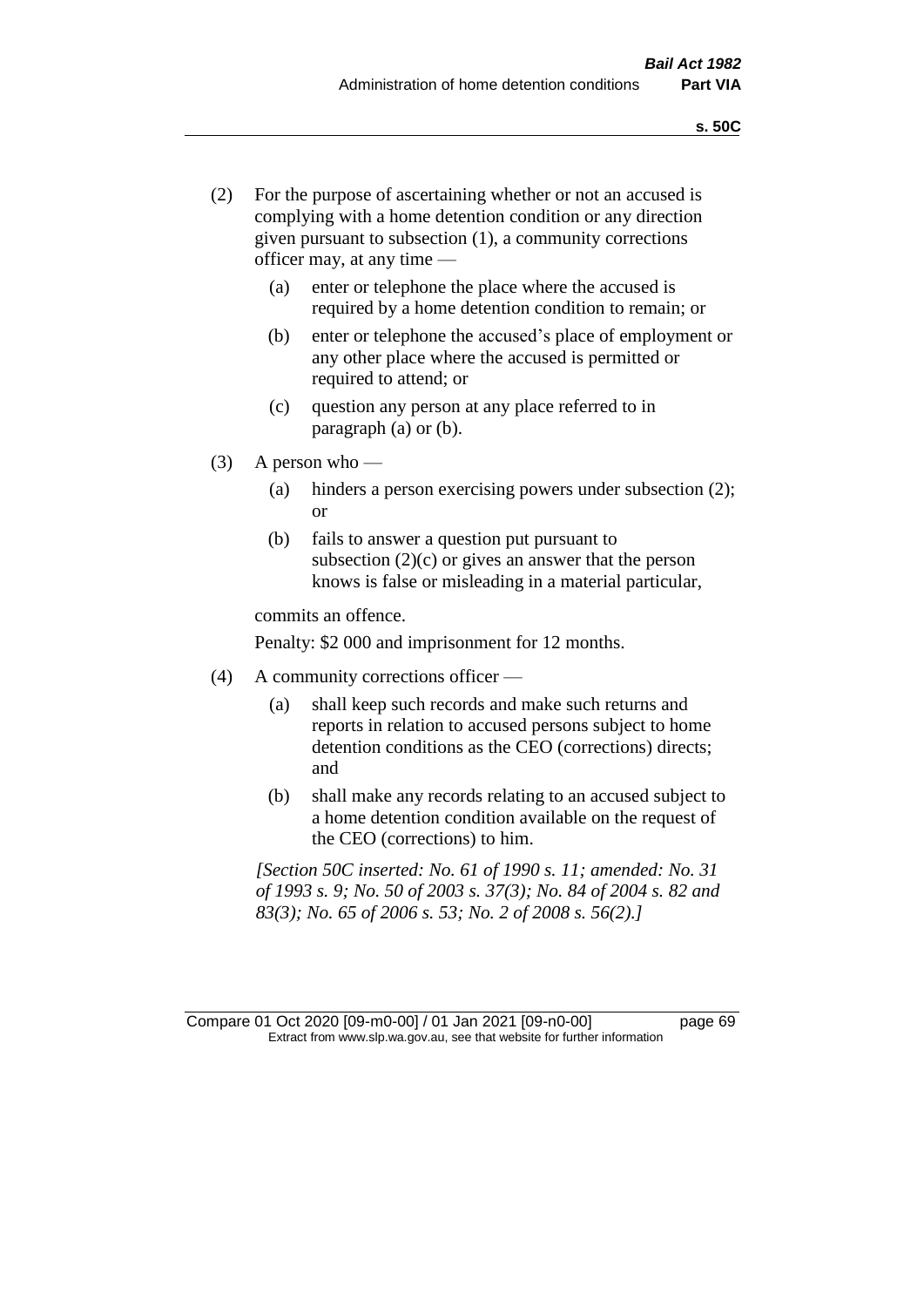(2) For the purpose of ascertaining whether or not an accused is complying with a home detention condition or any direction given pursuant to subsection (1), a community corrections officer may, at any time —

  (a) enter or telephone the place where the accused is required by a home detention condition to remain; or

  (b) enter or telephone the accused's place of employment or any other place where the accused is permitted or required to attend; or

  (c) question any person at any place referred to in paragraph (a) or (b).

(3) A person who —

  (a) hinders a person exercising powers under subsection (2); or

  (b) fails to answer a question put pursuant to subsection (2)(c) or gives an answer that the person knows is false or misleading in a material particular,

commits an offence.

Penalty: $2 000 and imprisonment for 12 months.

(4) A community corrections officer —

  (a) shall keep such records and make such returns and reports in relation to accused persons subject to home detention conditions as the CEO (corrections) directs; and

  (b) shall make any records relating to an accused subject to a home detention condition available on the request of the CEO (corrections) to him.

*[Section 50C inserted: No. 61 of 1990 s. 11; amended: No. 31 of 1993 s. 9; No. 50 of 2003 s. 37(3); No. 84 of 2004 s. 82 and 83(3); No. 65 of 2006 s. 53; No. 2 of 2008 s. 56(2).]*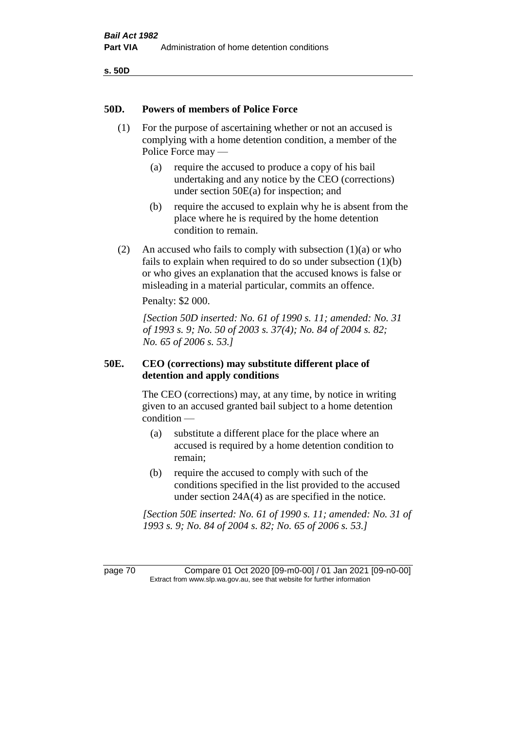## 50D. Powers of members of Police Force

(1) For the purpose of ascertaining whether or not an accused is complying with a home detention condition, a member of the Police Force may —

(a) require the accused to produce a copy of his bail undertaking and any notice by the CEO (corrections) under section 50E(a) for inspection; and

(b) require the accused to explain why he is absent from the place where he is required by the home detention condition to remain.

(2) An accused who fails to comply with subsection (1)(a) or who fails to explain when required to do so under subsection (1)(b) or who gives an explanation that the accused knows is false or misleading in a material particular, commits an offence.

Penalty: $2 000.

*[Section 50D inserted: No. 61 of 1990 s. 11; amended: No. 31 of 1993 s. 9; No. 50 of 2003 s. 37(4); No. 84 of 2004 s. 82; No. 65 of 2006 s. 53.]*

## 50E. CEO (corrections) may substitute different place of detention and apply conditions

The CEO (corrections) may, at any time, by notice in writing given to an accused granted bail subject to a home detention condition —

(a) substitute a different place for the place where an accused is required by a home detention condition to remain;

(b) require the accused to comply with such of the conditions specified in the list provided to the accused under section 24A(4) as are specified in the notice.

*[Section 50E inserted: No. 61 of 1990 s. 11; amended: No. 31 of 1993 s. 9; No. 84 of 2004 s. 82; No. 65 of 2006 s. 53.]*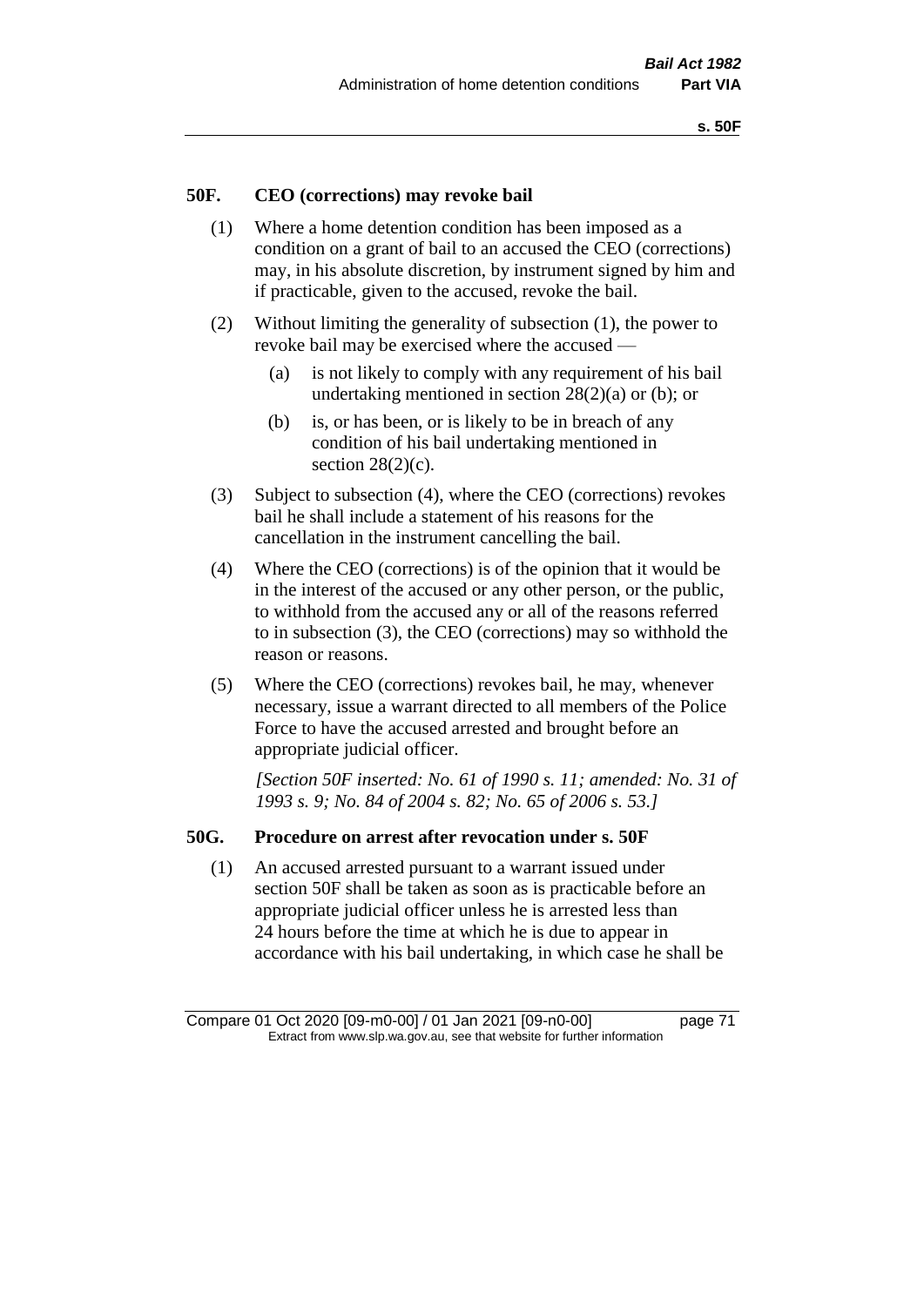## 50F. CEO (corrections) may revoke bail

(1) Where a home detention condition has been imposed as a condition on a grant of bail to an accused the CEO (corrections) may, in his absolute discretion, by instrument signed by him and if practicable, given to the accused, revoke the bail.

(2) Without limiting the generality of subsection (1), the power to revoke bail may be exercised where the accused —

(a) is not likely to comply with any requirement of his bail undertaking mentioned in section 28(2)(a) or (b); or

(b) is, or has been, or is likely to be in breach of any condition of his bail undertaking mentioned in section 28(2)(c).

(3) Subject to subsection (4), where the CEO (corrections) revokes bail he shall include a statement of his reasons for the cancellation in the instrument cancelling the bail.

(4) Where the CEO (corrections) is of the opinion that it would be in the interest of the accused or any other person, or the public, to withhold from the accused any or all of the reasons referred to in subsection (3), the CEO (corrections) may so withhold the reason or reasons.

(5) Where the CEO (corrections) revokes bail, he may, whenever necessary, issue a warrant directed to all members of the Police Force to have the accused arrested and brought before an appropriate judicial officer.

*[Section 50F inserted: No. 61 of 1990 s. 11; amended: No. 31 of 1993 s. 9; No. 84 of 2004 s. 82; No. 65 of 2006 s. 53.]*

## 50G. Procedure on arrest after revocation under s. 50F

(1) An accused arrested pursuant to a warrant issued under section 50F shall be taken as soon as is practicable before an appropriate judicial officer unless he is arrested less than 24 hours before the time at which he is due to appear in accordance with his bail undertaking, in which case he shall be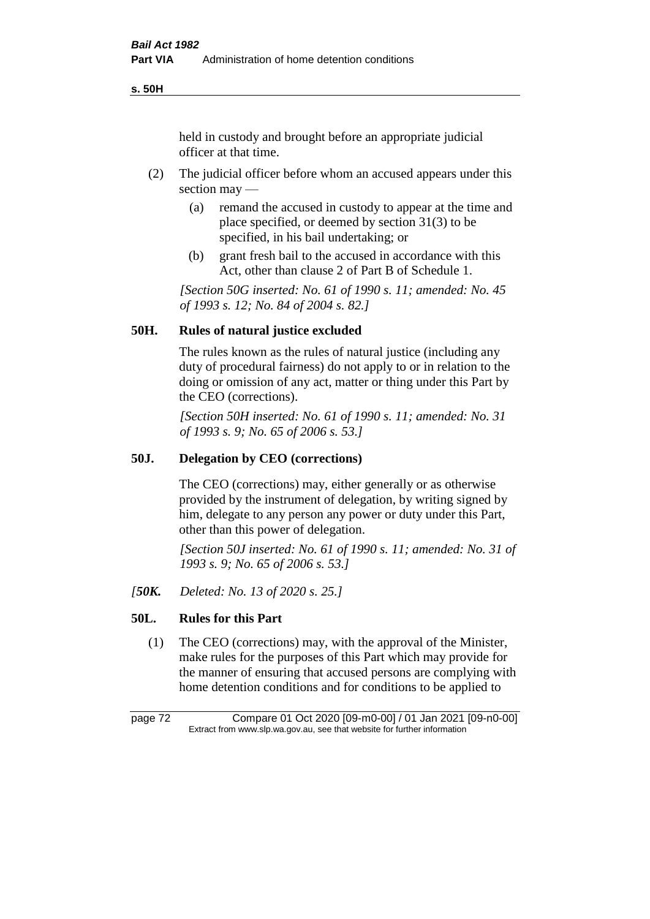held in custody and brought before an appropriate judicial officer at that time.

(2) The judicial officer before whom an accused appears under this section may —

(a) remand the accused in custody to appear at the time and place specified, or deemed by section 31(3) to be specified, in his bail undertaking; or

(b) grant fresh bail to the accused in accordance with this Act, other than clause 2 of Part B of Schedule 1.

*[Section 50G inserted: No. 61 of 1990 s. 11; amended: No. 45 of 1993 s. 12; No. 84 of 2004 s. 82.]*

### 50H. Rules of natural justice excluded

The rules known as the rules of natural justice (including any duty of procedural fairness) do not apply to or in relation to the doing or omission of any act, matter or thing under this Part by the CEO (corrections).

*[Section 50H inserted: No. 61 of 1990 s. 11; amended: No. 31 of 1993 s. 9; No. 65 of 2006 s. 53.]*

### 50J. Delegation by CEO (corrections)

The CEO (corrections) may, either generally or as otherwise provided by the instrument of delegation, by writing signed by him, delegate to any person any power or duty under this Part, other than this power of delegation.

*[Section 50J inserted: No. 61 of 1990 s. 11; amended: No. 31 of 1993 s. 9; No. 65 of 2006 s. 53.]*

*[**50K.** Deleted: No. 13 of 2020 s. 25.]*

### 50L. Rules for this Part

(1) The CEO (corrections) may, with the approval of the Minister, make rules for the purposes of this Part which may provide for the manner of ensuring that accused persons are complying with home detention conditions and for conditions to be applied to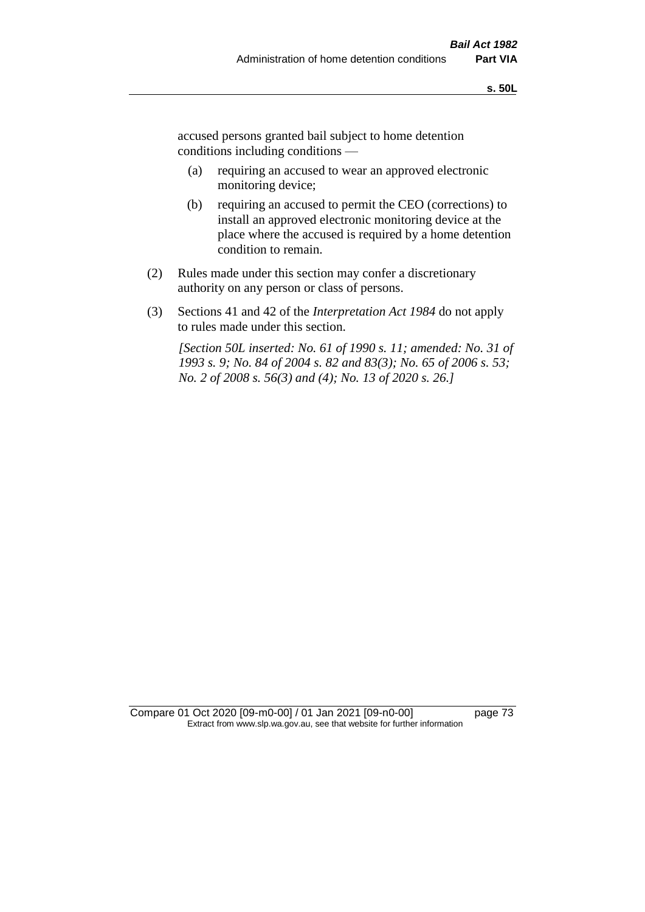accused persons granted bail subject to home detention conditions including conditions —

(a) requiring an accused to wear an approved electronic monitoring device;

(b) requiring an accused to permit the CEO (corrections) to install an approved electronic monitoring device at the place where the accused is required by a home detention condition to remain.

(2) Rules made under this section may confer a discretionary authority on any person or class of persons.

(3) Sections 41 and 42 of the *Interpretation Act 1984* do not apply to rules made under this section.

*[Section 50L inserted: No. 61 of 1990 s. 11; amended: No. 31 of 1993 s. 9; No. 84 of 2004 s. 82 and 83(3); No. 65 of 2006 s. 53; No. 2 of 2008 s. 56(3) and (4); No. 13 of 2020 s. 26.]*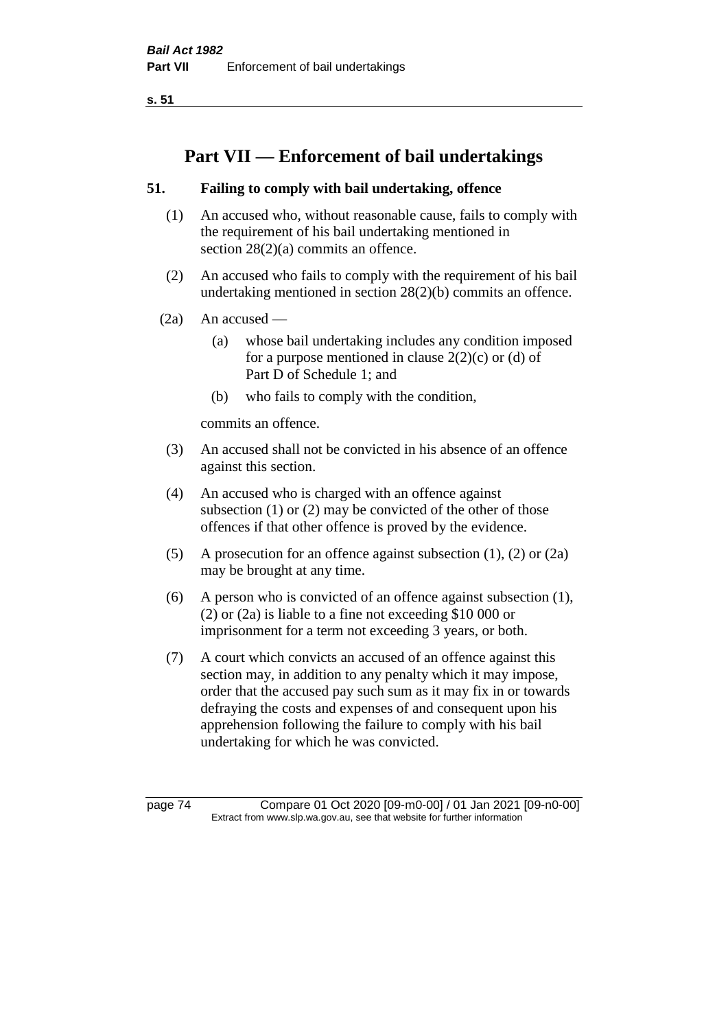# Part VII — Enforcement of bail undertakings

### 51. Failing to comply with bail undertaking, offence

(1) An accused who, without reasonable cause, fails to comply with the requirement of his bail undertaking mentioned in section 28(2)(a) commits an offence.

(2) An accused who fails to comply with the requirement of his bail undertaking mentioned in section 28(2)(b) commits an offence.

(2a) An accused —

(a) whose bail undertaking includes any condition imposed for a purpose mentioned in clause 2(2)(c) or (d) of Part D of Schedule 1; and

(b) who fails to comply with the condition,

commits an offence.

(3) An accused shall not be convicted in his absence of an offence against this section.

(4) An accused who is charged with an offence against subsection (1) or (2) may be convicted of the other of those offences if that other offence is proved by the evidence.

(5) A prosecution for an offence against subsection (1), (2) or (2a) may be brought at any time.

(6) A person who is convicted of an offence against subsection (1), (2) or (2a) is liable to a fine not exceeding $10 000 or imprisonment for a term not exceeding 3 years, or both.

(7) A court which convicts an accused of an offence against this section may, in addition to any penalty which it may impose, order that the accused pay such sum as it may fix in or towards defraying the costs and expenses of and consequent upon his apprehension following the failure to comply with his bail undertaking for which he was convicted.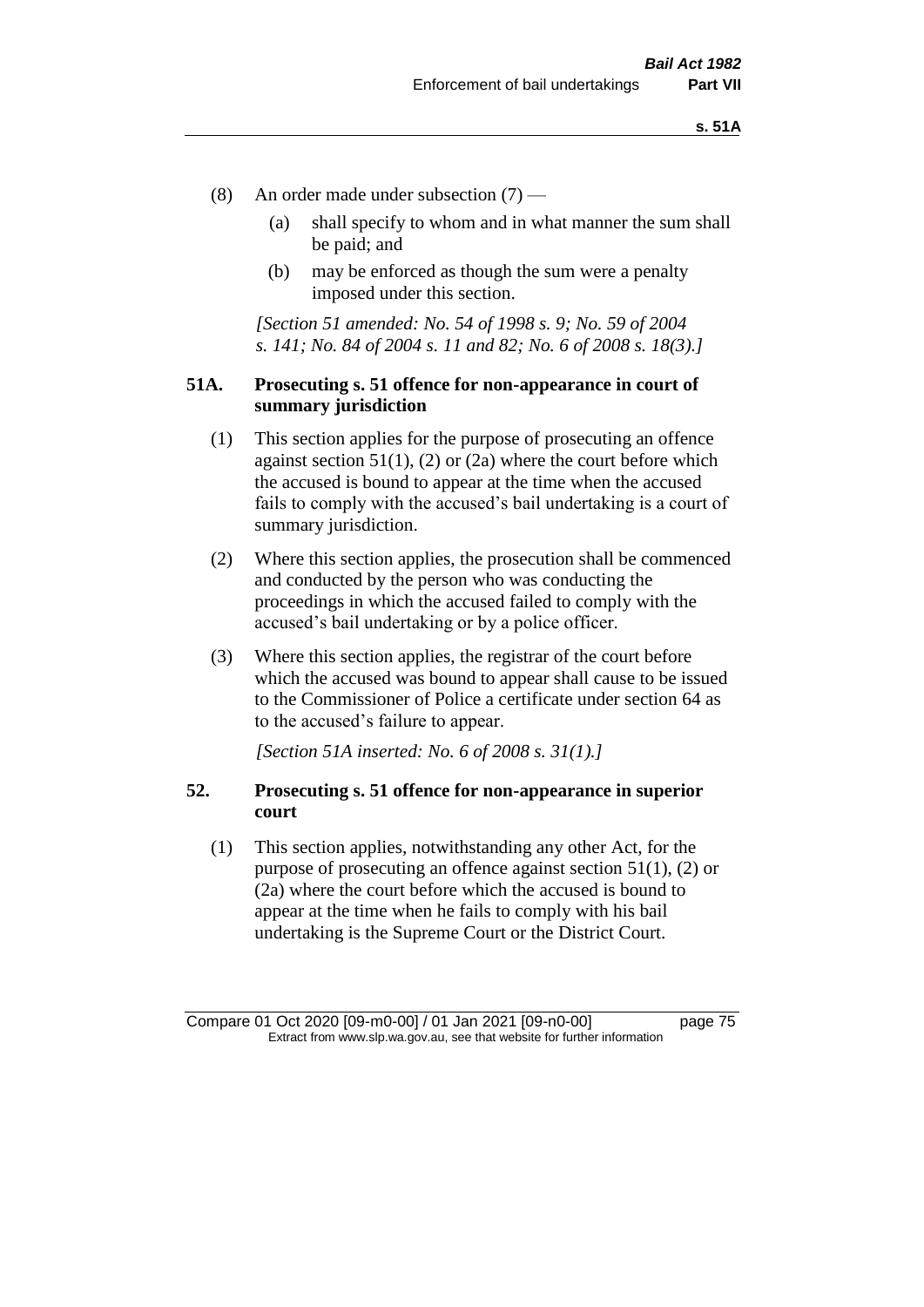(8) An order made under subsection (7) —

 (a) shall specify to whom and in what manner the sum shall be paid; and

 (b) may be enforced as though the sum were a penalty imposed under this section.

*[Section 51 amended: No. 54 of 1998 s. 9; No. 59 of 2004 s. 141; No. 84 of 2004 s. 11 and 82; No. 6 of 2008 s. 18(3).]*

### 51A. Prosecuting s. 51 offence for non-appearance in court of summary jurisdiction

(1) This section applies for the purpose of prosecuting an offence against section 51(1), (2) or (2a) where the court before which the accused is bound to appear at the time when the accused fails to comply with the accused's bail undertaking is a court of summary jurisdiction.

(2) Where this section applies, the prosecution shall be commenced and conducted by the person who was conducting the proceedings in which the accused failed to comply with the accused's bail undertaking or by a police officer.

(3) Where this section applies, the registrar of the court before which the accused was bound to appear shall cause to be issued to the Commissioner of Police a certificate under section 64 as to the accused's failure to appear.

*[Section 51A inserted: No. 6 of 2008 s. 31(1).]*

### 52. Prosecuting s. 51 offence for non-appearance in superior court

(1) This section applies, notwithstanding any other Act, for the purpose of prosecuting an offence against section 51(1), (2) or (2a) where the court before which the accused is bound to appear at the time when he fails to comply with his bail undertaking is the Supreme Court or the District Court.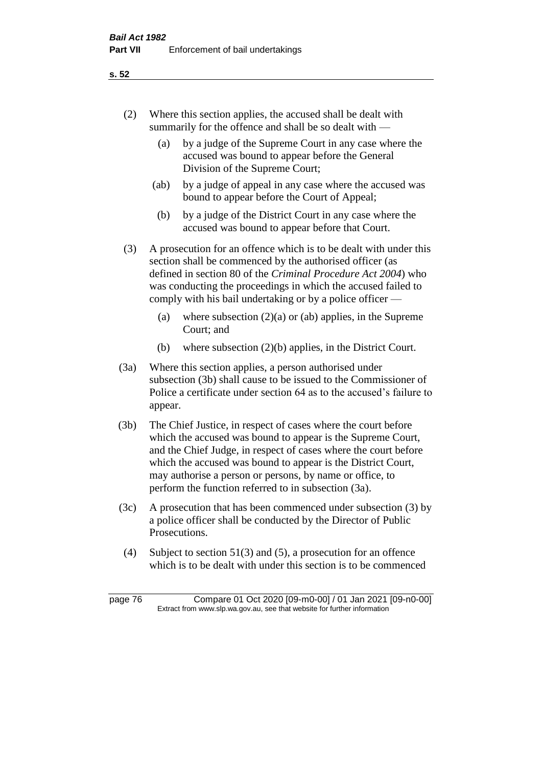(2) Where this section applies, the accused shall be dealt with summarily for the offence and shall be so dealt with —

  (a) by a judge of the Supreme Court in any case where the accused was bound to appear before the General Division of the Supreme Court;

  (ab) by a judge of appeal in any case where the accused was bound to appear before the Court of Appeal;

  (b) by a judge of the District Court in any case where the accused was bound to appear before that Court.

(3) A prosecution for an offence which is to be dealt with under this section shall be commenced by the authorised officer (as defined in section 80 of the *Criminal Procedure Act 2004*) who was conducting the proceedings in which the accused failed to comply with his bail undertaking or by a police officer —

  (a) where subsection (2)(a) or (ab) applies, in the Supreme Court; and

  (b) where subsection (2)(b) applies, in the District Court.

(3a) Where this section applies, a person authorised under subsection (3b) shall cause to be issued to the Commissioner of Police a certificate under section 64 as to the accused's failure to appear.

(3b) The Chief Justice, in respect of cases where the court before which the accused was bound to appear is the Supreme Court, and the Chief Judge, in respect of cases where the court before which the accused was bound to appear is the District Court, may authorise a person or persons, by name or office, to perform the function referred to in subsection (3a).

(3c) A prosecution that has been commenced under subsection (3) by a police officer shall be conducted by the Director of Public Prosecutions.

(4) Subject to section 51(3) and (5), a prosecution for an offence which is to be dealt with under this section is to be commenced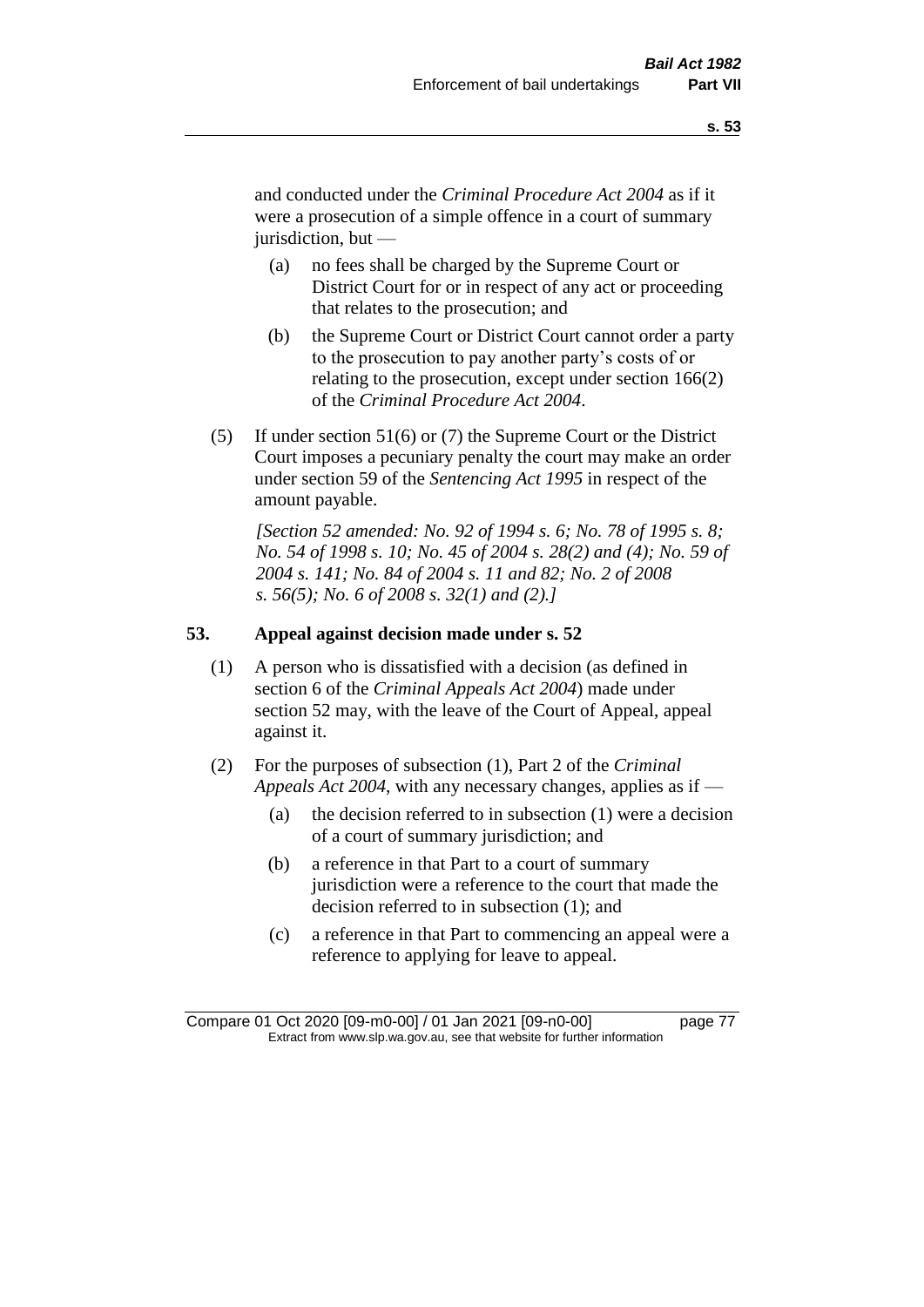and conducted under the *Criminal Procedure Act 2004* as if it were a prosecution of a simple offence in a court of summary jurisdiction, but —

(a) no fees shall be charged by the Supreme Court or District Court for or in respect of any act or proceeding that relates to the prosecution; and

(b) the Supreme Court or District Court cannot order a party to the prosecution to pay another party's costs of or relating to the prosecution, except under section 166(2) of the *Criminal Procedure Act 2004*.

(5) If under section 51(6) or (7) the Supreme Court or the District Court imposes a pecuniary penalty the court may make an order under section 59 of the *Sentencing Act 1995* in respect of the amount payable.

*[Section 52 amended: No. 92 of 1994 s. 6; No. 78 of 1995 s. 8; No. 54 of 1998 s. 10; No. 45 of 2004 s. 28(2) and (4); No. 59 of 2004 s. 141; No. 84 of 2004 s. 11 and 82; No. 2 of 2008 s. 56(5); No. 6 of 2008 s. 32(1) and (2).]*

**53. Appeal against decision made under s. 52**

(1) A person who is dissatisfied with a decision (as defined in section 6 of the *Criminal Appeals Act 2004*) made under section 52 may, with the leave of the Court of Appeal, appeal against it.

(2) For the purposes of subsection (1), Part 2 of the *Criminal Appeals Act 2004*, with any necessary changes, applies as if —

(a) the decision referred to in subsection (1) were a decision of a court of summary jurisdiction; and

(b) a reference in that Part to a court of summary jurisdiction were a reference to the court that made the decision referred to in subsection (1); and

(c) a reference in that Part to commencing an appeal were a reference to applying for leave to appeal.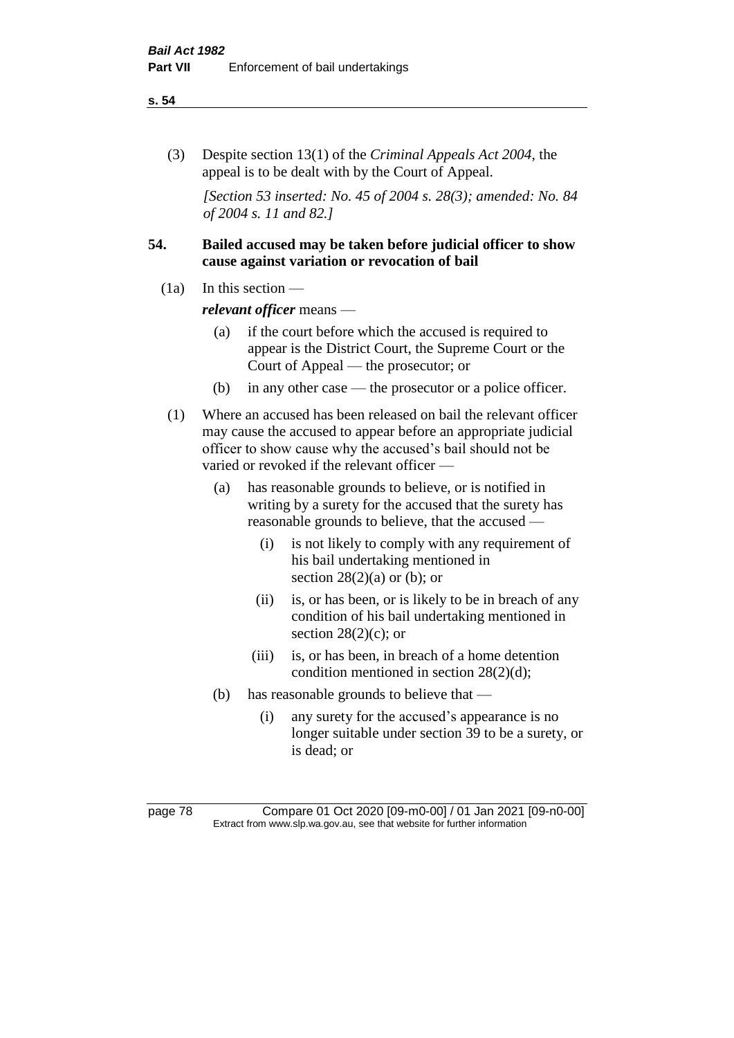(3) Despite section 13(1) of the *Criminal Appeals Act 2004*, the appeal is to be dealt with by the Court of Appeal.

*[Section 53 inserted: No. 45 of 2004 s. 28(3); amended: No. 84 of 2004 s. 11 and 82.]*

## 54. Bailed accused may be taken before judicial officer to show cause against variation or revocation of bail

(1a) In this section —

***relevant officer*** means —

(a) if the court before which the accused is required to appear is the District Court, the Supreme Court or the Court of Appeal — the prosecutor; or

(b) in any other case — the prosecutor or a police officer.

(1) Where an accused has been released on bail the relevant officer may cause the accused to appear before an appropriate judicial officer to show cause why the accused's bail should not be varied or revoked if the relevant officer —

(a) has reasonable grounds to believe, or is notified in writing by a surety for the accused that the surety has reasonable grounds to believe, that the accused —

(i) is not likely to comply with any requirement of his bail undertaking mentioned in section 28(2)(a) or (b); or

(ii) is, or has been, or is likely to be in breach of any condition of his bail undertaking mentioned in section 28(2)(c); or

(iii) is, or has been, in breach of a home detention condition mentioned in section 28(2)(d);

(b) has reasonable grounds to believe that —

(i) any surety for the accused's appearance is no longer suitable under section 39 to be a surety, or is dead; or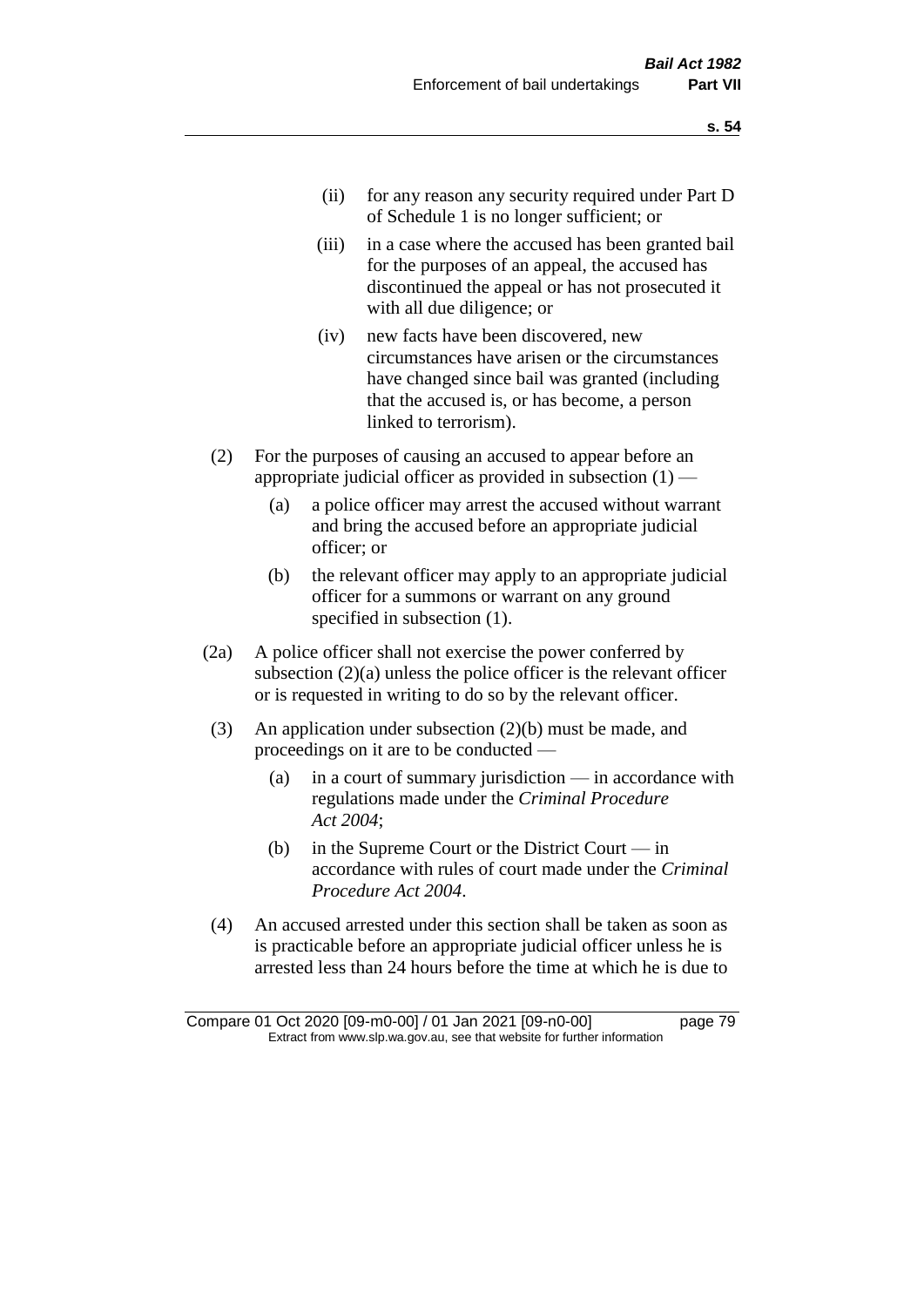(ii) for any reason any security required under Part D of Schedule 1 is no longer sufficient; or

(iii) in a case where the accused has been granted bail for the purposes of an appeal, the accused has discontinued the appeal or has not prosecuted it with all due diligence; or

(iv) new facts have been discovered, new circumstances have arisen or the circumstances have changed since bail was granted (including that the accused is, or has become, a person linked to terrorism).

(2) For the purposes of causing an accused to appear before an appropriate judicial officer as provided in subsection (1) —

(a) a police officer may arrest the accused without warrant and bring the accused before an appropriate judicial officer; or

(b) the relevant officer may apply to an appropriate judicial officer for a summons or warrant on any ground specified in subsection (1).

(2a) A police officer shall not exercise the power conferred by subsection (2)(a) unless the police officer is the relevant officer or is requested in writing to do so by the relevant officer.

(3) An application under subsection (2)(b) must be made, and proceedings on it are to be conducted —

(a) in a court of summary jurisdiction — in accordance with regulations made under the *Criminal Procedure Act 2004*;

(b) in the Supreme Court or the District Court — in accordance with rules of court made under the *Criminal Procedure Act 2004*.

(4) An accused arrested under this section shall be taken as soon as is practicable before an appropriate judicial officer unless he is arrested less than 24 hours before the time at which he is due to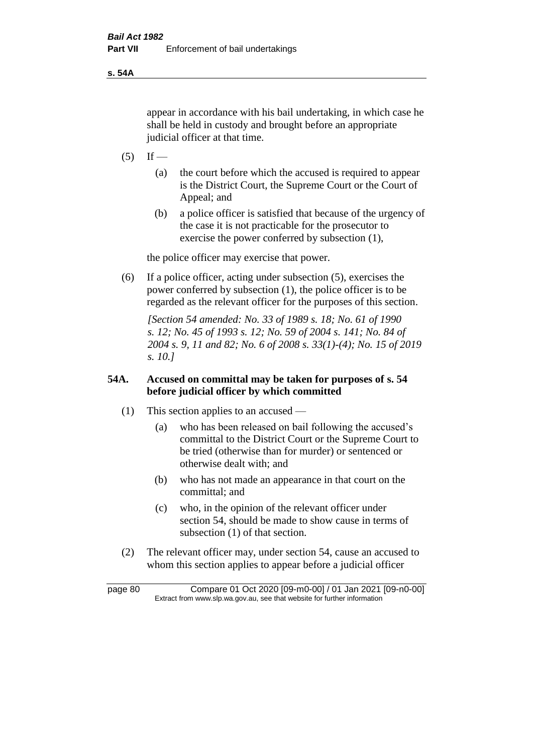appear in accordance with his bail undertaking, in which case he shall be held in custody and brought before an appropriate judicial officer at that time.

(5) If —

(a) the court before which the accused is required to appear is the District Court, the Supreme Court or the Court of Appeal; and

(b) a police officer is satisfied that because of the urgency of the case it is not practicable for the prosecutor to exercise the power conferred by subsection (1),

the police officer may exercise that power.

(6) If a police officer, acting under subsection (5), exercises the power conferred by subsection (1), the police officer is to be regarded as the relevant officer for the purposes of this section.

*[Section 54 amended: No. 33 of 1989 s. 18; No. 61 of 1990 s. 12; No. 45 of 1993 s. 12; No. 59 of 2004 s. 141; No. 84 of 2004 s. 9, 11 and 82; No. 6 of 2008 s. 33(1)-(4); No. 15 of 2019 s. 10.]*

**54A. Accused on committal may be taken for purposes of s. 54 before judicial officer by which committed**

(1) This section applies to an accused —

(a) who has been released on bail following the accused's committal to the District Court or the Supreme Court to be tried (otherwise than for murder) or sentenced or otherwise dealt with; and

(b) who has not made an appearance in that court on the committal; and

(c) who, in the opinion of the relevant officer under section 54, should be made to show cause in terms of subsection (1) of that section.

(2) The relevant officer may, under section 54, cause an accused to whom this section applies to appear before a judicial officer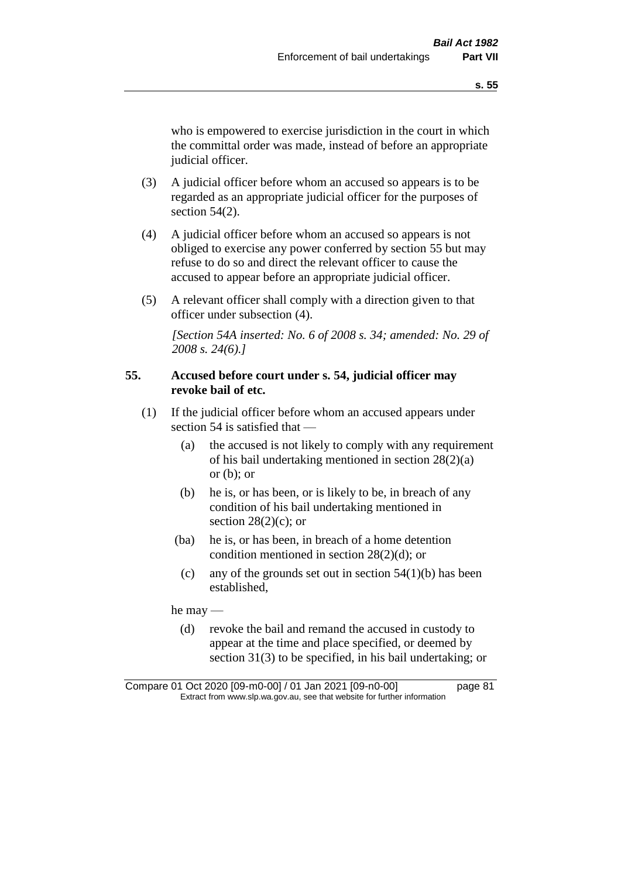who is empowered to exercise jurisdiction in the court in which the committal order was made, instead of before an appropriate judicial officer.

(3) A judicial officer before whom an accused so appears is to be regarded as an appropriate judicial officer for the purposes of section 54(2).

(4) A judicial officer before whom an accused so appears is not obliged to exercise any power conferred by section 55 but may refuse to do so and direct the relevant officer to cause the accused to appear before an appropriate judicial officer.

(5) A relevant officer shall comply with a direction given to that officer under subsection (4).

*[Section 54A inserted: No. 6 of 2008 s. 34; amended: No. 29 of 2008 s. 24(6).]*

### 55. Accused before court under s. 54, judicial officer may revoke bail of etc.

(1) If the judicial officer before whom an accused appears under section 54 is satisfied that —

- (a) the accused is not likely to comply with any requirement of his bail undertaking mentioned in section 28(2)(a) or (b); or
- (b) he is, or has been, or is likely to be, in breach of any condition of his bail undertaking mentioned in section 28(2)(c); or
- (ba) he is, or has been, in breach of a home detention condition mentioned in section 28(2)(d); or
- (c) any of the grounds set out in section 54(1)(b) has been established,

he may —

- (d) revoke the bail and remand the accused in custody to appear at the time and place specified, or deemed by section 31(3) to be specified, in his bail undertaking; or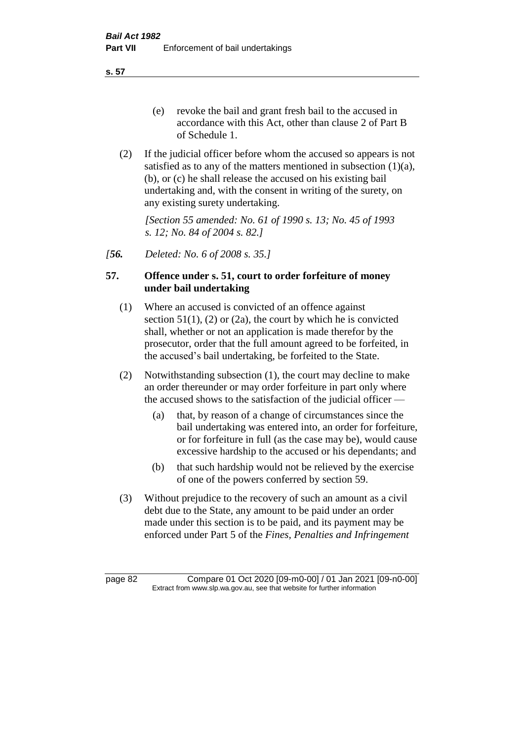(e) revoke the bail and grant fresh bail to the accused in accordance with this Act, other than clause 2 of Part B of Schedule 1.

(2) If the judicial officer before whom the accused so appears is not satisfied as to any of the matters mentioned in subsection (1)(a), (b), or (c) he shall release the accused on his existing bail undertaking and, with the consent in writing of the surety, on any existing surety undertaking.

*[Section 55 amended: No. 61 of 1990 s. 13; No. 45 of 1993 s. 12; No. 84 of 2004 s. 82.]*

*[**56.** Deleted: No. 6 of 2008 s. 35.]*

## 57. Offence under s. 51, court to order forfeiture of money under bail undertaking

(1) Where an accused is convicted of an offence against section 51(1), (2) or (2a), the court by which he is convicted shall, whether or not an application is made therefor by the prosecutor, order that the full amount agreed to be forfeited, in the accused's bail undertaking, be forfeited to the State.

(2) Notwithstanding subsection (1), the court may decline to make an order thereunder or may order forfeiture in part only where the accused shows to the satisfaction of the judicial officer —

(a) that, by reason of a change of circumstances since the bail undertaking was entered into, an order for forfeiture, or for forfeiture in full (as the case may be), would cause excessive hardship to the accused or his dependants; and

(b) that such hardship would not be relieved by the exercise of one of the powers conferred by section 59.

(3) Without prejudice to the recovery of such an amount as a civil debt due to the State, any amount to be paid under an order made under this section is to be paid, and its payment may be enforced under Part 5 of the *Fines, Penalties and Infringement*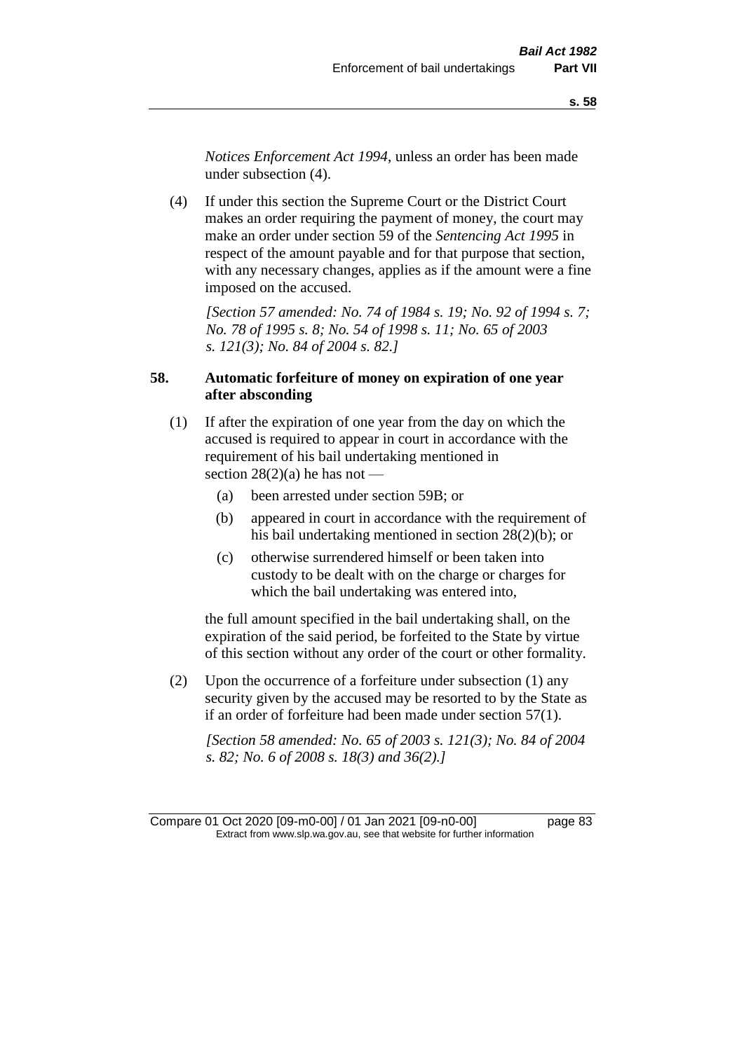*Notices Enforcement Act 1994*, unless an order has been made under subsection (4).

(4) If under this section the Supreme Court or the District Court makes an order requiring the payment of money, the court may make an order under section 59 of the *Sentencing Act 1995* in respect of the amount payable and for that purpose that section, with any necessary changes, applies as if the amount were a fine imposed on the accused.

*[Section 57 amended: No. 74 of 1984 s. 19; No. 92 of 1994 s. 7; No. 78 of 1995 s. 8; No. 54 of 1998 s. 11; No. 65 of 2003 s. 121(3); No. 84 of 2004 s. 82.]*

### 58. Automatic forfeiture of money on expiration of one year after absconding

(1) If after the expiration of one year from the day on which the accused is required to appear in court in accordance with the requirement of his bail undertaking mentioned in section 28(2)(a) he has not —

- (a) been arrested under section 59B; or
- (b) appeared in court in accordance with the requirement of his bail undertaking mentioned in section 28(2)(b); or
- (c) otherwise surrendered himself or been taken into custody to be dealt with on the charge or charges for which the bail undertaking was entered into,

the full amount specified in the bail undertaking shall, on the expiration of the said period, be forfeited to the State by virtue of this section without any order of the court or other formality.

(2) Upon the occurrence of a forfeiture under subsection (1) any security given by the accused may be resorted to by the State as if an order of forfeiture had been made under section 57(1).

*[Section 58 amended: No. 65 of 2003 s. 121(3); No. 84 of 2004 s. 82; No. 6 of 2008 s. 18(3) and 36(2).]*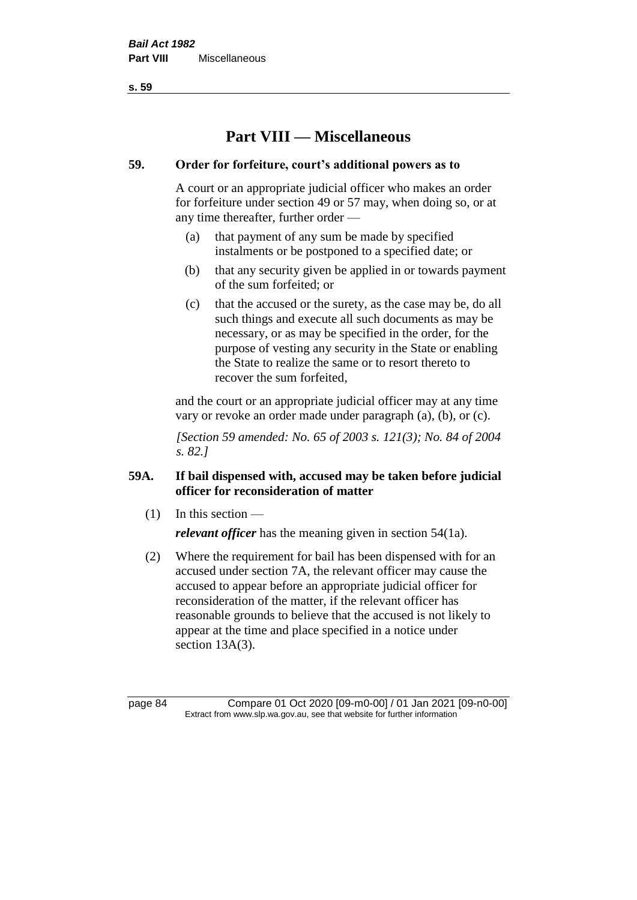# Part VIII — Miscellaneous

## 59. Order for forfeiture, court's additional powers as to

A court or an appropriate judicial officer who makes an order for forfeiture under section 49 or 57 may, when doing so, or at any time thereafter, further order —

(a) that payment of any sum be made by specified instalments or be postponed to a specified date; or

(b) that any security given be applied in or towards payment of the sum forfeited; or

(c) that the accused or the surety, as the case may be, do all such things and execute all such documents as may be necessary, or as may be specified in the order, for the purpose of vesting any security in the State or enabling the State to realize the same or to resort thereto to recover the sum forfeited,

and the court or an appropriate judicial officer may at any time vary or revoke an order made under paragraph (a), (b), or (c).

*[Section 59 amended: No. 65 of 2003 s. 121(3); No. 84 of 2004 s. 82.]*

## 59A. If bail dispensed with, accused may be taken before judicial officer for reconsideration of matter

(1) In this section —

***relevant officer*** has the meaning given in section 54(1a).

(2) Where the requirement for bail has been dispensed with for an accused under section 7A, the relevant officer may cause the accused to appear before an appropriate judicial officer for reconsideration of the matter, if the relevant officer has reasonable grounds to believe that the accused is not likely to appear at the time and place specified in a notice under section 13A(3).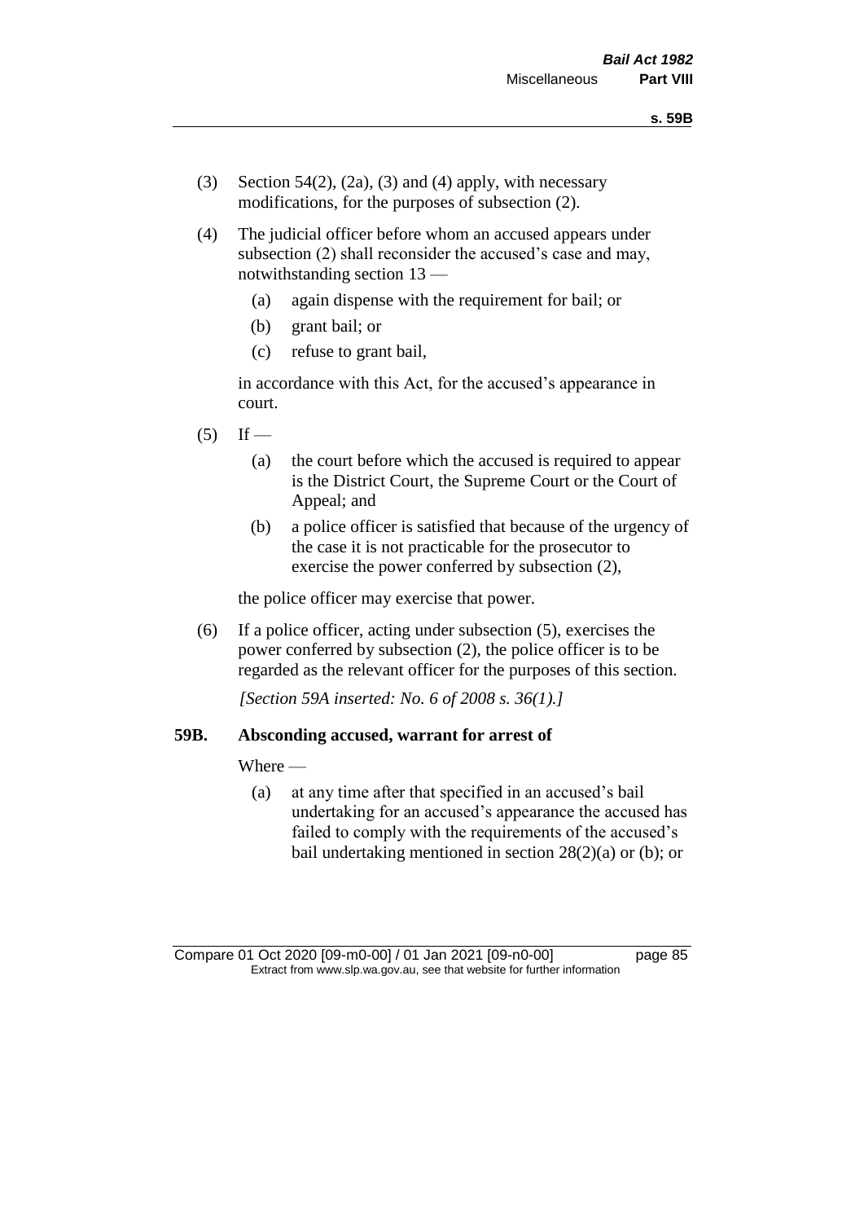(3) Section 54(2), (2a), (3) and (4) apply, with necessary modifications, for the purposes of subsection (2).

(4) The judicial officer before whom an accused appears under subsection (2) shall reconsider the accused's case and may, notwithstanding section 13 —

  (a) again dispense with the requirement for bail; or

  (b) grant bail; or

  (c) refuse to grant bail,

  in accordance with this Act, for the accused's appearance in court.

(5) If —

  (a) the court before which the accused is required to appear is the District Court, the Supreme Court or the Court of Appeal; and

  (b) a police officer is satisfied that because of the urgency of the case it is not practicable for the prosecutor to exercise the power conferred by subsection (2),

  the police officer may exercise that power.

(6) If a police officer, acting under subsection (5), exercises the power conferred by subsection (2), the police officer is to be regarded as the relevant officer for the purposes of this section.

*[Section 59A inserted: No. 6 of 2008 s. 36(1).]*

### 59B. Absconding accused, warrant for arrest of

Where —

  (a) at any time after that specified in an accused's bail undertaking for an accused's appearance the accused has failed to comply with the requirements of the accused's bail undertaking mentioned in section 28(2)(a) or (b); or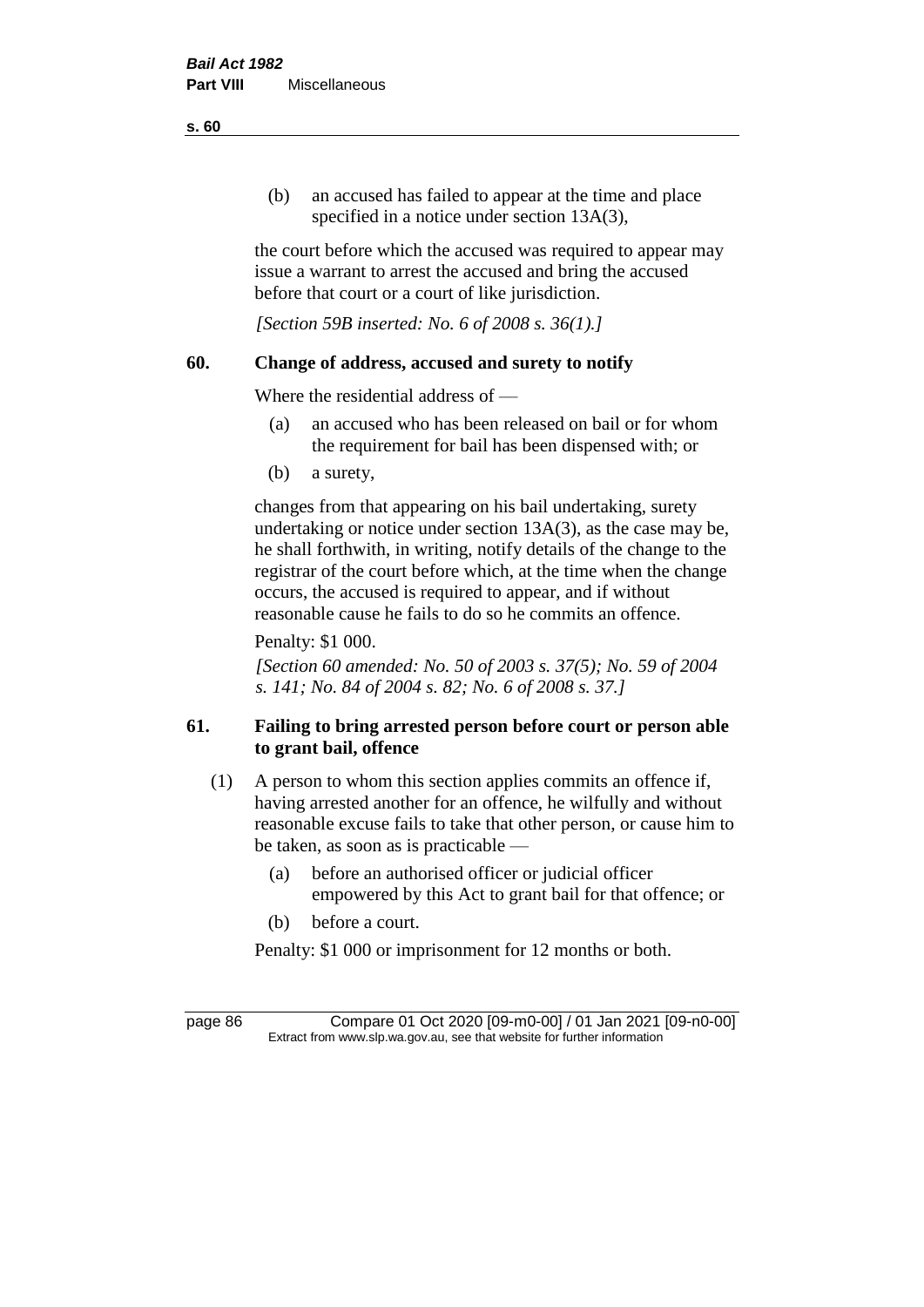(b) an accused has failed to appear at the time and place specified in a notice under section 13A(3),

the court before which the accused was required to appear may issue a warrant to arrest the accused and bring the accused before that court or a court of like jurisdiction.

*[Section 59B inserted: No. 6 of 2008 s. 36(1).]*

## 60. Change of address, accused and surety to notify

Where the residential address of —

(a) an accused who has been released on bail or for whom the requirement for bail has been dispensed with; or

(b) a surety,

changes from that appearing on his bail undertaking, surety undertaking or notice under section 13A(3), as the case may be, he shall forthwith, in writing, notify details of the change to the registrar of the court before which, at the time when the change occurs, the accused is required to appear, and if without reasonable cause he fails to do so he commits an offence.

Penalty: $1 000.

*[Section 60 amended: No. 50 of 2003 s. 37(5); No. 59 of 2004 s. 141; No. 84 of 2004 s. 82; No. 6 of 2008 s. 37.]*

## 61. Failing to bring arrested person before court or person able to grant bail, offence

(1) A person to whom this section applies commits an offence if, having arrested another for an offence, he wilfully and without reasonable excuse fails to take that other person, or cause him to be taken, as soon as is practicable —

(a) before an authorised officer or judicial officer empowered by this Act to grant bail for that offence; or

(b) before a court.

Penalty: $1 000 or imprisonment for 12 months or both.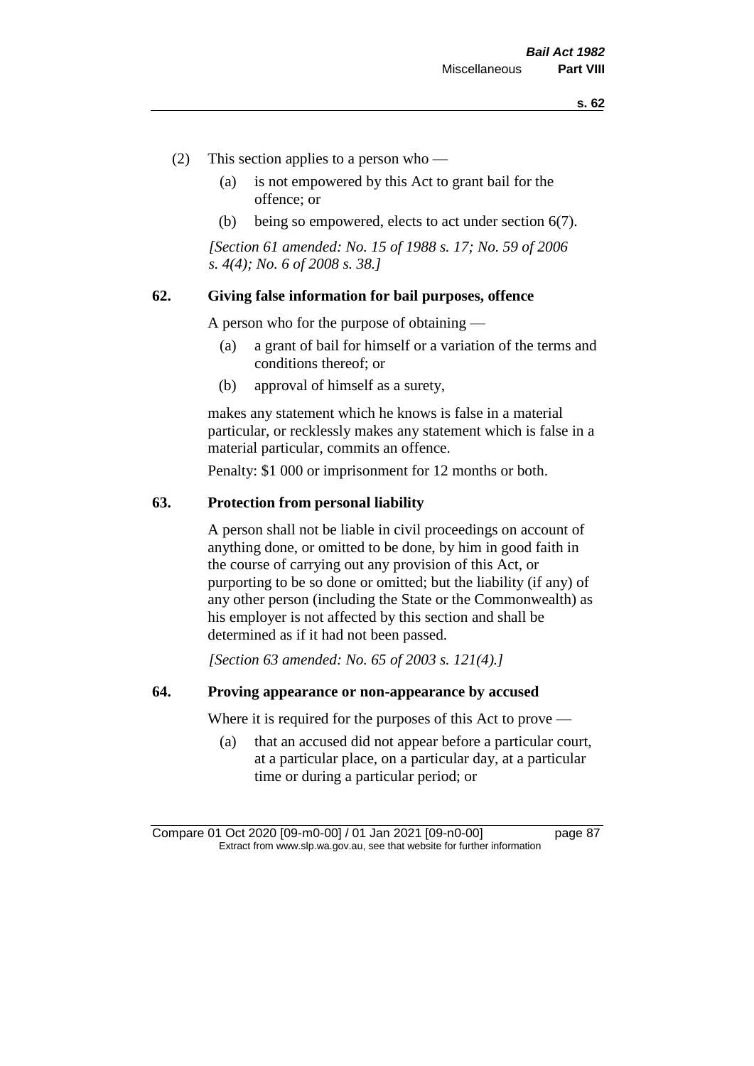(2) This section applies to a person who —

(a) is not empowered by this Act to grant bail for the offence; or

(b) being so empowered, elects to act under section 6(7).

*[Section 61 amended: No. 15 of 1988 s. 17; No. 59 of 2006 s. 4(4); No. 6 of 2008 s. 38.]*

## 62. Giving false information for bail purposes, offence

A person who for the purpose of obtaining —

(a) a grant of bail for himself or a variation of the terms and conditions thereof; or

(b) approval of himself as a surety,

makes any statement which he knows is false in a material particular, or recklessly makes any statement which is false in a material particular, commits an offence.

Penalty: $1 000 or imprisonment for 12 months or both.

## 63. Protection from personal liability

A person shall not be liable in civil proceedings on account of anything done, or omitted to be done, by him in good faith in the course of carrying out any provision of this Act, or purporting to be so done or omitted; but the liability (if any) of any other person (including the State or the Commonwealth) as his employer is not affected by this section and shall be determined as if it had not been passed.

*[Section 63 amended: No. 65 of 2003 s. 121(4).]*

## 64. Proving appearance or non-appearance by accused

Where it is required for the purposes of this Act to prove —

(a) that an accused did not appear before a particular court, at a particular place, on a particular day, at a particular time or during a particular period; or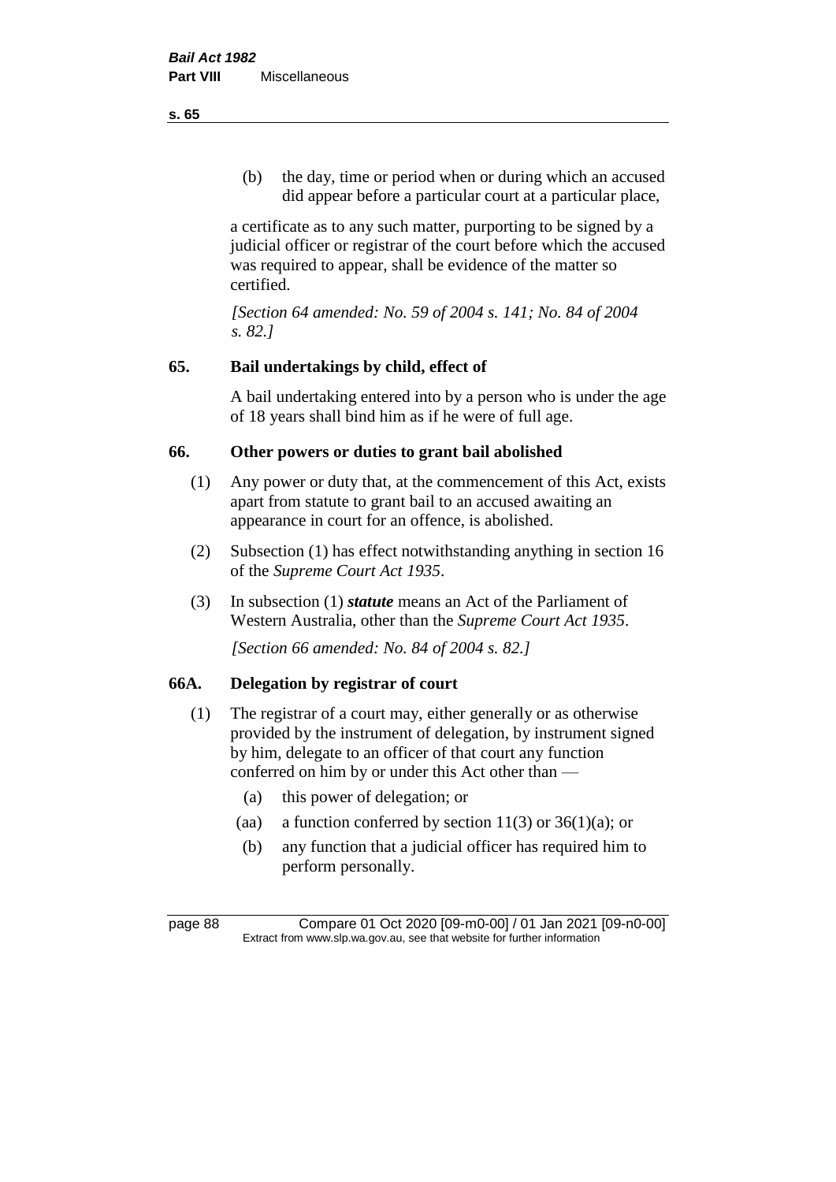(b) the day, time or period when or during which an accused did appear before a particular court at a particular place,

a certificate as to any such matter, purporting to be signed by a judicial officer or registrar of the court before which the accused was required to appear, shall be evidence of the matter so certified.

*[Section 64 amended: No. 59 of 2004 s. 141; No. 84 of 2004 s. 82.]*

## 65. Bail undertakings by child, effect of

A bail undertaking entered into by a person who is under the age of 18 years shall bind him as if he were of full age.

## 66. Other powers or duties to grant bail abolished

(1) Any power or duty that, at the commencement of this Act, exists apart from statute to grant bail to an accused awaiting an appearance in court for an offence, is abolished.

(2) Subsection (1) has effect notwithstanding anything in section 16 of the *Supreme Court Act 1935*.

(3) In subsection (1) ***statute*** means an Act of the Parliament of Western Australia, other than the *Supreme Court Act 1935*.

*[Section 66 amended: No. 84 of 2004 s. 82.]*

## 66A. Delegation by registrar of court

(1) The registrar of a court may, either generally or as otherwise provided by the instrument of delegation, by instrument signed by him, delegate to an officer of that court any function conferred on him by or under this Act other than —

- (a) this power of delegation; or
- (aa) a function conferred by section 11(3) or 36(1)(a); or
- (b) any function that a judicial officer has required him to perform personally.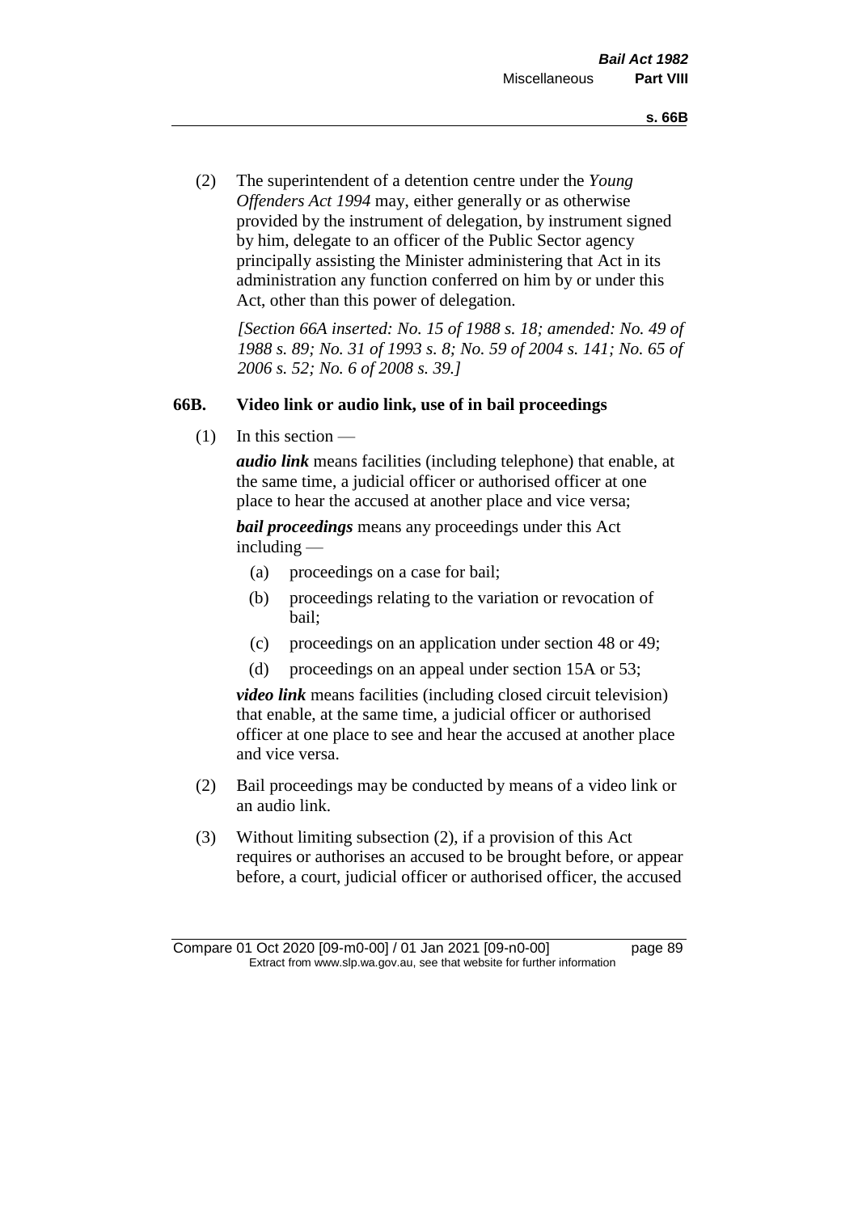(2) The superintendent of a detention centre under the *Young Offenders Act 1994* may, either generally or as otherwise provided by the instrument of delegation, by instrument signed by him, delegate to an officer of the Public Sector agency principally assisting the Minister administering that Act in its administration any function conferred on him by or under this Act, other than this power of delegation.

*[Section 66A inserted: No. 15 of 1988 s. 18; amended: No. 49 of 1988 s. 89; No. 31 of 1993 s. 8; No. 59 of 2004 s. 141; No. 65 of 2006 s. 52; No. 6 of 2008 s. 39.]*

### 66B. Video link or audio link, use of in bail proceedings

(1) In this section —

***audio link*** means facilities (including telephone) that enable, at the same time, a judicial officer or authorised officer at one place to hear the accused at another place and vice versa;

***bail proceedings*** means any proceedings under this Act including —

- (a) proceedings on a case for bail;
- (b) proceedings relating to the variation or revocation of bail;
- (c) proceedings on an application under section 48 or 49;
- (d) proceedings on an appeal under section 15A or 53;

***video link*** means facilities (including closed circuit television) that enable, at the same time, a judicial officer or authorised officer at one place to see and hear the accused at another place and vice versa.

(2) Bail proceedings may be conducted by means of a video link or an audio link.

(3) Without limiting subsection (2), if a provision of this Act requires or authorises an accused to be brought before, or appear before, a court, judicial officer or authorised officer, the accused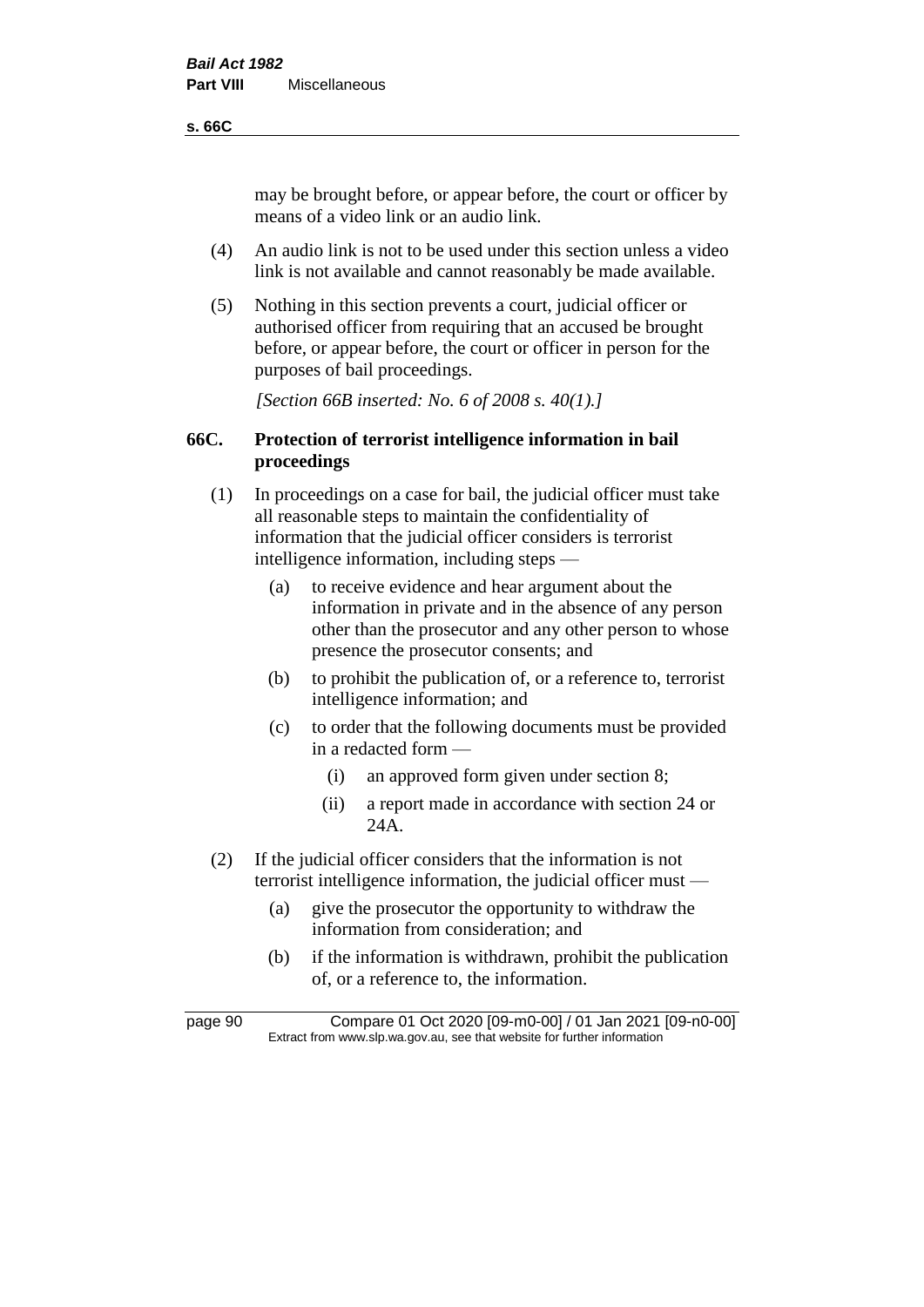may be brought before, or appear before, the court or officer by means of a video link or an audio link.

(4) An audio link is not to be used under this section unless a video link is not available and cannot reasonably be made available.

(5) Nothing in this section prevents a court, judicial officer or authorised officer from requiring that an accused be brought before, or appear before, the court or officer in person for the purposes of bail proceedings.

*[Section 66B inserted: No. 6 of 2008 s. 40(1).]*

## 66C. Protection of terrorist intelligence information in bail proceedings

(1) In proceedings on a case for bail, the judicial officer must take all reasonable steps to maintain the confidentiality of information that the judicial officer considers is terrorist intelligence information, including steps —

 (a) to receive evidence and hear argument about the information in private and in the absence of any person other than the prosecutor and any other person to whose presence the prosecutor consents; and

 (b) to prohibit the publication of, or a reference to, terrorist intelligence information; and

 (c) to order that the following documents must be provided in a redacted form —

  (i) an approved form given under section 8;

  (ii) a report made in accordance with section 24 or 24A.

(2) If the judicial officer considers that the information is not terrorist intelligence information, the judicial officer must —

 (a) give the prosecutor the opportunity to withdraw the information from consideration; and

 (b) if the information is withdrawn, prohibit the publication of, or a reference to, the information.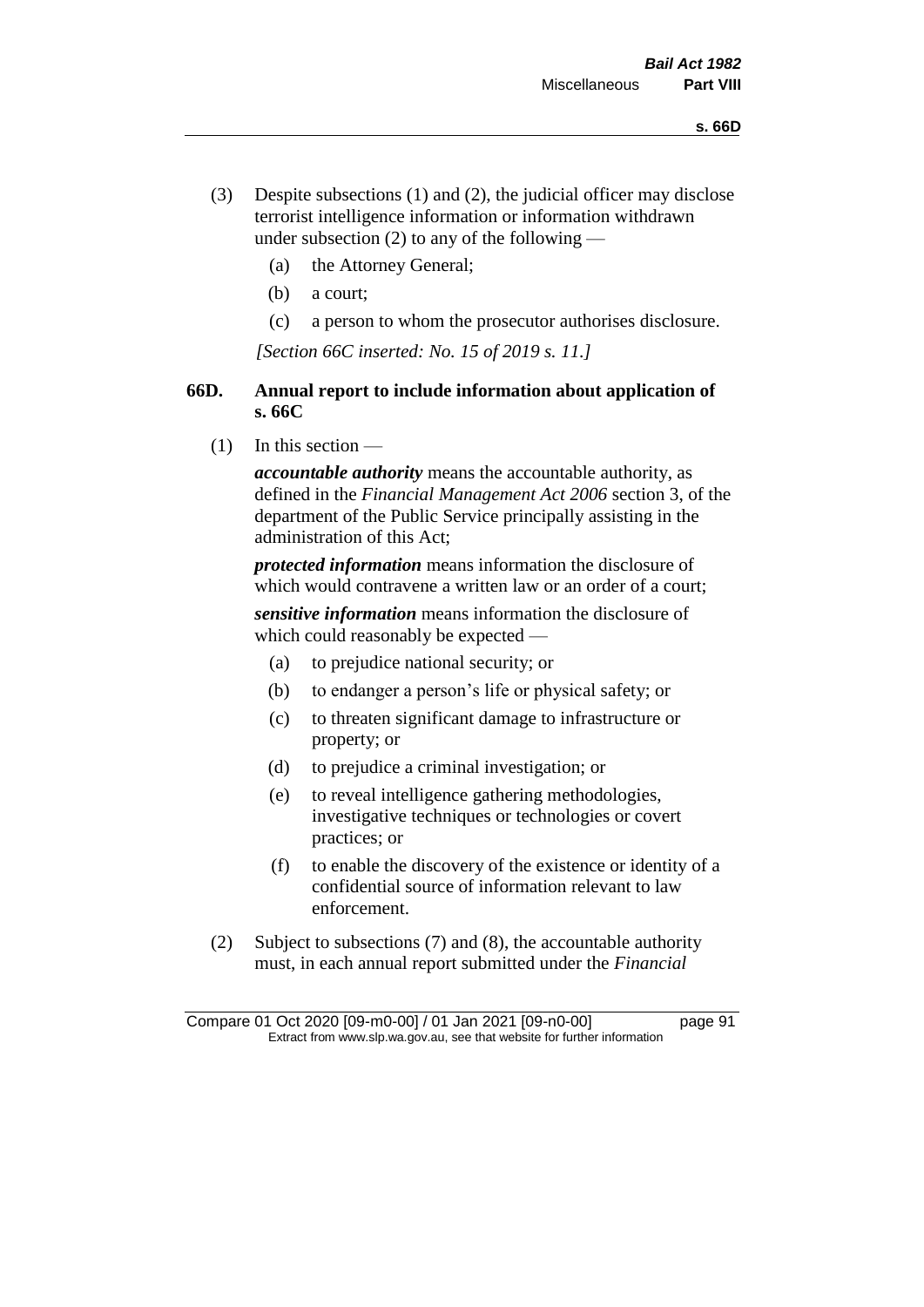(3) Despite subsections (1) and (2), the judicial officer may disclose terrorist intelligence information or information withdrawn under subsection (2) to any of the following —

   (a) the Attorney General;

   (b) a court;

   (c) a person to whom the prosecutor authorises disclosure.

*[Section 66C inserted: No. 15 of 2019 s. 11.]*

### 66D. Annual report to include information about application of s. 66C

(1) In this section —

***accountable authority*** means the accountable authority, as defined in the *Financial Management Act 2006* section 3, of the department of the Public Service principally assisting in the administration of this Act;

***protected information*** means information the disclosure of which would contravene a written law or an order of a court;

***sensitive information*** means information the disclosure of which could reasonably be expected —

   (a) to prejudice national security; or

   (b) to endanger a person's life or physical safety; or

   (c) to threaten significant damage to infrastructure or property; or

   (d) to prejudice a criminal investigation; or

   (e) to reveal intelligence gathering methodologies, investigative techniques or technologies or covert practices; or

   (f) to enable the discovery of the existence or identity of a confidential source of information relevant to law enforcement.

(2) Subject to subsections (7) and (8), the accountable authority must, in each annual report submitted under the *Financial*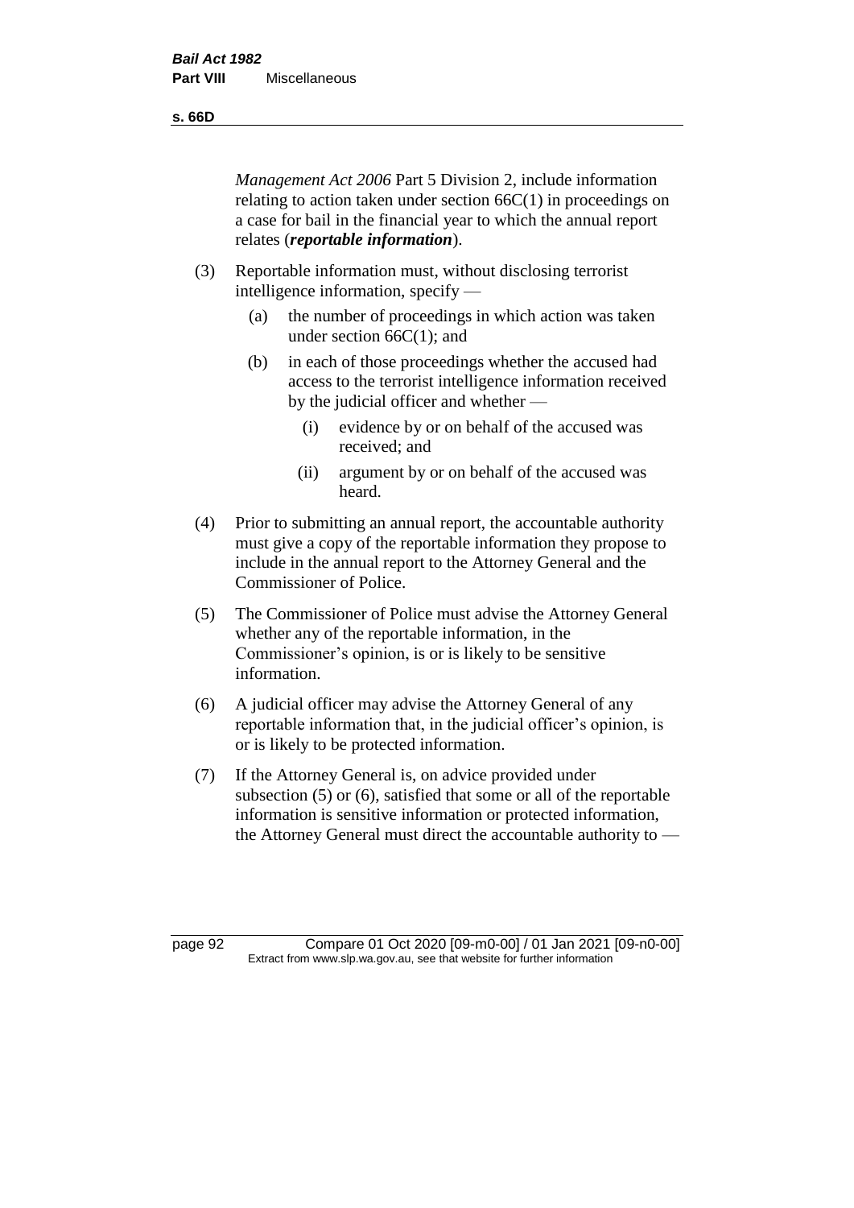*Management Act 2006* Part 5 Division 2, include information relating to action taken under section 66C(1) in proceedings on a case for bail in the financial year to which the annual report relates (***reportable information***).

(3) Reportable information must, without disclosing terrorist intelligence information, specify —

  (a) the number of proceedings in which action was taken under section 66C(1); and

  (b) in each of those proceedings whether the accused had access to the terrorist intelligence information received by the judicial officer and whether —

    (i) evidence by or on behalf of the accused was received; and

    (ii) argument by or on behalf of the accused was heard.

(4) Prior to submitting an annual report, the accountable authority must give a copy of the reportable information they propose to include in the annual report to the Attorney General and the Commissioner of Police.

(5) The Commissioner of Police must advise the Attorney General whether any of the reportable information, in the Commissioner's opinion, is or is likely to be sensitive information.

(6) A judicial officer may advise the Attorney General of any reportable information that, in the judicial officer's opinion, is or is likely to be protected information.

(7) If the Attorney General is, on advice provided under subsection (5) or (6), satisfied that some or all of the reportable information is sensitive information or protected information, the Attorney General must direct the accountable authority to —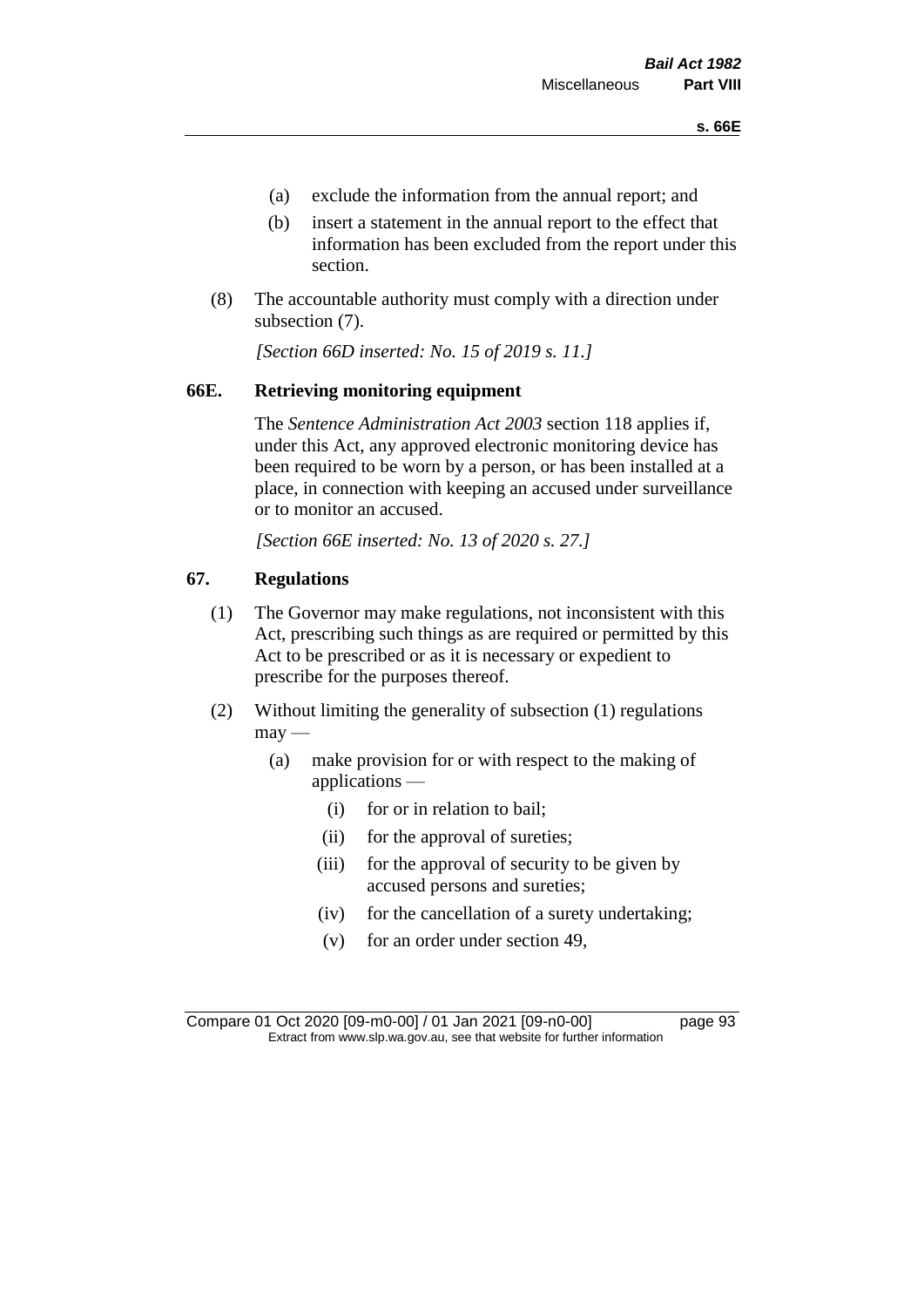(a) exclude the information from the annual report; and

(b) insert a statement in the annual report to the effect that information has been excluded from the report under this section.

(8) The accountable authority must comply with a direction under subsection (7).

*[Section 66D inserted: No. 15 of 2019 s. 11.]*

## 66E. Retrieving monitoring equipment

The *Sentence Administration Act 2003* section 118 applies if, under this Act, any approved electronic monitoring device has been required to be worn by a person, or has been installed at a place, in connection with keeping an accused under surveillance or to monitor an accused.

*[Section 66E inserted: No. 13 of 2020 s. 27.]*

## 67. Regulations

(1) The Governor may make regulations, not inconsistent with this Act, prescribing such things as are required or permitted by this Act to be prescribed or as it is necessary or expedient to prescribe for the purposes thereof.

(2) Without limiting the generality of subsection (1) regulations may —

   (a) make provision for or with respect to the making of applications —

      (i) for or in relation to bail;

      (ii) for the approval of sureties;

      (iii) for the approval of security to be given by accused persons and sureties;

      (iv) for the cancellation of a surety undertaking;

      (v) for an order under section 49,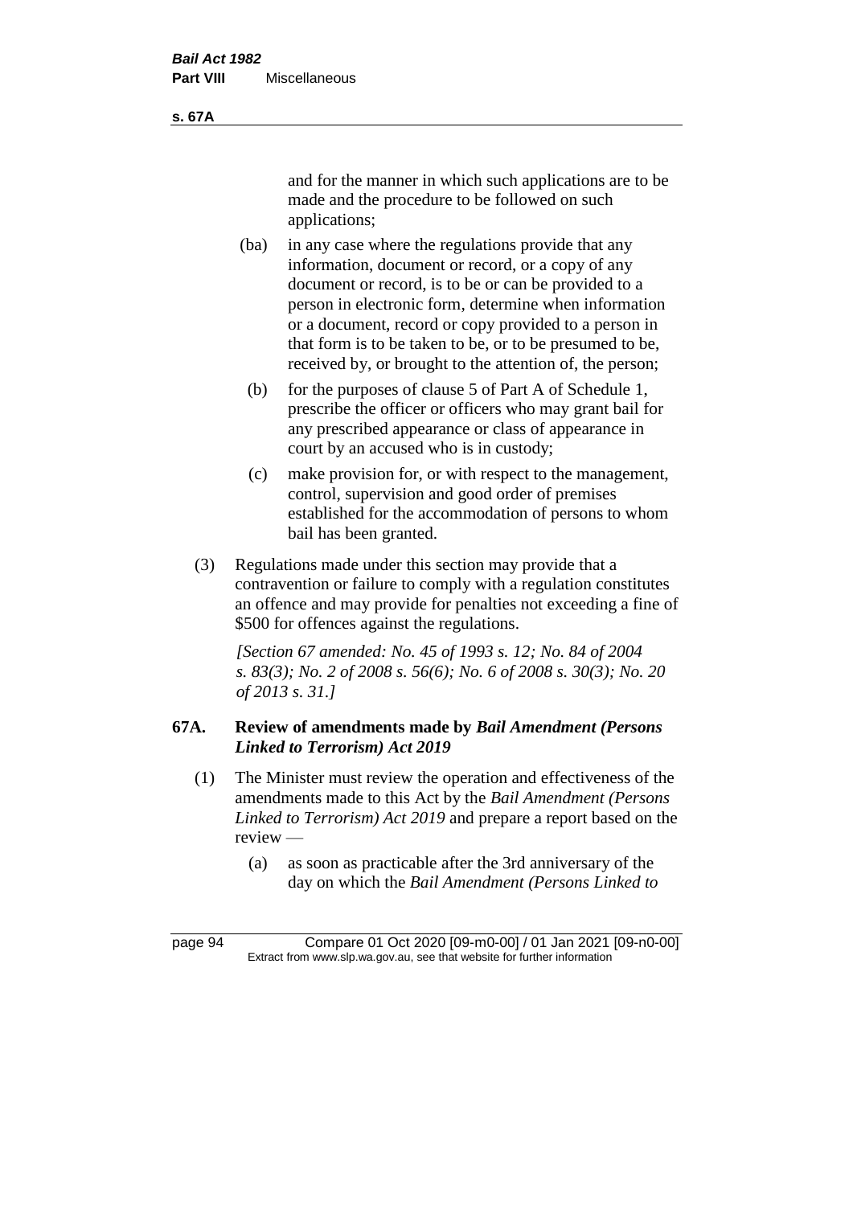and for the manner in which such applications are to be made and the procedure to be followed on such applications;

(ba) in any case where the regulations provide that any information, document or record, or a copy of any document or record, is to be or can be provided to a person in electronic form, determine when information or a document, record or copy provided to a person in that form is to be taken to be, or to be presumed to be, received by, or brought to the attention of, the person;

(b) for the purposes of clause 5 of Part A of Schedule 1, prescribe the officer or officers who may grant bail for any prescribed appearance or class of appearance in court by an accused who is in custody;

(c) make provision for, or with respect to the management, control, supervision and good order of premises established for the accommodation of persons to whom bail has been granted.

(3) Regulations made under this section may provide that a contravention or failure to comply with a regulation constitutes an offence and may provide for penalties not exceeding a fine of $500 for offences against the regulations.

*[Section 67 amended: No. 45 of 1993 s. 12; No. 84 of 2004 s. 83(3); No. 2 of 2008 s. 56(6); No. 6 of 2008 s. 30(3); No. 20 of 2013 s. 31.]*

## 67A. Review of amendments made by *Bail Amendment (Persons Linked to Terrorism) Act 2019*

(1) The Minister must review the operation and effectiveness of the amendments made to this Act by the *Bail Amendment (Persons Linked to Terrorism) Act 2019* and prepare a report based on the review —

(a) as soon as practicable after the 3rd anniversary of the day on which the *Bail Amendment (Persons Linked to*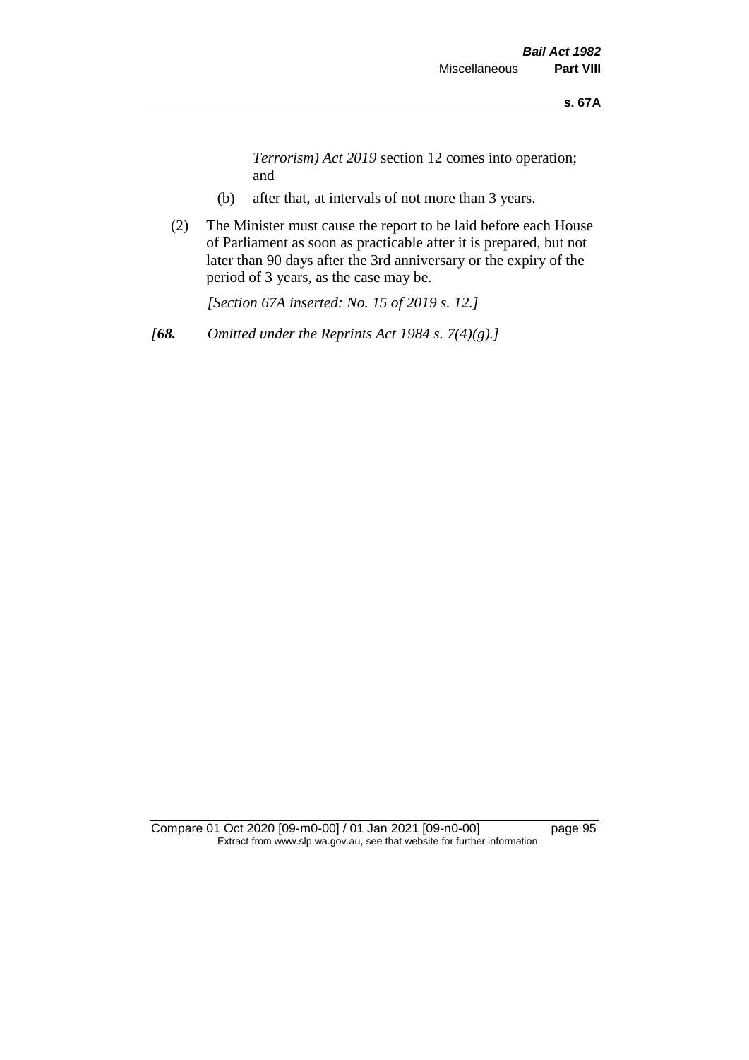*Terrorism) Act 2019* section 12 comes into operation; and

(b) after that, at intervals of not more than 3 years.

(2) The Minister must cause the report to be laid before each House of Parliament as soon as practicable after it is prepared, but not later than 90 days after the 3rd anniversary or the expiry of the period of 3 years, as the case may be.

*[Section 67A inserted: No. 15 of 2019 s. 12.]*

*[**68.** Omitted under the Reprints Act 1984 s. 7(4)(g).]*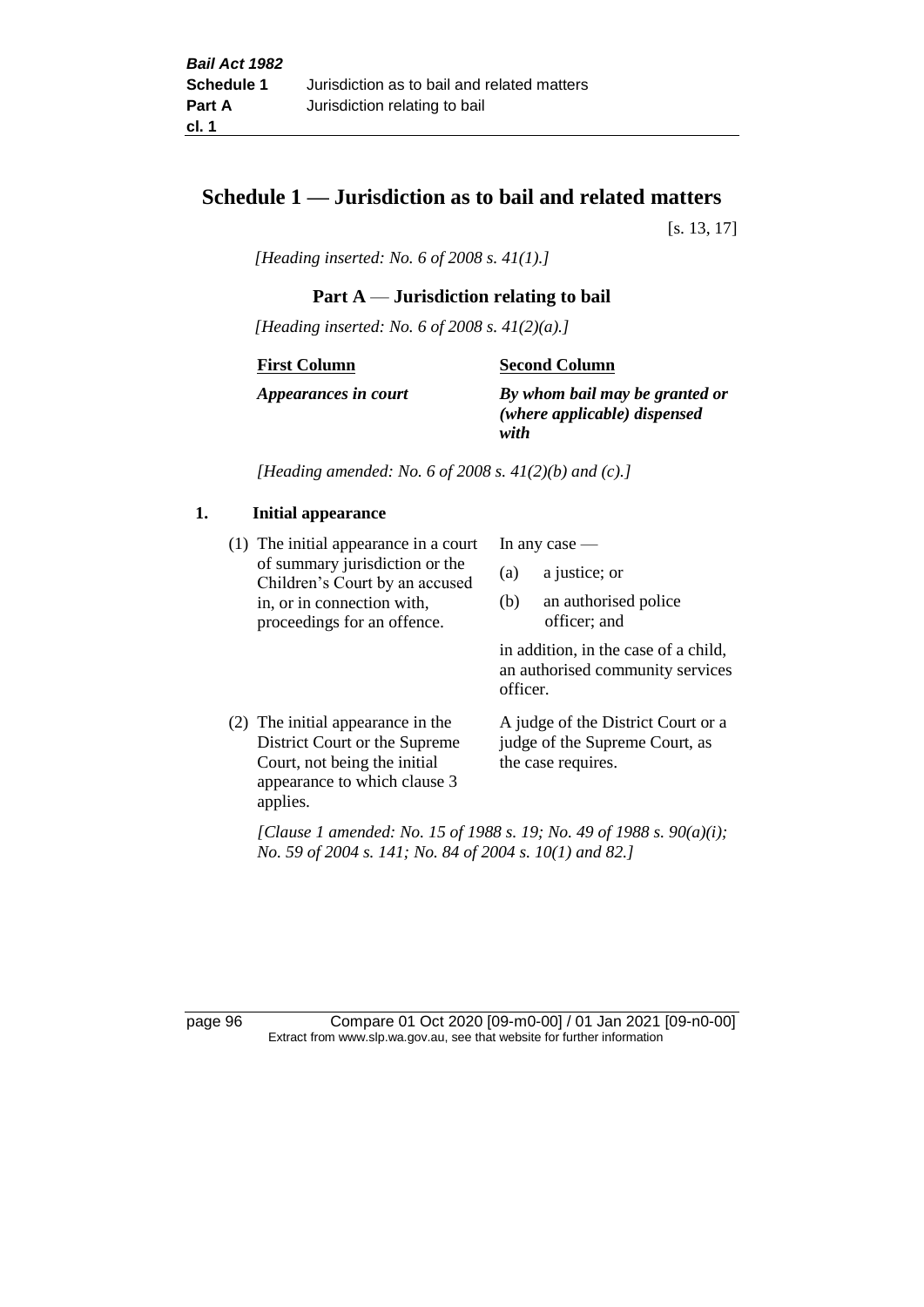# Schedule 1 — Jurisdiction as to bail and related matters

[s. 13, 17]

*[Heading inserted: No. 6 of 2008 s. 41(1).]*

## Part A — Jurisdiction relating to bail

*[Heading inserted: No. 6 of 2008 s. 41(2)(a).]*

| **First Column** | **Second Column** |
|---|---|
| ***Appearances in court*** | ***By whom bail may be granted or (where applicable) dispensed with*** |

*[Heading amended: No. 6 of 2008 s. 41(2)(b) and (c).]*

### 1. Initial appearance

| First Column | Second Column |
|---|---|
| (1) The initial appearance in a court of summary jurisdiction or the Children's Court by an accused in, or in connection with, proceedings for an offence. | In any case — (a) a justice; or (b) an authorised police officer; and in addition, in the case of a child, an authorised community services officer. |
| (2) The initial appearance in the District Court or the Supreme Court, not being the initial appearance to which clause 3 applies. | A judge of the District Court or a judge of the Supreme Court, as the case requires. |

*[Clause 1 amended: No. 15 of 1988 s. 19; No. 49 of 1988 s. 90(a)(i); No. 59 of 2004 s. 141; No. 84 of 2004 s. 10(1) and 82.]*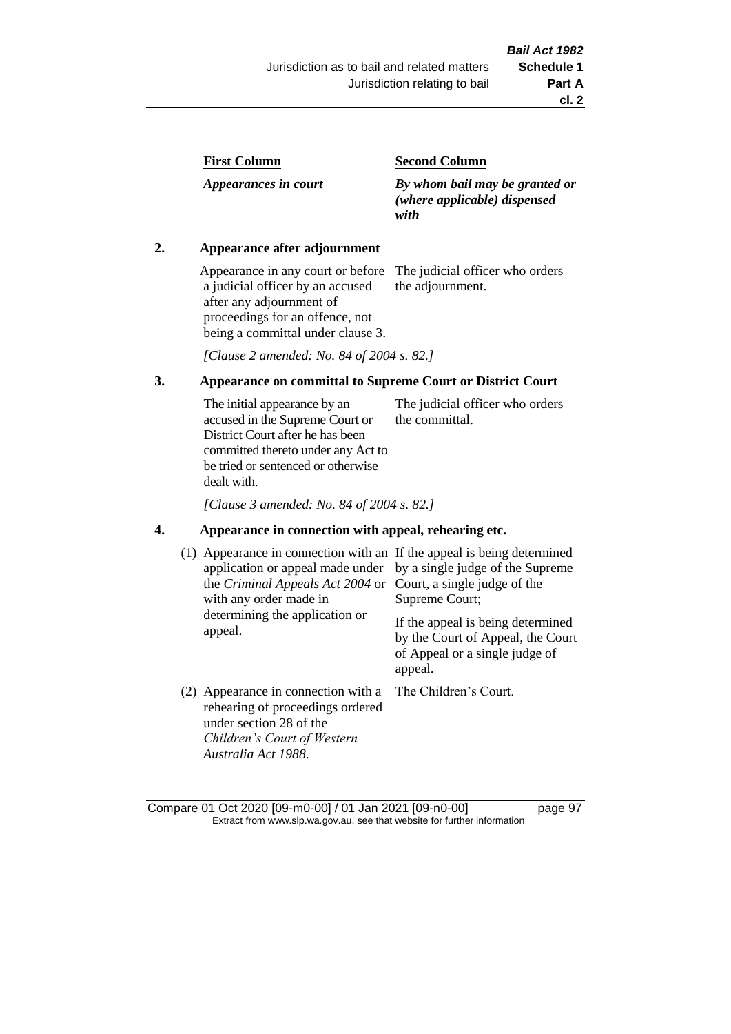| First Column | Second Column |
|---|---|
| *Appearances in court* | *By whom bail may be granted or (where applicable) dispensed with* |

**2. Appearance after adjournment**

| | |
|---|---|
| Appearance in any court or before a judicial officer by an accused after any adjournment of proceedings for an offence, not being a committal under clause 3. | The judicial officer who orders the adjournment. |

*[Clause 2 amended: No. 84 of 2004 s. 82.]*

**3. Appearance on committal to Supreme Court or District Court**

| | |
|---|---|
| The initial appearance by an accused in the Supreme Court or District Court after he has been committed thereto under any Act to be tried or sentenced or otherwise dealt with. | The judicial officer who orders the committal. |

*[Clause 3 amended: No. 84 of 2004 s. 82.]*

**4. Appearance in connection with appeal, rehearing etc.**

| | |
|---|---|
| (1) Appearance in connection with an application or appeal made under the *Criminal Appeals Act 2004* or with any order made in determining the application or appeal. | If the appeal is being determined by a single judge of the Supreme Court, a single judge of the Supreme Court; If the appeal is being determined by the Court of Appeal, the Court of Appeal or a single judge of appeal. |
| (2) Appearance in connection with a rehearing of proceedings ordered under section 28 of the *Children's Court of Western Australia Act 1988*. | The Children's Court. |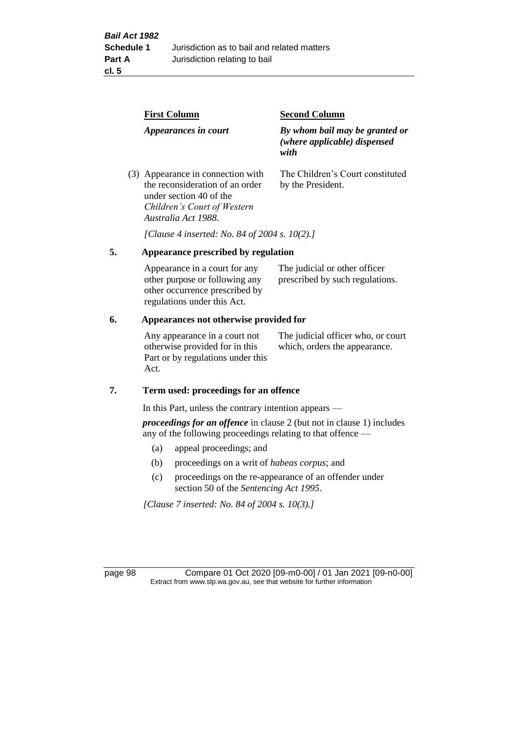| First Column | Second Column |
|---|---|
| *Appearances in court* | *By whom bail may be granted or (where applicable) dispensed with* |
| (3) Appearance in connection with the reconsideration of an order under section 40 of the *Children's Court of Western Australia Act 1988*. | The Children's Court constituted by the President. |

*[Clause 4 inserted: No. 84 of 2004 s. 10(2).]*

## 5. Appearance prescribed by regulation

| | |
|---|---|
| Appearance in a court for any other purpose or following any other occurrence prescribed by regulations under this Act. | The judicial or other officer prescribed by such regulations. |

## 6. Appearances not otherwise provided for

| | |
|---|---|
| Any appearance in a court not otherwise provided for in this Part or by regulations under this Act. | The judicial officer who, or court which, orders the appearance. |

## 7. Term used: proceedings for an offence

In this Part, unless the contrary intention appears —

***proceedings for an offence*** in clause 2 (but not in clause 1) includes any of the following proceedings relating to that offence —

(a) appeal proceedings; and

(b) proceedings on a writ of *habeas corpus*; and

(c) proceedings on the re-appearance of an offender under section 50 of the *Sentencing Act 1995*.

*[Clause 7 inserted: No. 84 of 2004 s. 10(3).]*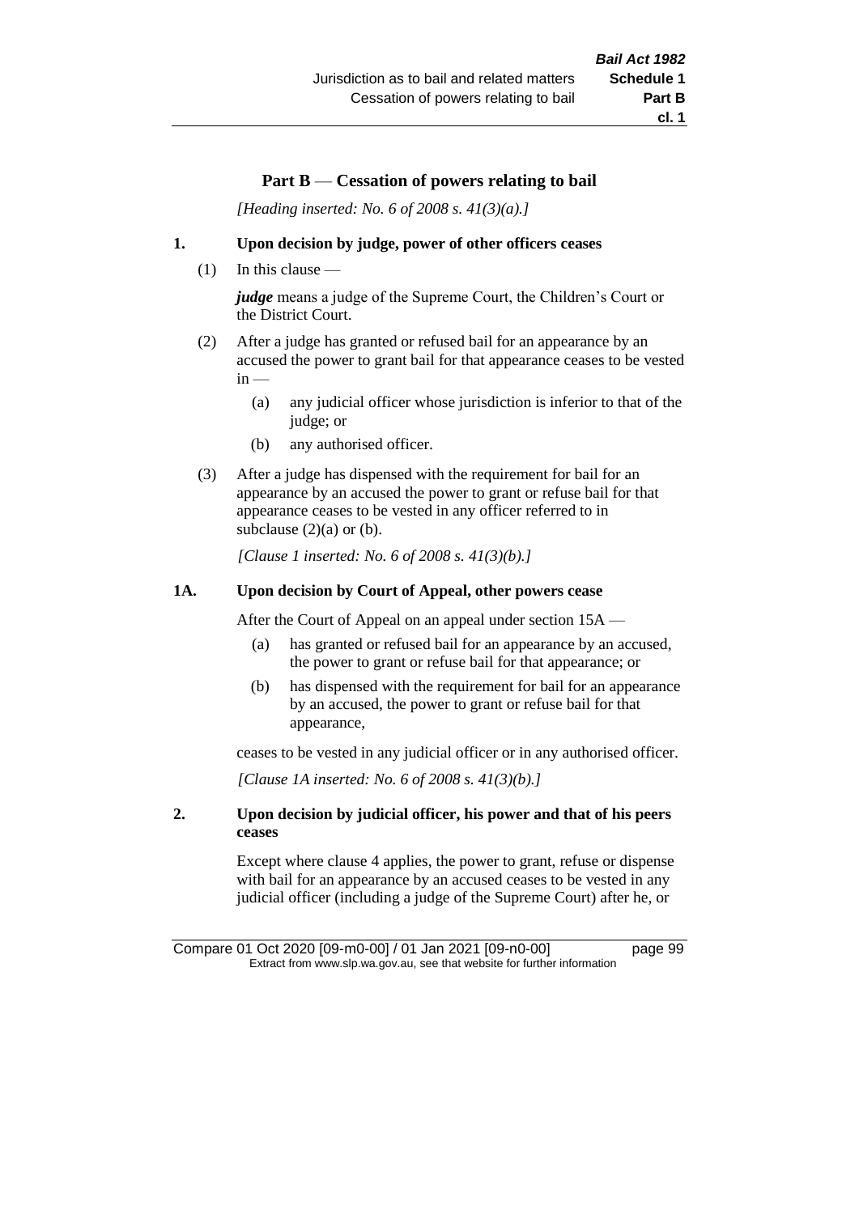## Part B — Cessation of powers relating to bail

*[Heading inserted: No. 6 of 2008 s. 41(3)(a).]*

### 1. Upon decision by judge, power of other officers ceases

(1) In this clause —

***judge*** means a judge of the Supreme Court, the Children's Court or the District Court.

(2) After a judge has granted or refused bail for an appearance by an accused the power to grant bail for that appearance ceases to be vested in —

- (a) any judicial officer whose jurisdiction is inferior to that of the judge; or
- (b) any authorised officer.

(3) After a judge has dispensed with the requirement for bail for an appearance by an accused the power to grant or refuse bail for that appearance ceases to be vested in any officer referred to in subclause (2)(a) or (b).

*[Clause 1 inserted: No. 6 of 2008 s. 41(3)(b).]*

### 1A. Upon decision by Court of Appeal, other powers cease

After the Court of Appeal on an appeal under section 15A —

- (a) has granted or refused bail for an appearance by an accused, the power to grant or refuse bail for that appearance; or
- (b) has dispensed with the requirement for bail for an appearance by an accused, the power to grant or refuse bail for that appearance,

ceases to be vested in any judicial officer or in any authorised officer.

*[Clause 1A inserted: No. 6 of 2008 s. 41(3)(b).]*

### 2. Upon decision by judicial officer, his power and that of his peers ceases

Except where clause 4 applies, the power to grant, refuse or dispense with bail for an appearance by an accused ceases to be vested in any judicial officer (including a judge of the Supreme Court) after he, or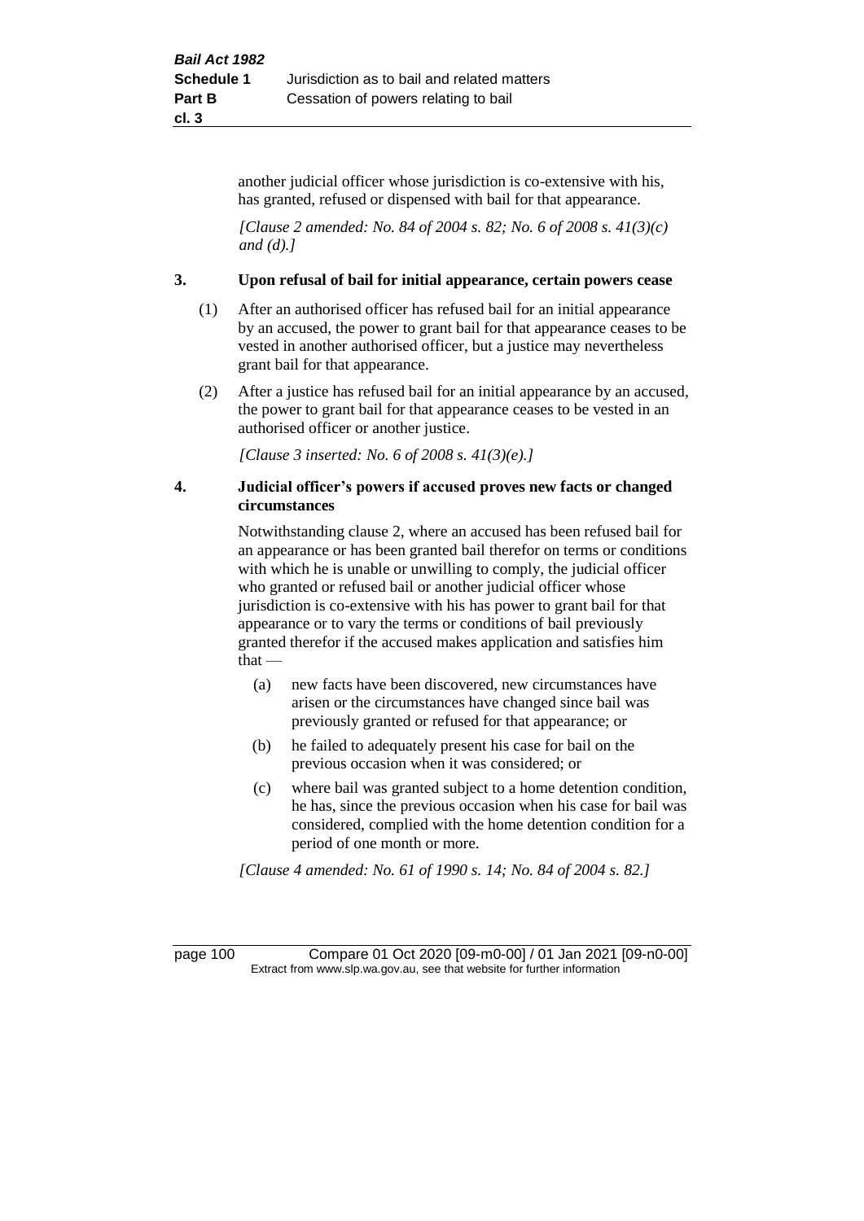another judicial officer whose jurisdiction is co-extensive with his, has granted, refused or dispensed with bail for that appearance.

*[Clause 2 amended: No. 84 of 2004 s. 82; No. 6 of 2008 s. 41(3)(c) and (d).]*

### 3. Upon refusal of bail for initial appearance, certain powers cease

(1) After an authorised officer has refused bail for an initial appearance by an accused, the power to grant bail for that appearance ceases to be vested in another authorised officer, but a justice may nevertheless grant bail for that appearance.

(2) After a justice has refused bail for an initial appearance by an accused, the power to grant bail for that appearance ceases to be vested in an authorised officer or another justice.

*[Clause 3 inserted: No. 6 of 2008 s. 41(3)(e).]*

### 4. Judicial officer's powers if accused proves new facts or changed circumstances

Notwithstanding clause 2, where an accused has been refused bail for an appearance or has been granted bail therefor on terms or conditions with which he is unable or unwilling to comply, the judicial officer who granted or refused bail or another judicial officer whose jurisdiction is co-extensive with his has power to grant bail for that appearance or to vary the terms or conditions of bail previously granted therefor if the accused makes application and satisfies him that —

(a) new facts have been discovered, new circumstances have arisen or the circumstances have changed since bail was previously granted or refused for that appearance; or

(b) he failed to adequately present his case for bail on the previous occasion when it was considered; or

(c) where bail was granted subject to a home detention condition, he has, since the previous occasion when his case for bail was considered, complied with the home detention condition for a period of one month or more.

*[Clause 4 amended: No. 61 of 1990 s. 14; No. 84 of 2004 s. 82.]*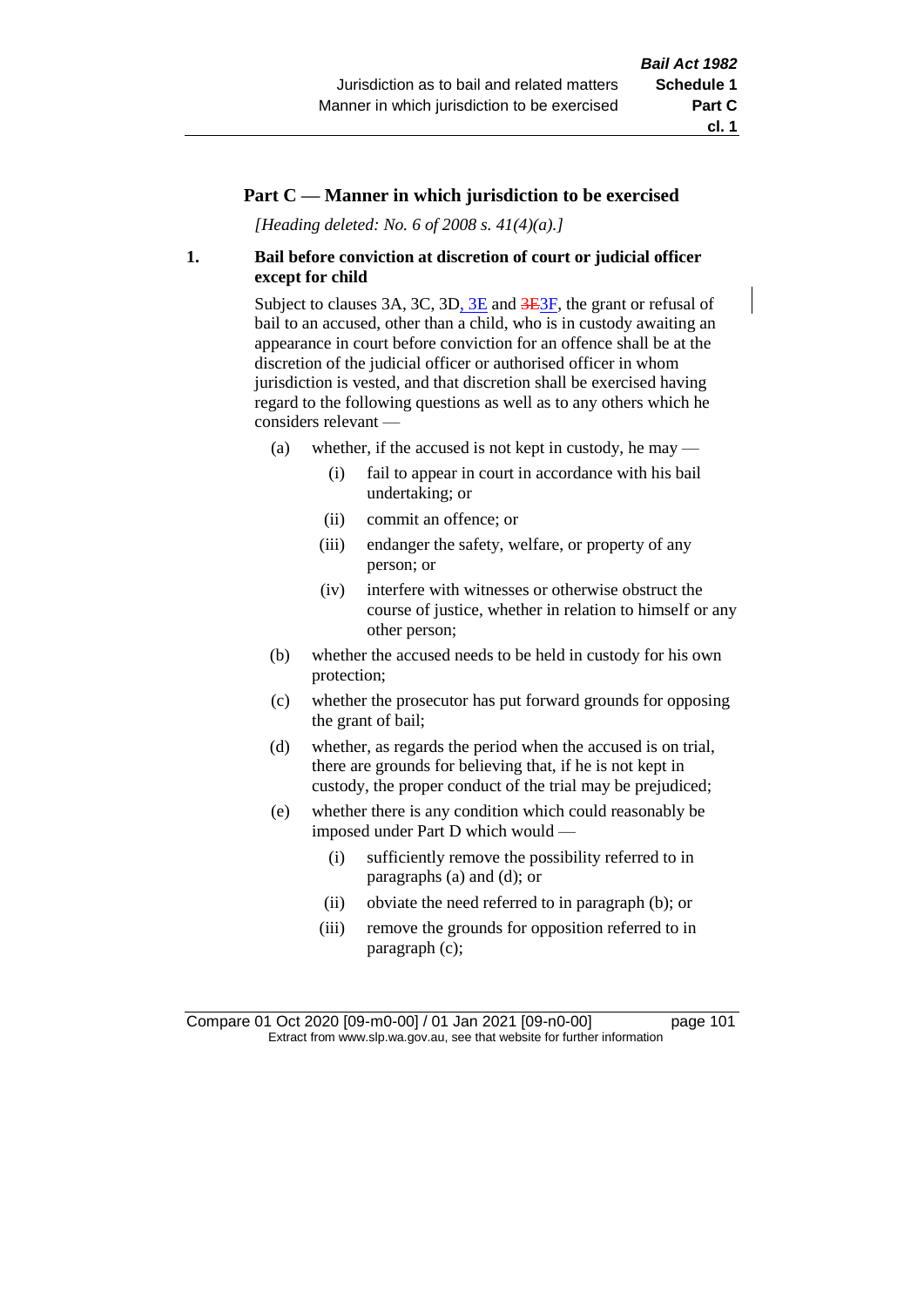## Part C — Manner in which jurisdiction to be exercised

*[Heading deleted: No. 6 of 2008 s. 41(4)(a).]*

**1. Bail before conviction at discretion of court or judicial officer except for child**

Subject to clauses 3A, 3C, 3D, 3E and 3E3F, the grant or refusal of bail to an accused, other than a child, who is in custody awaiting an appearance in court before conviction for an offence shall be at the discretion of the judicial officer or authorised officer in whom jurisdiction is vested, and that discretion shall be exercised having regard to the following questions as well as to any others which he considers relevant —

- (a) whether, if the accused is not kept in custody, he may —
  - (i) fail to appear in court in accordance with his bail undertaking; or
  - (ii) commit an offence; or
  - (iii) endanger the safety, welfare, or property of any person; or
  - (iv) interfere with witnesses or otherwise obstruct the course of justice, whether in relation to himself or any other person;
- (b) whether the accused needs to be held in custody for his own protection;
- (c) whether the prosecutor has put forward grounds for opposing the grant of bail;
- (d) whether, as regards the period when the accused is on trial, there are grounds for believing that, if he is not kept in custody, the proper conduct of the trial may be prejudiced;
- (e) whether there is any condition which could reasonably be imposed under Part D which would —
  - (i) sufficiently remove the possibility referred to in paragraphs (a) and (d); or
  - (ii) obviate the need referred to in paragraph (b); or
  - (iii) remove the grounds for opposition referred to in paragraph (c);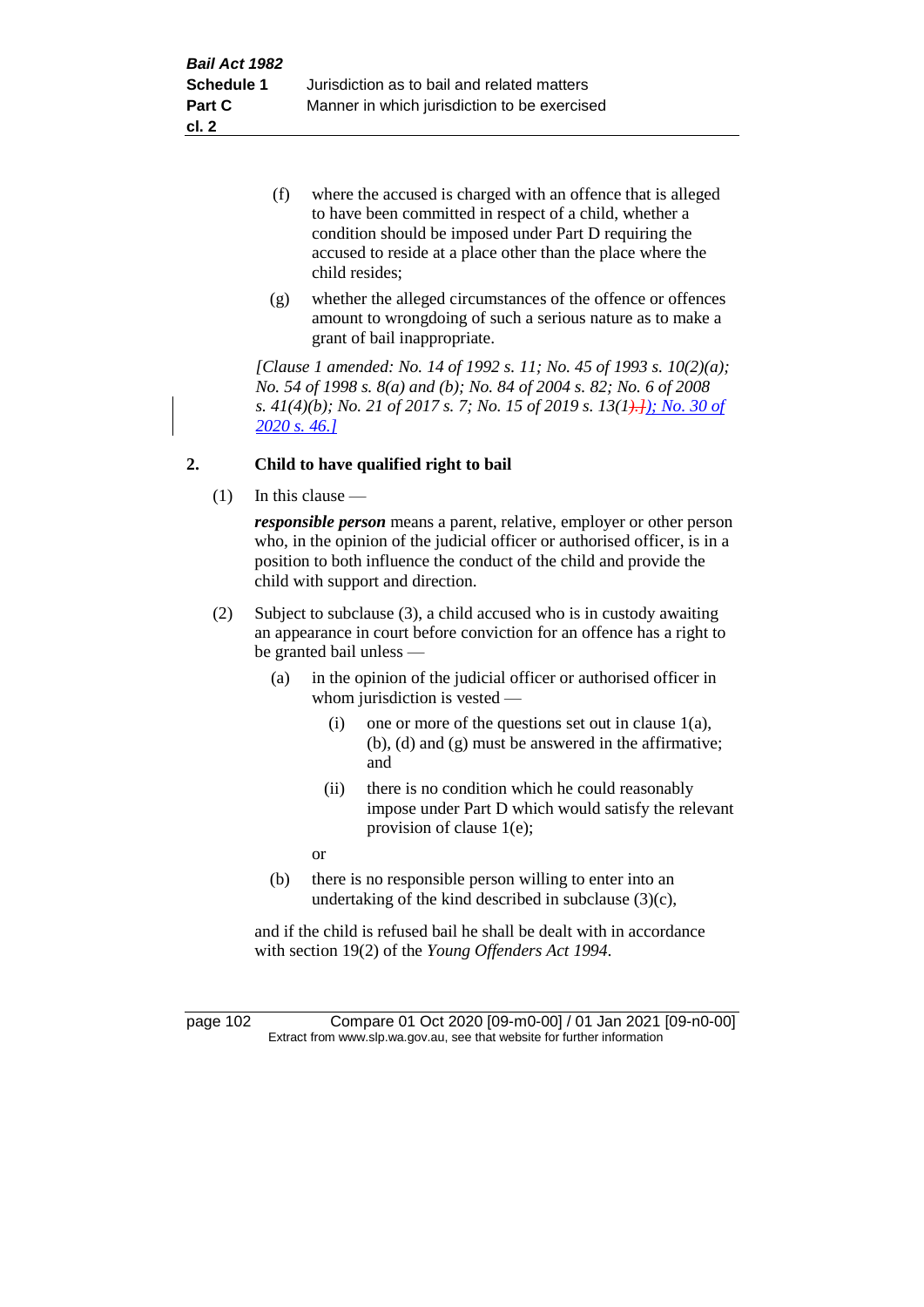(f) where the accused is charged with an offence that is alleged to have been committed in respect of a child, whether a condition should be imposed under Part D requiring the accused to reside at a place other than the place where the child resides;

(g) whether the alleged circumstances of the offence or offences amount to wrongdoing of such a serious nature as to make a grant of bail inappropriate.

*[Clause 1 amended: No. 14 of 1992 s. 11; No. 45 of 1993 s. 10(2)(a); No. 54 of 1998 s. 8(a) and (b); No. 84 of 2004 s. 82; No. 6 of 2008 s. 41(4)(b); No. 21 of 2017 s. 7; No. 15 of 2019 s. 13(1).]); No. 30 of 2020 s. 46.]*

## 2. Child to have qualified right to bail

(1) In this clause —

***responsible person*** means a parent, relative, employer or other person who, in the opinion of the judicial officer or authorised officer, is in a position to both influence the conduct of the child and provide the child with support and direction.

(2) Subject to subclause (3), a child accused who is in custody awaiting an appearance in court before conviction for an offence has a right to be granted bail unless —

(a) in the opinion of the judicial officer or authorised officer in whom jurisdiction is vested —

(i) one or more of the questions set out in clause 1(a), (b), (d) and (g) must be answered in the affirmative; and

(ii) there is no condition which he could reasonably impose under Part D which would satisfy the relevant provision of clause 1(e);

or

(b) there is no responsible person willing to enter into an undertaking of the kind described in subclause (3)(c),

and if the child is refused bail he shall be dealt with in accordance with section 19(2) of the *Young Offenders Act 1994*.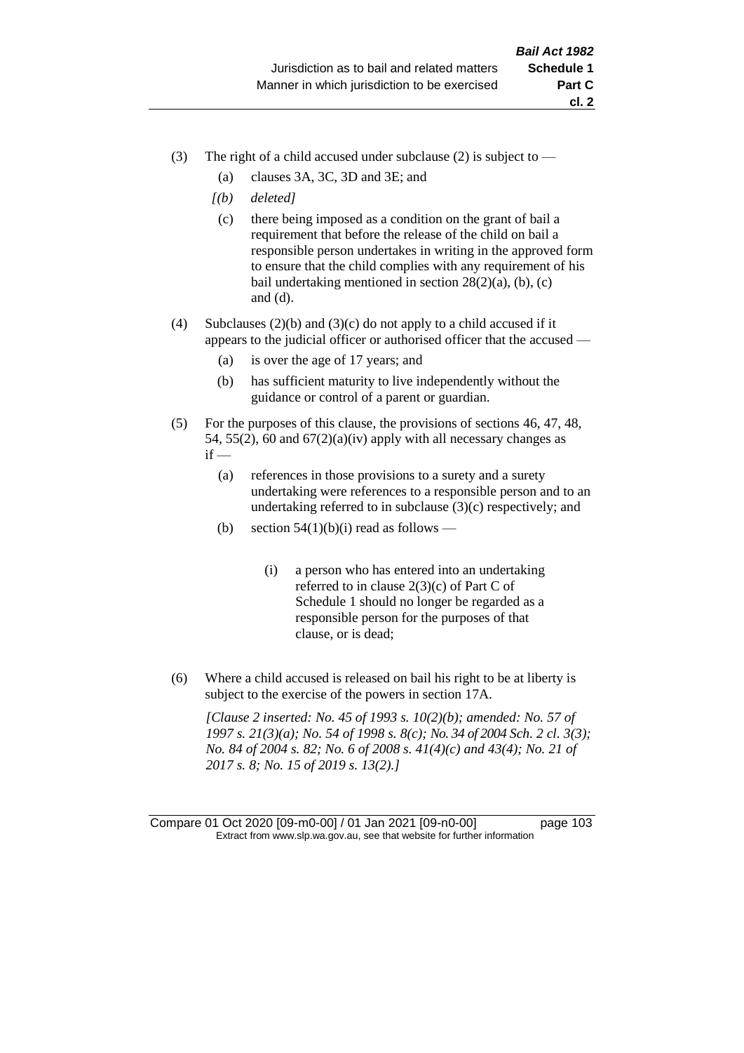(3) The right of a child accused under subclause (2) is subject to —

(a) clauses 3A, 3C, 3D and 3E; and

*[(b) deleted]*

(c) there being imposed as a condition on the grant of bail a requirement that before the release of the child on bail a responsible person undertakes in writing in the approved form to ensure that the child complies with any requirement of his bail undertaking mentioned in section 28(2)(a), (b), (c) and (d).

(4) Subclauses (2)(b) and (3)(c) do not apply to a child accused if it appears to the judicial officer or authorised officer that the accused —

(a) is over the age of 17 years; and

(b) has sufficient maturity to live independently without the guidance or control of a parent or guardian.

(5) For the purposes of this clause, the provisions of sections 46, 47, 48, 54, 55(2), 60 and 67(2)(a)(iv) apply with all necessary changes as if —

(a) references in those provisions to a surety and a surety undertaking were references to a responsible person and to an undertaking referred to in subclause (3)(c) respectively; and

(b) section 54(1)(b)(i) read as follows —

(i) a person who has entered into an undertaking referred to in clause 2(3)(c) of Part C of Schedule 1 should no longer be regarded as a responsible person for the purposes of that clause, or is dead;

(6) Where a child accused is released on bail his right to be at liberty is subject to the exercise of the powers in section 17A.

*[Clause 2 inserted: No. 45 of 1993 s. 10(2)(b); amended: No. 57 of 1997 s. 21(3)(a); No. 54 of 1998 s. 8(c); No. 34 of 2004 Sch. 2 cl. 3(3); No. 84 of 2004 s. 82; No. 6 of 2008 s. 41(4)(c) and 43(4); No. 21 of 2017 s. 8; No. 15 of 2019 s. 13(2).]*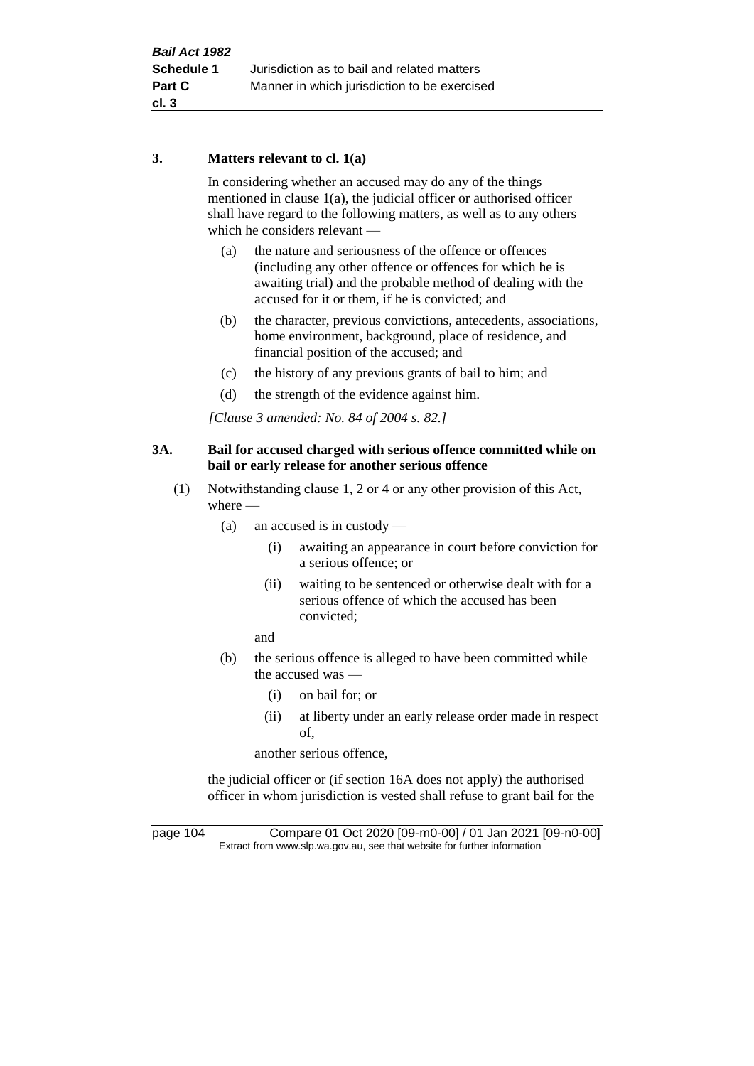### 3. Matters relevant to cl. 1(a)

In considering whether an accused may do any of the things mentioned in clause 1(a), the judicial officer or authorised officer shall have regard to the following matters, as well as to any others which he considers relevant —

- (a) the nature and seriousness of the offence or offences (including any other offence or offences for which he is awaiting trial) and the probable method of dealing with the accused for it or them, if he is convicted; and
- (b) the character, previous convictions, antecedents, associations, home environment, background, place of residence, and financial position of the accused; and
- (c) the history of any previous grants of bail to him; and
- (d) the strength of the evidence against him.

*[Clause 3 amended: No. 84 of 2004 s. 82.]*

### 3A. Bail for accused charged with serious offence committed while on bail or early release for another serious offence

(1) Notwithstanding clause 1, 2 or 4 or any other provision of this Act, where —

- (a) an accused is in custody —
  - (i) awaiting an appearance in court before conviction for a serious offence; or
  - (ii) waiting to be sentenced or otherwise dealt with for a serious offence of which the accused has been convicted;

  and
- (b) the serious offence is alleged to have been committed while the accused was —
  - (i) on bail for; or
  - (ii) at liberty under an early release order made in respect of,

  another serious offence,

the judicial officer or (if section 16A does not apply) the authorised officer in whom jurisdiction is vested shall refuse to grant bail for the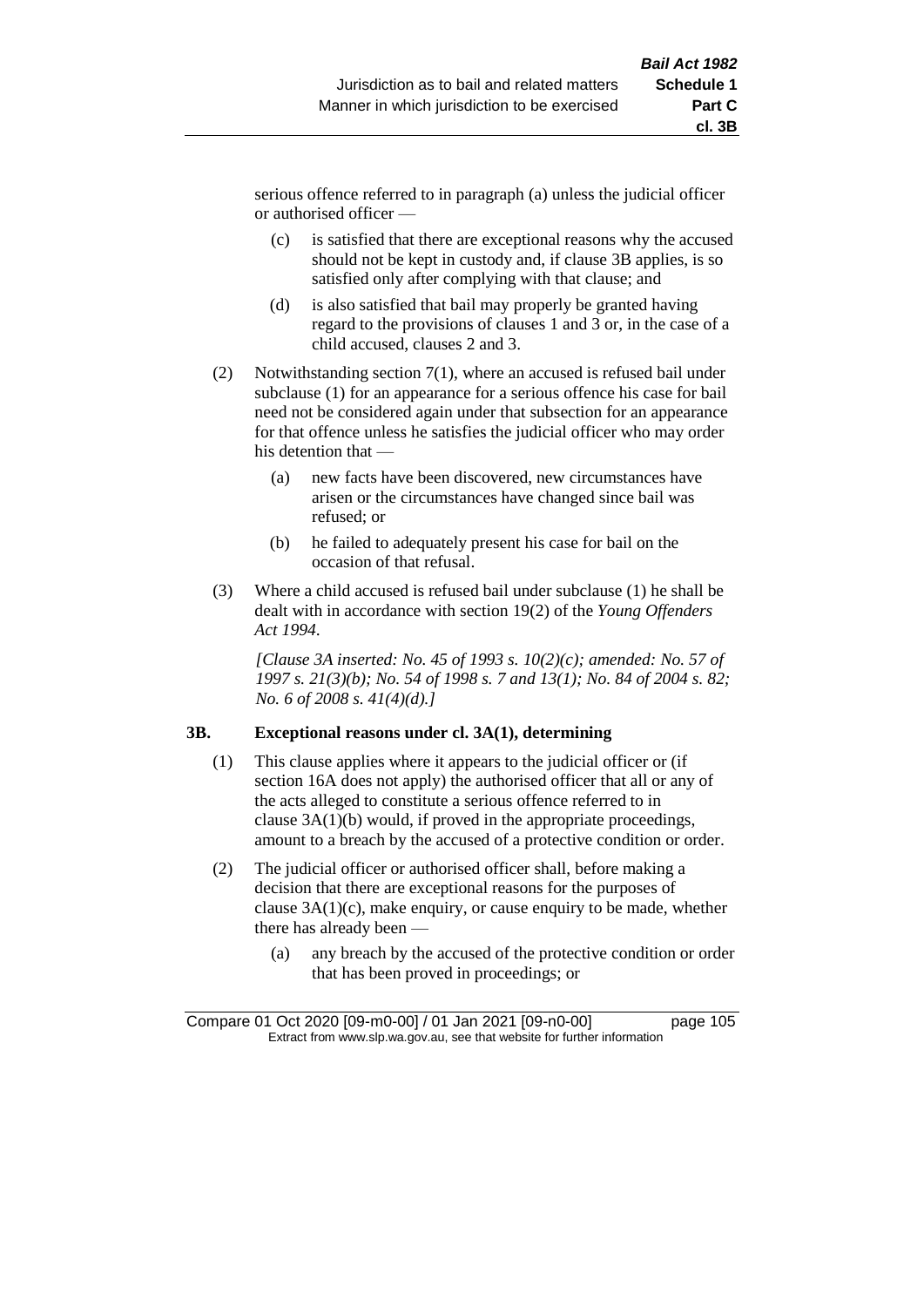serious offence referred to in paragraph (a) unless the judicial officer or authorised officer —

(c) is satisfied that there are exceptional reasons why the accused should not be kept in custody and, if clause 3B applies, is so satisfied only after complying with that clause; and

(d) is also satisfied that bail may properly be granted having regard to the provisions of clauses 1 and 3 or, in the case of a child accused, clauses 2 and 3.

(2) Notwithstanding section 7(1), where an accused is refused bail under subclause (1) for an appearance for a serious offence his case for bail need not be considered again under that subsection for an appearance for that offence unless he satisfies the judicial officer who may order his detention that —

(a) new facts have been discovered, new circumstances have arisen or the circumstances have changed since bail was refused; or

(b) he failed to adequately present his case for bail on the occasion of that refusal.

(3) Where a child accused is refused bail under subclause (1) he shall be dealt with in accordance with section 19(2) of the *Young Offenders Act 1994*.

*[Clause 3A inserted: No. 45 of 1993 s. 10(2)(c); amended: No. 57 of 1997 s. 21(3)(b); No. 54 of 1998 s. 7 and 13(1); No. 84 of 2004 s. 82; No. 6 of 2008 s. 41(4)(d).]*

### 3B. Exceptional reasons under cl. 3A(1), determining

(1) This clause applies where it appears to the judicial officer or (if section 16A does not apply) the authorised officer that all or any of the acts alleged to constitute a serious offence referred to in clause 3A(1)(b) would, if proved in the appropriate proceedings, amount to a breach by the accused of a protective condition or order.

(2) The judicial officer or authorised officer shall, before making a decision that there are exceptional reasons for the purposes of clause 3A(1)(c), make enquiry, or cause enquiry to be made, whether there has already been —

(a) any breach by the accused of the protective condition or order that has been proved in proceedings; or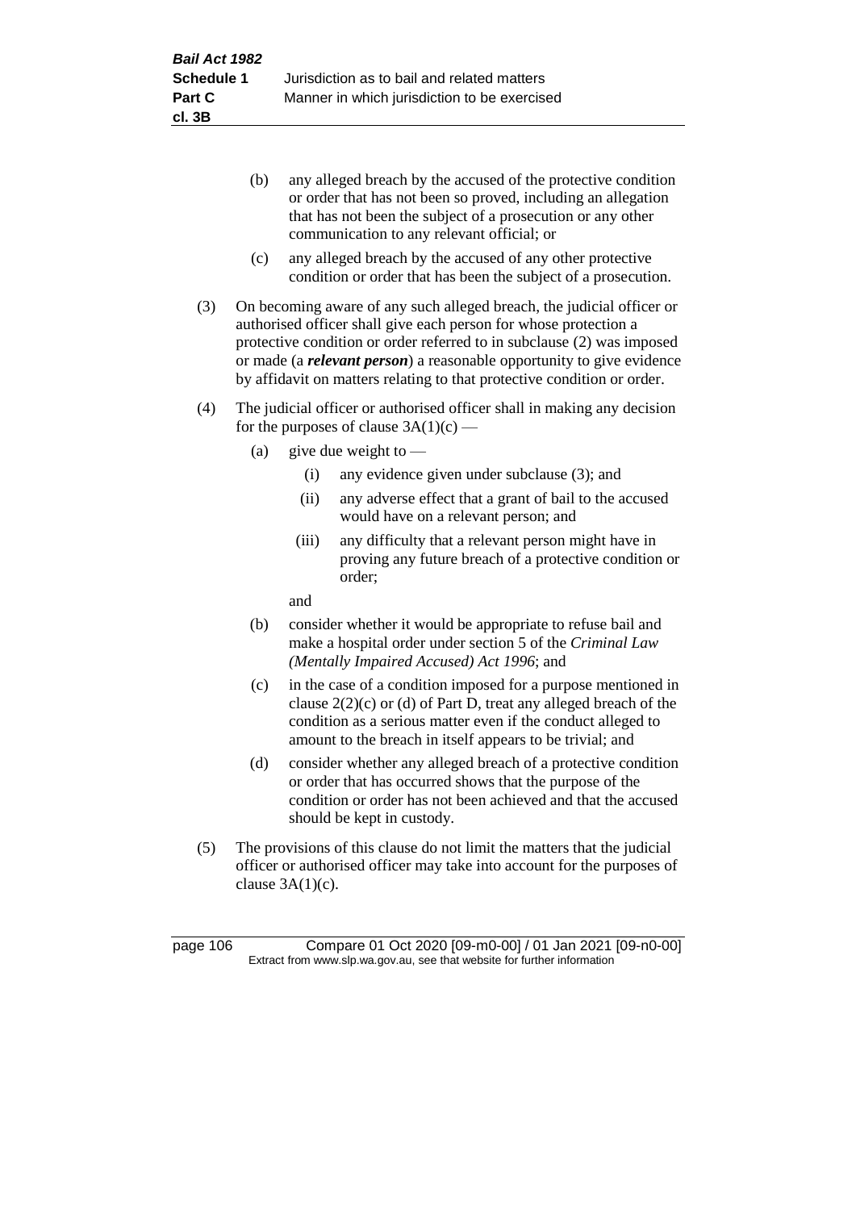(b) any alleged breach by the accused of the protective condition or order that has not been so proved, including an allegation that has not been the subject of a prosecution or any other communication to any relevant official; or

(c) any alleged breach by the accused of any other protective condition or order that has been the subject of a prosecution.

(3) On becoming aware of any such alleged breach, the judicial officer or authorised officer shall give each person for whose protection a protective condition or order referred to in subclause (2) was imposed or made (a ***relevant person***) a reasonable opportunity to give evidence by affidavit on matters relating to that protective condition or order.

(4) The judicial officer or authorised officer shall in making any decision for the purposes of clause 3A(1)(c) —

(a) give due weight to —

(i) any evidence given under subclause (3); and

(ii) any adverse effect that a grant of bail to the accused would have on a relevant person; and

(iii) any difficulty that a relevant person might have in proving any future breach of a protective condition or order;

and

(b) consider whether it would be appropriate to refuse bail and make a hospital order under section 5 of the *Criminal Law (Mentally Impaired Accused) Act 1996*; and

(c) in the case of a condition imposed for a purpose mentioned in clause 2(2)(c) or (d) of Part D, treat any alleged breach of the condition as a serious matter even if the conduct alleged to amount to the breach in itself appears to be trivial; and

(d) consider whether any alleged breach of a protective condition or order that has occurred shows that the purpose of the condition or order has not been achieved and that the accused should be kept in custody.

(5) The provisions of this clause do not limit the matters that the judicial officer or authorised officer may take into account for the purposes of clause 3A(1)(c).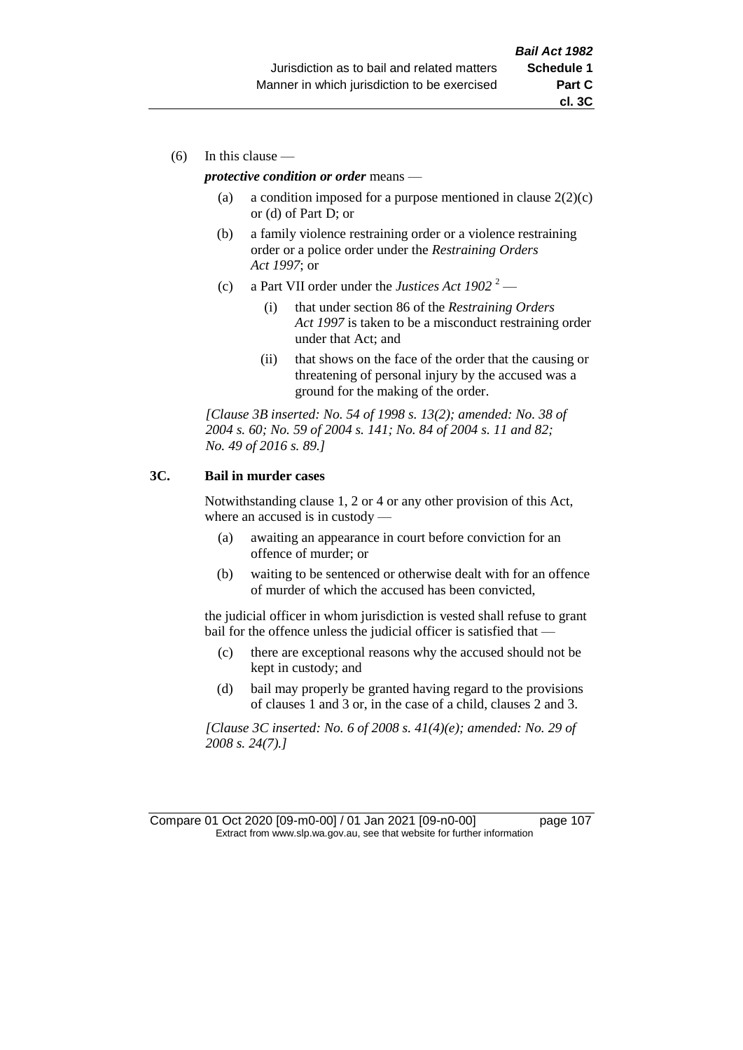(6) In this clause —

***protective condition or order*** means —

(a) a condition imposed for a purpose mentioned in clause 2(2)(c) or (d) of Part D; or

(b) a family violence restraining order or a violence restraining order or a police order under the *Restraining Orders Act 1997*; or

(c) a Part VII order under the *Justices Act 1902* [2] —

(i) that under section 86 of the *Restraining Orders Act 1997* is taken to be a misconduct restraining order under that Act; and

(ii) that shows on the face of the order that the causing or threatening of personal injury by the accused was a ground for the making of the order.

*[Clause 3B inserted: No. 54 of 1998 s. 13(2); amended: No. 38 of 2004 s. 60; No. 59 of 2004 s. 141; No. 84 of 2004 s. 11 and 82; No. 49 of 2016 s. 89.]*

**3C. Bail in murder cases**

Notwithstanding clause 1, 2 or 4 or any other provision of this Act, where an accused is in custody —

(a) awaiting an appearance in court before conviction for an offence of murder; or

(b) waiting to be sentenced or otherwise dealt with for an offence of murder of which the accused has been convicted,

the judicial officer in whom jurisdiction is vested shall refuse to grant bail for the offence unless the judicial officer is satisfied that —

(c) there are exceptional reasons why the accused should not be kept in custody; and

(d) bail may properly be granted having regard to the provisions of clauses 1 and 3 or, in the case of a child, clauses 2 and 3.

*[Clause 3C inserted: No. 6 of 2008 s. 41(4)(e); amended: No. 29 of 2008 s. 24(7).]*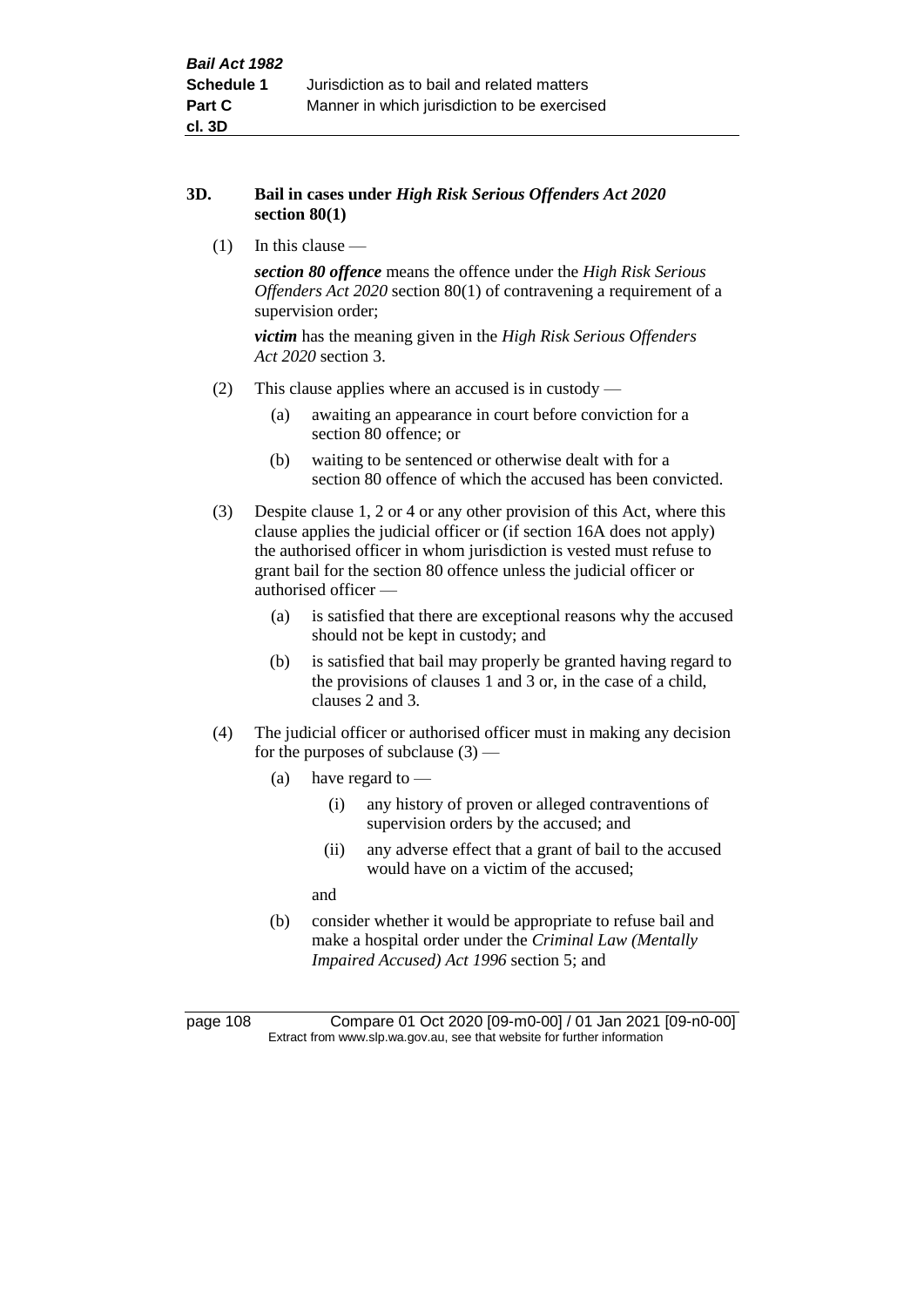## 3D. Bail in cases under *High Risk Serious Offenders Act 2020* section 80(1)

(1) In this clause —

***section 80 offence*** means the offence under the *High Risk Serious Offenders Act 2020* section 80(1) of contravening a requirement of a supervision order;

***victim*** has the meaning given in the *High Risk Serious Offenders Act 2020* section 3.

(2) This clause applies where an accused is in custody —

- (a) awaiting an appearance in court before conviction for a section 80 offence; or
- (b) waiting to be sentenced or otherwise dealt with for a section 80 offence of which the accused has been convicted.

(3) Despite clause 1, 2 or 4 or any other provision of this Act, where this clause applies the judicial officer or (if section 16A does not apply) the authorised officer in whom jurisdiction is vested must refuse to grant bail for the section 80 offence unless the judicial officer or authorised officer —

- (a) is satisfied that there are exceptional reasons why the accused should not be kept in custody; and
- (b) is satisfied that bail may properly be granted having regard to the provisions of clauses 1 and 3 or, in the case of a child, clauses 2 and 3.

(4) The judicial officer or authorised officer must in making any decision for the purposes of subclause (3) —

- (a) have regard to —
  - (i) any history of proven or alleged contraventions of supervision orders by the accused; and
  - (ii) any adverse effect that a grant of bail to the accused would have on a victim of the accused;

  and
- (b) consider whether it would be appropriate to refuse bail and make a hospital order under the *Criminal Law (Mentally Impaired Accused) Act 1996* section 5; and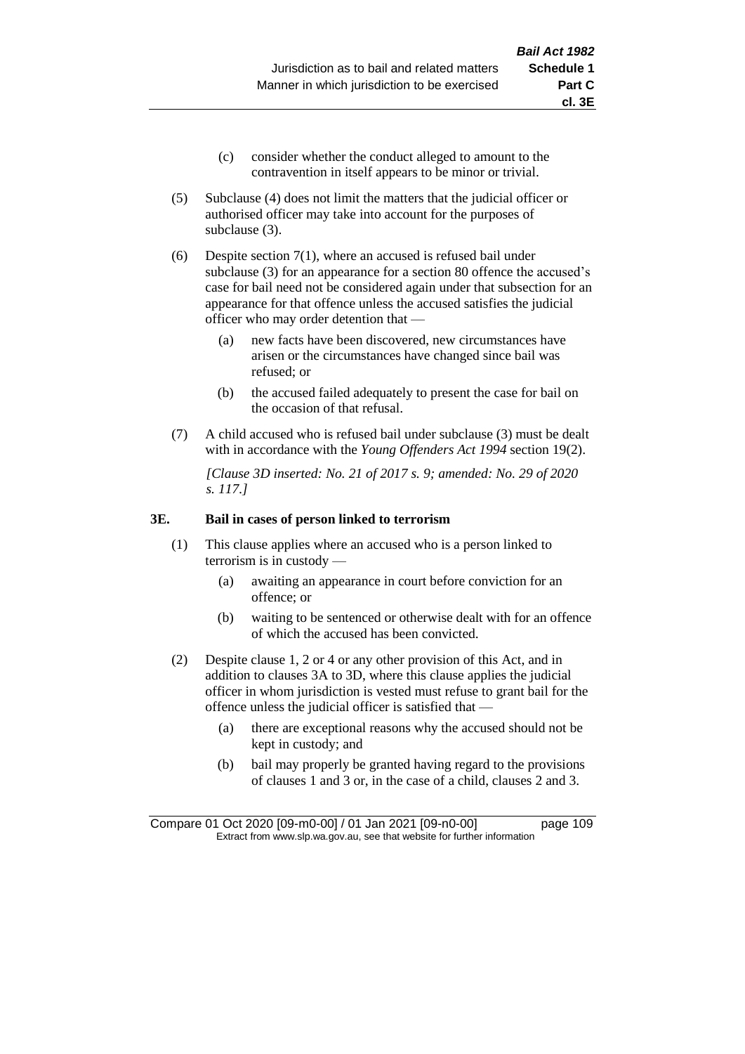(c) consider whether the conduct alleged to amount to the contravention in itself appears to be minor or trivial.

(5) Subclause (4) does not limit the matters that the judicial officer or authorised officer may take into account for the purposes of subclause (3).

(6) Despite section 7(1), where an accused is refused bail under subclause (3) for an appearance for a section 80 offence the accused's case for bail need not be considered again under that subsection for an appearance for that offence unless the accused satisfies the judicial officer who may order detention that —

(a) new facts have been discovered, new circumstances have arisen or the circumstances have changed since bail was refused; or

(b) the accused failed adequately to present the case for bail on the occasion of that refusal.

(7) A child accused who is refused bail under subclause (3) must be dealt with in accordance with the *Young Offenders Act 1994* section 19(2).

*[Clause 3D inserted: No. 21 of 2017 s. 9; amended: No. 29 of 2020 s. 117.]*

**3E. Bail in cases of person linked to terrorism**

(1) This clause applies where an accused who is a person linked to terrorism is in custody —

(a) awaiting an appearance in court before conviction for an offence; or

(b) waiting to be sentenced or otherwise dealt with for an offence of which the accused has been convicted.

(2) Despite clause 1, 2 or 4 or any other provision of this Act, and in addition to clauses 3A to 3D, where this clause applies the judicial officer in whom jurisdiction is vested must refuse to grant bail for the offence unless the judicial officer is satisfied that —

(a) there are exceptional reasons why the accused should not be kept in custody; and

(b) bail may properly be granted having regard to the provisions of clauses 1 and 3 or, in the case of a child, clauses 2 and 3.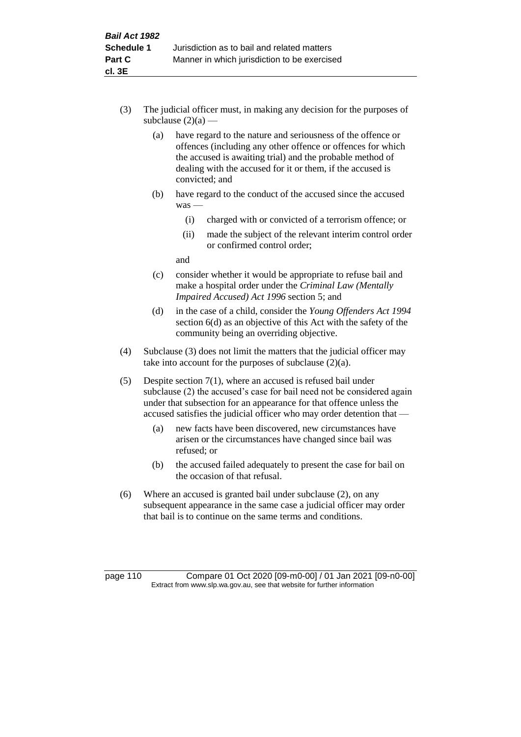(3) The judicial officer must, in making any decision for the purposes of subclause (2)(a) —

  (a) have regard to the nature and seriousness of the offence or offences (including any other offence or offences for which the accused is awaiting trial) and the probable method of dealing with the accused for it or them, if the accused is convicted; and

  (b) have regard to the conduct of the accused since the accused was —

    (i) charged with or convicted of a terrorism offence; or

    (ii) made the subject of the relevant interim control order or confirmed control order;

  and

  (c) consider whether it would be appropriate to refuse bail and make a hospital order under the *Criminal Law (Mentally Impaired Accused) Act 1996* section 5; and

  (d) in the case of a child, consider the *Young Offenders Act 1994* section 6(d) as an objective of this Act with the safety of the community being an overriding objective.

(4) Subclause (3) does not limit the matters that the judicial officer may take into account for the purposes of subclause (2)(a).

(5) Despite section 7(1), where an accused is refused bail under subclause (2) the accused's case for bail need not be considered again under that subsection for an appearance for that offence unless the accused satisfies the judicial officer who may order detention that —

  (a) new facts have been discovered, new circumstances have arisen or the circumstances have changed since bail was refused; or

  (b) the accused failed adequately to present the case for bail on the occasion of that refusal.

(6) Where an accused is granted bail under subclause (2), on any subsequent appearance in the same case a judicial officer may order that bail is to continue on the same terms and conditions.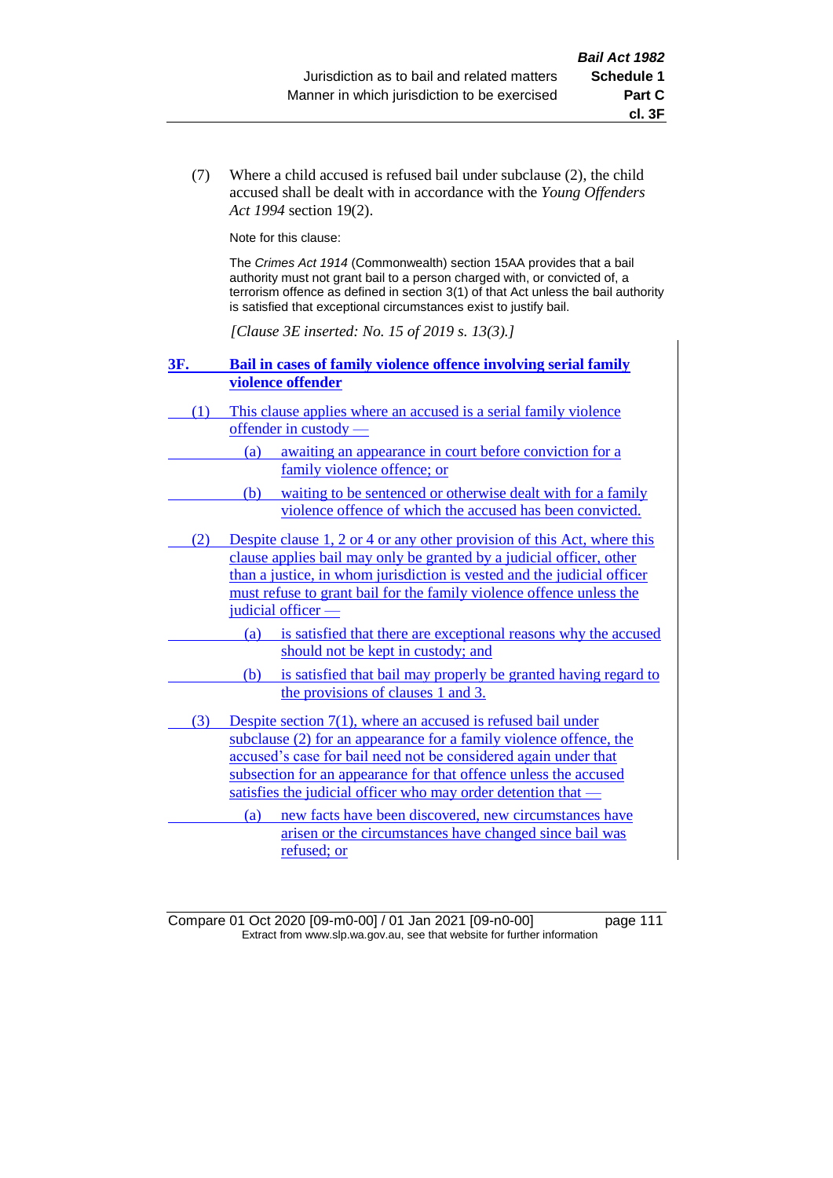(7) Where a child accused is refused bail under subclause (2), the child accused shall be dealt with in accordance with the *Young Offenders Act 1994* section 19(2).

Note for this clause:

The *Crimes Act 1914* (Commonwealth) section 15AA provides that a bail authority must not grant bail to a person charged with, or convicted of, a terrorism offence as defined in section 3(1) of that Act unless the bail authority is satisfied that exceptional circumstances exist to justify bail.

*[Clause 3E inserted: No. 15 of 2019 s. 13(3).]*

## 3F. Bail in cases of family violence offence involving serial family violence offender

(1) This clause applies where an accused is a serial family violence offender in custody —

(a) awaiting an appearance in court before conviction for a family violence offence; or

(b) waiting to be sentenced or otherwise dealt with for a family violence offence of which the accused has been convicted.

(2) Despite clause 1, 2 or 4 or any other provision of this Act, where this clause applies bail may only be granted by a judicial officer, other than a justice, in whom jurisdiction is vested and the judicial officer must refuse to grant bail for the family violence offence unless the judicial officer —

(a) is satisfied that there are exceptional reasons why the accused should not be kept in custody; and

(b) is satisfied that bail may properly be granted having regard to the provisions of clauses 1 and 3.

(3) Despite section 7(1), where an accused is refused bail under subclause (2) for an appearance for a family violence offence, the accused's case for bail need not be considered again under that subsection for an appearance for that offence unless the accused satisfies the judicial officer who may order detention that —

(a) new facts have been discovered, new circumstances have arisen or the circumstances have changed since bail was refused; or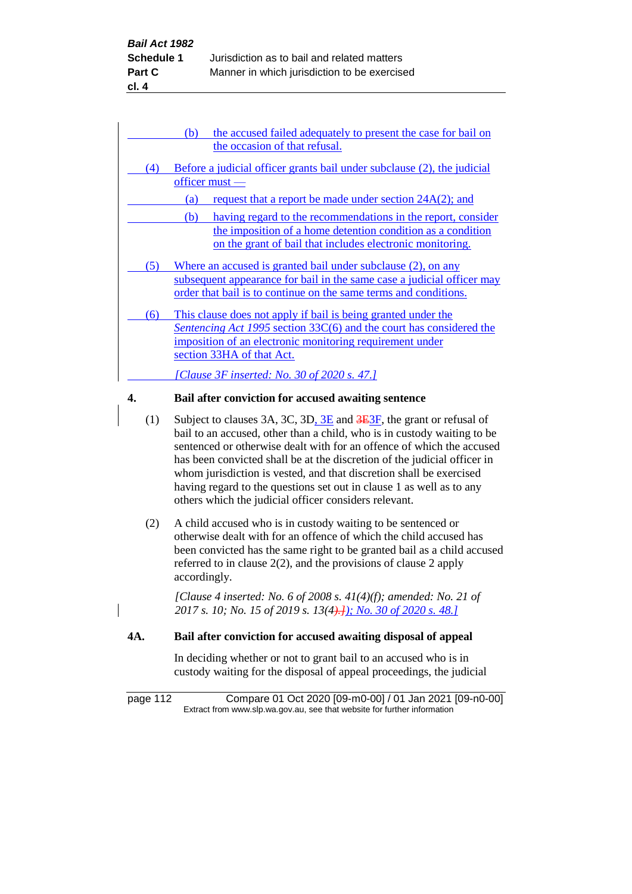(b) the accused failed adequately to present the case for bail on the occasion of that refusal.

(4) Before a judicial officer grants bail under subclause (2), the judicial officer must —

(a) request that a report be made under section 24A(2); and

(b) having regard to the recommendations in the report, consider the imposition of a home detention condition as a condition on the grant of bail that includes electronic monitoring.

(5) Where an accused is granted bail under subclause (2), on any subsequent appearance for bail in the same case a judicial officer may order that bail is to continue on the same terms and conditions.

(6) This clause does not apply if bail is being granted under the *Sentencing Act 1995* section 33C(6) and the court has considered the imposition of an electronic monitoring requirement under section 33HA of that Act.

*[Clause 3F inserted: No. 30 of 2020 s. 47.]*

## 4. Bail after conviction for accused awaiting sentence

(1) Subject to clauses 3A, 3C, 3D, 3E and 3E3F, the grant or refusal of bail to an accused, other than a child, who is in custody waiting to be sentenced or otherwise dealt with for an offence of which the accused has been convicted shall be at the discretion of the judicial officer in whom jurisdiction is vested, and that discretion shall be exercised having regard to the questions set out in clause 1 as well as to any others which the judicial officer considers relevant.

(2) A child accused who is in custody waiting to be sentenced or otherwise dealt with for an offence of which the child has been convicted has the same right to be granted bail as a child accused referred to in clause 2(2), and the provisions of clause 2 apply accordingly.

*[Clause 4 inserted: No. 6 of 2008 s. 41(4)(f); amended: No. 21 of 2017 s. 10; No. 15 of 2019 s. 13(4).]); No. 30 of 2020 s. 48.]*

## 4A. Bail after conviction for accused awaiting disposal of appeal

In deciding whether or not to grant bail to an accused who is in custody waiting for the disposal of appeal proceedings, the judicial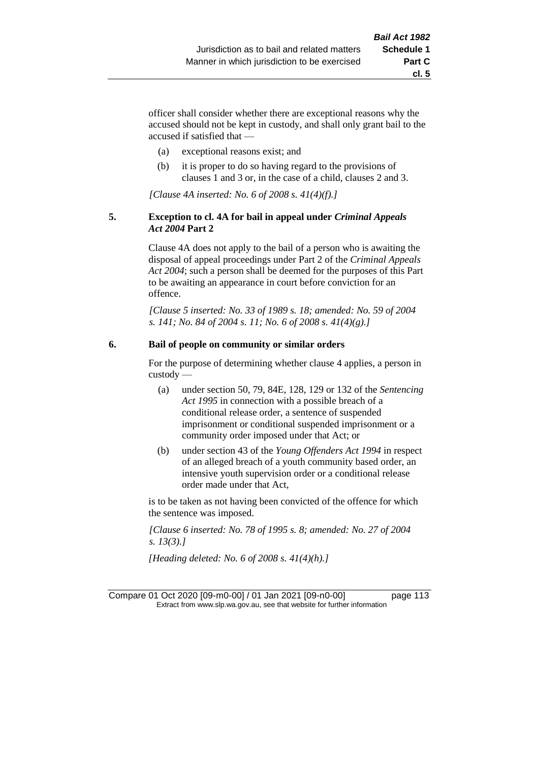officer shall consider whether there are exceptional reasons why the accused should not be kept in custody, and shall only grant bail to the accused if satisfied that —

(a) exceptional reasons exist; and

(b) it is proper to do so having regard to the provisions of clauses 1 and 3 or, in the case of a child, clauses 2 and 3.

*[Clause 4A inserted: No. 6 of 2008 s. 41(4)(f).]*

**5. Exception to cl. 4A for bail in appeal under *Criminal Appeals Act 2004* Part 2**

Clause 4A does not apply to the bail of a person who is awaiting the disposal of appeal proceedings under Part 2 of the *Criminal Appeals Act 2004*; such a person shall be deemed for the purposes of this Part to be awaiting an appearance in court before conviction for an offence.

*[Clause 5 inserted: No. 33 of 1989 s. 18; amended: No. 59 of 2004 s. 141; No. 84 of 2004 s. 11; No. 6 of 2008 s. 41(4)(g).]*

**6. Bail of people on community or similar orders**

For the purpose of determining whether clause 4 applies, a person in custody —

(a) under section 50, 79, 84E, 128, 129 or 132 of the *Sentencing Act 1995* in connection with a possible breach of a conditional release order, a sentence of suspended imprisonment or conditional suspended imprisonment or a community order imposed under that Act; or

(b) under section 43 of the *Young Offenders Act 1994* in respect of an alleged breach of a youth community based order, an intensive youth supervision order or a conditional release order made under that Act,

is to be taken as not having been convicted of the offence for which the sentence was imposed.

*[Clause 6 inserted: No. 78 of 1995 s. 8; amended: No. 27 of 2004 s. 13(3).]*

*[Heading deleted: No. 6 of 2008 s. 41(4)(h).]*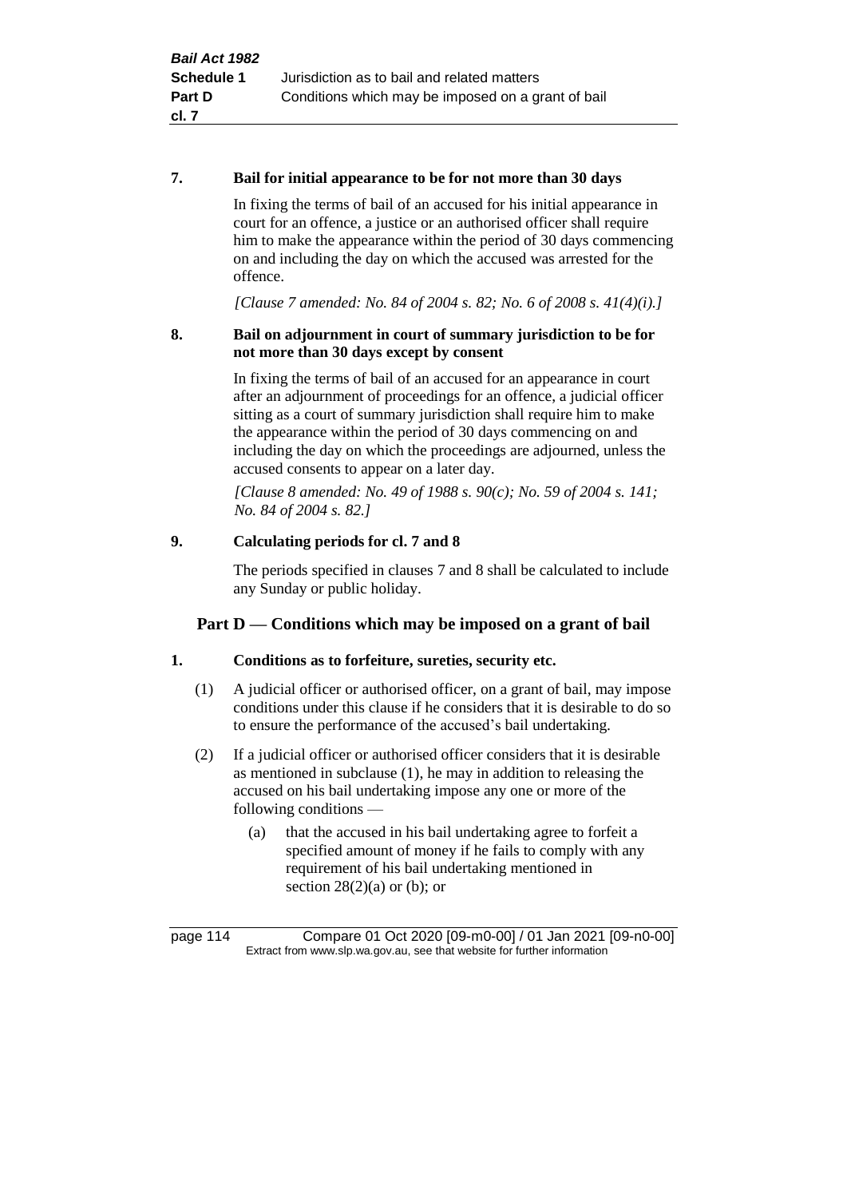**7. Bail for initial appearance to be for not more than 30 days**

In fixing the terms of bail of an accused for his initial appearance in court for an offence, a justice or an authorised officer shall require him to make the appearance within the period of 30 days commencing on and including the day on which the accused was arrested for the offence.

*[Clause 7 amended: No. 84 of 2004 s. 82; No. 6 of 2008 s. 41(4)(i).]*

**8. Bail on adjournment in court of summary jurisdiction to be for not more than 30 days except by consent**

In fixing the terms of bail of an accused for an appearance in court after an adjournment of proceedings for an offence, a judicial officer sitting as a court of summary jurisdiction shall require him to make the appearance within the period of 30 days commencing on and including the day on which the proceedings are adjourned, unless the accused consents to appear on a later day.

*[Clause 8 amended: No. 49 of 1988 s. 90(c); No. 59 of 2004 s. 141; No. 84 of 2004 s. 82.]*

**9. Calculating periods for cl. 7 and 8**

The periods specified in clauses 7 and 8 shall be calculated to include any Sunday or public holiday.

## Part D — Conditions which may be imposed on a grant of bail

**1. Conditions as to forfeiture, sureties, security etc.**

(1) A judicial officer or authorised officer, on a grant of bail, may impose conditions under this clause if he considers that it is desirable to do so to ensure the performance of the accused's bail undertaking.

(2) If a judicial officer or authorised officer considers that it is desirable as mentioned in subclause (1), he may in addition to releasing the accused on his bail undertaking impose any one or more of the following conditions —

(a) that the accused in his bail undertaking agree to forfeit a specified amount of money if he fails to comply with any requirement of his bail undertaking mentioned in section 28(2)(a) or (b); or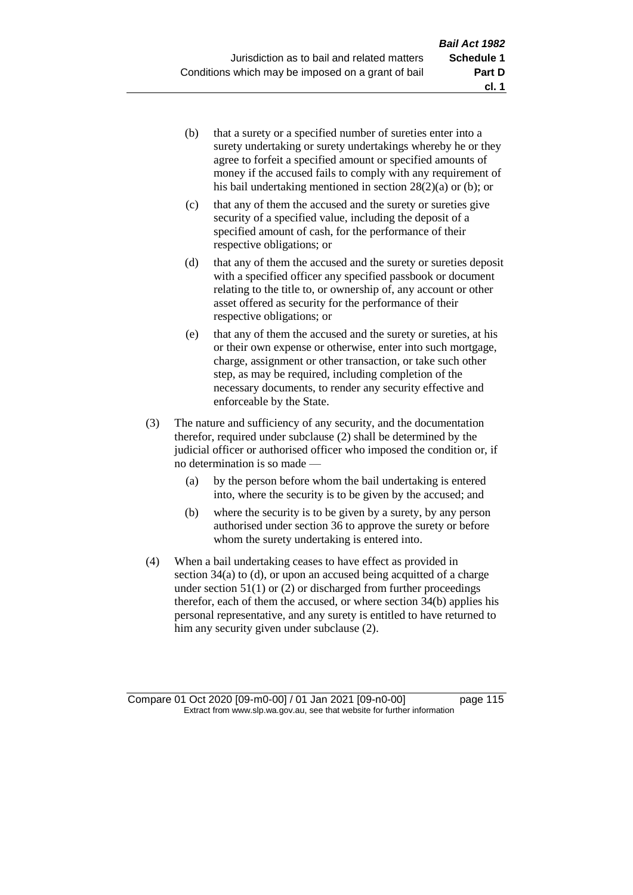(b) that a surety or a specified number of sureties enter into a surety undertaking or surety undertakings whereby he or they agree to forfeit a specified amount or specified amounts of money if the accused fails to comply with any requirement of his bail undertaking mentioned in section 28(2)(a) or (b); or

(c) that any of them the accused and the surety or sureties give security of a specified value, including the deposit of a specified amount of cash, for the performance of their respective obligations; or

(d) that any of them the accused and the surety or sureties deposit with a specified officer any specified passbook or document relating to the title to, or ownership of, any account or other asset offered as security for the performance of their respective obligations; or

(e) that any of them the accused and the surety or sureties, at his or their own expense or otherwise, enter into such mortgage, charge, assignment or other transaction, or take such other step, as may be required, including completion of the necessary documents, to render any security effective and enforceable by the State.

(3) The nature and sufficiency of any security, and the documentation therefor, required under subclause (2) shall be determined by the judicial officer or authorised officer who imposed the condition or, if no determination is so made —

(a) by the person before whom the bail undertaking is entered into, where the security is to be given by the accused; and

(b) where the security is to be given by a surety, by any person authorised under section 36 to approve the surety or before whom the surety undertaking is entered into.

(4) When a bail undertaking ceases to have effect as provided in section 34(a) to (d), or upon an accused being acquitted of a charge under section 51(1) or (2) or discharged from further proceedings therefor, each of them the accused, or where section 34(b) applies his personal representative, and any surety is entitled to have returned to him any security given under subclause (2).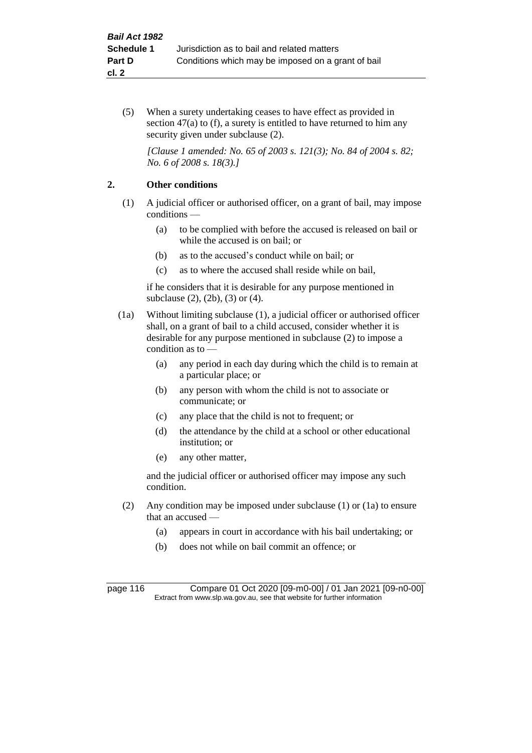(5) When a surety undertaking ceases to have effect as provided in section 47(a) to (f), a surety is entitled to have returned to him any security given under subclause (2).

*[Clause 1 amended: No. 65 of 2003 s. 121(3); No. 84 of 2004 s. 82; No. 6 of 2008 s. 18(3).]*

## 2. Other conditions

(1) A judicial officer or authorised officer, on a grant of bail, may impose conditions —

- (a) to be complied with before the accused is released on bail or while the accused is on bail; or
- (b) as to the accused's conduct while on bail; or
- (c) as to where the accused shall reside while on bail,

if he considers that it is desirable for any purpose mentioned in subclause (2), (2b), (3) or (4).

(1a) Without limiting subclause (1), a judicial officer or authorised officer shall, on a grant of bail to a child accused, consider whether it is desirable for any purpose mentioned in subclause (2) to impose a condition as to —

- (a) any period in each day during which the child is to remain at a particular place; or
- (b) any person with whom the child is not to associate or communicate; or
- (c) any place that the child is not to frequent; or
- (d) the attendance by the child at a school or other educational institution; or
- (e) any other matter,

and the judicial officer or authorised officer may impose any such condition.

(2) Any condition may be imposed under subclause (1) or (1a) to ensure that an accused —

- (a) appears in court in accordance with his bail undertaking; or
- (b) does not while on bail commit an offence; or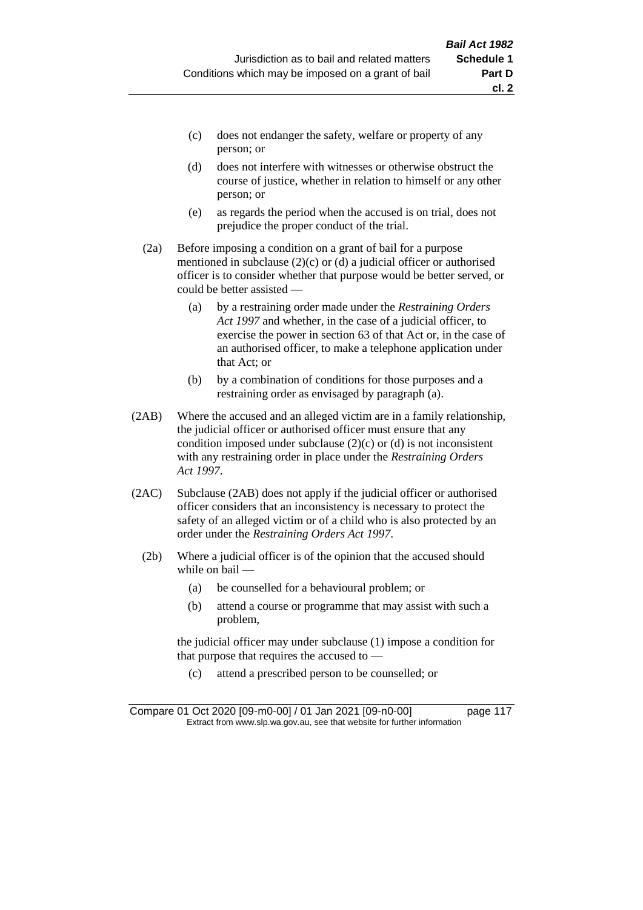(c) does not endanger the safety, welfare or property of any person; or

(d) does not interfere with witnesses or otherwise obstruct the course of justice, whether in relation to himself or any other person; or

(e) as regards the period when the accused is on trial, does not prejudice the proper conduct of the trial.

(2a) Before imposing a condition on a grant of bail for a purpose mentioned in subclause (2)(c) or (d) a judicial officer or authorised officer is to consider whether that purpose would be better served, or could be better assisted —

(a) by a restraining order made under the *Restraining Orders Act 1997* and whether, in the case of a judicial officer, to exercise the power in section 63 of that Act or, in the case of an authorised officer, to make a telephone application under that Act; or

(b) by a combination of conditions for those purposes and a restraining order as envisaged by paragraph (a).

(2AB) Where the accused and an alleged victim are in a family relationship, the judicial officer or authorised officer must ensure that any condition imposed under subclause (2)(c) or (d) is not inconsistent with any restraining order in place under the *Restraining Orders Act 1997*.

(2AC) Subclause (2AB) does not apply if the judicial officer or authorised officer considers that an inconsistency is necessary to protect the safety of an alleged victim or of a child who is also protected by an order under the *Restraining Orders Act 1997*.

(2b) Where a judicial officer is of the opinion that the accused should while on bail —

(a) be counselled for a behavioural problem; or

(b) attend a course or programme that may assist with such a problem,

the judicial officer may under subclause (1) impose a condition for that purpose that requires the accused to —

(c) attend a prescribed person to be counselled; or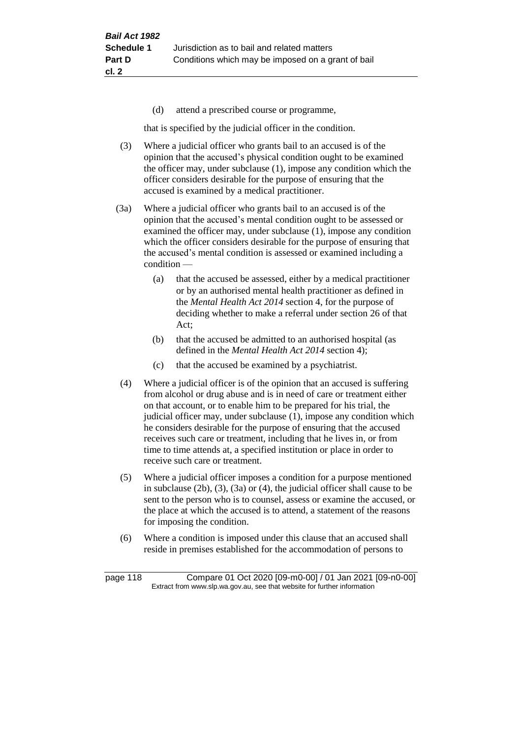(d) attend a prescribed course or programme,

that is specified by the judicial officer in the condition.

(3) Where a judicial officer who grants bail to an accused is of the opinion that the accused's physical condition ought to be examined the officer may, under subclause (1), impose any condition which the officer considers desirable for the purpose of ensuring that the accused is examined by a medical practitioner.

(3a) Where a judicial officer who grants bail to an accused is of the opinion that the accused's mental condition ought to be assessed or examined the officer may, under subclause (1), impose any condition which the officer considers desirable for the purpose of ensuring that the accused's mental condition is assessed or examined including a condition —

(a) that the accused be assessed, either by a medical practitioner or by an authorised mental health practitioner as defined in the *Mental Health Act 2014* section 4, for the purpose of deciding whether to make a referral under section 26 of that Act;

(b) that the accused be admitted to an authorised hospital (as defined in the *Mental Health Act 2014* section 4);

(c) that the accused be examined by a psychiatrist.

(4) Where a judicial officer is of the opinion that an accused is suffering from alcohol or drug abuse and is in need of care or treatment either on that account, or to enable him to be prepared for his trial, the judicial officer may, under subclause (1), impose any condition which he considers desirable for the purpose of ensuring that the accused receives such care or treatment, including that he lives in, or from time to time attends at, a specified institution or place in order to receive such care or treatment.

(5) Where a judicial officer imposes a condition for a purpose mentioned in subclause (2b), (3), (3a) or (4), the judicial officer shall cause to be sent to the person who is to counsel, assess or examine the accused, or the place at which the accused is to attend, a statement of the reasons for imposing the condition.

(6) Where a condition is imposed under this clause that an accused shall reside in premises established for the accommodation of persons to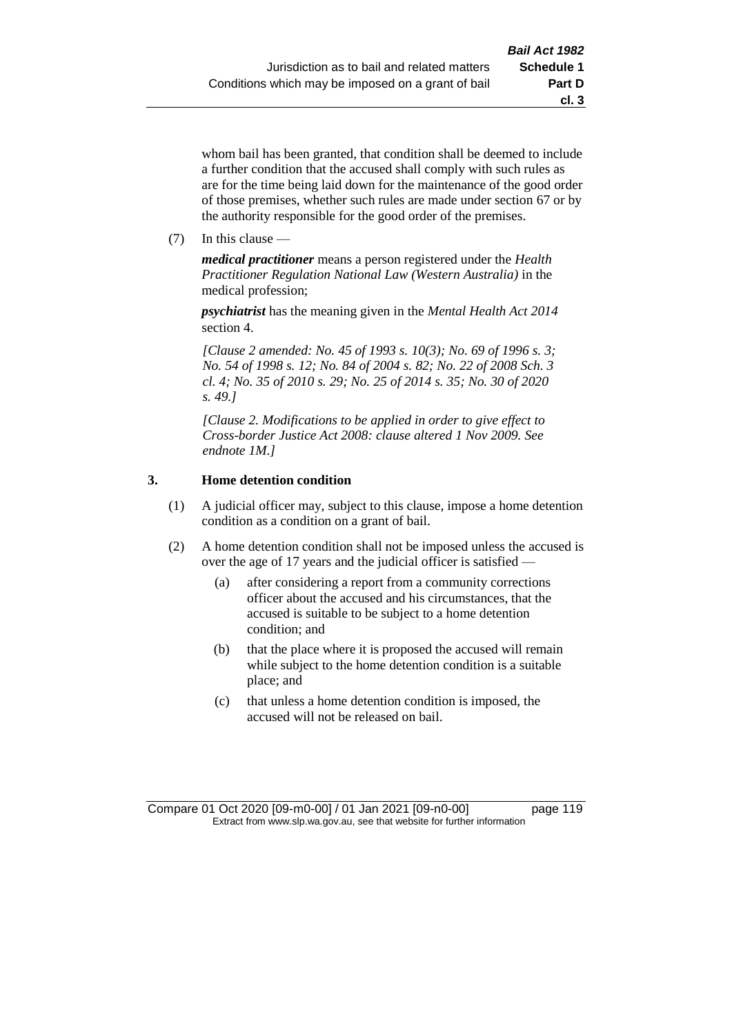whom bail has been granted, that condition shall be deemed to include a further condition that the accused shall comply with such rules as are for the time being laid down for the maintenance of the good order of those premises, whether such rules are made under section 67 or by the authority responsible for the good order of the premises.

(7) In this clause —

***medical practitioner*** means a person registered under the *Health Practitioner Regulation National Law (Western Australia)* in the medical profession;

***psychiatrist*** has the meaning given in the *Mental Health Act 2014* section 4.

*[Clause 2 amended: No. 45 of 1993 s. 10(3); No. 69 of 1996 s. 3; No. 54 of 1998 s. 12; No. 84 of 2004 s. 82; No. 22 of 2008 Sch. 3 cl. 4; No. 35 of 2010 s. 29; No. 25 of 2014 s. 35; No. 30 of 2020 s. 49.]*

*[Clause 2. Modifications to be applied in order to give effect to Cross-border Justice Act 2008: clause altered 1 Nov 2009. See endnote 1M.]*

### 3. Home detention condition

(1) A judicial officer may, subject to this clause, impose a home detention condition as a condition on a grant of bail.

(2) A home detention condition shall not be imposed unless the accused is over the age of 17 years and the judicial officer is satisfied —

(a) after considering a report from a community corrections officer about the accused and his circumstances, that the accused is suitable to be subject to a home detention condition; and

(b) that the place where it is proposed the accused will remain while subject to the home detention condition is a suitable place; and

(c) that unless a home detention condition is imposed, the accused will not be released on bail.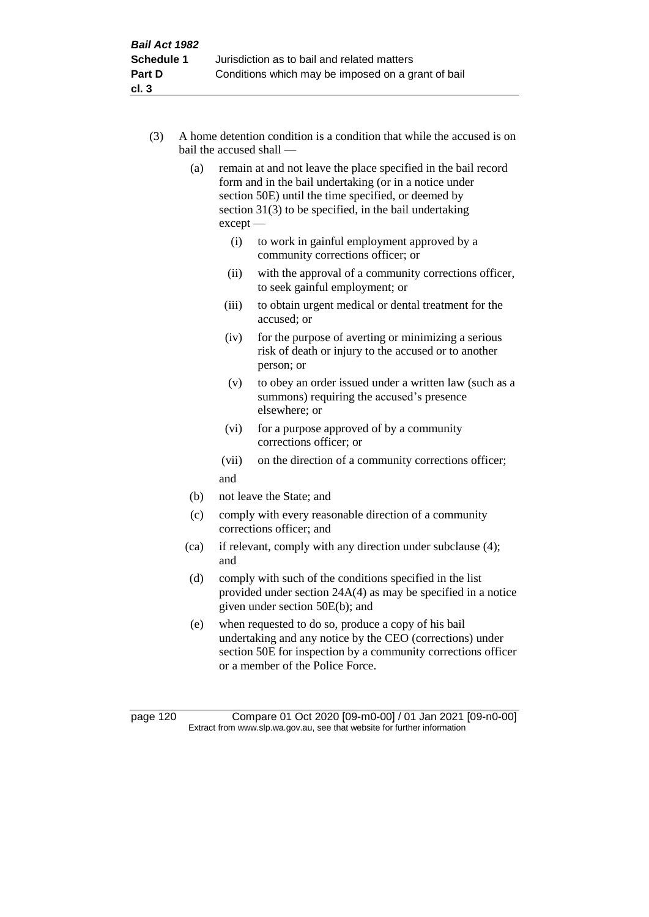(3) A home detention condition is a condition that while the accused is on bail the accused shall —

(a) remain at and not leave the place specified in the bail record form and in the bail undertaking (or in a notice under section 50E) until the time specified, or deemed by section 31(3) to be specified, in the bail undertaking except —

(i) to work in gainful employment approved by a community corrections officer; or

(ii) with the approval of a community corrections officer, to seek gainful employment; or

(iii) to obtain urgent medical or dental treatment for the accused; or

(iv) for the purpose of averting or minimizing a serious risk of death or injury to the accused or to another person; or

(v) to obey an order issued under a written law (such as a summons) requiring the accused's presence elsewhere; or

(vi) for a purpose approved of by a community corrections officer; or

(vii) on the direction of a community corrections officer;

and

(b) not leave the State; and

(c) comply with every reasonable direction of a community corrections officer; and

(ca) if relevant, comply with any direction under subclause (4); and

(d) comply with such of the conditions specified in the list provided under section 24A(4) as may be specified in a notice given under section 50E(b); and

(e) when requested to do so, produce a copy of his bail undertaking and any notice by the CEO (corrections) under section 50E for inspection by a community corrections officer or a member of the Police Force.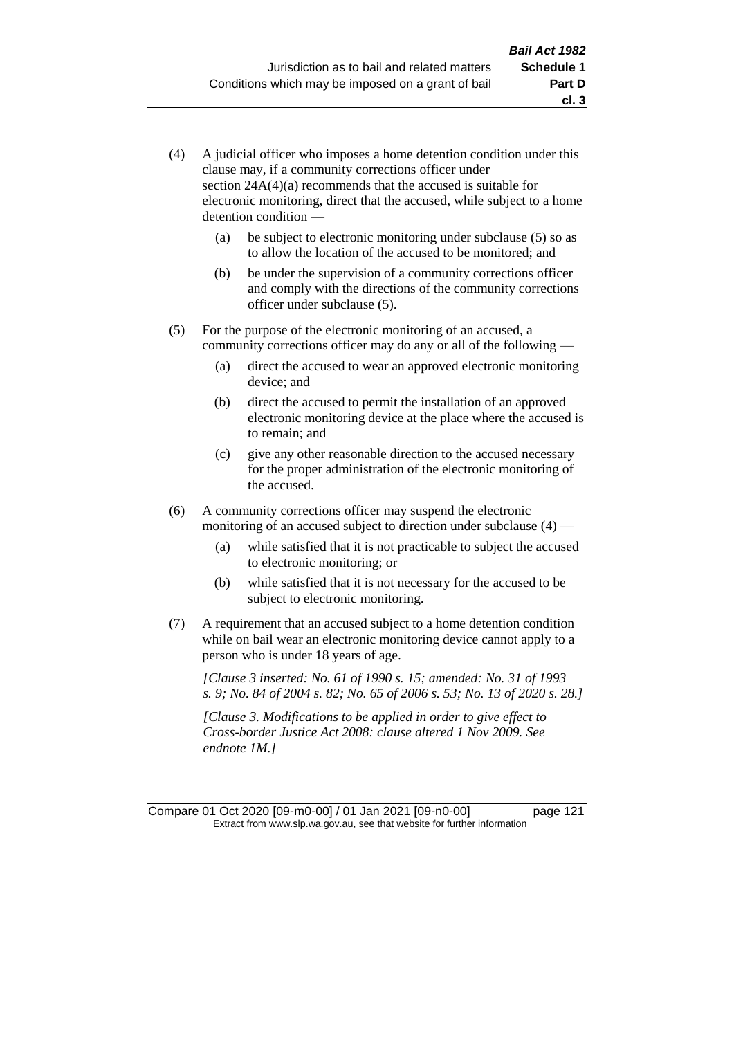(4) A judicial officer who imposes a home detention condition under this clause may, if a community corrections officer under section 24A(4)(a) recommends that the accused is suitable for electronic monitoring, direct that the accused, while subject to a home detention condition —

  (a) be subject to electronic monitoring under subclause (5) so as to allow the location of the accused to be monitored; and

  (b) be under the supervision of a community corrections officer and comply with the directions of the community corrections officer under subclause (5).

(5) For the purpose of the electronic monitoring of an accused, a community corrections officer may do any or all of the following —

  (a) direct the accused to wear an approved electronic monitoring device; and

  (b) direct the accused to permit the installation of an approved electronic monitoring device at the place where the accused is to remain; and

  (c) give any other reasonable direction to the accused necessary for the proper administration of the electronic monitoring of the accused.

(6) A community corrections officer may suspend the electronic monitoring of an accused subject to direction under subclause (4) —

  (a) while satisfied that it is not practicable to subject the accused to electronic monitoring; or

  (b) while satisfied that it is not necessary for the accused to be subject to electronic monitoring.

(7) A requirement that an accused subject to a home detention condition while on bail wear an electronic monitoring device cannot apply to a person who is under 18 years of age.

*[Clause 3 inserted: No. 61 of 1990 s. 15; amended: No. 31 of 1993 s. 9; No. 84 of 2004 s. 82; No. 65 of 2006 s. 53; No. 13 of 2020 s. 28.]*

*[Clause 3. Modifications to be applied in order to give effect to Cross-border Justice Act 2008: clause altered 1 Nov 2009. See endnote 1M.]*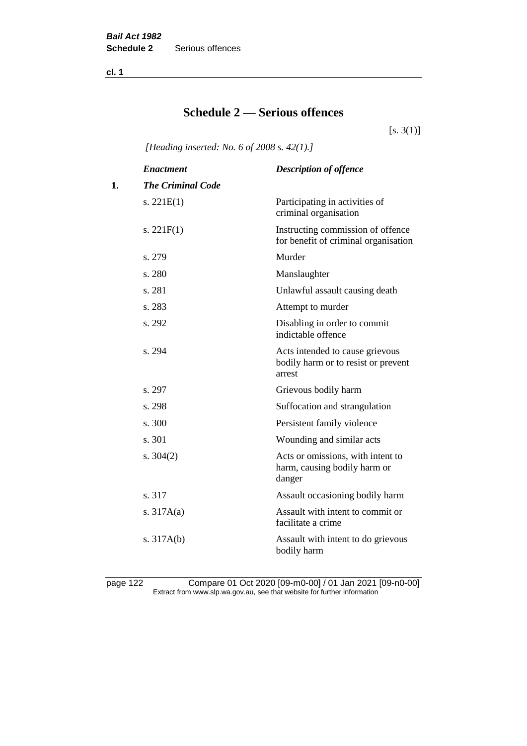cl. 1

# Schedule 2 — Serious offences

[s. 3(1)]

*[Heading inserted: No. 6 of 2008 s. 42(1).]*

| | *Enactment* | *Description of offence* |
|---|---|---|
| **1.** | ***The Criminal Code*** | |
| | s. 221E(1) | Participating in activities of criminal organisation |
| | s. 221F(1) | Instructing commission of offence for benefit of criminal organisation |
| | s. 279 | Murder |
| | s. 280 | Manslaughter |
| | s. 281 | Unlawful assault causing death |
| | s. 283 | Attempt to murder |
| | s. 292 | Disabling in order to commit indictable offence |
| | s. 294 | Acts intended to cause grievous bodily harm or to resist or prevent arrest |
| | s. 297 | Grievous bodily harm |
| | s. 298 | Suffocation and strangulation |
| | s. 300 | Persistent family violence |
| | s. 301 | Wounding and similar acts |
| | s. 304(2) | Acts or omissions, with intent to harm, causing bodily harm or danger |
| | s. 317 | Assault occasioning bodily harm |
| | s. 317A(a) | Assault with intent to commit or facilitate a crime |
| | s. 317A(b) | Assault with intent to do grievous bodily harm |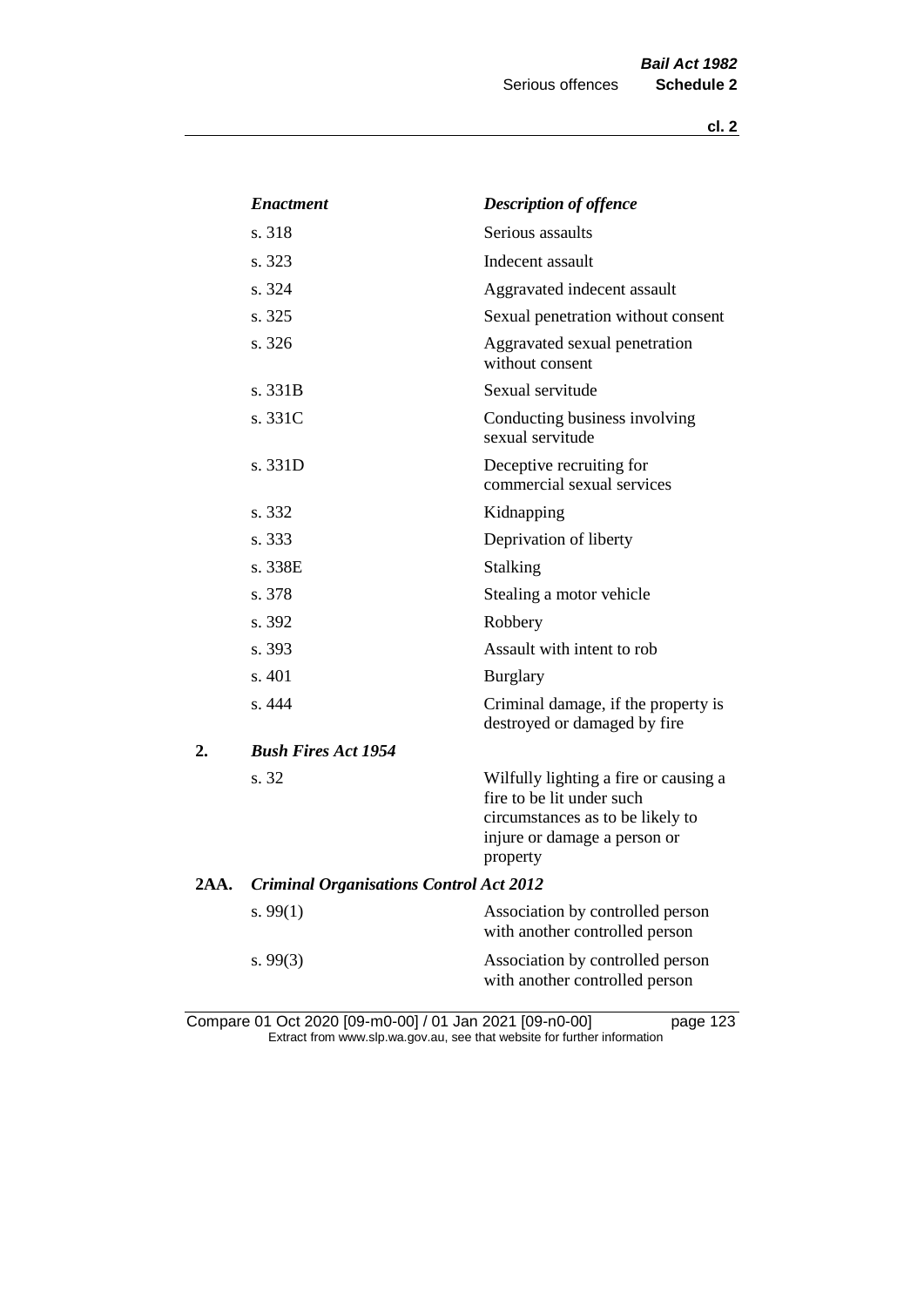| | *Enactment* | *Description of offence* |
|---|---|---|
| | s. 318 | Serious assaults |
| | s. 323 | Indecent assault |
| | s. 324 | Aggravated indecent assault |
| | s. 325 | Sexual penetration without consent |
| | s. 326 | Aggravated sexual penetration without consent |
| | s. 331B | Sexual servitude |
| | s. 331C | Conducting business involving sexual servitude |
| | s. 331D | Deceptive recruiting for commercial sexual services |
| | s. 332 | Kidnapping |
| | s. 333 | Deprivation of liberty |
| | s. 338E | Stalking |
| | s. 378 | Stealing a motor vehicle |
| | s. 392 | Robbery |
| | s. 393 | Assault with intent to rob |
| | s. 401 | Burglary |
| | s. 444 | Criminal damage, if the property is destroyed or damaged by fire |
| **2.** | ***Bush Fires Act 1954*** | |
| | s. 32 | Wilfully lighting a fire or causing a fire to be lit under such circumstances as to be likely to injure or damage a person or property |
| **2AA.** | ***Criminal Organisations Control Act 2012*** | |
| | s. 99(1) | Association by controlled person with another controlled person |
| | s. 99(3) | Association by controlled person with another controlled person |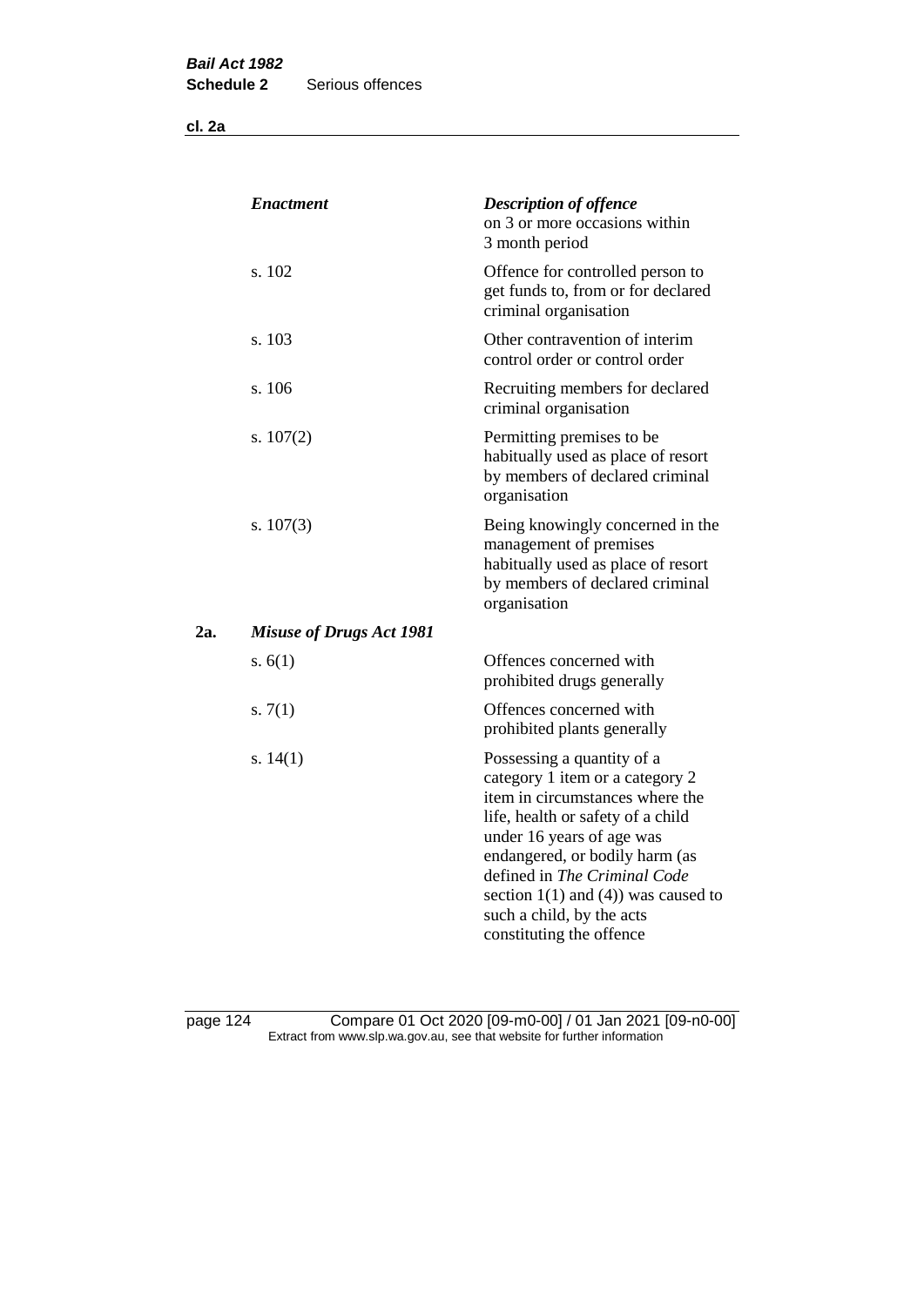| | *Enactment* | *Description of offence* on 3 or more occasions within 3 month period |
|---|---|---|
| | s. 102 | Offence for controlled person to get funds to, from or for declared criminal organisation |
| | s. 103 | Other contravention of interim control order or control order |
| | s. 106 | Recruiting members for declared criminal organisation |
| | s. 107(2) | Permitting premises to be habitually used as place of resort by members of declared criminal organisation |
| | s. 107(3) | Being knowingly concerned in the management of premises habitually used as place of resort by members of declared criminal organisation |
| **2a.** | ***Misuse of Drugs Act 1981*** | |
| | s. 6(1) | Offences concerned with prohibited drugs generally |
| | s. 7(1) | Offences concerned with prohibited plants generally |
| | s. 14(1) | Possessing a quantity of a category 1 item or a category 2 item in circumstances where the life, health or safety of a child under 16 years of age was endangered, or bodily harm (as defined in *The Criminal Code* section 1(1) and (4)) was caused to such a child, by the acts constituting the offence |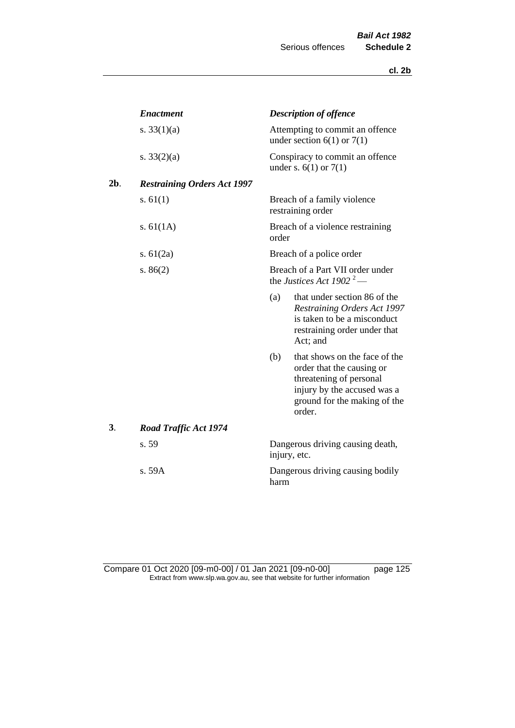| | *Enactment* | *Description of offence* |
|---|---|---|
| | s. 33(1)(a) | Attempting to commit an offence under section 6(1) or 7(1) |
| | s. 33(2)(a) | Conspiracy to commit an offence under s. 6(1) or 7(1) |
| **2b**. | ***Restraining Orders Act 1997*** | |
| | s. 61(1) | Breach of a family violence restraining order |
| | s. 61(1A) | Breach of a violence restraining order |
| | s. 61(2a) | Breach of a police order |
| | s. 86(2) | Breach of a Part VII order under the *Justices Act 1902* [2] — (a) that under section 86 of the *Restraining Orders Act 1997* is taken to be a misconduct restraining order under that Act; and (b) that shows on the face of the order that the causing or threatening of personal injury by the accused was a ground for the making of the order. |
| **3**. | ***Road Traffic Act 1974*** | |
| | s. 59 | Dangerous driving causing death, injury, etc. |
| | s. 59A | Dangerous driving causing bodily harm |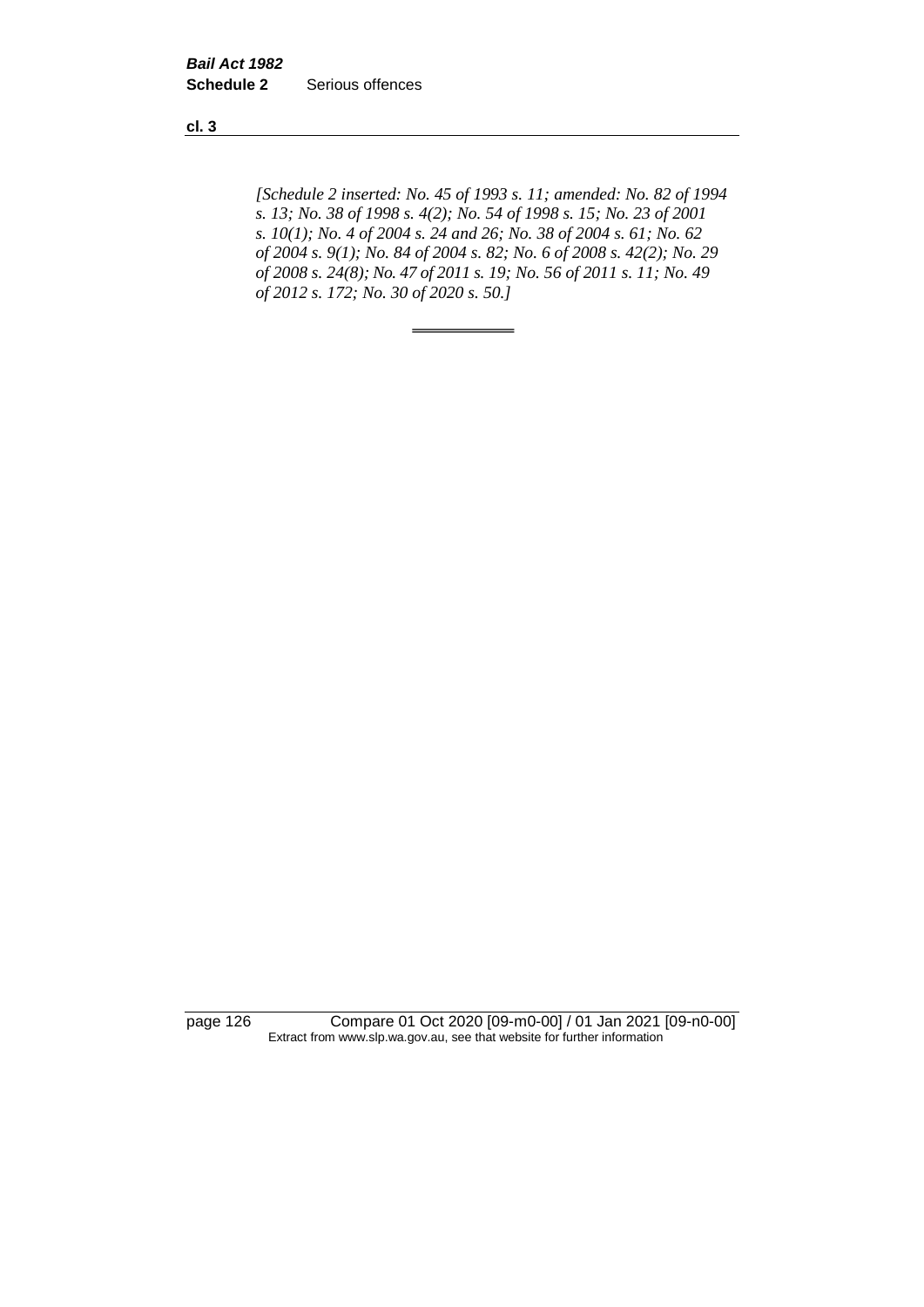*[Schedule 2 inserted: No. 45 of 1993 s. 11; amended: No. 82 of 1994 s. 13; No. 38 of 1998 s. 4(2); No. 54 of 1998 s. 15; No. 23 of 2001 s. 10(1); No. 4 of 2004 s. 24 and 26; No. 38 of 2004 s. 61; No. 62 of 2004 s. 9(1); No. 84 of 2004 s. 82; No. 6 of 2008 s. 42(2); No. 29 of 2008 s. 24(8); No. 47 of 2011 s. 19; No. 56 of 2011 s. 11; No. 49 of 2012 s. 172; No. 30 of 2020 s. 50.]*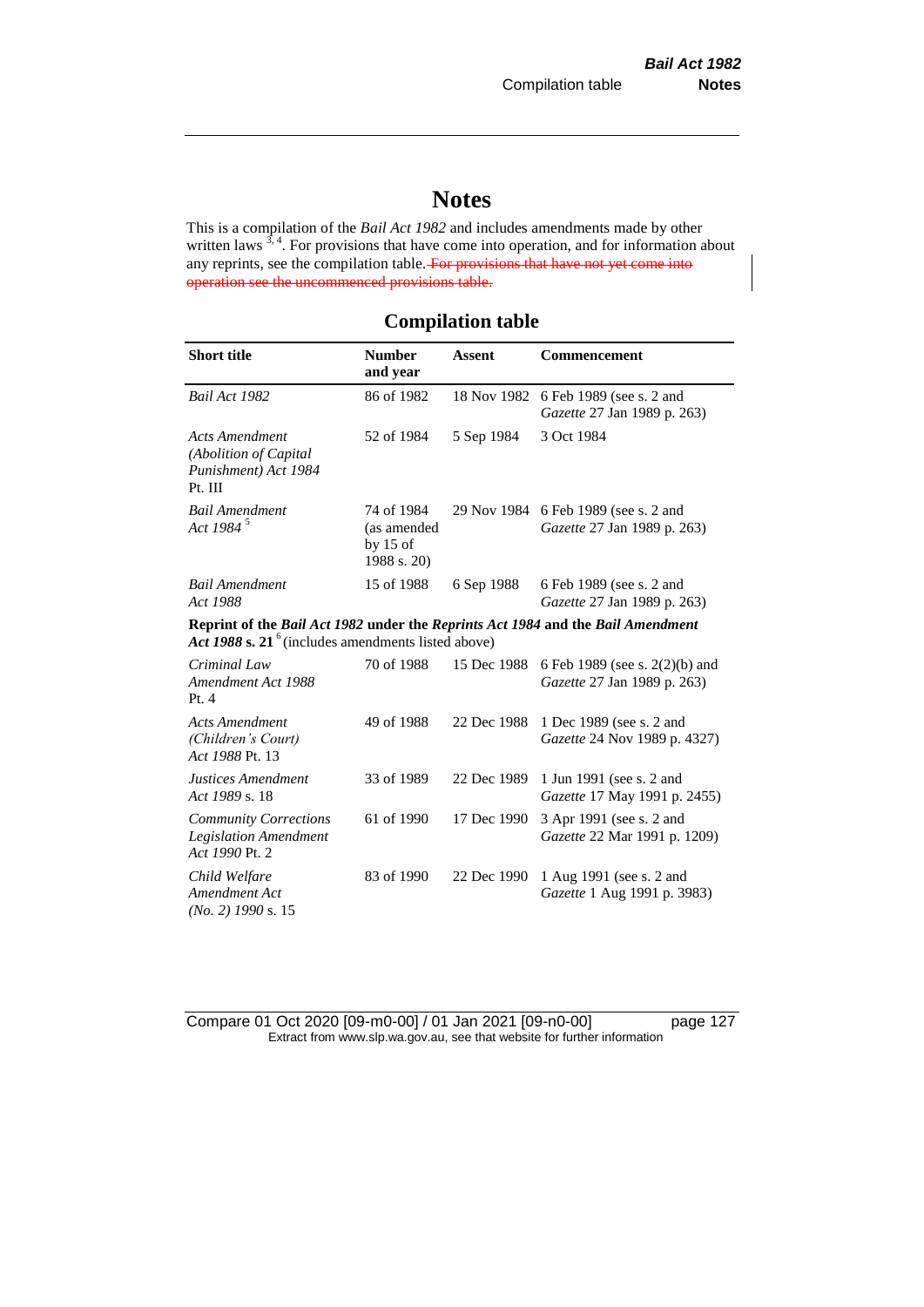# Notes

This is a compilation of the *Bail Act 1982* and includes amendments made by other written laws [3, 4]. For provisions that have come into operation, and for information about any reprints, see the compilation table. ~~For provisions that have not yet come into operation see the uncommenced provisions table.~~

## Compilation table

| Short title | Number and year | Assent | Commencement |
|---|---|---|---|
| *Bail Act 1982* | 86 of 1982 | 18 Nov 1982 | 6 Feb 1989 (see s. 2 and *Gazette* 27 Jan 1989 p. 263) |
| *Acts Amendment (Abolition of Capital Punishment) Act 1984* Pt. III | 52 of 1984 | 5 Sep 1984 | 3 Oct 1984 |
| *Bail Amendment Act 1984* [5] | 74 of 1984 (as amended by 15 of 1988 s. 20) | 29 Nov 1984 | 6 Feb 1989 (see s. 2 and *Gazette* 27 Jan 1989 p. 263) |
| *Bail Amendment Act 1988* | 15 of 1988 | 6 Sep 1988 | 6 Feb 1989 (see s. 2 and *Gazette* 27 Jan 1989 p. 263) |
| **Reprint of the *Bail Act 1982* under the *Reprints Act 1984* and the *Bail Amendment Act 1988* s. 21** [6] (includes amendments listed above) | | | |
| *Criminal Law Amendment Act 1988* Pt. 4 | 70 of 1988 | 15 Dec 1988 | 6 Feb 1989 (see s. 2(2)(b) and *Gazette* 27 Jan 1989 p. 263) |
| *Acts Amendment (Children's Court) Act 1988* Pt. 13 | 49 of 1988 | 22 Dec 1988 | 1 Dec 1989 (see s. 2 and *Gazette* 24 Nov 1989 p. 4327) |
| *Justices Amendment Act 1989* s. 18 | 33 of 1989 | 22 Dec 1989 | 1 Jun 1991 (see s. 2 and *Gazette* 17 May 1991 p. 2455) |
| *Community Corrections Legislation Amendment Act 1990* Pt. 2 | 61 of 1990 | 17 Dec 1990 | 3 Apr 1991 (see s. 2 and *Gazette* 22 Mar 1991 p. 1209) |
| *Child Welfare Amendment Act (No. 2) 1990* s. 15 | 83 of 1990 | 22 Dec 1990 | 1 Aug 1991 (see s. 2 and *Gazette* 1 Aug 1991 p. 3983) |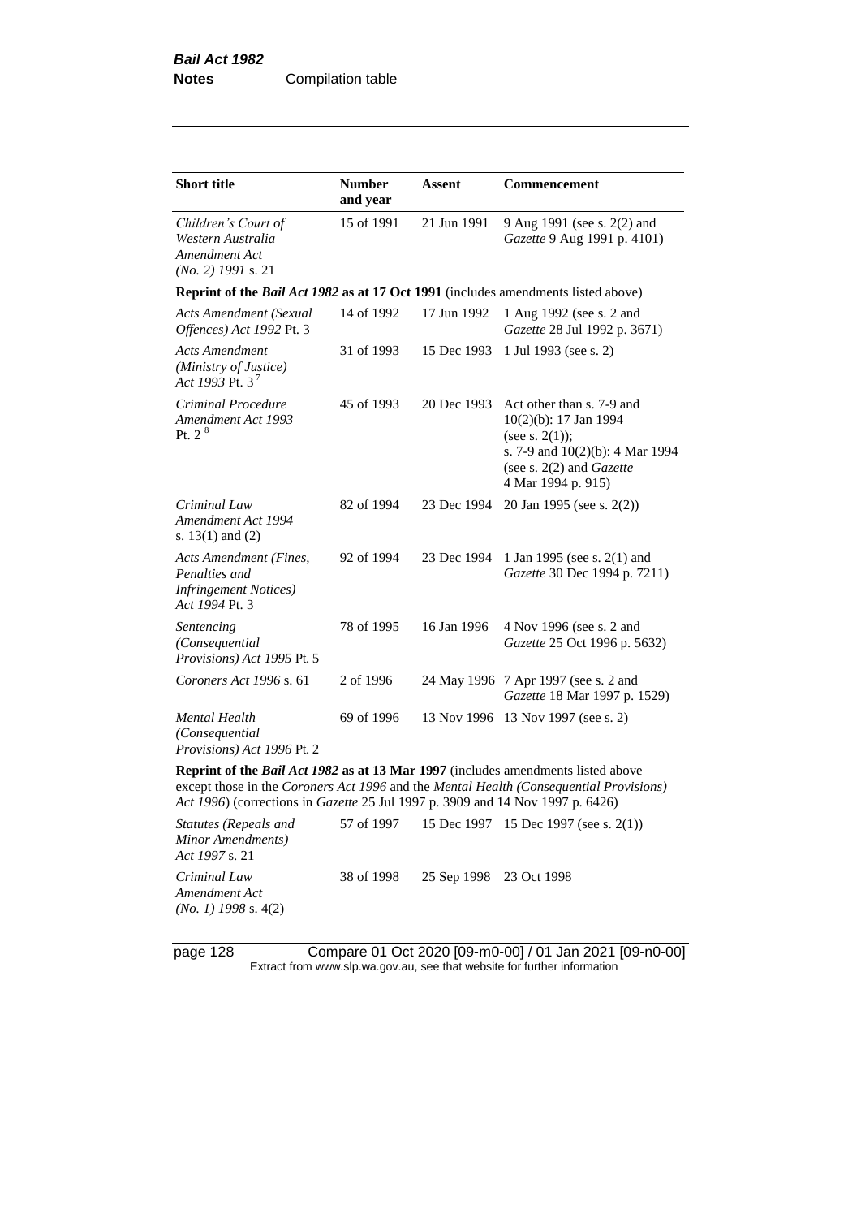| Short title | Number and year | Assent | Commencement |
|---|---|---|---|
| *Children's Court of Western Australia Amendment Act (No. 2) 1991* s. 21 | 15 of 1991 | 21 Jun 1991 | 9 Aug 1991 (see s. 2(2) and *Gazette* 9 Aug 1991 p. 4101) |
| **Reprint of the *Bail Act 1982* as at 17 Oct 1991** (includes amendments listed above) | | | |
| *Acts Amendment (Sexual Offences) Act 1992* Pt. 3 | 14 of 1992 | 17 Jun 1992 | 1 Aug 1992 (see s. 2 and *Gazette* 28 Jul 1992 p. 3671) |
| *Acts Amendment (Ministry of Justice) Act 1993* Pt. 3 [7] | 31 of 1993 | 15 Dec 1993 | 1 Jul 1993 (see s. 2) |
| *Criminal Procedure Amendment Act 1993* Pt. 2 [8] | 45 of 1993 | 20 Dec 1993 | Act other than s. 7-9 and 10(2)(b): 17 Jan 1994 (see s. 2(1)); s. 7-9 and 10(2)(b): 4 Mar 1994 (see s. 2(2) and *Gazette* 4 Mar 1994 p. 915) |
| *Criminal Law Amendment Act 1994* s. 13(1) and (2) | 82 of 1994 | 23 Dec 1994 | 20 Jan 1995 (see s. 2(2)) |
| *Acts Amendment (Fines, Penalties and Infringement Notices) Act 1994* Pt. 3 | 92 of 1994 | 23 Dec 1994 | 1 Jan 1995 (see s. 2(1) and *Gazette* 30 Dec 1994 p. 7211) |
| *Sentencing (Consequential Provisions) Act 1995* Pt. 5 | 78 of 1995 | 16 Jan 1996 | 4 Nov 1996 (see s. 2 and *Gazette* 25 Oct 1996 p. 5632) |
| *Coroners Act 1996* s. 61 | 2 of 1996 | 24 May 1996 | 7 Apr 1997 (see s. 2 and *Gazette* 18 Mar 1997 p. 1529) |
| *Mental Health (Consequential Provisions) Act 1996* Pt. 2 | 69 of 1996 | 13 Nov 1996 | 13 Nov 1997 (see s. 2) |
| **Reprint of the *Bail Act 1982* as at 13 Mar 1997** (includes amendments listed above except those in the *Coroners Act 1996* and the *Mental Health (Consequential Provisions) Act 1996*) (corrections in *Gazette* 25 Jul 1997 p. 3909 and 14 Nov 1997 p. 6426) | | | |
| *Statutes (Repeals and Minor Amendments) Act 1997* s. 21 | 57 of 1997 | 15 Dec 1997 | 15 Dec 1997 (see s. 2(1)) |
| *Criminal Law Amendment Act (No. 1) 1998* s. 4(2) | 38 of 1998 | 25 Sep 1998 | 23 Oct 1998 |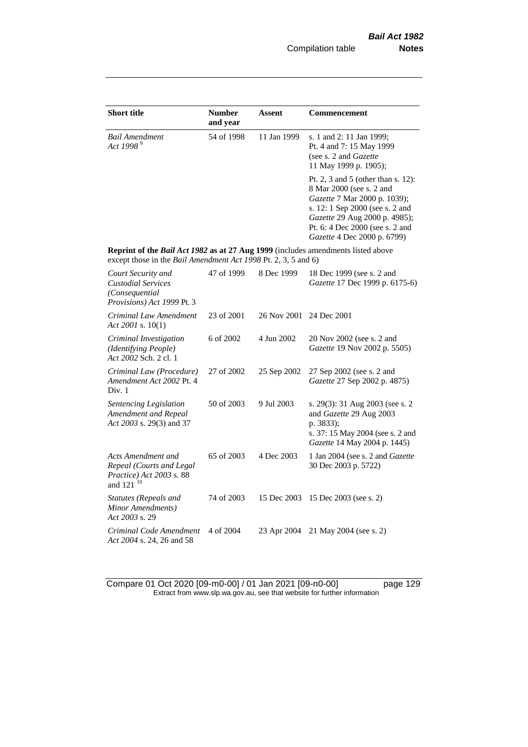| Short title | Number and year | Assent | Commencement |
|---|---|---|---|
| *Bail Amendment Act 1998* [9] | 54 of 1998 | 11 Jan 1999 | s. 1 and 2: 11 Jan 1999; Pt. 4 and 7: 15 May 1999 (see s. 2 and *Gazette* 11 May 1999 p. 1905); Pt. 2, 3 and 5 (other than s. 12): 8 Mar 2000 (see s. 2 and *Gazette* 7 Mar 2000 p. 1039); s. 12: 1 Sep 2000 (see s. 2 and *Gazette* 29 Aug 2000 p. 4985); Pt. 6: 4 Dec 2000 (see s. 2 and *Gazette* 4 Dec 2000 p. 6799) |
| **Reprint of the *Bail Act 1982* as at 27 Aug 1999** (includes amendments listed above except those in the *Bail Amendment Act 1998* Pt. 2, 3, 5 and 6) | | | |
| *Court Security and Custodial Services (Consequential Provisions) Act 1999* Pt. 3 | 47 of 1999 | 8 Dec 1999 | 18 Dec 1999 (see s. 2 and *Gazette* 17 Dec 1999 p. 6175-6) |
| *Criminal Law Amendment Act 2001* s. 10(1) | 23 of 2001 | 26 Nov 2001 | 24 Dec 2001 |
| *Criminal Investigation (Identifying People) Act 2002* Sch. 2 cl. 1 | 6 of 2002 | 4 Jun 2002 | 20 Nov 2002 (see s. 2 and *Gazette* 19 Nov 2002 p. 5505) |
| *Criminal Law (Procedure) Amendment Act 2002* Pt. 4 Div. 1 | 27 of 2002 | 25 Sep 2002 | 27 Sep 2002 (see s. 2 and *Gazette* 27 Sep 2002 p. 4875) |
| *Sentencing Legislation Amendment and Repeal Act 2003* s. 29(3) and 37 | 50 of 2003 | 9 Jul 2003 | s. 29(3): 31 Aug 2003 (see s. 2 and *Gazette* 29 Aug 2003 p. 3833); s. 37: 15 May 2004 (see s. 2 and *Gazette* 14 May 2004 p. 1445) |
| *Acts Amendment and Repeal (Courts and Legal Practice) Act 2003* s. 88 and 121 [10] | 65 of 2003 | 4 Dec 2003 | 1 Jan 2004 (see s. 2 and *Gazette* 30 Dec 2003 p. 5722) |
| *Statutes (Repeals and Minor Amendments) Act 2003* s. 29 | 74 of 2003 | 15 Dec 2003 | 15 Dec 2003 (see s. 2) |
| *Criminal Code Amendment Act 2004* s. 24, 26 and 58 | 4 of 2004 | 23 Apr 2004 | 21 May 2004 (see s. 2) |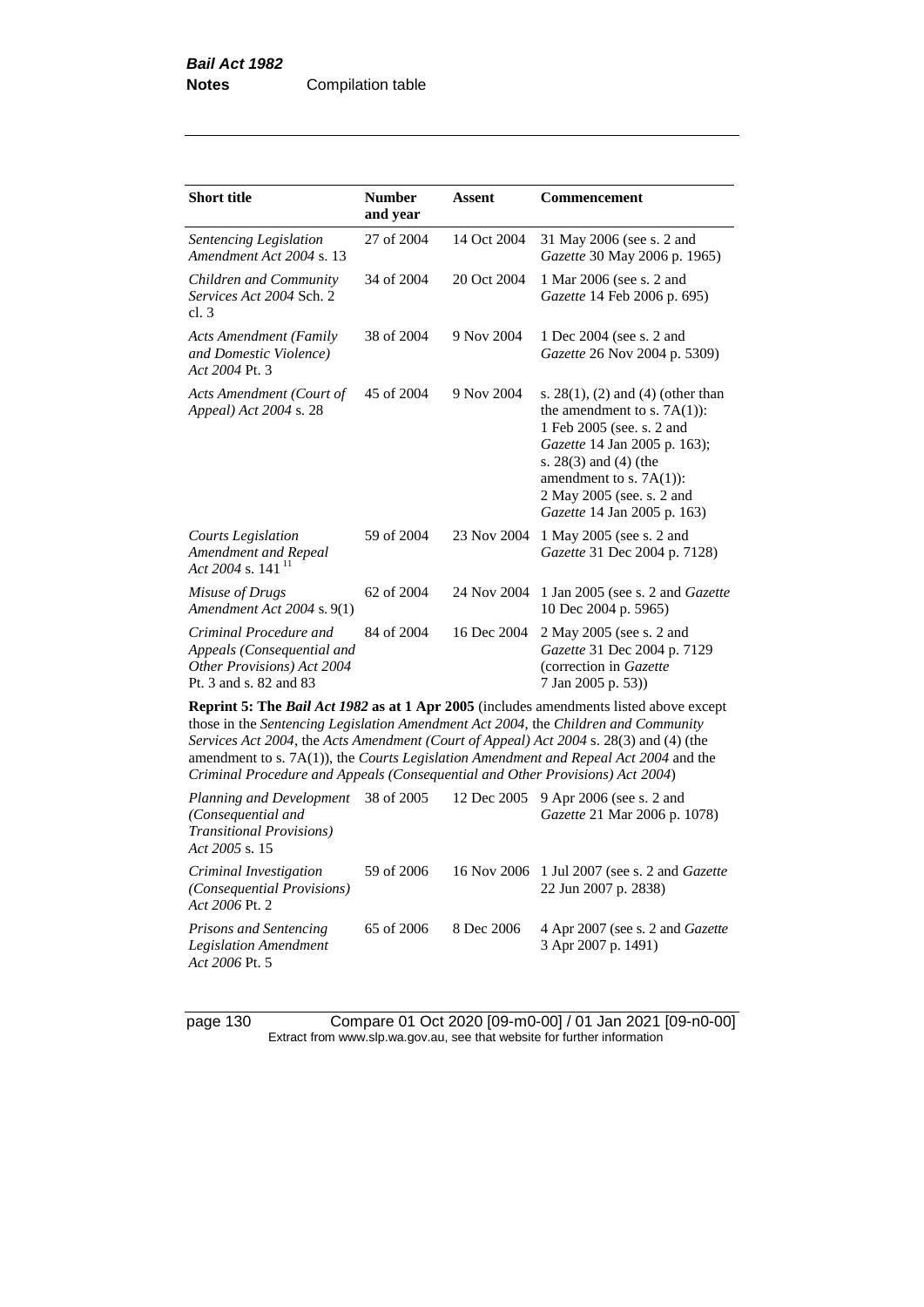| Short title | Number and year | Assent | Commencement |
|---|---|---|---|
| *Sentencing Legislation Amendment Act 2004* s. 13 | 27 of 2004 | 14 Oct 2004 | 31 May 2006 (see s. 2 and *Gazette* 30 May 2006 p. 1965) |
| *Children and Community Services Act 2004* Sch. 2 cl. 3 | 34 of 2004 | 20 Oct 2004 | 1 Mar 2006 (see s. 2 and *Gazette* 14 Feb 2006 p. 695) |
| *Acts Amendment (Family and Domestic Violence) Act 2004* Pt. 3 | 38 of 2004 | 9 Nov 2004 | 1 Dec 2004 (see s. 2 and *Gazette* 26 Nov 2004 p. 5309) |
| *Acts Amendment (Court of Appeal) Act 2004* s. 28 | 45 of 2004 | 9 Nov 2004 | s. 28(1), (2) and (4) (other than the amendment to s. 7A(1)): 1 Feb 2005 (see. s. 2 and *Gazette* 14 Jan 2005 p. 163); s. 28(3) and (4) (the amendment to s. 7A(1)): 2 May 2005 (see. s. 2 and *Gazette* 14 Jan 2005 p. 163) |
| *Courts Legislation Amendment and Repeal Act 2004* s. 141 [11] | 59 of 2004 | 23 Nov 2004 | 1 May 2005 (see s. 2 and *Gazette* 31 Dec 2004 p. 7128) |
| *Misuse of Drugs Amendment Act 2004* s. 9(1) | 62 of 2004 | 24 Nov 2004 | 1 Jan 2005 (see s. 2 and *Gazette* 10 Dec 2004 p. 5965) |
| *Criminal Procedure and Appeals (Consequential and Other Provisions) Act 2004* Pt. 3 and s. 82 and 83 | 84 of 2004 | 16 Dec 2004 | 2 May 2005 (see s. 2 and *Gazette* 31 Dec 2004 p. 7129 (correction in *Gazette* 7 Jan 2005 p. 53)) |
| **Reprint 5: The *Bail Act 1982* as at 1 Apr 2005** (includes amendments listed above except those in the *Sentencing Legislation Amendment Act 2004*, the *Children and Community Services Act 2004*, the *Acts Amendment (Court of Appeal) Act 2004* s. 28(3) and (4) (the amendment to s. 7A(1)), the *Courts Legislation Amendment and Repeal Act 2004* and the *Criminal Procedure and Appeals (Consequential and Other Provisions) Act 2004*) | | | |
| *Planning and Development (Consequential and Transitional Provisions) Act 2005* s. 15 | 38 of 2005 | 12 Dec 2005 | 9 Apr 2006 (see s. 2 and *Gazette* 21 Mar 2006 p. 1078) |
| *Criminal Investigation (Consequential Provisions) Act 2006* Pt. 2 | 59 of 2006 | 16 Nov 2006 | 1 Jul 2007 (see s. 2 and *Gazette* 22 Jun 2007 p. 2838) |
| *Prisons and Sentencing Legislation Amendment Act 2006* Pt. 5 | 65 of 2006 | 8 Dec 2006 | 4 Apr 2007 (see s. 2 and *Gazette* 3 Apr 2007 p. 1491) |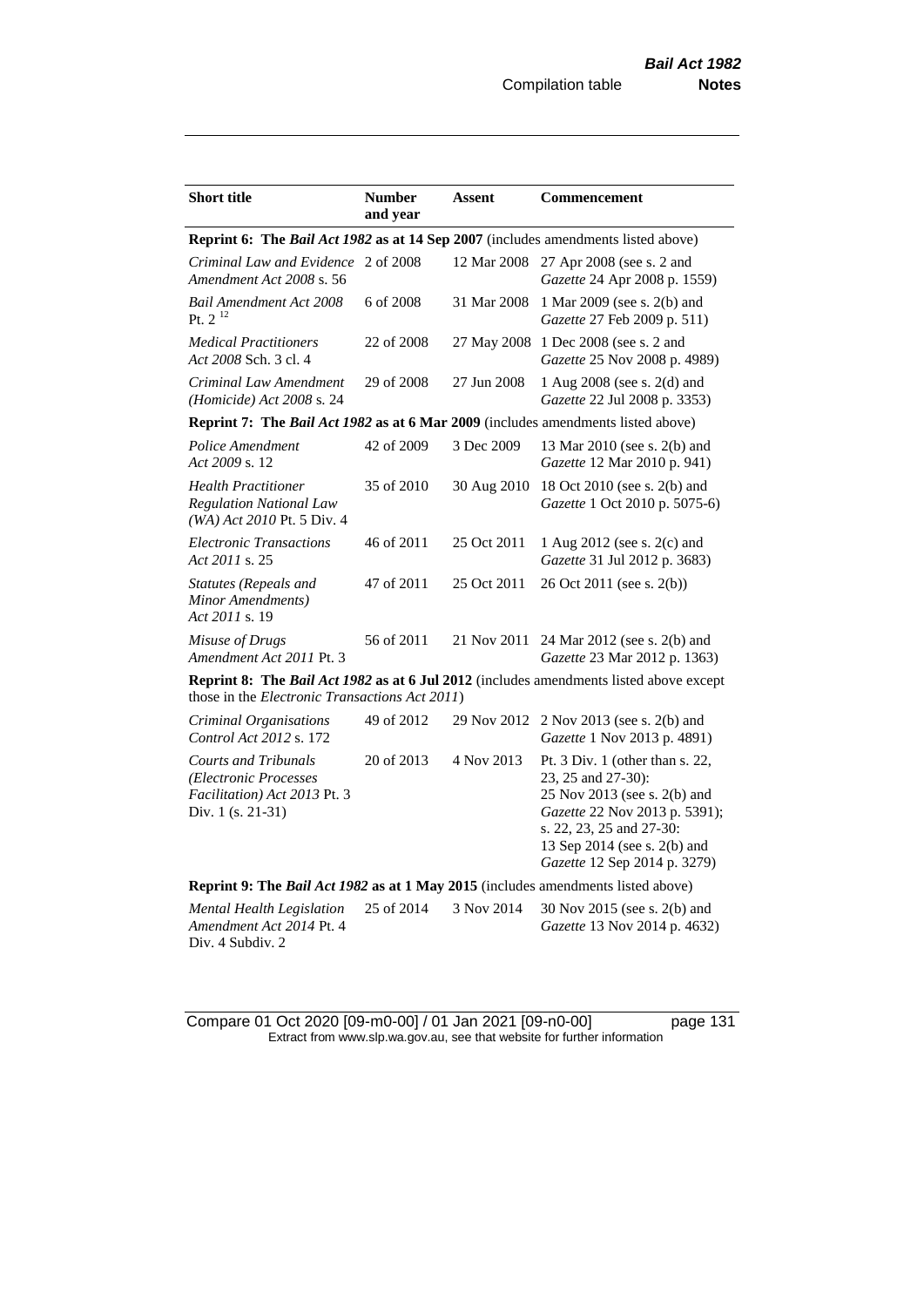| **Short title** | **Number and year** | **Assent** | **Commencement** |
|---|---|---|---|
| **Reprint 6: The *Bail Act 1982* as at 14 Sep 2007** (includes amendments listed above) | | | |
| *Criminal Law and Evidence Amendment Act 2008* s. 56 | 2 of 2008 | 12 Mar 2008 | 27 Apr 2008 (see s. 2 and *Gazette* 24 Apr 2008 p. 1559) |
| *Bail Amendment Act 2008* Pt. 2 [12] | 6 of 2008 | 31 Mar 2008 | 1 Mar 2009 (see s. 2(b) and *Gazette* 27 Feb 2009 p. 511) |
| *Medical Practitioners Act 2008* Sch. 3 cl. 4 | 22 of 2008 | 27 May 2008 | 1 Dec 2008 (see s. 2 and *Gazette* 25 Nov 2008 p. 4989) |
| *Criminal Law Amendment (Homicide) Act 2008* s. 24 | 29 of 2008 | 27 Jun 2008 | 1 Aug 2008 (see s. 2(d) and *Gazette* 22 Jul 2008 p. 3353) |
| **Reprint 7: The *Bail Act 1982* as at 6 Mar 2009** (includes amendments listed above) | | | |
| *Police Amendment Act 2009* s. 12 | 42 of 2009 | 3 Dec 2009 | 13 Mar 2010 (see s. 2(b) and *Gazette* 12 Mar 2010 p. 941) |
| *Health Practitioner Regulation National Law (WA) Act 2010* Pt. 5 Div. 4 | 35 of 2010 | 30 Aug 2010 | 18 Oct 2010 (see s. 2(b) and *Gazette* 1 Oct 2010 p. 5075-6) |
| *Electronic Transactions Act 2011* s. 25 | 46 of 2011 | 25 Oct 2011 | 1 Aug 2012 (see s. 2(c) and *Gazette* 31 Jul 2012 p. 3683) |
| *Statutes (Repeals and Minor Amendments) Act 2011* s. 19 | 47 of 2011 | 25 Oct 2011 | 26 Oct 2011 (see s. 2(b)) |
| *Misuse of Drugs Amendment Act 2011* Pt. 3 | 56 of 2011 | 21 Nov 2011 | 24 Mar 2012 (see s. 2(b) and *Gazette* 23 Mar 2012 p. 1363) |
| **Reprint 8: The *Bail Act 1982* as at 6 Jul 2012** (includes amendments listed above except those in the *Electronic Transactions Act 2011*) | | | |
| *Criminal Organisations Control Act 2012* s. 172 | 49 of 2012 | 29 Nov 2012 | 2 Nov 2013 (see s. 2(b) and *Gazette* 1 Nov 2013 p. 4891) |
| *Courts and Tribunals (Electronic Processes Facilitation) Act 2013* Pt. 3 Div. 1 (s. 21-31) | 20 of 2013 | 4 Nov 2013 | Pt. 3 Div. 1 (other than s. 22, 23, 25 and 27-30): 25 Nov 2013 (see s. 2(b) and *Gazette* 22 Nov 2013 p. 5391); s. 22, 23, 25 and 27-30: 13 Sep 2014 (see s. 2(b) and *Gazette* 12 Sep 2014 p. 3279) |
| **Reprint 9: The *Bail Act 1982* as at 1 May 2015** (includes amendments listed above) | | | |
| *Mental Health Legislation Amendment Act 2014* Pt. 4 Div. 4 Subdiv. 2 | 25 of 2014 | 3 Nov 2014 | 30 Nov 2015 (see s. 2(b) and *Gazette* 13 Nov 2014 p. 4632) |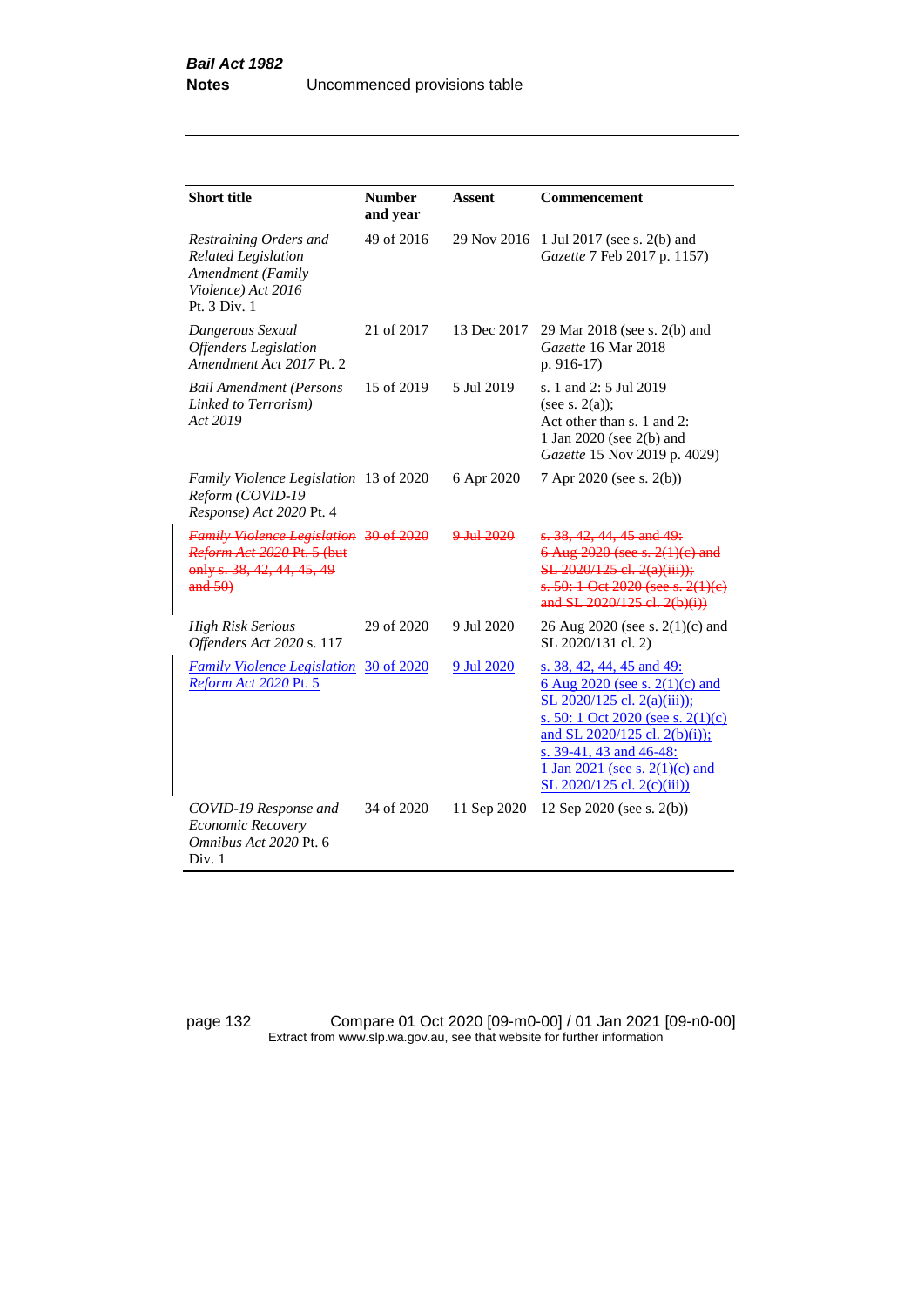| Short title | Number and year | Assent | Commencement |
|---|---|---|---|
| *Restraining Orders and Related Legislation Amendment (Family Violence) Act 2016* Pt. 3 Div. 1 | 49 of 2016 | 29 Nov 2016 | 1 Jul 2017 (see s. 2(b) and *Gazette* 7 Feb 2017 p. 1157) |
| *Dangerous Sexual Offenders Legislation Amendment Act 2017* Pt. 2 | 21 of 2017 | 13 Dec 2017 | 29 Mar 2018 (see s. 2(b) and *Gazette* 16 Mar 2018 p. 916-17) |
| *Bail Amendment (Persons Linked to Terrorism) Act 2019* | 15 of 2019 | 5 Jul 2019 | s. 1 and 2: 5 Jul 2019 (see s. 2(a)); Act other than s. 1 and 2: 1 Jan 2020 (see 2(b) and *Gazette* 15 Nov 2019 p. 4029) |
| *Family Violence Legislation Reform (COVID-19 Response) Act 2020* Pt. 4 | 13 of 2020 | 6 Apr 2020 | 7 Apr 2020 (see s. 2(b)) |
| ~~*Family Violence Legislation Reform Act 2020* Pt. 5 (but only s. 38, 42, 44, 45, 49 and 50)~~ | ~~30 of 2020~~ | ~~9 Jul 2020~~ | ~~s. 38, 42, 44, 45 and 49: 6 Aug 2020 (see s. 2(1)(c) and SL 2020/125 cl. 2(a)(iii)); s. 50: 1 Oct 2020 (see s. 2(1)(c) and SL 2020/125 cl. 2(b)(i))~~ |
| *High Risk Serious Offenders Act 2020* s. 117 | 29 of 2020 | 9 Jul 2020 | 26 Aug 2020 (see s. 2(1)(c) and SL 2020/131 cl. 2) |
| *Family Violence Legislation Reform Act 2020* Pt. 5 | 30 of 2020 | 9 Jul 2020 | s. 38, 42, 44, 45 and 49: 6 Aug 2020 (see s. 2(1)(c) and SL 2020/125 cl. 2(a)(iii)); s. 50: 1 Oct 2020 (see s. 2(1)(c) and SL 2020/125 cl. 2(b)(i)); s. 39-41, 43 and 46-48: 1 Jan 2021 (see s. 2(1)(c) and SL 2020/125 cl. 2(c)(iii)) |
| *COVID-19 Response and Economic Recovery Omnibus Act 2020* Pt. 6 Div. 1 | 34 of 2020 | 11 Sep 2020 | 12 Sep 2020 (see s. 2(b)) |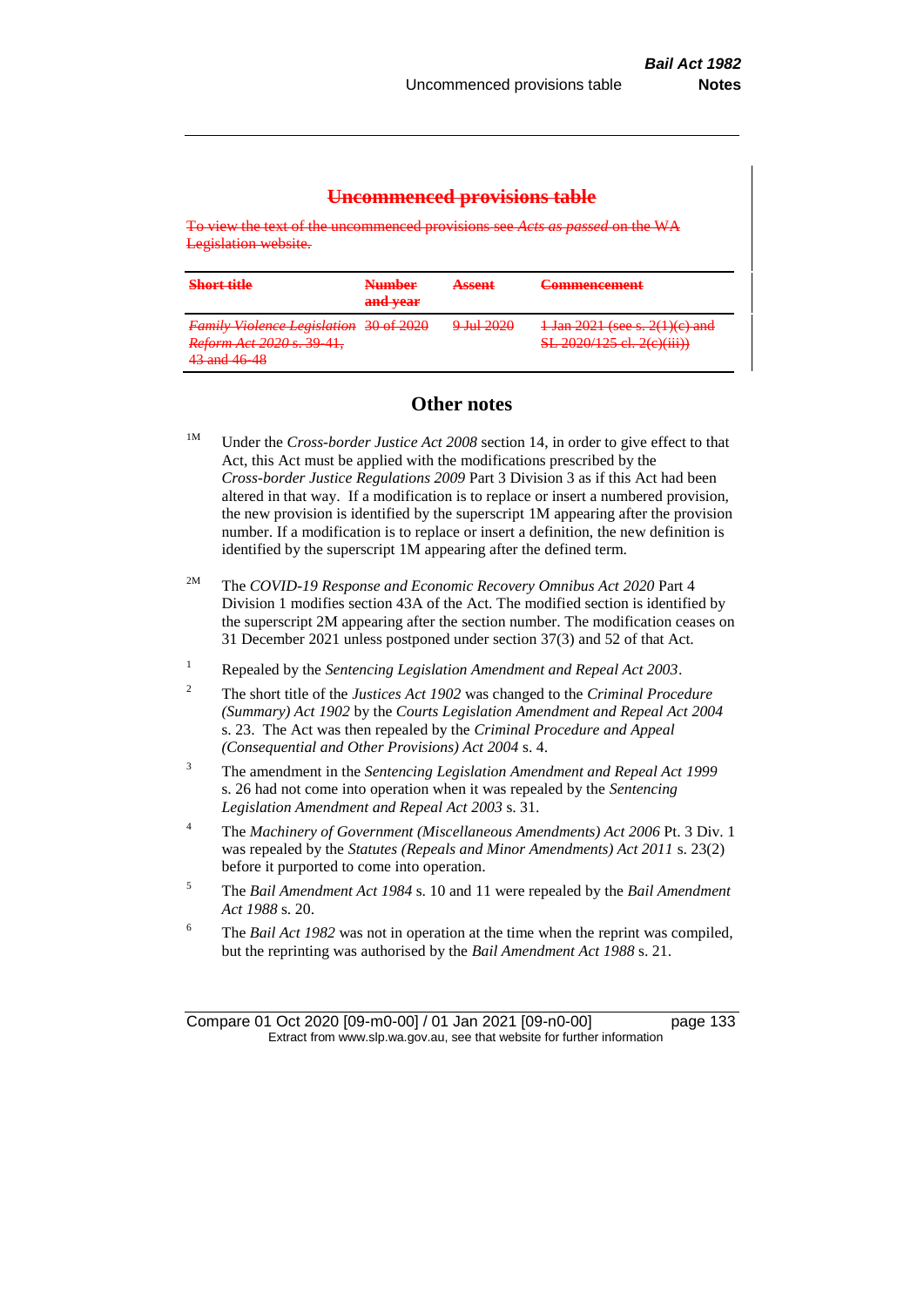## ~~Uncommenced provisions table~~

~~To view the text of the uncommenced provisions see *Acts as passed* on the WA Legislation website.~~

| ~~**Short title**~~ | ~~**Number and year**~~ | ~~**Assent**~~ | ~~**Commencement**~~ |
|---|---|---|---|
| ~~*Family Violence Legislation Reform Act 2020* s. 39-41, 43 and 46-48~~ | ~~30 of 2020~~ | ~~9 Jul 2020~~ | ~~1 Jan 2021 (see s. 2(1)(c) and SL 2020/125 cl. 2(c)(iii))~~ |

## Other notes

[1M] Under the *Cross-border Justice Act 2008* section 14, in order to give effect to that Act, this Act must be applied with the modifications prescribed by the *Cross-border Justice Regulations 2009* Part 3 Division 3 as if this Act had been altered in that way. If a modification is to replace or insert a numbered provision, the new provision is identified by the superscript 1M appearing after the provision number. If a modification is to replace or insert a definition, the new definition is identified by the superscript 1M appearing after the defined term.

[2M] The *COVID-19 Response and Economic Recovery Omnibus Act 2020* Part 4 Division 1 modifies section 43A of the Act. The modified section is identified by the superscript 2M appearing after the section number. The modification ceases on 31 December 2021 unless postponed under section 37(3) and 52 of that Act.

[1] Repealed by the *Sentencing Legislation Amendment and Repeal Act 2003*.

[2] The short title of the *Justices Act 1902* was changed to the *Criminal Procedure (Summary) Act 1902* by the *Courts Legislation Amendment and Repeal Act 2004* s. 23. The Act was then repealed by the *Criminal Procedure and Appeal (Consequential and Other Provisions) Act 2004* s. 4.

[3] The amendment in the *Sentencing Legislation Amendment and Repeal Act 1999* s. 26 had not come into operation when it was repealed by the *Sentencing Legislation Amendment and Repeal Act 2003* s. 31.

[4] The *Machinery of Government (Miscellaneous Amendments) Act 2006* Pt. 3 Div. 1 was repealed by the *Statutes (Repeals and Minor Amendments) Act 2011* s. 23(2) before it purported to come into operation.

[5] The *Bail Amendment Act 1984* s. 10 and 11 were repealed by the *Bail Amendment Act 1988* s. 20.

[6] The *Bail Act 1982* was not in operation at the time when the reprint was compiled, but the reprinting was authorised by the *Bail Amendment Act 1988* s. 21.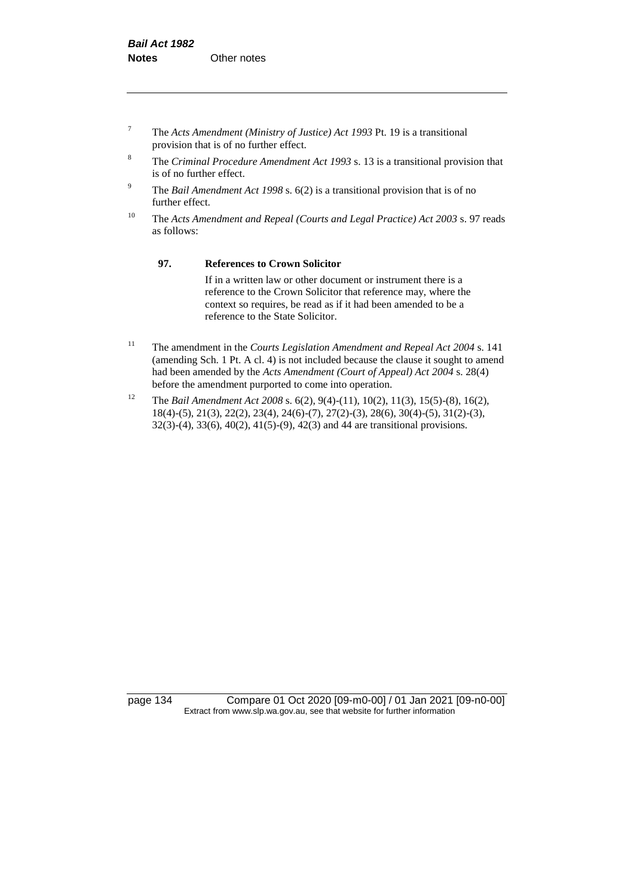[7] The *Acts Amendment (Ministry of Justice) Act 1993* Pt. 19 is a transitional provision that is of no further effect.

[8] The *Criminal Procedure Amendment Act 1993* s. 13 is a transitional provision that is of no further effect.

[9] The *Bail Amendment Act 1998* s. 6(2) is a transitional provision that is of no further effect.

[10] The *Acts Amendment and Repeal (Courts and Legal Practice) Act 2003* s. 97 reads as follows:

**97. References to Crown Solicitor**

If in a written law or other document or instrument there is a reference to the Crown Solicitor that reference may, where the context so requires, be read as if it had been amended to be a reference to the State Solicitor.

[11] The amendment in the *Courts Legislation Amendment and Repeal Act 2004* s. 141 (amending Sch. 1 Pt. A cl. 4) is not included because the clause it sought to amend had been amended by the *Acts Amendment (Court of Appeal) Act 2004* s. 28(4) before the amendment purported to come into operation.

[12] The *Bail Amendment Act 2008* s. 6(2), 9(4)-(11), 10(2), 11(3), 15(5)-(8), 16(2), 18(4)-(5), 21(3), 22(2), 23(4), 24(6)-(7), 27(2)-(3), 28(6), 30(4)-(5), 31(2)-(3), 32(3)-(4), 33(6), 40(2), 41(5)-(9), 42(3) and 44 are transitional provisions.